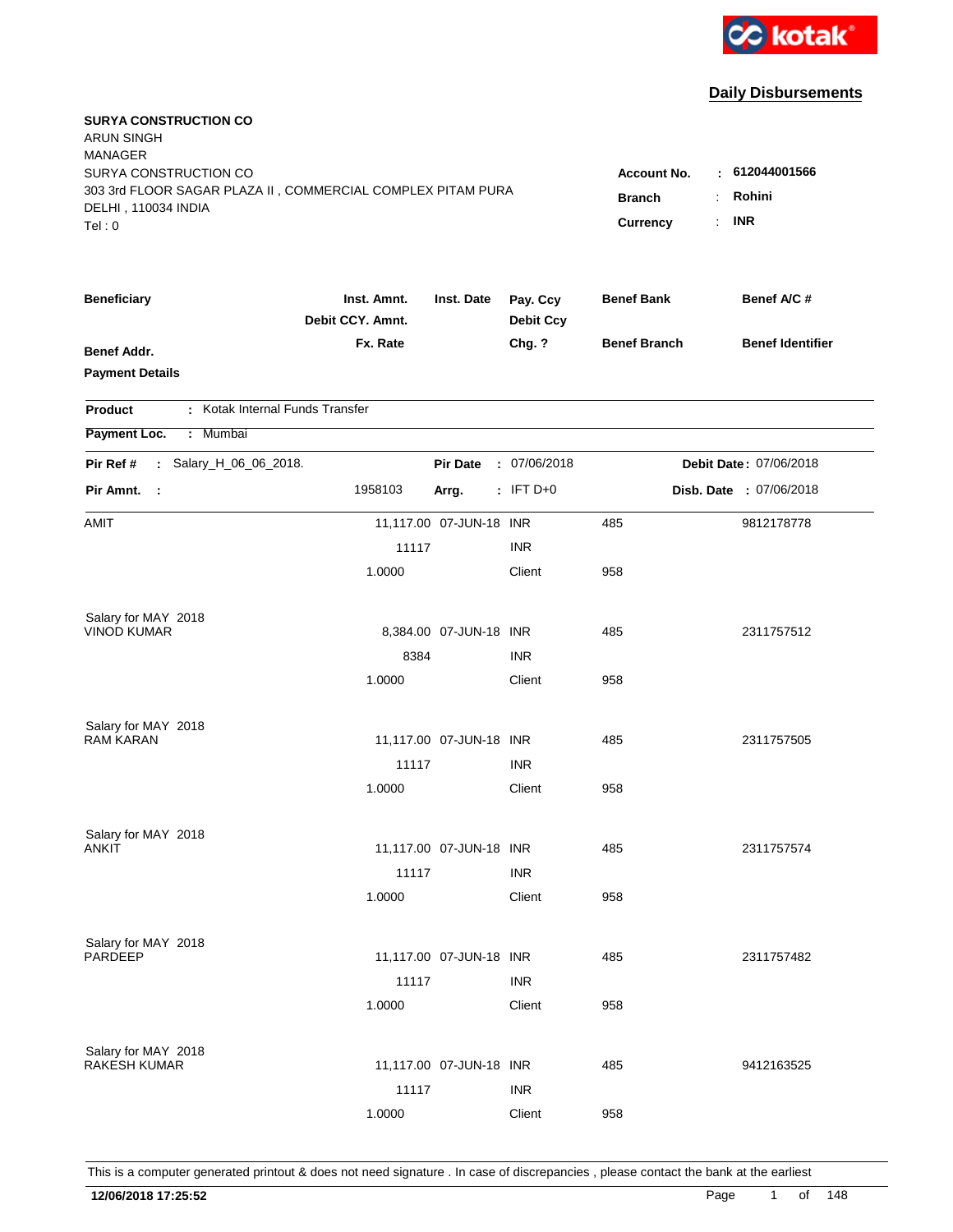kotak

## Daily Disbursements

**SURYA CONSTRUCTION CO**
ARUN SINGH
MANAGER
SURYA CONSTRUCTION CO
303 3rd FLOOR SAGAR PLAZA II , COMMERCIAL COMPLEX PITAM PURA
DELHI , 110034 INDIA
Tel : 0

**Account No.** : 612044001566
**Branch** : Rohini
**Currency** : INR

| Beneficiary / Benef Addr. / Payment Details | Inst. Amnt. / Debit CCY. Amnt. / Fx. Rate | Inst. Date | Pay. Ccy / Debit Ccy / Chg. ? | Benef Bank / Benef Branch | Benef A/C # / Benef Identifier |
|---|---|---|---|---|---|

**Product** : Kotak Internal Funds Transfer

**Payment Loc.** : Mumbai

**Pir Ref #** : Salary_H_06_06_2018. **Pir Date** : 07/06/2018 **Debit Date** : 07/06/2018

**Pir Amnt.** : 1958103 **Arrg.** : IFT D+0 **Disb. Date** : 07/06/2018

| Beneficiary | Inst. Amnt. | Inst. Date | Pay. Ccy | Benef Bank | Benef A/C # |
|---|---|---|---|---|---|
| AMIT | 11,117.00 | 07-JUN-18 | INR | 485 | 9812178778 |
| | 11117 | | INR | | |
| | 1.0000 | | Client | 958 | |
| Salary for MAY 2018 | | | | | |
| VINOD KUMAR | 8,384.00 | 07-JUN-18 | INR | 485 | 2311757512 |
| | 8384 | | INR | | |
| | 1.0000 | | Client | 958 | |
| Salary for MAY 2018 | | | | | |
| RAM KARAN | 11,117.00 | 07-JUN-18 | INR | 485 | 2311757505 |
| | 11117 | | INR | | |
| | 1.0000 | | Client | 958 | |
| Salary for MAY 2018 | | | | | |
| ANKIT | 11,117.00 | 07-JUN-18 | INR | 485 | 2311757574 |
| | 11117 | | INR | | |
| | 1.0000 | | Client | 958 | |
| Salary for MAY 2018 | | | | | |
| PARDEEP | 11,117.00 | 07-JUN-18 | INR | 485 | 2311757482 |
| | 11117 | | INR | | |
| | 1.0000 | | Client | 958 | |
| Salary for MAY 2018 | | | | | |
| RAKESH KUMAR | 11,117.00 | 07-JUN-18 | INR | 485 | 9412163525 |
| | 11117 | | INR | | |
| | 1.0000 | | Client | 958 | |

This is a computer generated printout & does not need signature . In case of discrepancies , please contact the bank at the earliest

**12/06/2018 17:25:52**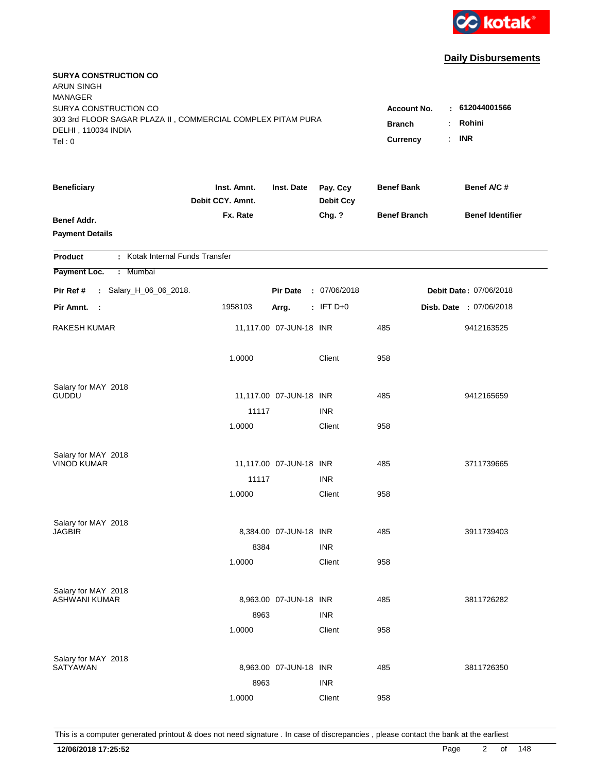kotak

**Daily Disbursements**

**SURYA CONSTRUCTION CO**
ARUN SINGH
MANAGER
SURYA CONSTRUCTION CO
303 3rd FLOOR SAGAR PLAZA II , COMMERCIAL COMPLEX PITAM PURA
DELHI , 110034 INDIA
Tel : 0

**Account No.** : **612044001566**
**Branch** : **Rohini**
**Currency** : **INR**

| Beneficiary / Benef Addr. / Payment Details | Inst. Amnt. / Debit CCY. Amnt. / Fx. Rate | Inst. Date | Pay. Ccy / Debit Ccy / Chg. ? | Benef Bank / Benef Branch | Benef A/C # / Benef Identifier |
|---|---|---|---|---|---|

**Product** : Kotak Internal Funds Transfer
**Payment Loc.** : Mumbai

**Pir Ref #** : Salary_H_06_06_2018. **Pir Date** : 07/06/2018 **Debit Date** : 07/06/2018
**Pir Amnt.** : 1958103 **Arrg.** : IFT D+0 **Disb. Date** : 07/06/2018

| Beneficiary | Inst. Amnt. | Inst. Date | Pay. Ccy | Benef Bank | Benef A/C # |
|---|---|---|---|---|---|
| RAKESH KUMAR | 11,117.00 | 07-JUN-18 | INR | 485 | 9412163525 |
| | 1.0000 | | Client | 958 | |
| Salary for MAY 2018 | | | | | |
| GUDDU | 11,117.00 | 07-JUN-18 | INR | 485 | 9412165659 |
| | 11117 | | INR | | |
| | 1.0000 | | Client | 958 | |
| Salary for MAY 2018 | | | | | |
| VINOD KUMAR | 11,117.00 | 07-JUN-18 | INR | 485 | 3711739665 |
| | 11117 | | INR | | |
| | 1.0000 | | Client | 958 | |
| Salary for MAY 2018 | | | | | |
| JAGBIR | 8,384.00 | 07-JUN-18 | INR | 485 | 3911739403 |
| | 8384 | | INR | | |
| | 1.0000 | | Client | 958 | |
| Salary for MAY 2018 | | | | | |
| ASHWANI KUMAR | 8,963.00 | 07-JUN-18 | INR | 485 | 3811726282 |
| | 8963 | | INR | | |
| | 1.0000 | | Client | 958 | |
| Salary for MAY 2018 | | | | | |
| SATYAWAN | 8,963.00 | 07-JUN-18 | INR | 485 | 3811726350 |
| | 8963 | | INR | | |
| | 1.0000 | | Client | 958 | |

This is a computer generated printout & does not need signature . In case of discrepancies , please contact the bank at the earliest

**12/06/2018 17:25:52**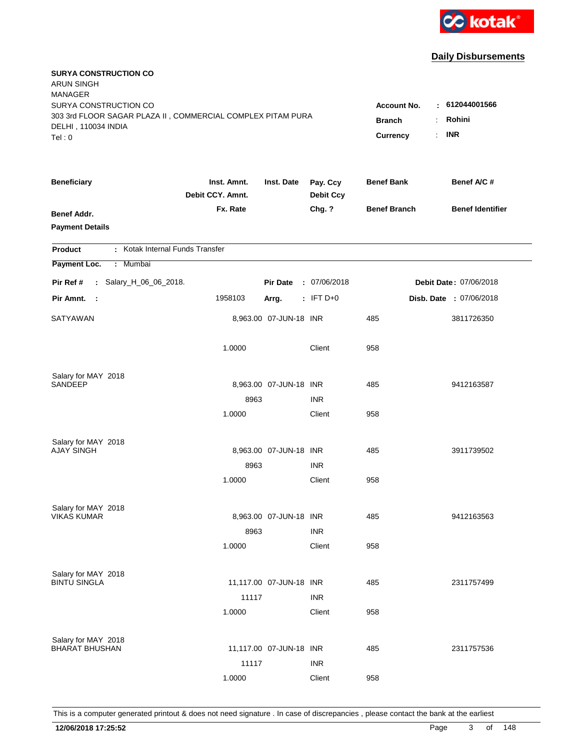kotak

## Daily Disbursements

**SURYA CONSTRUCTION CO**
ARUN SINGH
MANAGER
SURYA CONSTRUCTION CO
303 3rd FLOOR SAGAR PLAZA II , COMMERCIAL COMPLEX PITAM PURA
DELHI , 110034 INDIA
Tel : 0

**Account No.** : **612044001566**
**Branch** : **Rohini**
**Currency** : **INR**

| Beneficiary | Inst. Amnt. / Debit CCY. Amnt. / Fx. Rate | Inst. Date | Pay. Ccy / Debit Ccy / Chg. ? | Benef Bank / Benef Branch | Benef A/C # / Benef Identifier |
|---|---|---|---|---|---|
| **Benef Addr.** | | | | | |
| **Payment Details** | | | | | |

**Product** : Kotak Internal Funds Transfer
**Payment Loc.** : Mumbai

**Pir Ref #** : Salary_H_06_06_2018. **Pir Date** : 07/06/2018 **Debit Date** : 07/06/2018
**Pir Amnt.** : 1958103 **Arrg.** : IFT D+0 **Disb. Date** : 07/06/2018

| Beneficiary | Inst. Amnt. / Debit CCY. Amnt. / Fx. Rate | Inst. Date | Pay. Ccy / Debit Ccy / Chg. ? | Benef Bank / Benef Branch | Benef A/C # |
|---|---|---|---|---|---|
| SATYAWAN | 8,963.00 | 07-JUN-18 | INR | 485 | 3811726350 |
| | 1.0000 | | Client | 958 | |
| Salary for MAY 2018 | | | | | |
| SANDEEP | 8,963.00 | 07-JUN-18 | INR | 485 | 9412163587 |
| | 8963 | | INR | | |
| | 1.0000 | | Client | 958 | |
| Salary for MAY 2018 | | | | | |
| AJAY SINGH | 8,963.00 | 07-JUN-18 | INR | 485 | 3911739502 |
| | 8963 | | INR | | |
| | 1.0000 | | Client | 958 | |
| Salary for MAY 2018 | | | | | |
| VIKAS KUMAR | 8,963.00 | 07-JUN-18 | INR | 485 | 9412163563 |
| | 8963 | | INR | | |
| | 1.0000 | | Client | 958 | |
| Salary for MAY 2018 | | | | | |
| BINTU SINGLA | 11,117.00 | 07-JUN-18 | INR | 485 | 2311757499 |
| | 11117 | | INR | | |
| | 1.0000 | | Client | 958 | |
| Salary for MAY 2018 | | | | | |
| BHARAT BHUSHAN | 11,117.00 | 07-JUN-18 | INR | 485 | 2311757536 |
| | 11117 | | INR | | |
| | 1.0000 | | Client | 958 | |

This is a computer generated printout & does not need signature . In case of discrepancies , please contact the bank at the earliest

**12/06/2018 17:25:52**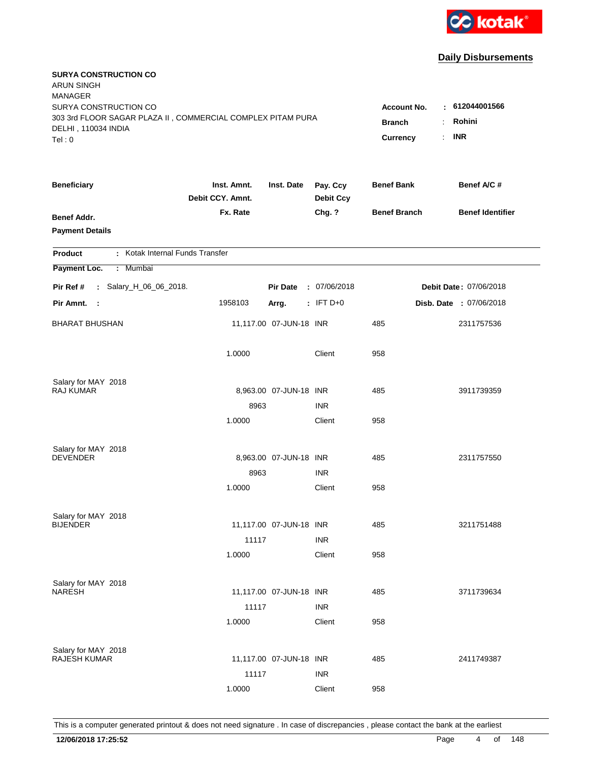kotak

## Daily Disbursements

**SURYA CONSTRUCTION CO**
ARUN SINGH
MANAGER
SURYA CONSTRUCTION CO
303 3rd FLOOR SAGAR PLAZA II , COMMERCIAL COMPLEX PITAM PURA
DELHI , 110034 INDIA
Tel : 0

**Account No.** : **612044001566**
**Branch** : **Rohini**
**Currency** : **INR**

| Beneficiary / Benef Addr. / Payment Details | Inst. Amnt. / Debit CCY. Amnt. / Fx. Rate | Inst. Date | Pay. Ccy / Debit Ccy / Chg. ? | Benef Bank / Benef Branch | Benef A/C # / Benef Identifier |
|---|---|---|---|---|---|

**Product** : Kotak Internal Funds Transfer

**Payment Loc.** : Mumbai

**Pir Ref #** : Salary_H_06_06_2018. **Pir Date** : 07/06/2018 **Debit Date** : 07/06/2018

**Pir Amnt.** : 1958103 **Arrg.** : IFT D+0 **Disb. Date** : 07/06/2018

| Beneficiary | Inst. Amnt. | Inst. Date | Pay. Ccy | Benef Bank | Benef A/C # |
|---|---|---|---|---|---|
| BHARAT BHUSHAN | 11,117.00 | 07-JUN-18 | INR | 485 | 2311757536 |
| | 1.0000 | | Client | 958 | |
| Salary for MAY 2018 | | | | | |
| RAJ KUMAR | 8,963.00 | 07-JUN-18 | INR | 485 | 3911739359 |
| | 8963 | | INR | | |
| | 1.0000 | | Client | 958 | |
| Salary for MAY 2018 | | | | | |
| DEVENDER | 8,963.00 | 07-JUN-18 | INR | 485 | 2311757550 |
| | 8963 | | INR | | |
| | 1.0000 | | Client | 958 | |
| Salary for MAY 2018 | | | | | |
| BIJENDER | 11,117.00 | 07-JUN-18 | INR | 485 | 3211751488 |
| | 11117 | | INR | | |
| | 1.0000 | | Client | 958 | |
| Salary for MAY 2018 | | | | | |
| NARESH | 11,117.00 | 07-JUN-18 | INR | 485 | 3711739634 |
| | 11117 | | INR | | |
| | 1.0000 | | Client | 958 | |
| Salary for MAY 2018 | | | | | |
| RAJESH KUMAR | 11,117.00 | 07-JUN-18 | INR | 485 | 2411749387 |
| | 11117 | | INR | | |
| | 1.0000 | | Client | 958 | |

This is a computer generated printout & does not need signature . In case of discrepancies , please contact the bank at the earliest

**12/06/2018 17:25:52**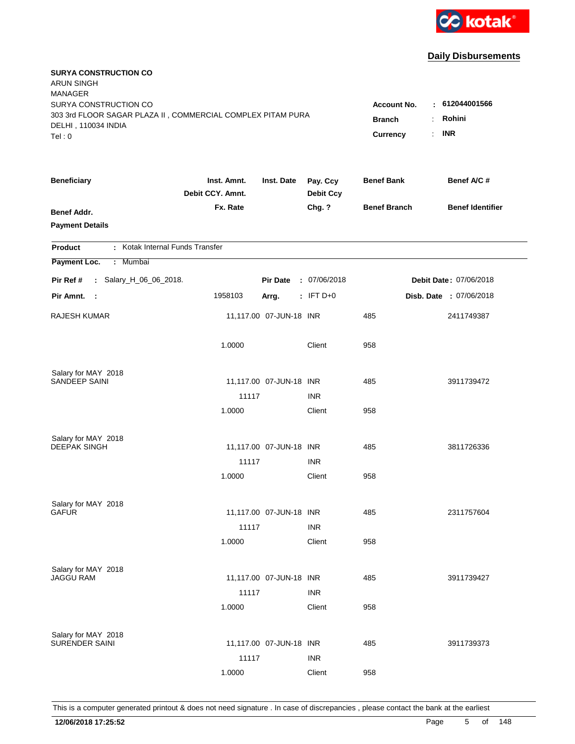kotak

## Daily Disbursements

**SURYA CONSTRUCTION CO**
ARUN SINGH
MANAGER
SURYA CONSTRUCTION CO
303 3rd FLOOR SAGAR PLAZA II , COMMERCIAL COMPLEX PITAM PURA
DELHI , 110034 INDIA
Tel : 0

**Account No.** : **612044001566**
**Branch** : **Rohini**
**Currency** : **INR**

| Beneficiary | Inst. Amnt. / Debit CCY. Amnt. / Fx. Rate | Inst. Date | Pay. Ccy / Debit Ccy / Chg. ? | Benef Bank / Benef Branch | Benef A/C # / Benef Identifier |
|---|---|---|---|---|---|
| **Benef Addr.** | | | | | |
| **Payment Details** | | | | | |

**Product** : Kotak Internal Funds Transfer

**Payment Loc.** : Mumbai

**Pir Ref #** : Salary_H_06_06_2018. **Pir Date** : 07/06/2018 **Debit Date** : 07/06/2018

**Pir Amnt.** : 1958103 **Arrg.** : IFT D+0 **Disb. Date** : 07/06/2018

| Beneficiary | Inst. Amnt. / Debit CCY. Amnt. / Fx. Rate | Inst. Date | Pay. Ccy / Debit Ccy / Chg. ? | Benef Bank / Benef Branch | Benef A/C # / Benef Identifier |
|---|---|---|---|---|---|
| RAJESH KUMAR | 11,117.00 | 07-JUN-18 | INR | 485 | 2411749387 |
| | 1.0000 | | Client | 958 | |
| Salary for MAY 2018 | | | | | |
| SANDEEP SAINI | 11,117.00 | 07-JUN-18 | INR | 485 | 3911739472 |
| | 11117 | | INR | | |
| | 1.0000 | | Client | 958 | |
| Salary for MAY 2018 | | | | | |
| DEEPAK SINGH | 11,117.00 | 07-JUN-18 | INR | 485 | 3811726336 |
| | 11117 | | INR | | |
| | 1.0000 | | Client | 958 | |
| Salary for MAY 2018 | | | | | |
| GAFUR | 11,117.00 | 07-JUN-18 | INR | 485 | 2311757604 |
| | 11117 | | INR | | |
| | 1.0000 | | Client | 958 | |
| Salary for MAY 2018 | | | | | |
| JAGGU RAM | 11,117.00 | 07-JUN-18 | INR | 485 | 3911739427 |
| | 11117 | | INR | | |
| | 1.0000 | | Client | 958 | |
| Salary for MAY 2018 | | | | | |
| SURENDER SAINI | 11,117.00 | 07-JUN-18 | INR | 485 | 3911739373 |
| | 11117 | | INR | | |
| | 1.0000 | | Client | 958 | |

This is a computer generated printout & does not need signature . In case of discrepancies , please contact the bank at the earliest

**12/06/2018 17:25:52**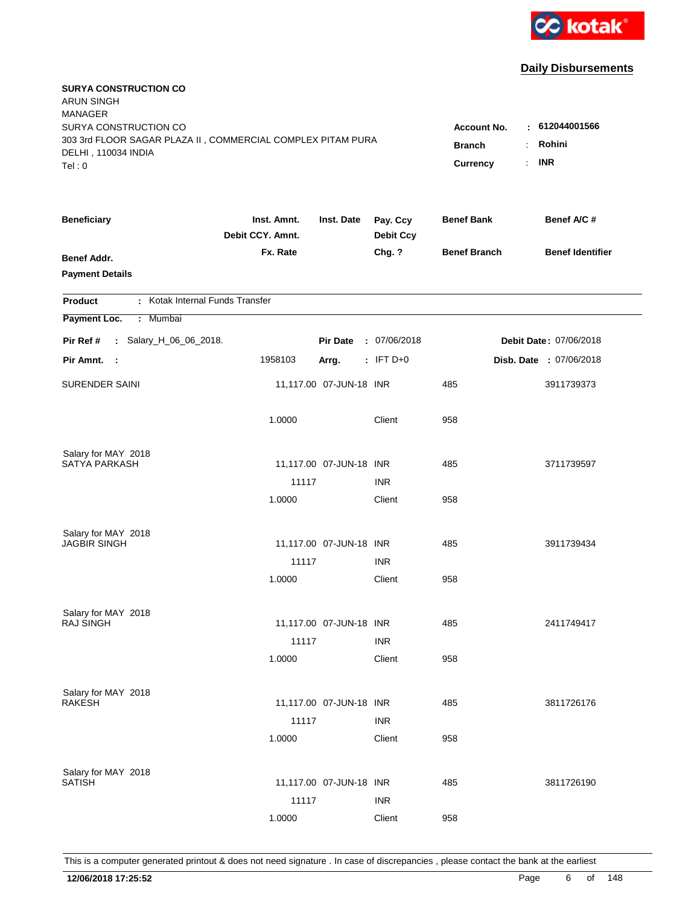kotak

## Daily Disbursements

**SURYA CONSTRUCTION CO**
ARUN SINGH
MANAGER
SURYA CONSTRUCTION CO
303 3rd FLOOR SAGAR PLAZA II , COMMERCIAL COMPLEX PITAM PURA
DELHI , 110034 INDIA
Tel : 0

**Account No.** : **612044001566**
**Branch** : **Rohini**
**Currency** : **INR**

| Beneficiary | Inst. Amnt. / Debit CCY. Amnt. / Fx. Rate | Inst. Date | Pay. Ccy / Debit Ccy / Chg. ? | Benef Bank / Benef Branch | Benef A/C # / Benef Identifier |
|---|---|---|---|---|---|
| **Benef Addr.** | | | | | |
| **Payment Details** | | | | | |

**Product** : Kotak Internal Funds Transfer

**Payment Loc.** : Mumbai

**Pir Ref #** : Salary_H_06_06_2018. **Pir Date** : 07/06/2018 **Debit Date** : 07/06/2018

**Pir Amnt.** : 1958103 **Arrg.** : IFT D+0 **Disb. Date** : 07/06/2018

| Beneficiary | Inst. Amnt. / Debit CCY. Amnt. / Fx. Rate | Inst. Date | Pay. Ccy / Debit Ccy / Chg. ? | Benef Bank / Benef Branch | Benef A/C # |
|---|---|---|---|---|---|
| SURENDER SAINI | 11,117.00 | 07-JUN-18 | INR | 485 | 3911739373 |
| | 1.0000 | | Client | 958 | |
| Salary for MAY 2018 | | | | | |
| SATYA PARKASH | 11,117.00 | 07-JUN-18 | INR | 485 | 3711739597 |
| | 11117 | | INR | | |
| | 1.0000 | | Client | 958 | |
| Salary for MAY 2018 | | | | | |
| JAGBIR SINGH | 11,117.00 | 07-JUN-18 | INR | 485 | 3911739434 |
| | 11117 | | INR | | |
| | 1.0000 | | Client | 958 | |
| Salary for MAY 2018 | | | | | |
| RAJ SINGH | 11,117.00 | 07-JUN-18 | INR | 485 | 2411749417 |
| | 11117 | | INR | | |
| | 1.0000 | | Client | 958 | |
| Salary for MAY 2018 | | | | | |
| RAKESH | 11,117.00 | 07-JUN-18 | INR | 485 | 3811726176 |
| | 11117 | | INR | | |
| | 1.0000 | | Client | 958 | |
| Salary for MAY 2018 | | | | | |
| SATISH | 11,117.00 | 07-JUN-18 | INR | 485 | 3811726190 |
| | 11117 | | INR | | |
| | 1.0000 | | Client | 958 | |

This is a computer generated printout & does not need signature . In case of discrepancies , please contact the bank at the earliest

**12/06/2018 17:25:52**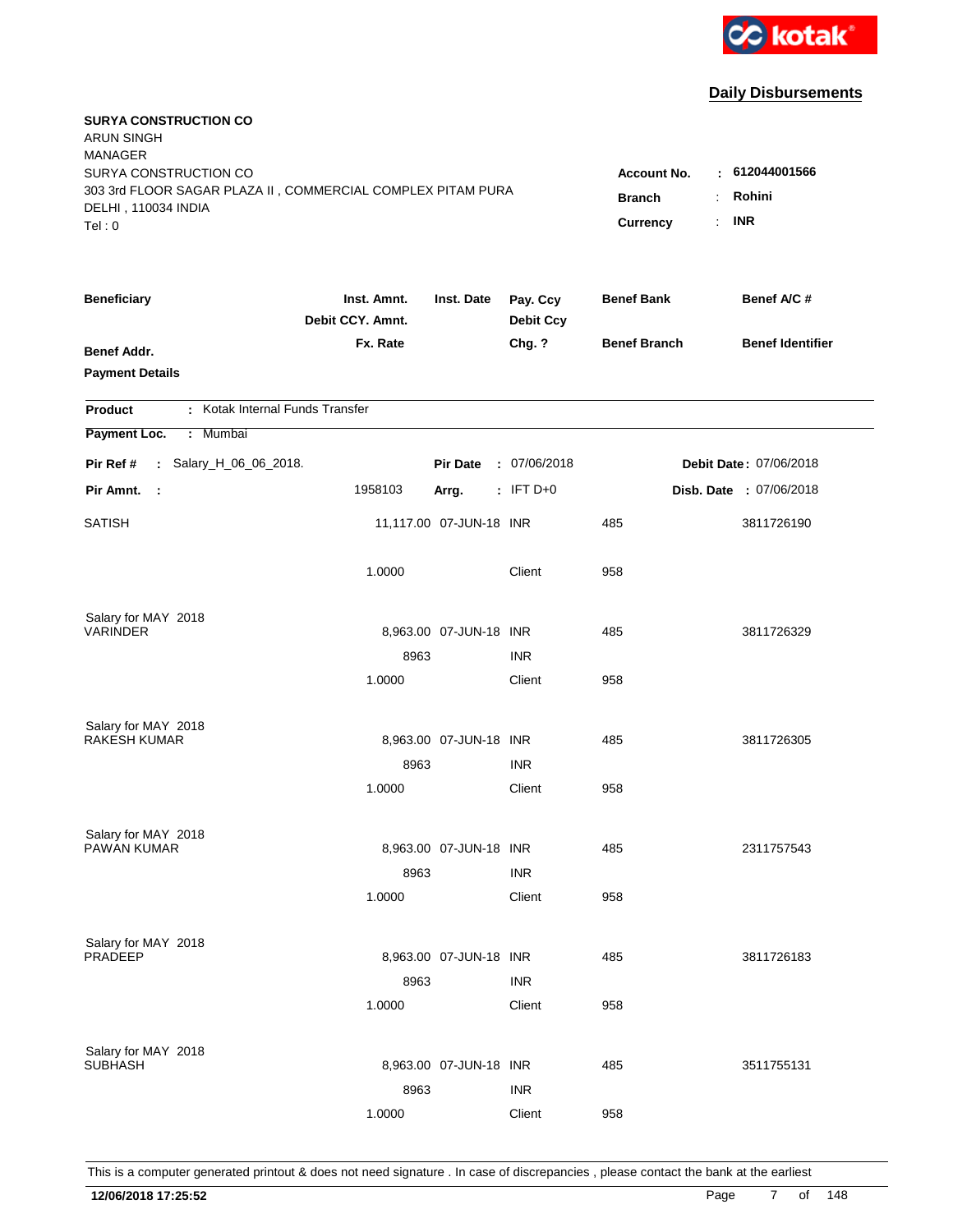kotak

## Daily Disbursements

**SURYA CONSTRUCTION CO**
ARUN SINGH
MANAGER
SURYA CONSTRUCTION CO
303 3rd FLOOR SAGAR PLAZA II , COMMERCIAL COMPLEX PITAM PURA
DELHI , 110034 INDIA
Tel : 0

**Account No.** : **612044001566**
**Branch** : **Rohini**
**Currency** : **INR**

| Beneficiary / Benef Addr. / Payment Details | Inst. Amnt. / Debit CCY. Amnt. / Fx. Rate | Inst. Date | Pay. Ccy / Debit Ccy / Chg. ? | Benef Bank / Benef Branch | Benef A/C # / Benef Identifier |
|---|---|---|---|---|---|

**Product** : Kotak Internal Funds Transfer
**Payment Loc.** : Mumbai

**Pir Ref #** : Salary_H_06_06_2018. **Pir Date** : 07/06/2018 **Debit Date** : 07/06/2018
**Pir Amnt.** : 1958103 **Arrg.** : IFT D+0 **Disb. Date** : 07/06/2018

| Beneficiary | Inst. Amnt. | Inst. Date | Pay. Ccy | Benef Bank | Benef A/C # |
|---|---|---|---|---|---|
| SATISH | 11,117.00 | 07-JUN-18 | INR | 485 | 3811726190 |
| | 1.0000 | | Client | 958 | |
| Salary for MAY 2018 | | | | | |
| VARINDER | 8,963.00 | 07-JUN-18 | INR | 485 | 3811726329 |
| | 8963 | | INR | | |
| | 1.0000 | | Client | 958 | |
| Salary for MAY 2018 | | | | | |
| RAKESH KUMAR | 8,963.00 | 07-JUN-18 | INR | 485 | 3811726305 |
| | 8963 | | INR | | |
| | 1.0000 | | Client | 958 | |
| Salary for MAY 2018 | | | | | |
| PAWAN KUMAR | 8,963.00 | 07-JUN-18 | INR | 485 | 2311757543 |
| | 8963 | | INR | | |
| | 1.0000 | | Client | 958 | |
| Salary for MAY 2018 | | | | | |
| PRADEEP | 8,963.00 | 07-JUN-18 | INR | 485 | 3811726183 |
| | 8963 | | INR | | |
| | 1.0000 | | Client | 958 | |
| Salary for MAY 2018 | | | | | |
| SUBHASH | 8,963.00 | 07-JUN-18 | INR | 485 | 3511755131 |
| | 8963 | | INR | | |
| | 1.0000 | | Client | 958 | |

This is a computer generated printout & does not need signature . In case of discrepancies , please contact the bank at the earliest

**12/06/2018 17:25:52**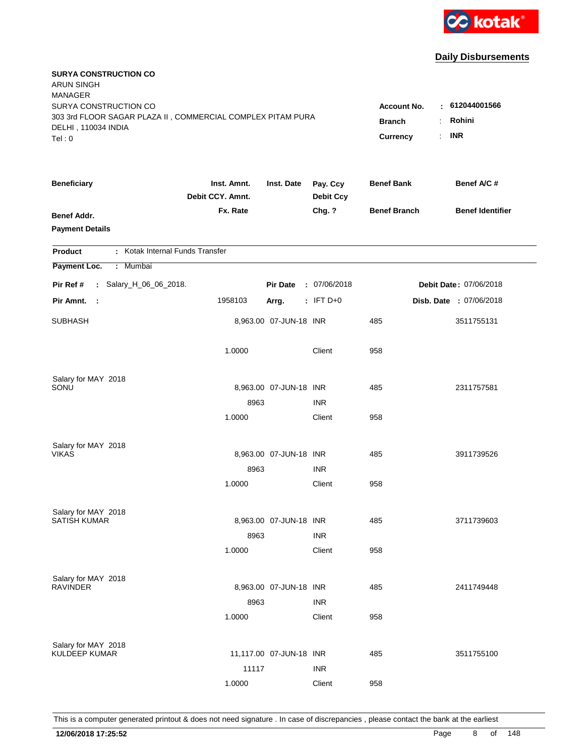**Daily Disbursements**

**SURYA CONSTRUCTION CO**
ARUN SINGH
MANAGER
SURYA CONSTRUCTION CO
303 3rd FLOOR SAGAR PLAZA II , COMMERCIAL COMPLEX PITAM PURA
DELHI , 110034 INDIA
Tel : 0

**Account No.** : 612044001566
**Branch** : Rohini
**Currency** : INR

| Beneficiary / Benef Addr. / Payment Details | Inst. Amnt. / Debit CCY. Amnt. / Fx. Rate | Inst. Date | Pay. Ccy / Debit Ccy / Chg. ? | Benef Bank / Benef Branch | Benef A/C # / Benef Identifier |
|---|---|---|---|---|---|

**Product** : Kotak Internal Funds Transfer
**Payment Loc.** : Mumbai

**Pir Ref #** : Salary_H_06_06_2018. **Pir Date** : 07/06/2018 **Debit Date** : 07/06/2018
**Pir Amnt.** : 1958103 **Arrg.** : IFT D+0 **Disb. Date** : 07/06/2018

| Beneficiary | Inst. Amnt. | Inst. Date | Pay. Ccy | Benef Bank | Benef A/C # |
|---|---|---|---|---|---|
| SUBHASH | 8,963.00 | 07-JUN-18 | INR | 485 | 3511755131 |
| | 1.0000 | | Client | 958 | |
| Salary for MAY 2018 | | | | | |
| SONU | 8,963.00 | 07-JUN-18 | INR | 485 | 2311757581 |
| | 8963 | | INR | | |
| | 1.0000 | | Client | 958 | |
| Salary for MAY 2018 | | | | | |
| VIKAS | 8,963.00 | 07-JUN-18 | INR | 485 | 3911739526 |
| | 8963 | | INR | | |
| | 1.0000 | | Client | 958 | |
| Salary for MAY 2018 | | | | | |
| SATISH KUMAR | 8,963.00 | 07-JUN-18 | INR | 485 | 3711739603 |
| | 8963 | | INR | | |
| | 1.0000 | | Client | 958 | |
| Salary for MAY 2018 | | | | | |
| RAVINDER | 8,963.00 | 07-JUN-18 | INR | 485 | 2411749448 |
| | 8963 | | INR | | |
| | 1.0000 | | Client | 958 | |
| Salary for MAY 2018 | | | | | |
| KULDEEP KUMAR | 11,117.00 | 07-JUN-18 | INR | 485 | 3511755100 |
| | 11117 | | INR | | |
| | 1.0000 | | Client | 958 | |

This is a computer generated printout & does not need signature . In case of discrepancies , please contact the bank at the earliest

**12/06/2018 17:25:52**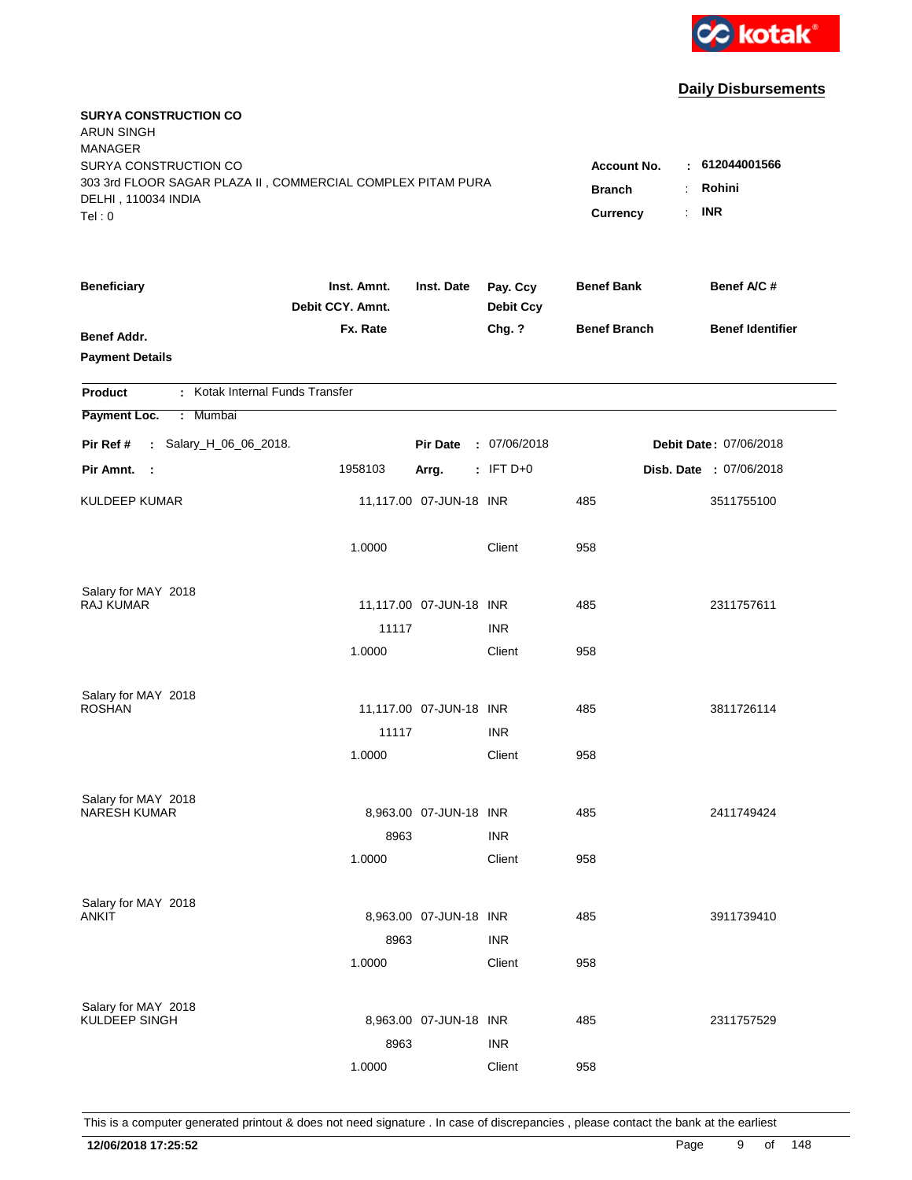kotak

## Daily Disbursements

**SURYA CONSTRUCTION CO**
ARUN SINGH
MANAGER
SURYA CONSTRUCTION CO
303 3rd FLOOR SAGAR PLAZA II , COMMERCIAL COMPLEX PITAM PURA
DELHI , 110034 INDIA
Tel : 0

**Account No.** : **612044001566**
**Branch** : **Rohini**
**Currency** : **INR**

| Beneficiary | Inst. Amnt. / Debit CCY. Amnt. / Fx. Rate | Inst. Date | Pay. Ccy / Debit Ccy / Chg. ? | Benef Bank / Benef Branch | Benef A/C # / Benef Identifier |
|---|---|---|---|---|---|
| **Benef Addr.** | | | | | |
| **Payment Details** | | | | | |

**Product** : Kotak Internal Funds Transfer

**Payment Loc.** : Mumbai

**Pir Ref #** : Salary_H_06_06_2018. **Pir Date** : 07/06/2018 **Debit Date** : 07/06/2018

**Pir Amnt.** : 1958103 **Arrg.** : IFT D+0 **Disb. Date** : 07/06/2018

| Beneficiary | Inst. Amnt. / Debit CCY. Amnt. / Fx. Rate | Inst. Date | Pay. Ccy / Debit Ccy / Chg. ? | Benef Bank / Benef Branch | Benef A/C # |
|---|---|---|---|---|---|
| KULDEEP KUMAR | 11,117.00 | 07-JUN-18 | INR | 485 | 3511755100 |
| | 1.0000 | | Client | 958 | |
| Salary for MAY 2018 | | | | | |
| RAJ KUMAR | 11,117.00 | 07-JUN-18 | INR | 485 | 2311757611 |
| | 11117 | | INR | | |
| | 1.0000 | | Client | 958 | |
| Salary for MAY 2018 | | | | | |
| ROSHAN | 11,117.00 | 07-JUN-18 | INR | 485 | 3811726114 |
| | 11117 | | INR | | |
| | 1.0000 | | Client | 958 | |
| Salary for MAY 2018 | | | | | |
| NARESH KUMAR | 8,963.00 | 07-JUN-18 | INR | 485 | 2411749424 |
| | 8963 | | INR | | |
| | 1.0000 | | Client | 958 | |
| Salary for MAY 2018 | | | | | |
| ANKIT | 8,963.00 | 07-JUN-18 | INR | 485 | 3911739410 |
| | 8963 | | INR | | |
| | 1.0000 | | Client | 958 | |
| Salary for MAY 2018 | | | | | |
| KULDEEP SINGH | 8,963.00 | 07-JUN-18 | INR | 485 | 2311757529 |
| | 8963 | | INR | | |
| | 1.0000 | | Client | 958 | |

This is a computer generated printout & does not need signature . In case of discrepancies , please contact the bank at the earliest

**12/06/2018 17:25:52**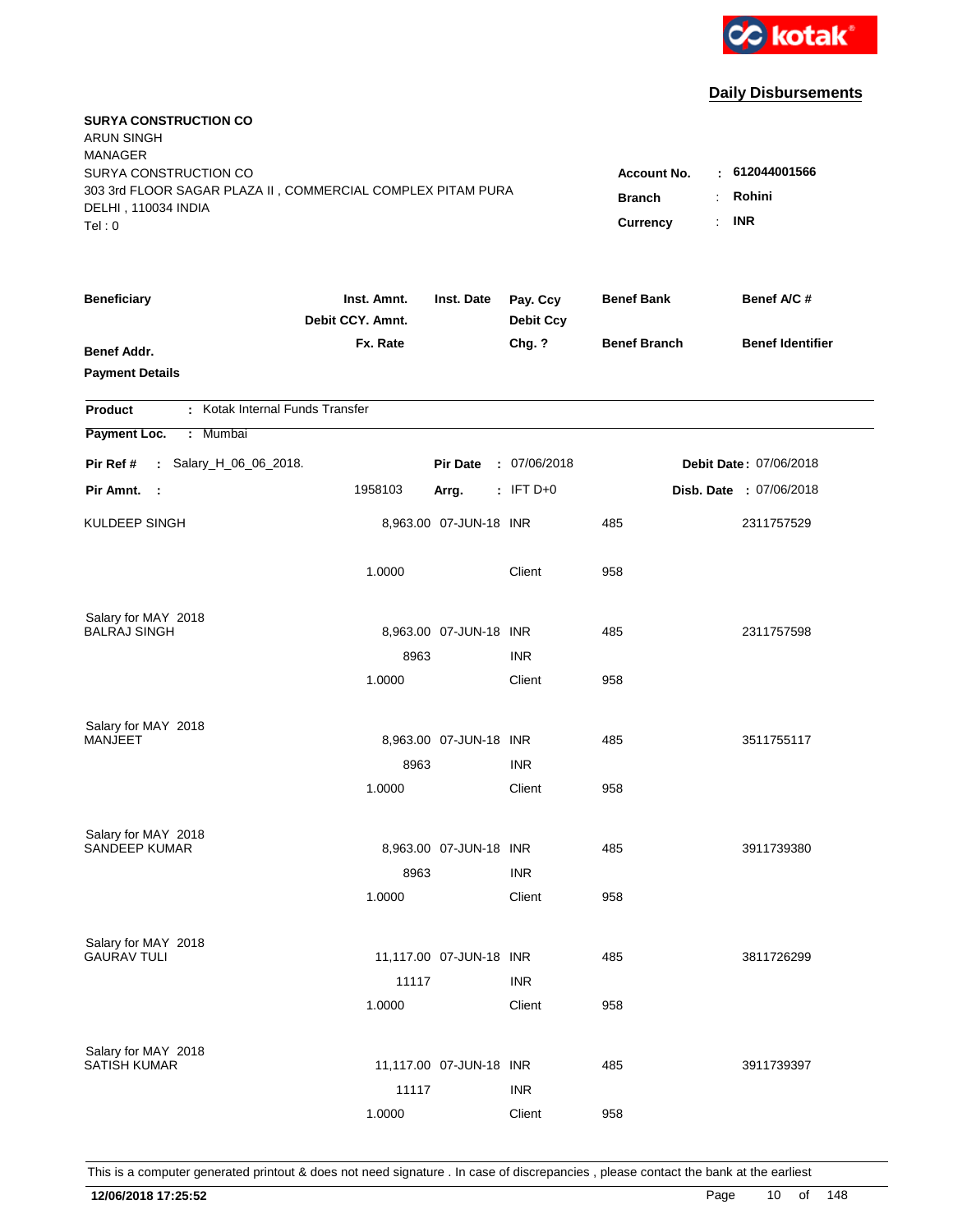kotak

**Daily Disbursements**

**SURYA CONSTRUCTION CO**
ARUN SINGH
MANAGER
SURYA CONSTRUCTION CO
303 3rd FLOOR SAGAR PLAZA II , COMMERCIAL COMPLEX PITAM PURA
DELHI , 110034 INDIA
Tel : 0

| | | |
|---|---|---|
| **Account No.** | : | **612044001566** |
| **Branch** | : | **Rohini** |
| **Currency** | : | **INR** |

| Beneficiary / Benef Addr. / Payment Details | Inst. Amnt. / Debit CCY. Amnt. / Fx. Rate | Inst. Date | Pay. Ccy / Debit Ccy / Chg. ? | Benef Bank / Benef Branch | Benef A/C # / Benef Identifier |
|---|---|---|---|---|---|

**Product** : Kotak Internal Funds Transfer

**Payment Loc.** : Mumbai

**Pir Ref #** : Salary_H_06_06_2018. **Pir Date** : 07/06/2018 **Debit Date** : 07/06/2018

**Pir Amnt.** : 1958103 **Arrg.** : IFT D+0 **Disb. Date** : 07/06/2018

| Beneficiary | Inst. Amnt. | Inst. Date | Pay. Ccy | Benef Bank | Benef A/C # |
|---|---|---|---|---|---|
| KULDEEP SINGH | 8,963.00 | 07-JUN-18 | INR | 485 | 2311757529 |
| | 1.0000 | | Client | 958 | |
| Salary for MAY 2018 | | | | | |
| BALRAJ SINGH | 8,963.00 | 07-JUN-18 | INR | 485 | 2311757598 |
| | 8963 | | INR | | |
| | 1.0000 | | Client | 958 | |
| Salary for MAY 2018 | | | | | |
| MANJEET | 8,963.00 | 07-JUN-18 | INR | 485 | 3511755117 |
| | 8963 | | INR | | |
| | 1.0000 | | Client | 958 | |
| Salary for MAY 2018 | | | | | |
| SANDEEP KUMAR | 8,963.00 | 07-JUN-18 | INR | 485 | 3911739380 |
| | 8963 | | INR | | |
| | 1.0000 | | Client | 958 | |
| Salary for MAY 2018 | | | | | |
| GAURAV TULI | 11,117.00 | 07-JUN-18 | INR | 485 | 3811726299 |
| | 11117 | | INR | | |
| | 1.0000 | | Client | 958 | |
| Salary for MAY 2018 | | | | | |
| SATISH KUMAR | 11,117.00 | 07-JUN-18 | INR | 485 | 3911739397 |
| | 11117 | | INR | | |
| | 1.0000 | | Client | 958 | |

This is a computer generated printout & does not need signature . In case of discrepancies , please contact the bank at the earliest

**12/06/2018 17:25:52**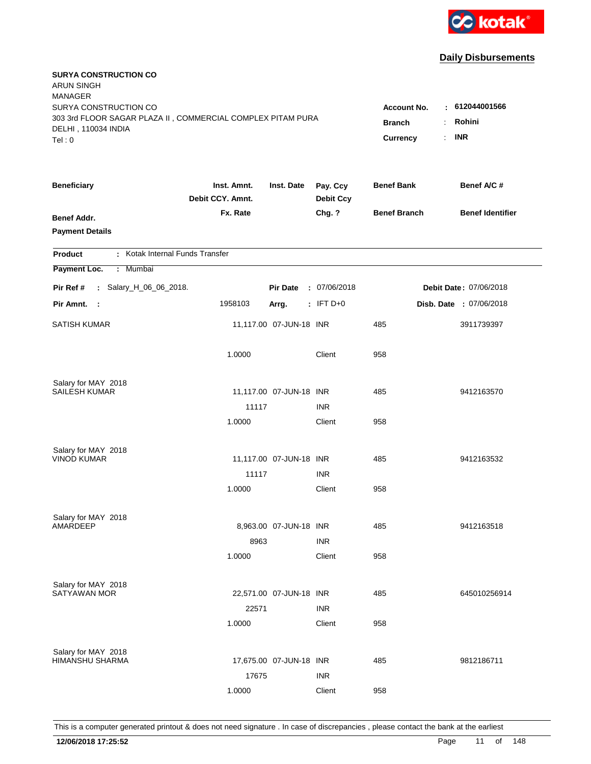kotak

## Daily Disbursements

**SURYA CONSTRUCTION CO**
ARUN SINGH
MANAGER
SURYA CONSTRUCTION CO
303 3rd FLOOR SAGAR PLAZA II , COMMERCIAL COMPLEX PITAM PURA
DELHI , 110034 INDIA
Tel : 0

**Account No.** : **612044001566**
**Branch** : **Rohini**
**Currency** : **INR**

| Beneficiary / Benef Addr. / Payment Details | Inst. Amnt. / Debit CCY. Amnt. / Fx. Rate | Inst. Date | Pay. Ccy / Debit Ccy / Chg. ? | Benef Bank / Benef Branch | Benef A/C # / Benef Identifier |
|---|---|---|---|---|---|

**Product** : Kotak Internal Funds Transfer
**Payment Loc.** : Mumbai

**Pir Ref #** : Salary_H_06_06_2018. **Pir Date** : 07/06/2018 **Debit Date** : 07/06/2018
**Pir Amnt.** : 1958103 **Arrg.** : IFT D+0 **Disb. Date** : 07/06/2018

| Beneficiary | Inst. Amnt. | Inst. Date | Pay. Ccy | Benef Bank | Benef A/C # |
|---|---|---|---|---|---|
| SATISH KUMAR | 11,117.00 | 07-JUN-18 | INR | 485 | 3911739397 |
| | 1.0000 | | Client | 958 | |
| Salary for MAY 2018 | | | | | |
| SAILESH KUMAR | 11,117.00 | 07-JUN-18 | INR | 485 | 9412163570 |
| | 11117 | | INR | | |
| | 1.0000 | | Client | 958 | |
| Salary for MAY 2018 | | | | | |
| VINOD KUMAR | 11,117.00 | 07-JUN-18 | INR | 485 | 9412163532 |
| | 11117 | | INR | | |
| | 1.0000 | | Client | 958 | |
| Salary for MAY 2018 | | | | | |
| AMARDEEP | 8,963.00 | 07-JUN-18 | INR | 485 | 9412163518 |
| | 8963 | | INR | | |
| | 1.0000 | | Client | 958 | |
| Salary for MAY 2018 | | | | | |
| SATYAWAN MOR | 22,571.00 | 07-JUN-18 | INR | 485 | 645010256914 |
| | 22571 | | INR | | |
| | 1.0000 | | Client | 958 | |
| Salary for MAY 2018 | | | | | |
| HIMANSHU SHARMA | 17,675.00 | 07-JUN-18 | INR | 485 | 9812186711 |
| | 17675 | | INR | | |
| | 1.0000 | | Client | 958 | |

This is a computer generated printout & does not need signature . In case of discrepancies , please contact the bank at the earliest

**12/06/2018 17:25:52**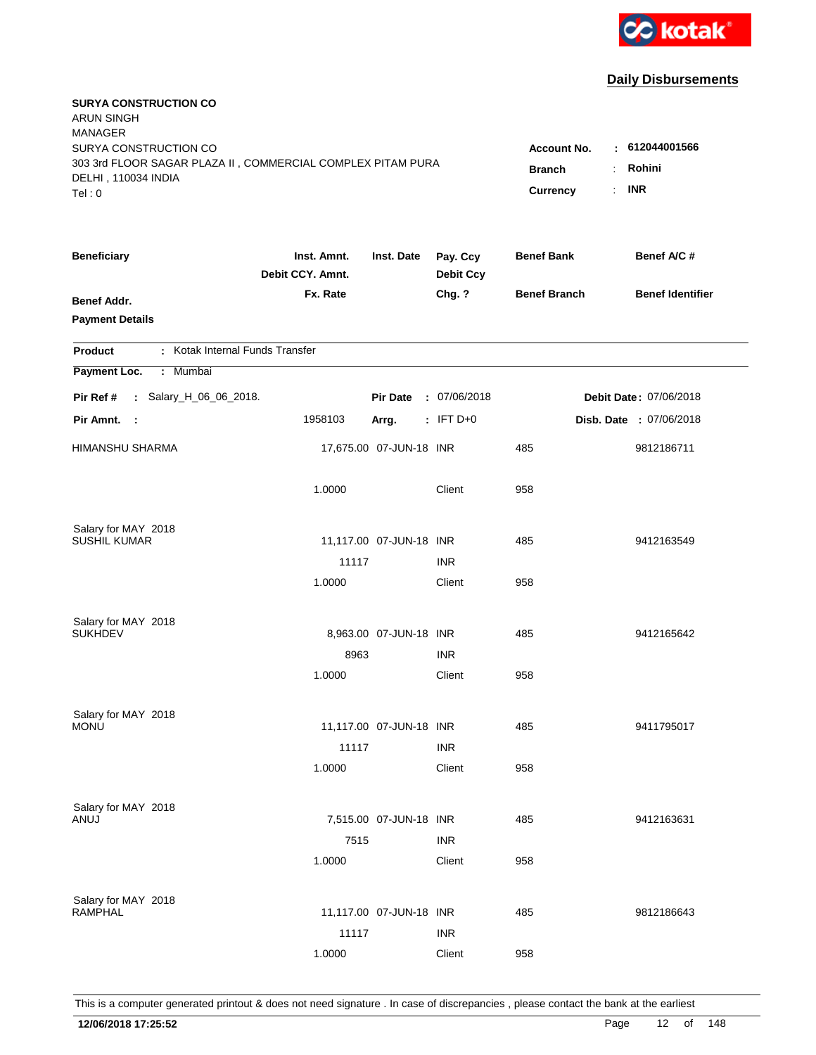kotak

## Daily Disbursements

**SURYA CONSTRUCTION CO**
ARUN SINGH
MANAGER
SURYA CONSTRUCTION CO
303 3rd FLOOR SAGAR PLAZA II , COMMERCIAL COMPLEX PITAM PURA
DELHI , 110034 INDIA
Tel : 0

**Account No.** : **612044001566**
**Branch** : **Rohini**
**Currency** : **INR**

| Beneficiary | Inst. Amnt. / Debit CCY. Amnt. / Fx. Rate | Inst. Date | Pay. Ccy / Debit Ccy / Chg. ? | Benef Bank / Benef Branch | Benef A/C # / Benef Identifier |
|---|---|---|---|---|---|
| **Benef Addr.** | | | | | |
| **Payment Details** | | | | | |

**Product** : Kotak Internal Funds Transfer

**Payment Loc.** : Mumbai

**Pir Ref #** : Salary_H_06_06_2018. **Pir Date** : 07/06/2018 **Debit Date** : 07/06/2018

**Pir Amnt.** : 1958103 **Arrg.** : IFT D+0 **Disb. Date** : 07/06/2018

| Beneficiary | Inst. Amnt. / Debit CCY. Amnt. / Fx. Rate | Inst. Date | Pay. Ccy / Debit Ccy / Chg. ? | Benef Bank / Benef Branch | Benef A/C # |
|---|---|---|---|---|---|
| HIMANSHU SHARMA | 17,675.00 | 07-JUN-18 | INR | 485 | 9812186711 |
| | 1.0000 | | Client | 958 | |
| Salary for MAY 2018 | | | | | |
| SUSHIL KUMAR | 11,117.00 | 07-JUN-18 | INR | 485 | 9412163549 |
| | 11117 | | INR | | |
| | 1.0000 | | Client | 958 | |
| Salary for MAY 2018 | | | | | |
| SUKHDEV | 8,963.00 | 07-JUN-18 | INR | 485 | 9412165642 |
| | 8963 | | INR | | |
| | 1.0000 | | Client | 958 | |
| Salary for MAY 2018 | | | | | |
| MONU | 11,117.00 | 07-JUN-18 | INR | 485 | 9411795017 |
| | 11117 | | INR | | |
| | 1.0000 | | Client | 958 | |
| Salary for MAY 2018 | | | | | |
| ANUJ | 7,515.00 | 07-JUN-18 | INR | 485 | 9412163631 |
| | 7515 | | INR | | |
| | 1.0000 | | Client | 958 | |
| Salary for MAY 2018 | | | | | |
| RAMPHAL | 11,117.00 | 07-JUN-18 | INR | 485 | 9812186643 |
| | 11117 | | INR | | |
| | 1.0000 | | Client | 958 | |

This is a computer generated printout & does not need signature . In case of discrepancies , please contact the bank at the earliest

**12/06/2018 17:25:52**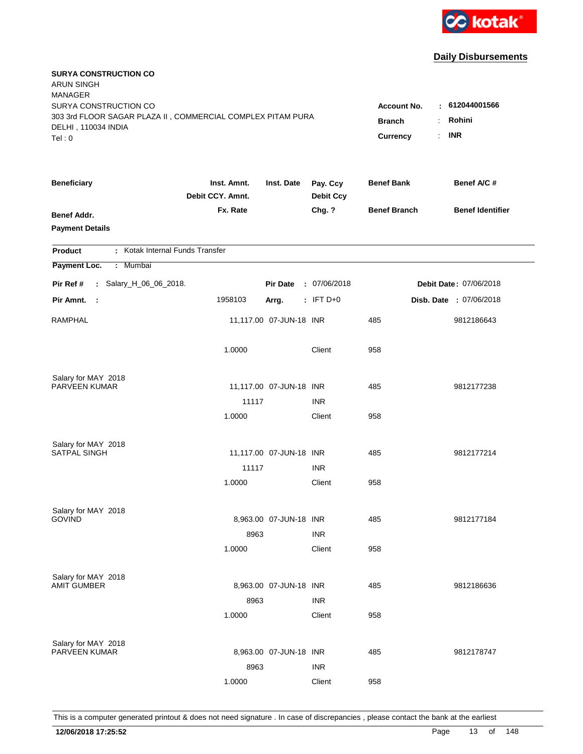kotak

## Daily Disbursements

**SURYA CONSTRUCTION CO**
ARUN SINGH
MANAGER
SURYA CONSTRUCTION CO
303 3rd FLOOR SAGAR PLAZA II , COMMERCIAL COMPLEX PITAM PURA
DELHI , 110034 INDIA
Tel : 0

**Account No.** : **612044001566**
**Branch** : **Rohini**
**Currency** : **INR**

| Beneficiary / Benef Addr. / Payment Details | Inst. Amnt. / Debit CCY. Amnt. / Fx. Rate | Inst. Date | Pay. Ccy / Debit Ccy / Chg. ? | Benef Bank / Benef Branch | Benef A/C # / Benef Identifier |
|---|---|---|---|---|---|

**Product** : Kotak Internal Funds Transfer
**Payment Loc.** : Mumbai

**Pir Ref #** : Salary_H_06_06_2018. **Pir Date** : 07/06/2018 **Debit Date** : 07/06/2018
**Pir Amnt.** : 1958103 **Arrg.** : IFT D+0 **Disb. Date** : 07/06/2018

| Beneficiary | Inst. Amnt. | Inst. Date | Pay. Ccy | Benef Bank | Benef A/C # |
|---|---|---|---|---|---|
| RAMPHAL | 11,117.00 | 07-JUN-18 | INR | 485 | 9812186643 |
| | 1.0000 | | Client | 958 | |
| Salary for MAY 2018 | | | | | |
| PARVEEN KUMAR | 11,117.00 | 07-JUN-18 | INR | 485 | 9812177238 |
| | 11117 | | INR | | |
| | 1.0000 | | Client | 958 | |
| Salary for MAY 2018 | | | | | |
| SATPAL SINGH | 11,117.00 | 07-JUN-18 | INR | 485 | 9812177214 |
| | 11117 | | INR | | |
| | 1.0000 | | Client | 958 | |
| Salary for MAY 2018 | | | | | |
| GOVIND | 8,963.00 | 07-JUN-18 | INR | 485 | 9812177184 |
| | 8963 | | INR | | |
| | 1.0000 | | Client | 958 | |
| Salary for MAY 2018 | | | | | |
| AMIT GUMBER | 8,963.00 | 07-JUN-18 | INR | 485 | 9812186636 |
| | 8963 | | INR | | |
| | 1.0000 | | Client | 958 | |
| Salary for MAY 2018 | | | | | |
| PARVEEN KUMAR | 8,963.00 | 07-JUN-18 | INR | 485 | 9812178747 |
| | 8963 | | INR | | |
| | 1.0000 | | Client | 958 | |

This is a computer generated printout & does not need signature . In case of discrepancies , please contact the bank at the earliest

**12/06/2018 17:25:52**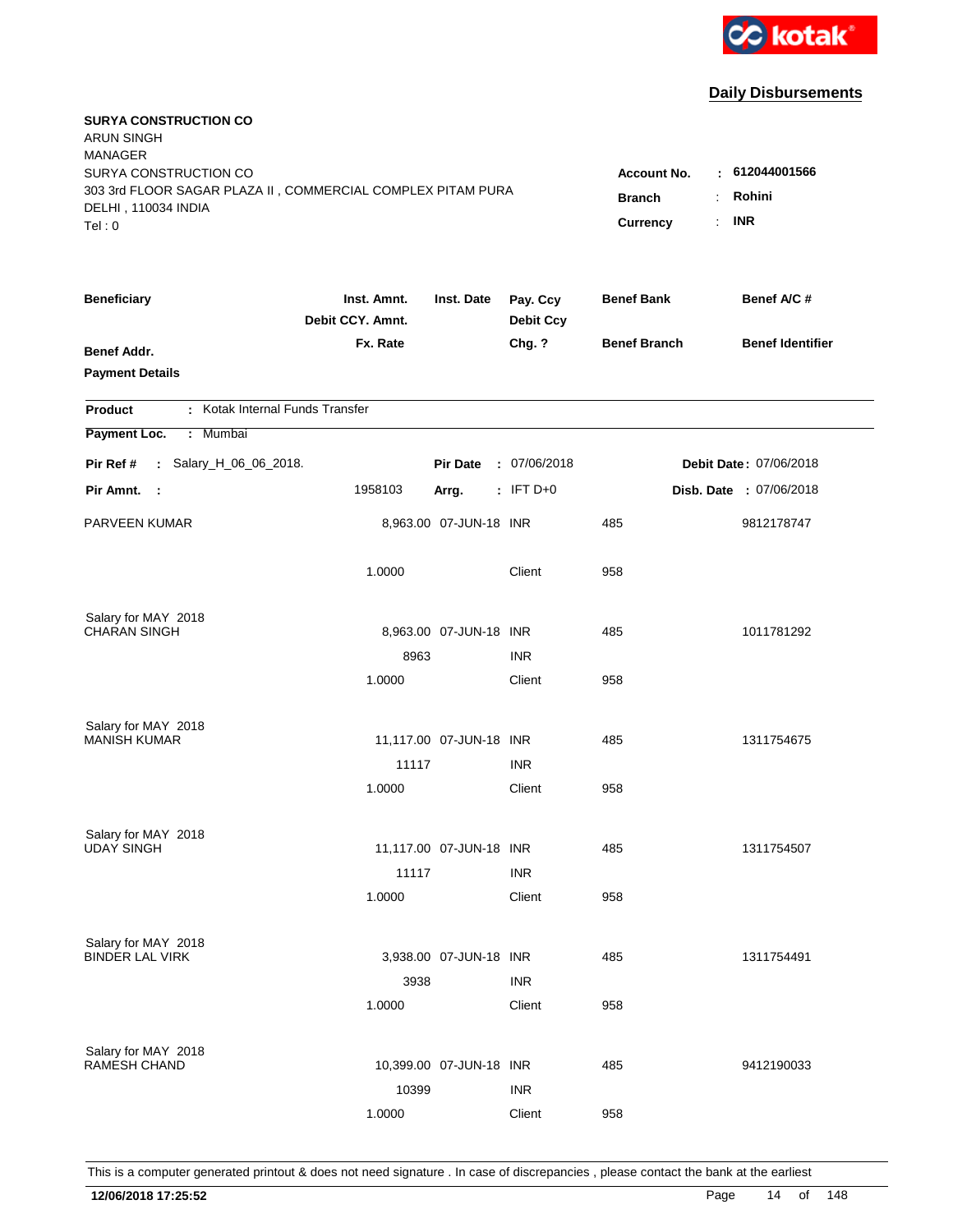kotak

## Daily Disbursements

**SURYA CONSTRUCTION CO**
ARUN SINGH
MANAGER
SURYA CONSTRUCTION CO
303 3rd FLOOR SAGAR PLAZA II , COMMERCIAL COMPLEX PITAM PURA
DELHI , 110034 INDIA
Tel : 0

**Account No.** : **612044001566**
**Branch** : **Rohini**
**Currency** : **INR**

| Beneficiary / Benef Addr. / Payment Details | Inst. Amnt. / Debit CCY. Amnt. / Fx. Rate | Inst. Date | Pay. Ccy / Debit Ccy / Chg. ? | Benef Bank / Benef Branch | Benef A/C # / Benef Identifier |
|---|---|---|---|---|---|

**Product** : Kotak Internal Funds Transfer
**Payment Loc.** : Mumbai

**Pir Ref #** : Salary_H_06_06_2018. **Pir Date** : 07/06/2018 **Debit Date** : 07/06/2018
**Pir Amnt.** : 1958103 **Arrg.** : IFT D+0 **Disb. Date** : 07/06/2018

| Beneficiary | Inst. Amnt. | Inst. Date | Pay. Ccy | Benef Bank | Benef A/C # |
|---|---|---|---|---|---|
| PARVEEN KUMAR | 8,963.00 | 07-JUN-18 | INR | 485 | 9812178747 |
| | 1.0000 | | Client | 958 | |
| Salary for MAY 2018 | | | | | |
| CHARAN SINGH | 8,963.00 | 07-JUN-18 | INR | 485 | 1011781292 |
| | 8963 | | INR | | |
| | 1.0000 | | Client | 958 | |
| Salary for MAY 2018 | | | | | |
| MANISH KUMAR | 11,117.00 | 07-JUN-18 | INR | 485 | 1311754675 |
| | 11117 | | INR | | |
| | 1.0000 | | Client | 958 | |
| Salary for MAY 2018 | | | | | |
| UDAY SINGH | 11,117.00 | 07-JUN-18 | INR | 485 | 1311754507 |
| | 11117 | | INR | | |
| | 1.0000 | | Client | 958 | |
| Salary for MAY 2018 | | | | | |
| BINDER LAL VIRK | 3,938.00 | 07-JUN-18 | INR | 485 | 1311754491 |
| | 3938 | | INR | | |
| | 1.0000 | | Client | 958 | |
| Salary for MAY 2018 | | | | | |
| RAMESH CHAND | 10,399.00 | 07-JUN-18 | INR | 485 | 9412190033 |
| | 10399 | | INR | | |
| | 1.0000 | | Client | 958 | |

This is a computer generated printout & does not need signature . In case of discrepancies , please contact the bank at the earliest

**12/06/2018 17:25:52**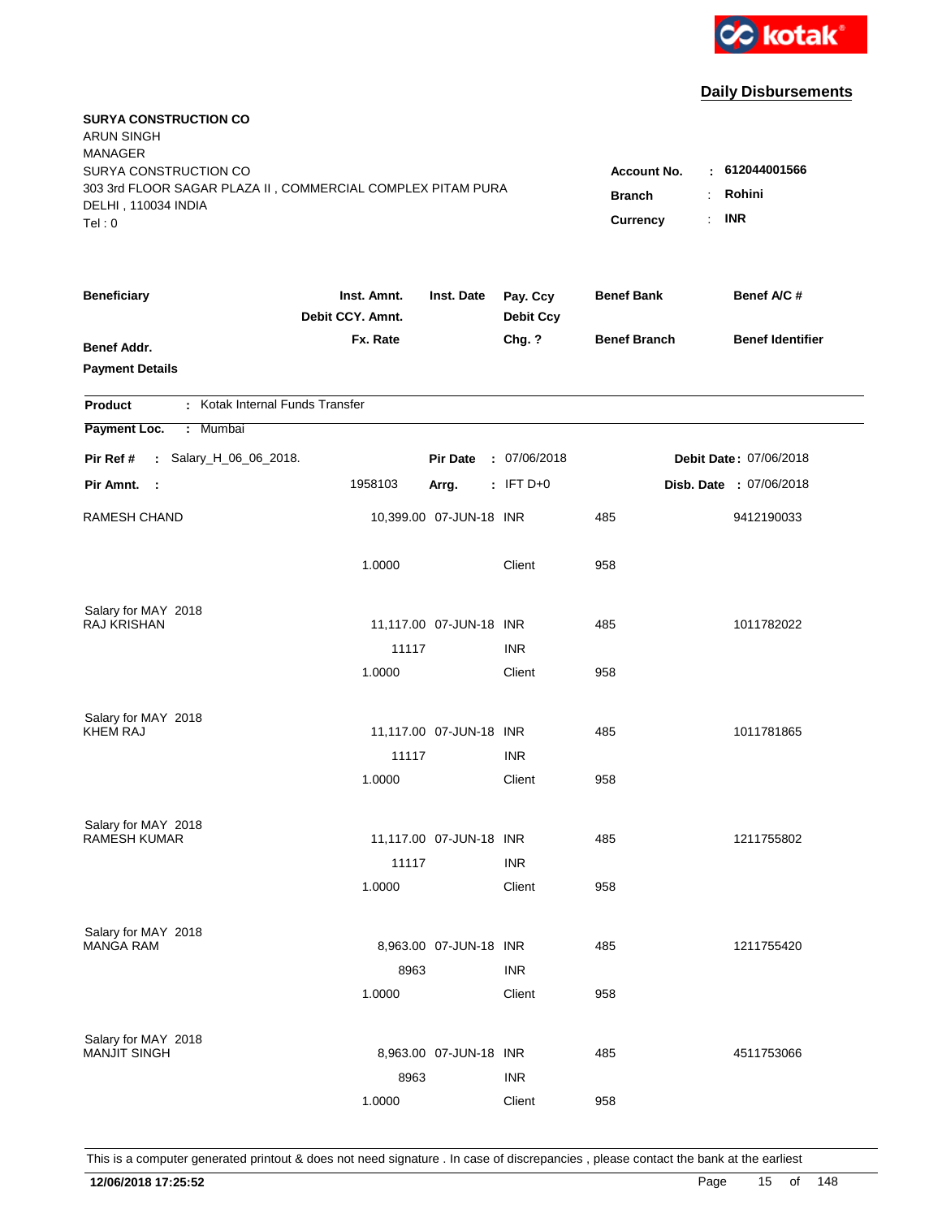kotak

## Daily Disbursements

**SURYA CONSTRUCTION CO**
ARUN SINGH
MANAGER
SURYA CONSTRUCTION CO
303 3rd FLOOR SAGAR PLAZA II , COMMERCIAL COMPLEX PITAM PURA
DELHI , 110034 INDIA
Tel : 0

**Account No.** : **612044001566**
**Branch** : **Rohini**
**Currency** : **INR**

| Beneficiary / Benef Addr. / Payment Details | Inst. Amnt. / Debit CCY. Amnt. / Fx. Rate | Inst. Date | Pay. Ccy / Debit Ccy / Chg. ? | Benef Bank / Benef Branch | Benef A/C # / Benef Identifier |
|---|---|---|---|---|---|

**Product** : Kotak Internal Funds Transfer
**Payment Loc.** : Mumbai

**Pir Ref #** : Salary_H_06_06_2018. **Pir Date** : 07/06/2018 **Debit Date** : 07/06/2018
**Pir Amnt.** : 1958103 **Arrg.** : IFT D+0 **Disb. Date** : 07/06/2018

| Beneficiary | Inst. Amnt. | Inst. Date | Pay. Ccy | Benef Bank | Benef A/C # |
|---|---|---|---|---|---|
| RAMESH CHAND | 10,399.00 | 07-JUN-18 | INR | 485 | 9412190033 |
| | 1.0000 | | Client | 958 | |
| Salary for MAY 2018 | | | | | |
| RAJ KRISHAN | 11,117.00 | 07-JUN-18 | INR | 485 | 1011782022 |
| | 11117 | | INR | | |
| | 1.0000 | | Client | 958 | |
| Salary for MAY 2018 | | | | | |
| KHEM RAJ | 11,117.00 | 07-JUN-18 | INR | 485 | 1011781865 |
| | 11117 | | INR | | |
| | 1.0000 | | Client | 958 | |
| Salary for MAY 2018 | | | | | |
| RAMESH KUMAR | 11,117.00 | 07-JUN-18 | INR | 485 | 1211755802 |
| | 11117 | | INR | | |
| | 1.0000 | | Client | 958 | |
| Salary for MAY 2018 | | | | | |
| MANGA RAM | 8,963.00 | 07-JUN-18 | INR | 485 | 1211755420 |
| | 8963 | | INR | | |
| | 1.0000 | | Client | 958 | |
| Salary for MAY 2018 | | | | | |
| MANJIT SINGH | 8,963.00 | 07-JUN-18 | INR | 485 | 4511753066 |
| | 8963 | | INR | | |
| | 1.0000 | | Client | 958 | |

This is a computer generated printout & does not need signature . In case of discrepancies , please contact the bank at the earliest

**12/06/2018 17:25:52**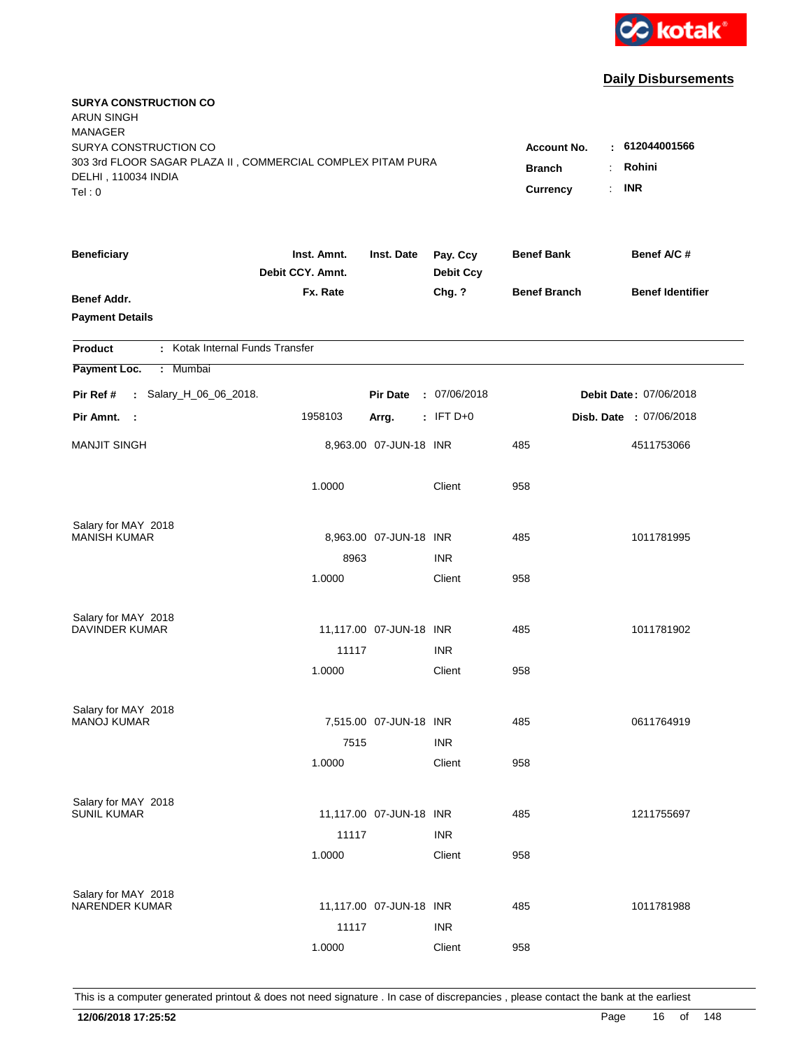kotak

## Daily Disbursements

**SURYA CONSTRUCTION CO**
ARUN SINGH
MANAGER
SURYA CONSTRUCTION CO
303 3rd FLOOR SAGAR PLAZA II , COMMERCIAL COMPLEX PITAM PURA
DELHI , 110034 INDIA
Tel : 0

**Account No.** : **612044001566**
**Branch** : **Rohini**
**Currency** : **INR**

| Beneficiary / Benef Addr. / Payment Details | Inst. Amnt. / Debit CCY. Amnt. / Fx. Rate | Inst. Date | Pay. Ccy / Debit Ccy / Chg. ? | Benef Bank / Benef Branch | Benef A/C # / Benef Identifier |
|---|---|---|---|---|---|

**Product** : Kotak Internal Funds Transfer

**Payment Loc.** : Mumbai

**Pir Ref #** : Salary_H_06_06_2018. **Pir Date** : 07/06/2018 **Debit Date** : 07/06/2018

**Pir Amnt.** : 1958103 **Arrg.** : IFT D+0 **Disb. Date** : 07/06/2018

| Beneficiary | Inst. Amnt. | Inst. Date | Pay. Ccy | Benef Bank | Benef A/C # |
|---|---|---|---|---|---|
| MANJIT SINGH | 8,963.00 | 07-JUN-18 | INR | 485 | 4511753066 |
| | 1.0000 | | Client | 958 | |
| Salary for MAY 2018 | | | | | |
| MANISH KUMAR | 8,963.00 | 07-JUN-18 | INR | 485 | 1011781995 |
| | 8963 | | INR | | |
| | 1.0000 | | Client | 958 | |
| Salary for MAY 2018 | | | | | |
| DAVINDER KUMAR | 11,117.00 | 07-JUN-18 | INR | 485 | 1011781902 |
| | 11117 | | INR | | |
| | 1.0000 | | Client | 958 | |
| Salary for MAY 2018 | | | | | |
| MANOJ KUMAR | 7,515.00 | 07-JUN-18 | INR | 485 | 0611764919 |
| | 7515 | | INR | | |
| | 1.0000 | | Client | 958 | |
| Salary for MAY 2018 | | | | | |
| SUNIL KUMAR | 11,117.00 | 07-JUN-18 | INR | 485 | 1211755697 |
| | 11117 | | INR | | |
| | 1.0000 | | Client | 958 | |
| Salary for MAY 2018 | | | | | |
| NARENDER KUMAR | 11,117.00 | 07-JUN-18 | INR | 485 | 1011781988 |
| | 11117 | | INR | | |
| | 1.0000 | | Client | 958 | |

This is a computer generated printout & does not need signature . In case of discrepancies , please contact the bank at the earliest

**12/06/2018 17:25:52**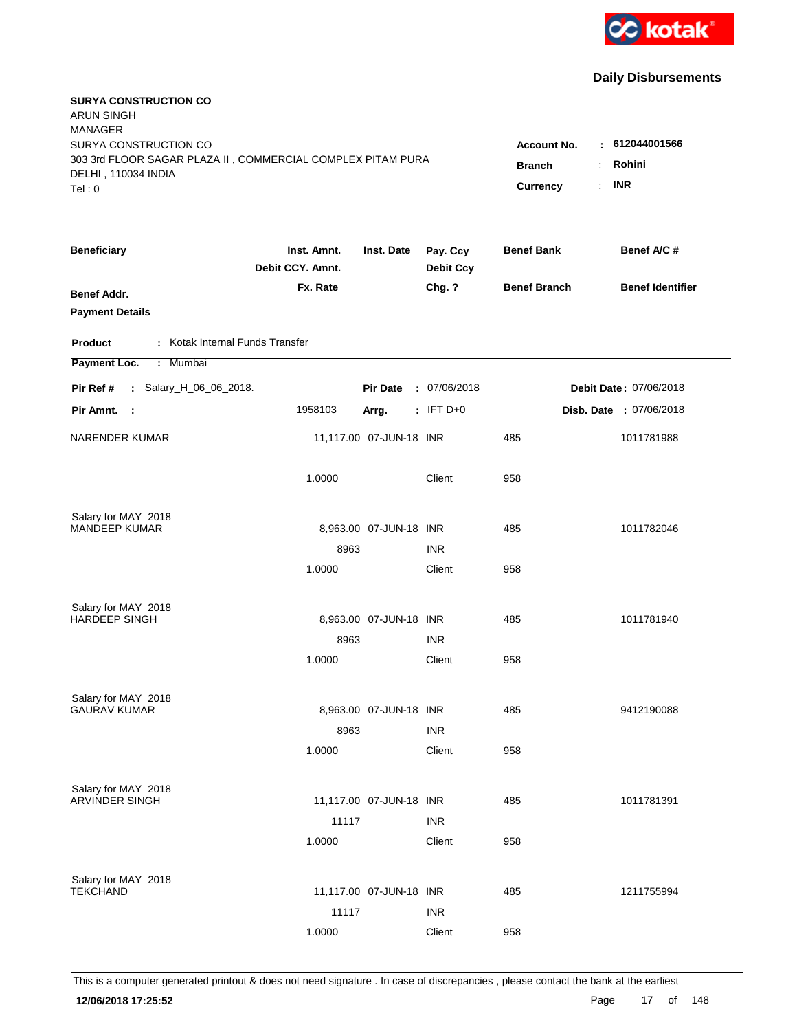kotak

## Daily Disbursements

**SURYA CONSTRUCTION CO**
ARUN SINGH
MANAGER
SURYA CONSTRUCTION CO
303 3rd FLOOR SAGAR PLAZA II , COMMERCIAL COMPLEX PITAM PURA
DELHI , 110034 INDIA
Tel : 0

**Account No.** : **612044001566**
**Branch** : **Rohini**
**Currency** : **INR**

| Beneficiary / Benef Addr. / Payment Details | Inst. Amnt. / Debit CCY. Amnt. / Fx. Rate | Inst. Date | Pay. Ccy / Debit Ccy / Chg. ? | Benef Bank / Benef Branch | Benef A/C # / Benef Identifier |
|---|---|---|---|---|---|

**Product** : Kotak Internal Funds Transfer

**Payment Loc.** : Mumbai

**Pir Ref #** : Salary_H_06_06_2018. **Pir Date** : 07/06/2018 **Debit Date** : 07/06/2018

**Pir Amnt.** : 1958103 **Arrg.** : IFT D+0 **Disb. Date** : 07/06/2018

| Beneficiary | Inst. Amnt. | Inst. Date | Pay. Ccy | Benef Bank | Benef A/C # |
|---|---|---|---|---|---|
| NARENDER KUMAR | 11,117.00 | 07-JUN-18 | INR | 485 | 1011781988 |
| | 1.0000 | | Client | 958 | |
| Salary for MAY 2018 | | | | | |
| MANDEEP KUMAR | 8,963.00 | 07-JUN-18 | INR | 485 | 1011782046 |
| | 8963 | | INR | | |
| | 1.0000 | | Client | 958 | |
| Salary for MAY 2018 | | | | | |
| HARDEEP SINGH | 8,963.00 | 07-JUN-18 | INR | 485 | 1011781940 |
| | 8963 | | INR | | |
| | 1.0000 | | Client | 958 | |
| Salary for MAY 2018 | | | | | |
| GAURAV KUMAR | 8,963.00 | 07-JUN-18 | INR | 485 | 9412190088 |
| | 8963 | | INR | | |
| | 1.0000 | | Client | 958 | |
| Salary for MAY 2018 | | | | | |
| ARVINDER SINGH | 11,117.00 | 07-JUN-18 | INR | 485 | 1011781391 |
| | 11117 | | INR | | |
| | 1.0000 | | Client | 958 | |
| Salary for MAY 2018 | | | | | |
| TEKCHAND | 11,117.00 | 07-JUN-18 | INR | 485 | 1211755994 |
| | 11117 | | INR | | |
| | 1.0000 | | Client | 958 | |

This is a computer generated printout & does not need signature . In case of discrepancies , please contact the bank at the earliest

**12/06/2018 17:25:52**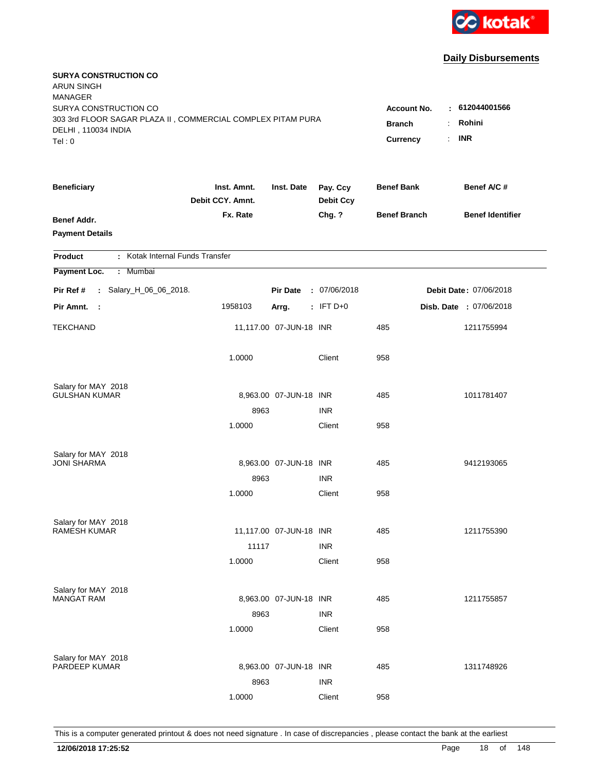kotak

## Daily Disbursements

**SURYA CONSTRUCTION CO**
ARUN SINGH
MANAGER
SURYA CONSTRUCTION CO
303 3rd FLOOR SAGAR PLAZA II , COMMERCIAL COMPLEX PITAM PURA
DELHI , 110034 INDIA
Tel : 0

**Account No.** : **612044001566**
**Branch** : **Rohini**
**Currency** : **INR**

| Beneficiary | Inst. Amnt. / Debit CCY. Amnt. / Fx. Rate | Inst. Date | Pay. Ccy / Debit Ccy / Chg. ? | Benef Bank / Benef Branch | Benef A/C # / Benef Identifier |
|---|---|---|---|---|---|
| **Benef Addr.** | | | | | |
| **Payment Details** | | | | | |

**Product** : Kotak Internal Funds Transfer
**Payment Loc.** : Mumbai

**Pir Ref #** : Salary_H_06_06_2018. | **Pir Date** : 07/06/2018 | **Debit Date** : 07/06/2018
**Pir Amnt.** : 1958103 | **Arrg.** : IFT D+0 | **Disb. Date** : 07/06/2018

| Beneficiary | Inst. Amnt. / Debit CCY. Amnt. / Fx. Rate | Inst. Date | Pay. Ccy / Debit Ccy / Chg. ? | Benef Bank / Benef Branch | Benef A/C # |
|---|---|---|---|---|---|
| TEKCHAND | 11,117.00 | 07-JUN-18 | INR | 485 | 1211755994 |
| | 1.0000 | | Client | 958 | |
| Salary for MAY 2018 | | | | | |
| GULSHAN KUMAR | 8,963.00 | 07-JUN-18 | INR | 485 | 1011781407 |
| | 8963 | | INR | | |
| | 1.0000 | | Client | 958 | |
| Salary for MAY 2018 | | | | | |
| JONI SHARMA | 8,963.00 | 07-JUN-18 | INR | 485 | 9412193065 |
| | 8963 | | INR | | |
| | 1.0000 | | Client | 958 | |
| Salary for MAY 2018 | | | | | |
| RAMESH KUMAR | 11,117.00 | 07-JUN-18 | INR | 485 | 1211755390 |
| | 11117 | | INR | | |
| | 1.0000 | | Client | 958 | |
| Salary for MAY 2018 | | | | | |
| MANGAT RAM | 8,963.00 | 07-JUN-18 | INR | 485 | 1211755857 |
| | 8963 | | INR | | |
| | 1.0000 | | Client | 958 | |
| Salary for MAY 2018 | | | | | |
| PARDEEP KUMAR | 8,963.00 | 07-JUN-18 | INR | 485 | 1311748926 |
| | 8963 | | INR | | |
| | 1.0000 | | Client | 958 | |

This is a computer generated printout & does not need signature . In case of discrepancies , please contact the bank at the earliest

**12/06/2018 17:25:52**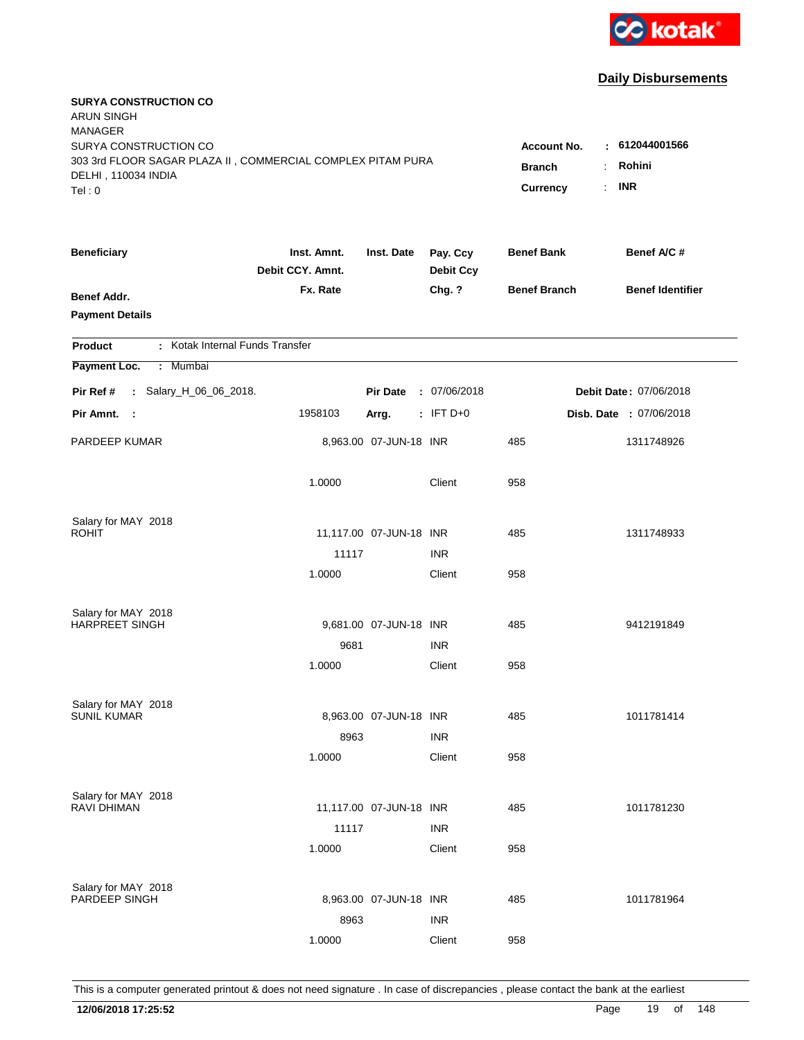kotak

## Daily Disbursements

**SURYA CONSTRUCTION CO**
ARUN SINGH
MANAGER
SURYA CONSTRUCTION CO
303 3rd FLOOR SAGAR PLAZA II , COMMERCIAL COMPLEX PITAM PURA
DELHI , 110034 INDIA
Tel : 0

**Account No.** : **612044001566**
**Branch** : **Rohini**
**Currency** : **INR**

| Beneficiary / Benef Addr. / Payment Details | Inst. Amnt. / Debit CCY. Amnt. / Fx. Rate | Inst. Date | Pay. Ccy / Debit Ccy / Chg. ? | Benef Bank / Benef Branch | Benef A/C # / Benef Identifier |
|---|---|---|---|---|---|

**Product** : Kotak Internal Funds Transfer

**Payment Loc.** : Mumbai

**Pir Ref #** : Salary_H_06_06_2018. **Pir Date** : 07/06/2018 **Debit Date** : 07/06/2018

**Pir Amnt.** : 1958103 **Arrg.** : IFT D+0 **Disb. Date** : 07/06/2018

| Beneficiary | Inst. Amnt. | Inst. Date | Pay. Ccy | Benef Bank | Benef A/C # |
|---|---|---|---|---|---|
| PARDEEP KUMAR | 8,963.00 | 07-JUN-18 | INR | 485 | 1311748926 |
| | 1.0000 | | Client | 958 | |
| Salary for MAY 2018 | | | | | |
| ROHIT | 11,117.00 | 07-JUN-18 | INR | 485 | 1311748933 |
| | 11117 | | INR | | |
| | 1.0000 | | Client | 958 | |
| Salary for MAY 2018 | | | | | |
| HARPREET SINGH | 9,681.00 | 07-JUN-18 | INR | 485 | 9412191849 |
| | 9681 | | INR | | |
| | 1.0000 | | Client | 958 | |
| Salary for MAY 2018 | | | | | |
| SUNIL KUMAR | 8,963.00 | 07-JUN-18 | INR | 485 | 1011781414 |
| | 8963 | | INR | | |
| | 1.0000 | | Client | 958 | |
| Salary for MAY 2018 | | | | | |
| RAVI DHIMAN | 11,117.00 | 07-JUN-18 | INR | 485 | 1011781230 |
| | 11117 | | INR | | |
| | 1.0000 | | Client | 958 | |
| Salary for MAY 2018 | | | | | |
| PARDEEP SINGH | 8,963.00 | 07-JUN-18 | INR | 485 | 1011781964 |
| | 8963 | | INR | | |
| | 1.0000 | | Client | 958 | |

This is a computer generated printout & does not need signature . In case of discrepancies , please contact the bank at the earliest

**12/06/2018 17:25:52**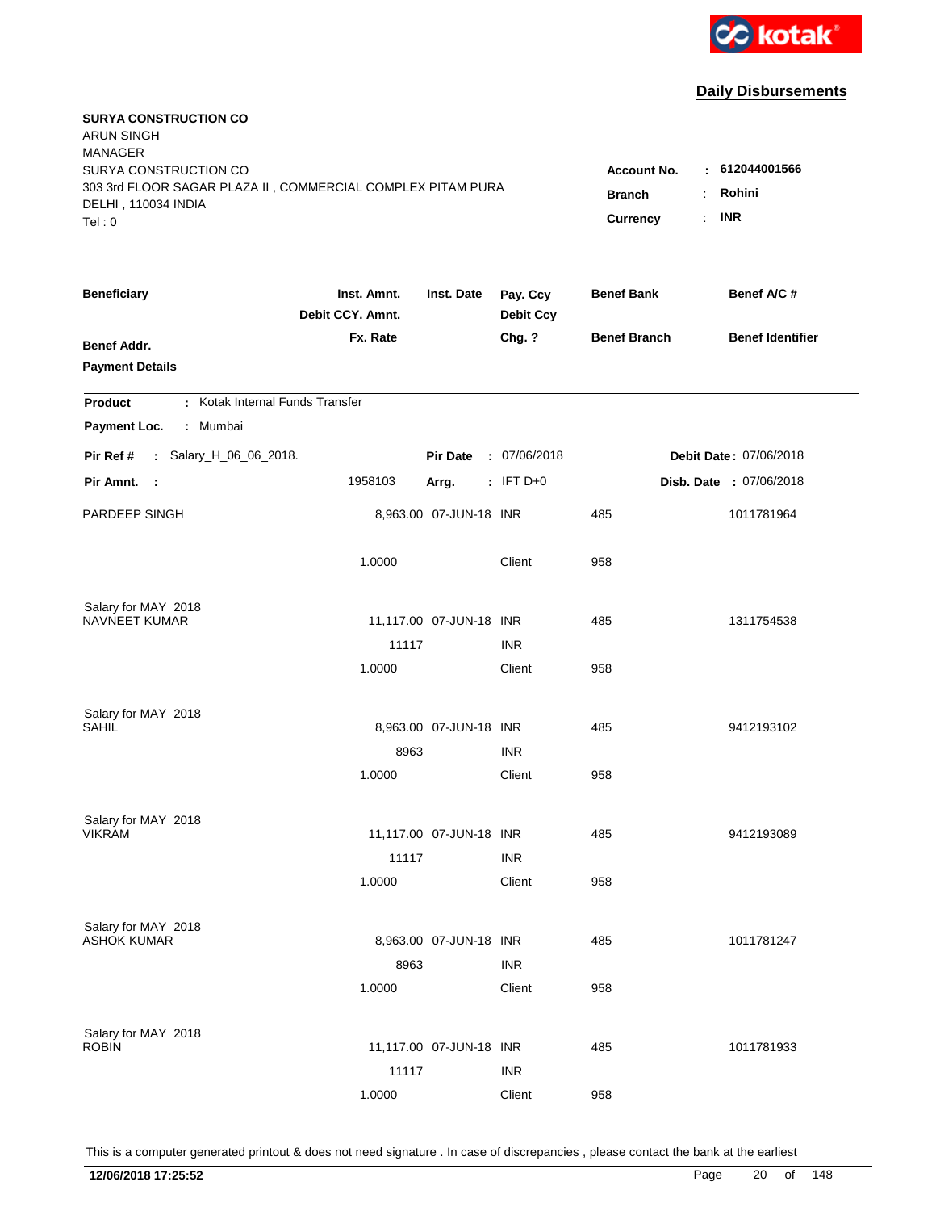kotak

## Daily Disbursements

**SURYA CONSTRUCTION CO**
ARUN SINGH
MANAGER
SURYA CONSTRUCTION CO
303 3rd FLOOR SAGAR PLAZA II , COMMERCIAL COMPLEX PITAM PURA
DELHI , 110034 INDIA
Tel : 0

**Account No.** : **612044001566**
**Branch** : **Rohini**
**Currency** : **INR**

| Beneficiary / Benef Addr. / Payment Details | Inst. Amnt. / Debit CCY. Amnt. / Fx. Rate | Inst. Date | Pay. Ccy / Debit Ccy / Chg. ? | Benef Bank / Benef Branch | Benef A/C # / Benef Identifier |
|---|---|---|---|---|---|

**Product** : Kotak Internal Funds Transfer

**Payment Loc.** : Mumbai

**Pir Ref #** : Salary_H_06_06_2018. **Pir Date** : 07/06/2018 **Debit Date** : 07/06/2018

**Pir Amnt.** : 1958103 **Arrg.** : IFT D+0 **Disb. Date** : 07/06/2018

| Beneficiary | Inst. Amnt. | Inst. Date | Pay. Ccy | Benef Bank | Benef A/C # |
|---|---|---|---|---|---|
| PARDEEP SINGH | 8,963.00 | 07-JUN-18 | INR | 485 | 1011781964 |
| | 1.0000 | | Client | 958 | |
| Salary for MAY 2018 | | | | | |
| NAVNEET KUMAR | 11,117.00 | 07-JUN-18 | INR | 485 | 1311754538 |
| | 11117 | | INR | | |
| | 1.0000 | | Client | 958 | |
| Salary for MAY 2018 | | | | | |
| SAHIL | 8,963.00 | 07-JUN-18 | INR | 485 | 9412193102 |
| | 8963 | | INR | | |
| | 1.0000 | | Client | 958 | |
| Salary for MAY 2018 | | | | | |
| VIKRAM | 11,117.00 | 07-JUN-18 | INR | 485 | 9412193089 |
| | 11117 | | INR | | |
| | 1.0000 | | Client | 958 | |
| Salary for MAY 2018 | | | | | |
| ASHOK KUMAR | 8,963.00 | 07-JUN-18 | INR | 485 | 1011781247 |
| | 8963 | | INR | | |
| | 1.0000 | | Client | 958 | |
| Salary for MAY 2018 | | | | | |
| ROBIN | 11,117.00 | 07-JUN-18 | INR | 485 | 1011781933 |
| | 11117 | | INR | | |
| | 1.0000 | | Client | 958 | |

This is a computer generated printout & does not need signature . In case of discrepancies , please contact the bank at the earliest

**12/06/2018 17:25:52**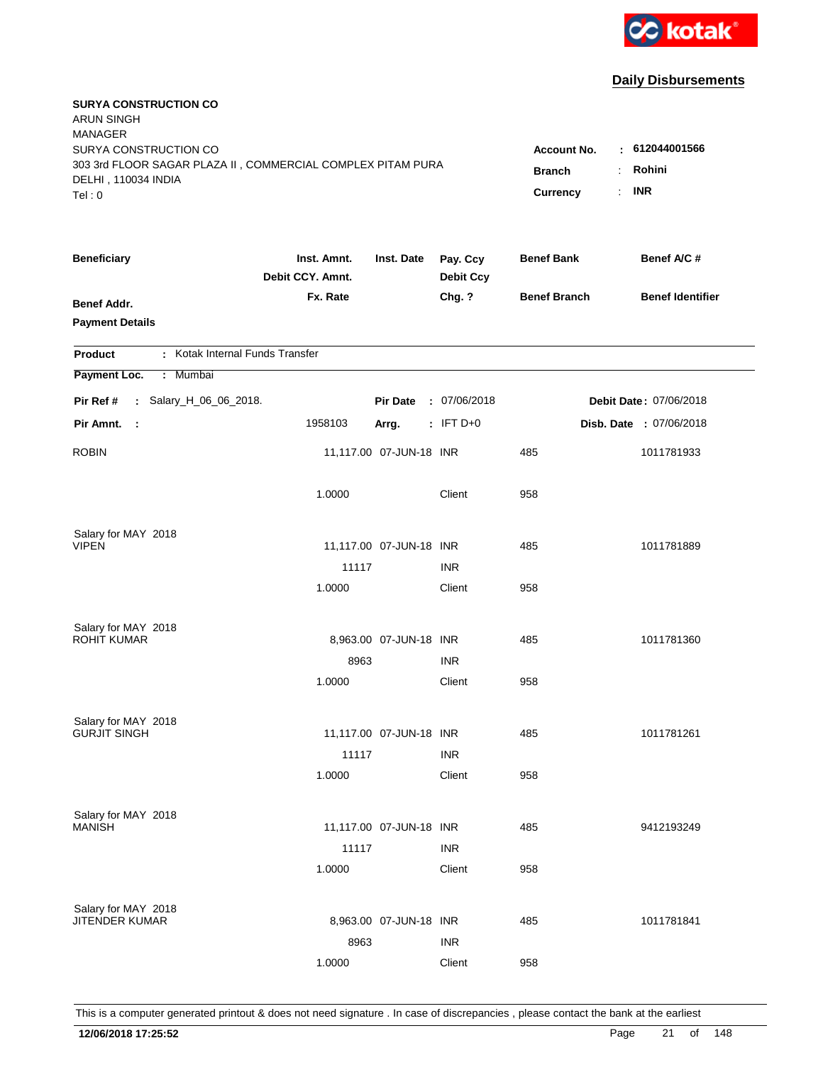kotak

## Daily Disbursements

**SURYA CONSTRUCTION CO**
ARUN SINGH
MANAGER
SURYA CONSTRUCTION CO
303 3rd FLOOR SAGAR PLAZA II , COMMERCIAL COMPLEX PITAM PURA
DELHI , 110034 INDIA
Tel : 0

**Account No.** : **612044001566**
**Branch** : **Rohini**
**Currency** : **INR**

| Beneficiary | Inst. Amnt. / Debit CCY. Amnt. / Fx. Rate | Inst. Date | Pay. Ccy / Debit Ccy / Chg. ? | Benef Bank / Benef Branch | Benef A/C # / Benef Identifier |
|---|---|---|---|---|---|
| **Benef Addr.** | | | | | |
| **Payment Details** | | | | | |

**Product** : Kotak Internal Funds Transfer
**Payment Loc.** : Mumbai

**Pir Ref #** : Salary_H_06_06_2018. **Pir Date** : 07/06/2018 **Debit Date** : 07/06/2018
**Pir Amnt.** : 1958103 **Arrg.** : IFT D+0 **Disb. Date** : 07/06/2018

| Beneficiary | Inst. Amnt. / Debit CCY. Amnt. / Fx. Rate | Inst. Date | Pay. Ccy / Debit Ccy / Chg. ? | Benef Bank / Benef Branch | Benef A/C # |
|---|---|---|---|---|---|
| ROBIN | 11,117.00 | 07-JUN-18 | INR | 485 | 1011781933 |
| | 1.0000 | | Client | 958 | |
| Salary for MAY 2018 | | | | | |
| VIPEN | 11,117.00 | 07-JUN-18 | INR | 485 | 1011781889 |
| | 11117 | | INR | | |
| | 1.0000 | | Client | 958 | |
| Salary for MAY 2018 | | | | | |
| ROHIT KUMAR | 8,963.00 | 07-JUN-18 | INR | 485 | 1011781360 |
| | 8963 | | INR | | |
| | 1.0000 | | Client | 958 | |
| Salary for MAY 2018 | | | | | |
| GURJIT SINGH | 11,117.00 | 07-JUN-18 | INR | 485 | 1011781261 |
| | 11117 | | INR | | |
| | 1.0000 | | Client | 958 | |
| Salary for MAY 2018 | | | | | |
| MANISH | 11,117.00 | 07-JUN-18 | INR | 485 | 9412193249 |
| | 11117 | | INR | | |
| | 1.0000 | | Client | 958 | |
| Salary for MAY 2018 | | | | | |
| JITENDER KUMAR | 8,963.00 | 07-JUN-18 | INR | 485 | 1011781841 |
| | 8963 | | INR | | |
| | 1.0000 | | Client | 958 | |

This is a computer generated printout & does not need signature . In case of discrepancies , please contact the bank at the earliest

**12/06/2018 17:25:52**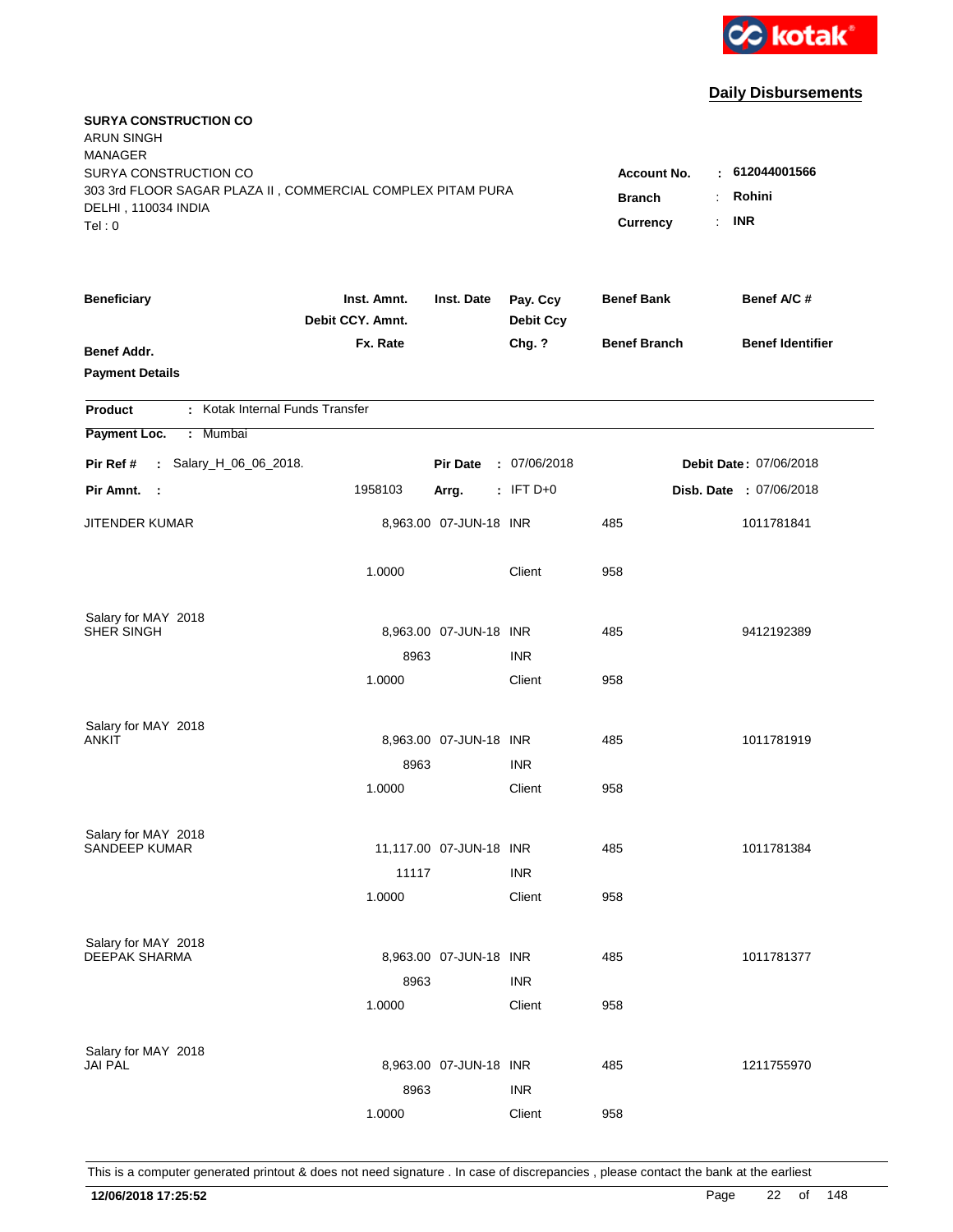kotak

## Daily Disbursements

**SURYA CONSTRUCTION CO**
ARUN SINGH
MANAGER
SURYA CONSTRUCTION CO
303 3rd FLOOR SAGAR PLAZA II , COMMERCIAL COMPLEX PITAM PURA
DELHI , 110034 INDIA
Tel : 0

**Account No.** : **612044001566**
**Branch** : **Rohini**
**Currency** : **INR**

| Beneficiary / Benef Addr. / Payment Details | Inst. Amnt. / Debit CCY. Amnt. / Fx. Rate | Inst. Date | Pay. Ccy / Debit Ccy / Chg. ? | Benef Bank / Benef Branch | Benef A/C # / Benef Identifier |
|---|---|---|---|---|---|

**Product** : Kotak Internal Funds Transfer

**Payment Loc.** : Mumbai

**Pir Ref #** : Salary_H_06_06_2018. **Pir Date** : 07/06/2018 **Debit Date** : 07/06/2018

**Pir Amnt.** : 1958103 **Arrg.** : IFT D+0 **Disb. Date** : 07/06/2018

| Beneficiary | Inst. Amnt. | Inst. Date | Pay. Ccy | Benef Bank | Benef A/C # |
|---|---|---|---|---|---|
| JITENDER KUMAR | 8,963.00 | 07-JUN-18 | INR | 485 | 1011781841 |
| | 1.0000 | | Client | 958 | |
| Salary for MAY 2018 | | | | | |
| SHER SINGH | 8,963.00 | 07-JUN-18 | INR | 485 | 9412192389 |
| | 8963 | | INR | | |
| | 1.0000 | | Client | 958 | |
| Salary for MAY 2018 | | | | | |
| ANKIT | 8,963.00 | 07-JUN-18 | INR | 485 | 1011781919 |
| | 8963 | | INR | | |
| | 1.0000 | | Client | 958 | |
| Salary for MAY 2018 | | | | | |
| SANDEEP KUMAR | 11,117.00 | 07-JUN-18 | INR | 485 | 1011781384 |
| | 11117 | | INR | | |
| | 1.0000 | | Client | 958 | |
| Salary for MAY 2018 | | | | | |
| DEEPAK SHARMA | 8,963.00 | 07-JUN-18 | INR | 485 | 1011781377 |
| | 8963 | | INR | | |
| | 1.0000 | | Client | 958 | |
| Salary for MAY 2018 | | | | | |
| JAI PAL | 8,963.00 | 07-JUN-18 | INR | 485 | 1211755970 |
| | 8963 | | INR | | |
| | 1.0000 | | Client | 958 | |

This is a computer generated printout & does not need signature . In case of discrepancies , please contact the bank at the earliest

**12/06/2018 17:25:52**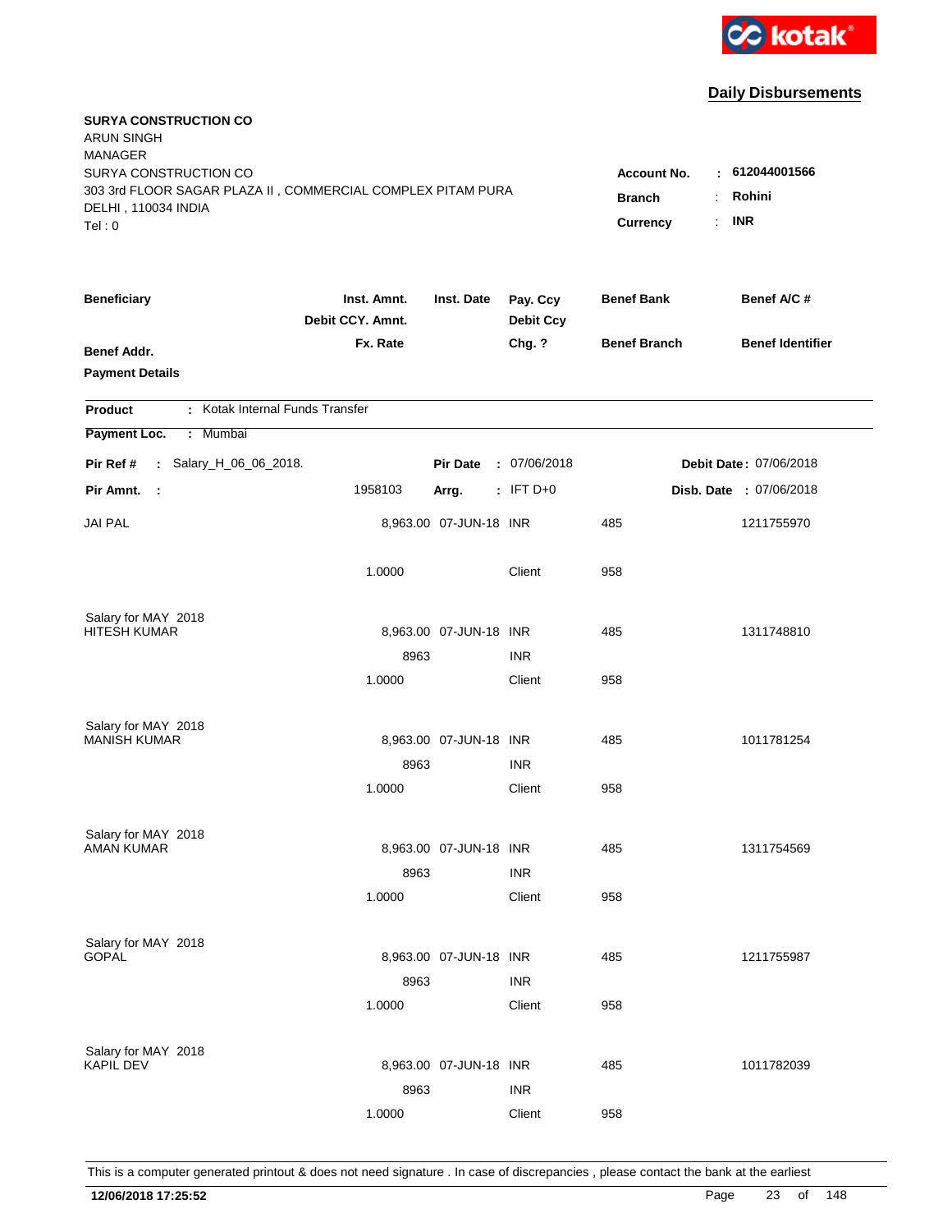kotak

## Daily Disbursements

**SURYA CONSTRUCTION CO**
ARUN SINGH
MANAGER
SURYA CONSTRUCTION CO
303 3rd FLOOR SAGAR PLAZA II , COMMERCIAL COMPLEX PITAM PURA
DELHI , 110034 INDIA
Tel : 0

**Account No.** : **612044001566**
**Branch** : **Rohini**
**Currency** : **INR**

| Beneficiary | Inst. Amnt. / Debit CCY. Amnt. / Fx. Rate | Inst. Date | Pay. Ccy / Debit Ccy / Chg. ? | Benef Bank / Benef Branch | Benef A/C # / Benef Identifier |
|---|---|---|---|---|---|
| **Benef Addr.** | | | | | |
| **Payment Details** | | | | | |

**Product** : Kotak Internal Funds Transfer
**Payment Loc.** : Mumbai

**Pir Ref #** : Salary_H_06_06_2018. **Pir Date** : 07/06/2018 **Debit Date** : 07/06/2018
**Pir Amnt.** : 1958103 **Arrg.** : IFT D+0 **Disb. Date** : 07/06/2018

| Beneficiary | Inst. Amnt. | Inst. Date | Pay. Ccy | Benef Bank | Benef A/C # |
|---|---|---|---|---|---|
| JAI PAL | 8,963.00 | 07-JUN-18 | INR | 485 | 1211755970 |
| | 1.0000 | | Client | 958 | |
| Salary for MAY 2018 | | | | | |
| HITESH KUMAR | 8,963.00 | 07-JUN-18 | INR | 485 | 1311748810 |
| | 8963 | | INR | | |
| | 1.0000 | | Client | 958 | |
| Salary for MAY 2018 | | | | | |
| MANISH KUMAR | 8,963.00 | 07-JUN-18 | INR | 485 | 1011781254 |
| | 8963 | | INR | | |
| | 1.0000 | | Client | 958 | |
| Salary for MAY 2018 | | | | | |
| AMAN KUMAR | 8,963.00 | 07-JUN-18 | INR | 485 | 1311754569 |
| | 8963 | | INR | | |
| | 1.0000 | | Client | 958 | |
| Salary for MAY 2018 | | | | | |
| GOPAL | 8,963.00 | 07-JUN-18 | INR | 485 | 1211755987 |
| | 8963 | | INR | | |
| | 1.0000 | | Client | 958 | |
| Salary for MAY 2018 | | | | | |
| KAPIL DEV | 8,963.00 | 07-JUN-18 | INR | 485 | 1011782039 |
| | 8963 | | INR | | |
| | 1.0000 | | Client | 958 | |

This is a computer generated printout & does not need signature . In case of discrepancies , please contact the bank at the earliest

**12/06/2018 17:25:52**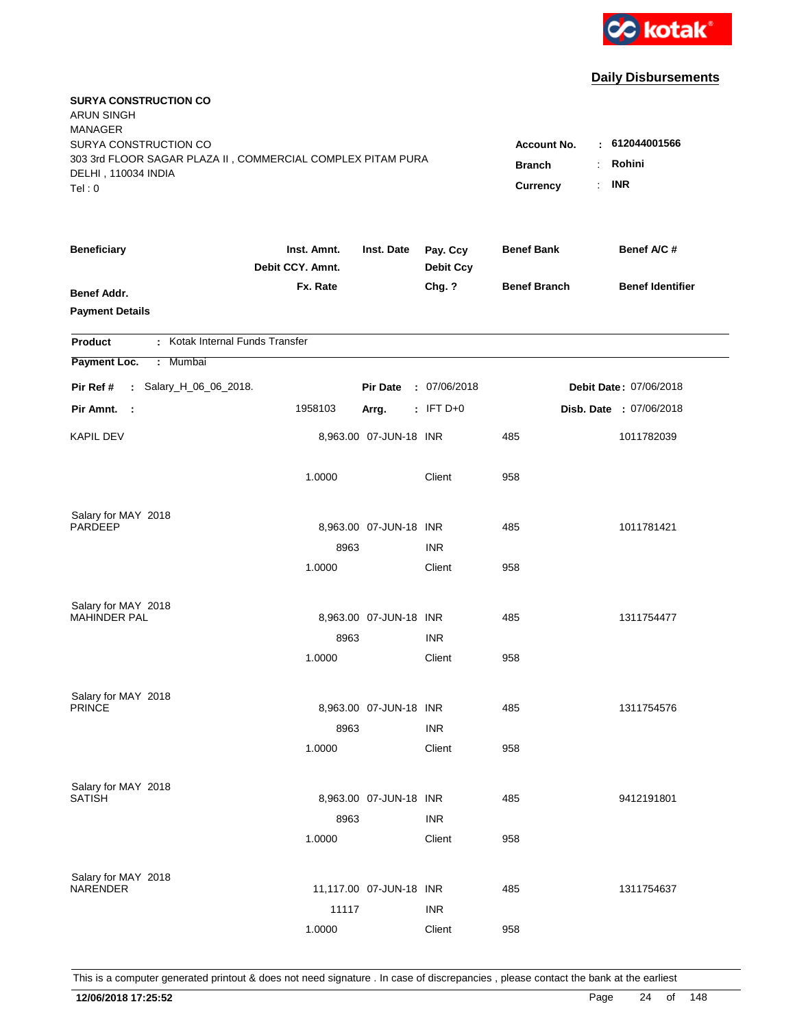kotak

## Daily Disbursements

**SURYA CONSTRUCTION CO**
ARUN SINGH
MANAGER
SURYA CONSTRUCTION CO
303 3rd FLOOR SAGAR PLAZA II , COMMERCIAL COMPLEX PITAM PURA
DELHI , 110034 INDIA
Tel : 0

**Account No.** : **612044001566**
**Branch** : **Rohini**
**Currency** : **INR**

| Beneficiary | Inst. Amnt. / Debit CCY. Amnt. / Fx. Rate | Inst. Date | Pay. Ccy / Debit Ccy / Chg. ? | Benef Bank / Benef Branch | Benef A/C # / Benef Identifier |
|---|---|---|---|---|---|
| **Benef Addr.** | | | | | |
| **Payment Details** | | | | | |

**Product** : Kotak Internal Funds Transfer
**Payment Loc.** : Mumbai

**Pir Ref #** : Salary_H_06_06_2018. **Pir Date** : 07/06/2018 **Debit Date** : 07/06/2018
**Pir Amnt.** : 1958103 **Arrg.** : IFT D+0 **Disb. Date** : 07/06/2018

| Beneficiary | Inst. Amnt. | Inst. Date | Pay. Ccy | Benef Bank | Benef A/C # |
|---|---|---|---|---|---|
| KAPIL DEV | 8,963.00 | 07-JUN-18 | INR | 485 | 1011782039 |
| | 1.0000 | | Client | 958 | |
| Salary for MAY 2018 | | | | | |
| PARDEEP | 8,963.00 | 07-JUN-18 | INR | 485 | 1011781421 |
| | 8963 | | INR | | |
| | 1.0000 | | Client | 958 | |
| Salary for MAY 2018 | | | | | |
| MAHINDER PAL | 8,963.00 | 07-JUN-18 | INR | 485 | 1311754477 |
| | 8963 | | INR | | |
| | 1.0000 | | Client | 958 | |
| Salary for MAY 2018 | | | | | |
| PRINCE | 8,963.00 | 07-JUN-18 | INR | 485 | 1311754576 |
| | 8963 | | INR | | |
| | 1.0000 | | Client | 958 | |
| Salary for MAY 2018 | | | | | |
| SATISH | 8,963.00 | 07-JUN-18 | INR | 485 | 9412191801 |
| | 8963 | | INR | | |
| | 1.0000 | | Client | 958 | |
| Salary for MAY 2018 | | | | | |
| NARENDER | 11,117.00 | 07-JUN-18 | INR | 485 | 1311754637 |
| | 11117 | | INR | | |
| | 1.0000 | | Client | 958 | |

This is a computer generated printout & does not need signature . In case of discrepancies , please contact the bank at the earliest

**12/06/2018 17:25:52**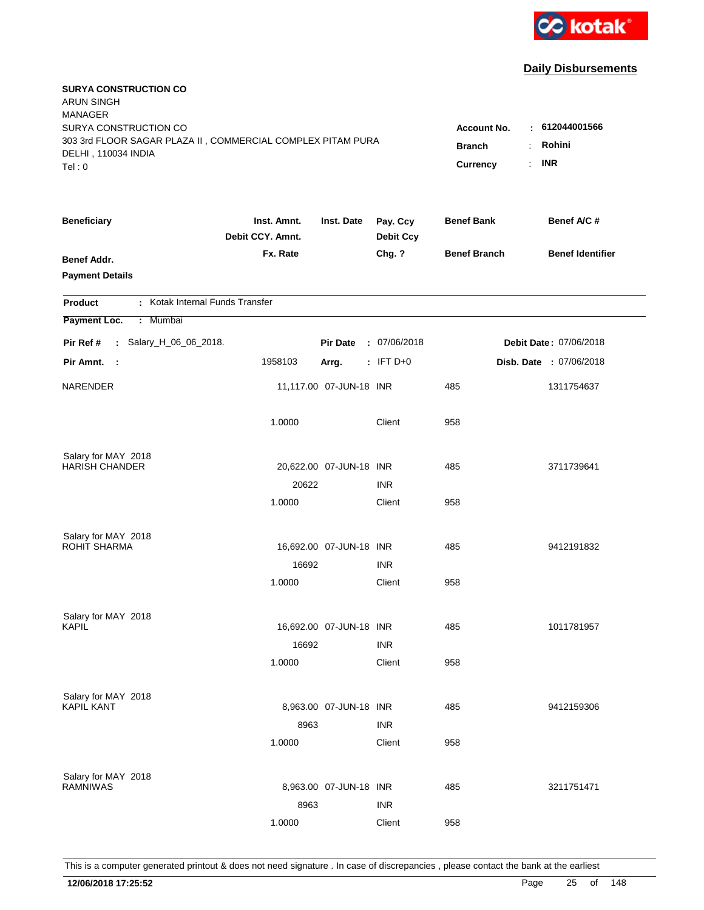kotak

## Daily Disbursements

**SURYA CONSTRUCTION CO**
ARUN SINGH
MANAGER
SURYA CONSTRUCTION CO
303 3rd FLOOR SAGAR PLAZA II , COMMERCIAL COMPLEX PITAM PURA
DELHI , 110034 INDIA
Tel : 0

**Account No.** : **612044001566**
**Branch** : **Rohini**
**Currency** : **INR**

| Beneficiary / Benef Addr. / Payment Details | Inst. Amnt. / Debit CCY. Amnt. / Fx. Rate | Inst. Date | Pay. Ccy / Debit Ccy / Chg. ? | Benef Bank / Benef Branch | Benef A/C # / Benef Identifier |
|---|---|---|---|---|---|

**Product** : Kotak Internal Funds Transfer

**Payment Loc.** : Mumbai

**Pir Ref #** : Salary_H_06_06_2018. **Pir Date** : 07/06/2018 **Debit Date** : 07/06/2018

**Pir Amnt.** : 1958103 **Arrg.** : IFT D+0 **Disb. Date** : 07/06/2018

| Beneficiary | Inst. Amnt. / Debit CCY. Amnt. / Fx. Rate | Inst. Date | Pay. Ccy / Debit Ccy / Chg. ? | Benef Bank / Benef Branch | Benef A/C # |
|---|---|---|---|---|---|
| NARENDER | 11,117.00 | 07-JUN-18 | INR | 485 | 1311754637 |
| | 1.0000 | | Client | 958 | |
| Salary for MAY 2018 | | | | | |
| HARISH CHANDER | 20,622.00 | 07-JUN-18 | INR | 485 | 3711739641 |
| | 20622 | | INR | | |
| | 1.0000 | | Client | 958 | |
| Salary for MAY 2018 | | | | | |
| ROHIT SHARMA | 16,692.00 | 07-JUN-18 | INR | 485 | 9412191832 |
| | 16692 | | INR | | |
| | 1.0000 | | Client | 958 | |
| Salary for MAY 2018 | | | | | |
| KAPIL | 16,692.00 | 07-JUN-18 | INR | 485 | 1011781957 |
| | 16692 | | INR | | |
| | 1.0000 | | Client | 958 | |
| Salary for MAY 2018 | | | | | |
| KAPIL KANT | 8,963.00 | 07-JUN-18 | INR | 485 | 9412159306 |
| | 8963 | | INR | | |
| | 1.0000 | | Client | 958 | |
| Salary for MAY 2018 | | | | | |
| RAMNIWAS | 8,963.00 | 07-JUN-18 | INR | 485 | 3211751471 |
| | 8963 | | INR | | |
| | 1.0000 | | Client | 958 | |

This is a computer generated printout & does not need signature . In case of discrepancies , please contact the bank at the earliest

**12/06/2018 17:25:52**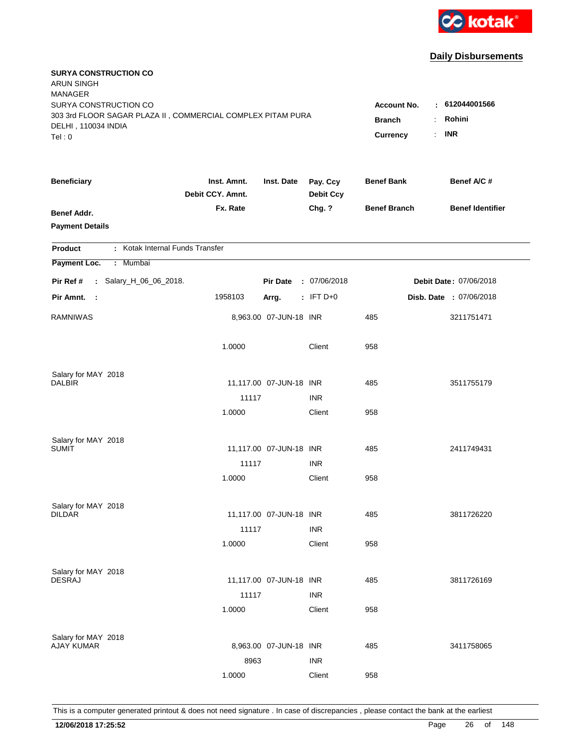kotak

## Daily Disbursements

**SURYA CONSTRUCTION CO**
ARUN SINGH
MANAGER
SURYA CONSTRUCTION CO
303 3rd FLOOR SAGAR PLAZA II , COMMERCIAL COMPLEX PITAM PURA
DELHI , 110034 INDIA
Tel : 0

**Account No.** : **612044001566**
**Branch** : **Rohini**
**Currency** : **INR**

| Beneficiary / Benef Addr. / Payment Details | Inst. Amnt. / Debit CCY. Amnt. / Fx. Rate | Inst. Date | Pay. Ccy / Debit Ccy / Chg. ? | Benef Bank / Benef Branch | Benef A/C # / Benef Identifier |
|---|---|---|---|---|---|

**Product** : Kotak Internal Funds Transfer
**Payment Loc.** : Mumbai

**Pir Ref #** : Salary_H_06_06_2018. **Pir Date** : 07/06/2018 **Debit Date** : 07/06/2018
**Pir Amnt.** : 1958103 **Arrg.** : IFT D+0 **Disb. Date** : 07/06/2018

| Beneficiary | Inst. Amnt. | Inst. Date | Pay. Ccy | Benef Bank | Benef A/C # |
|---|---|---|---|---|---|
| RAMNIWAS | 8,963.00 | 07-JUN-18 | INR | 485 | 3211751471 |
| | 1.0000 | | Client | 958 | |
| Salary for MAY 2018 | | | | | |
| DALBIR | 11,117.00 | 07-JUN-18 | INR | 485 | 3511755179 |
| | 11117 | | INR | | |
| | 1.0000 | | Client | 958 | |
| Salary for MAY 2018 | | | | | |
| SUMIT | 11,117.00 | 07-JUN-18 | INR | 485 | 2411749431 |
| | 11117 | | INR | | |
| | 1.0000 | | Client | 958 | |
| Salary for MAY 2018 | | | | | |
| DILDAR | 11,117.00 | 07-JUN-18 | INR | 485 | 3811726220 |
| | 11117 | | INR | | |
| | 1.0000 | | Client | 958 | |
| Salary for MAY 2018 | | | | | |
| DESRAJ | 11,117.00 | 07-JUN-18 | INR | 485 | 3811726169 |
| | 11117 | | INR | | |
| | 1.0000 | | Client | 958 | |
| Salary for MAY 2018 | | | | | |
| AJAY KUMAR | 8,963.00 | 07-JUN-18 | INR | 485 | 3411758065 |
| | 8963 | | INR | | |
| | 1.0000 | | Client | 958 | |

This is a computer generated printout & does not need signature . In case of discrepancies , please contact the bank at the earliest

**12/06/2018 17:25:52**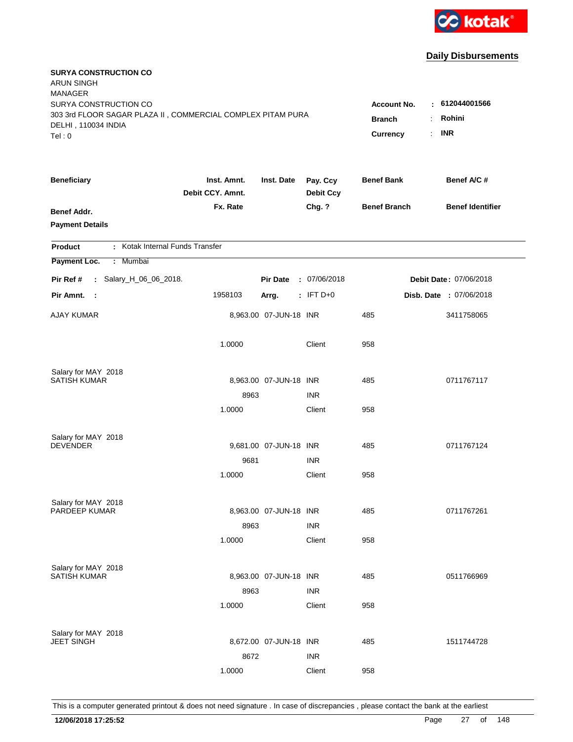**kotak**

## Daily Disbursements

**SURYA CONSTRUCTION CO**
ARUN SINGH
MANAGER
SURYA CONSTRUCTION CO
303 3rd FLOOR SAGAR PLAZA II , COMMERCIAL COMPLEX PITAM PURA
DELHI , 110034 INDIA
Tel : 0

**Account No.** : **612044001566**
**Branch** : **Rohini**
**Currency** : **INR**

| Beneficiary | Inst. Amnt. / Debit CCY. Amnt. / Fx. Rate | Inst. Date | Pay. Ccy / Debit Ccy / Chg. ? | Benef Bank / Benef Branch | Benef A/C # / Benef Identifier |
|---|---|---|---|---|---|
| **Benef Addr.** / **Payment Details** | | | | | |

**Product** : Kotak Internal Funds Transfer

**Payment Loc.** : Mumbai

**Pir Ref #** : Salary_H_06_06_2018. **Pir Date** : 07/06/2018 **Debit Date** : 07/06/2018

**Pir Amnt.** : 1958103 **Arrg.** : IFT D+0 **Disb. Date** : 07/06/2018

| Beneficiary | Inst. Amnt. | Inst. Date | Pay. Ccy | Benef Bank | Benef A/C # |
|---|---|---|---|---|---|
| AJAY KUMAR | 8,963.00 | 07-JUN-18 | INR | 485 | 3411758065 |
| | 1.0000 | | Client | 958 | |
| Salary for MAY 2018 | | | | | |
| SATISH KUMAR | 8,963.00 | 07-JUN-18 | INR | 485 | 0711767117 |
| | 8963 | | INR | | |
| | 1.0000 | | Client | 958 | |
| Salary for MAY 2018 | | | | | |
| DEVENDER | 9,681.00 | 07-JUN-18 | INR | 485 | 0711767124 |
| | 9681 | | INR | | |
| | 1.0000 | | Client | 958 | |
| Salary for MAY 2018 | | | | | |
| PARDEEP KUMAR | 8,963.00 | 07-JUN-18 | INR | 485 | 0711767261 |
| | 8963 | | INR | | |
| | 1.0000 | | Client | 958 | |
| Salary for MAY 2018 | | | | | |
| SATISH KUMAR | 8,963.00 | 07-JUN-18 | INR | 485 | 0511766969 |
| | 8963 | | INR | | |
| | 1.0000 | | Client | 958 | |
| Salary for MAY 2018 | | | | | |
| JEET SINGH | 8,672.00 | 07-JUN-18 | INR | 485 | 1511744728 |
| | 8672 | | INR | | |
| | 1.0000 | | Client | 958 | |

This is a computer generated printout & does not need signature . In case of discrepancies , please contact the bank at the earliest

**12/06/2018 17:25:52**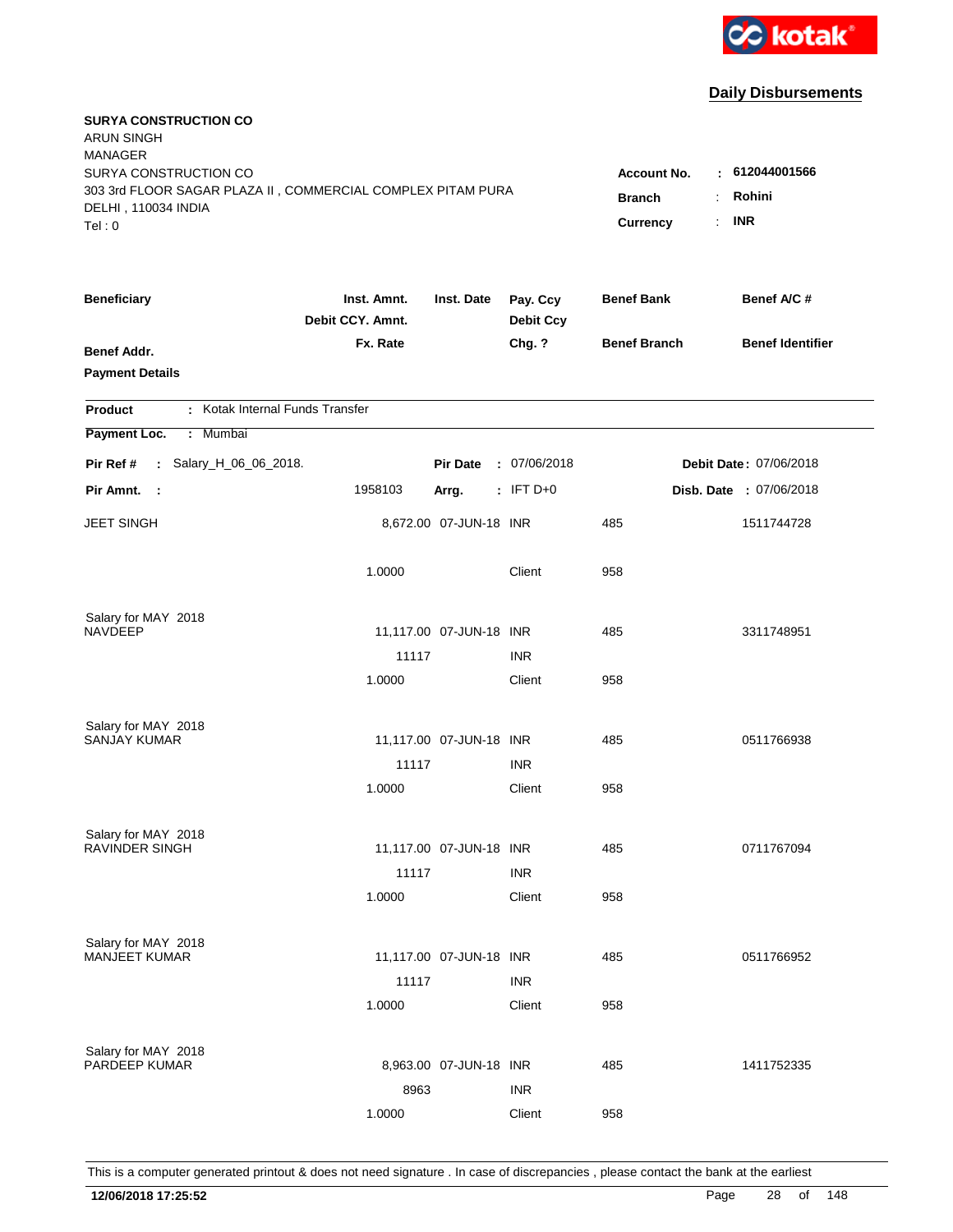kotak

## Daily Disbursements

**SURYA CONSTRUCTION CO**
ARUN SINGH
MANAGER
SURYA CONSTRUCTION CO
303 3rd FLOOR SAGAR PLAZA II , COMMERCIAL COMPLEX PITAM PURA
DELHI , 110034 INDIA
Tel : 0

**Account No.** : **612044001566**
**Branch** : **Rohini**
**Currency** : **INR**

| Beneficiary | Inst. Amnt. / Debit CCY. Amnt. / Fx. Rate | Inst. Date | Pay. Ccy / Debit Ccy / Chg. ? | Benef Bank / Benef Branch | Benef A/C # / Benef Identifier |
|---|---|---|---|---|---|
| **Benef Addr.** | | | | | |
| **Payment Details** | | | | | |

**Product** : Kotak Internal Funds Transfer
**Payment Loc.** : Mumbai

**Pir Ref #** : Salary_H_06_06_2018. **Pir Date** : 07/06/2018 **Debit Date** : 07/06/2018
**Pir Amnt.** : 1958103 **Arrg.** : IFT D+0 **Disb. Date** : 07/06/2018

| Beneficiary | Inst. Amnt. | Inst. Date | Pay. Ccy | Benef Bank | Benef A/C # |
|---|---|---|---|---|---|
| JEET SINGH | 8,672.00 | 07-JUN-18 | INR | 485 | 1511744728 |
| | 1.0000 | | Client | 958 | |
| Salary for MAY 2018 | | | | | |
| NAVDEEP | 11,117.00 | 07-JUN-18 | INR | 485 | 3311748951 |
| | 11117 | | INR | | |
| | 1.0000 | | Client | 958 | |
| Salary for MAY 2018 | | | | | |
| SANJAY KUMAR | 11,117.00 | 07-JUN-18 | INR | 485 | 0511766938 |
| | 11117 | | INR | | |
| | 1.0000 | | Client | 958 | |
| Salary for MAY 2018 | | | | | |
| RAVINDER SINGH | 11,117.00 | 07-JUN-18 | INR | 485 | 0711767094 |
| | 11117 | | INR | | |
| | 1.0000 | | Client | 958 | |
| Salary for MAY 2018 | | | | | |
| MANJEET KUMAR | 11,117.00 | 07-JUN-18 | INR | 485 | 0511766952 |
| | 11117 | | INR | | |
| | 1.0000 | | Client | 958 | |
| Salary for MAY 2018 | | | | | |
| PARDEEP KUMAR | 8,963.00 | 07-JUN-18 | INR | 485 | 1411752335 |
| | 8963 | | INR | | |
| | 1.0000 | | Client | 958 | |

This is a computer generated printout & does not need signature . In case of discrepancies , please contact the bank at the earliest

**12/06/2018 17:25:52**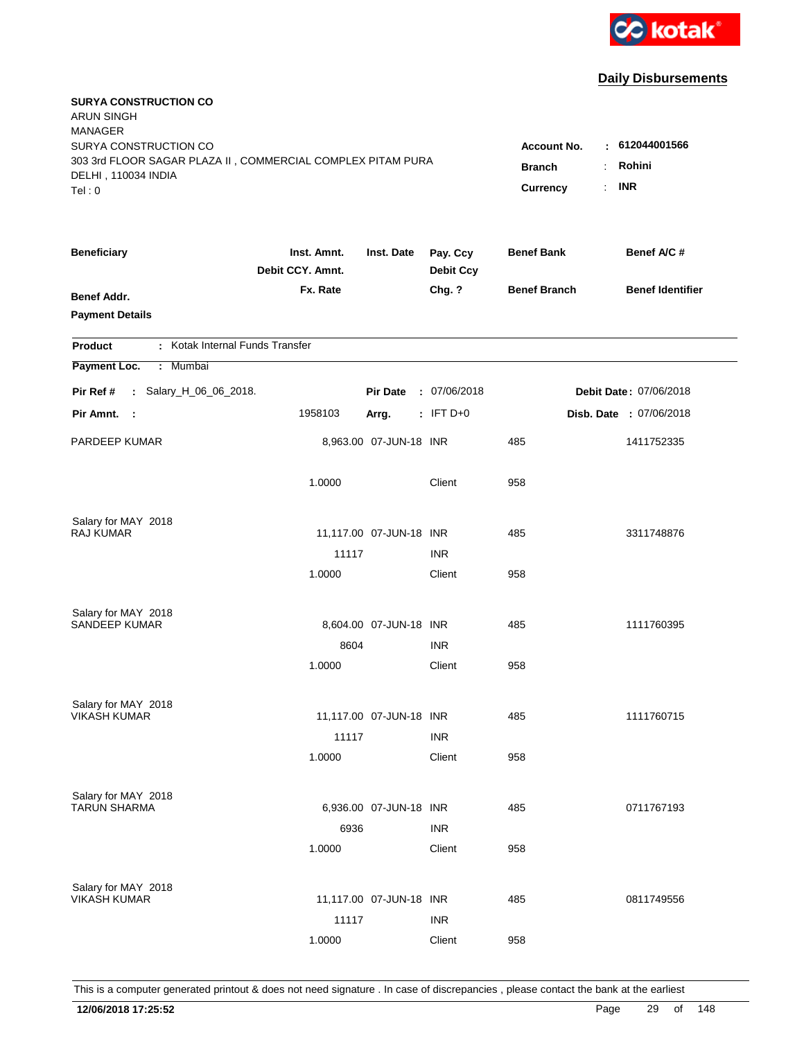kotak

## Daily Disbursements

**SURYA CONSTRUCTION CO**
ARUN SINGH
MANAGER
SURYA CONSTRUCTION CO
303 3rd FLOOR SAGAR PLAZA II , COMMERCIAL COMPLEX PITAM PURA
DELHI , 110034 INDIA
Tel : 0

**Account No.** : **612044001566**
**Branch** : **Rohini**
**Currency** : **INR**

| Beneficiary / Benef Addr. / Payment Details | Inst. Amnt. / Debit CCY. Amnt. / Fx. Rate | Inst. Date | Pay. Ccy / Debit Ccy / Chg. ? | Benef Bank / Benef Branch | Benef A/C # / Benef Identifier |
|---|---|---|---|---|---|

**Product** : Kotak Internal Funds Transfer
**Payment Loc.** : Mumbai

**Pir Ref #** : Salary_H_06_06_2018. **Pir Date** : 07/06/2018 **Debit Date** : 07/06/2018
**Pir Amnt.** : 1958103 **Arrg.** : IFT D+0 **Disb. Date** : 07/06/2018

| Beneficiary | Inst. Amnt. | Inst. Date | Pay. Ccy | Benef Bank | Benef A/C # |
|---|---|---|---|---|---|
| PARDEEP KUMAR | 8,963.00 | 07-JUN-18 | INR | 485 | 1411752335 |
| | 1.0000 | | Client | 958 | |
| Salary for MAY 2018 | | | | | |
| RAJ KUMAR | 11,117.00 | 07-JUN-18 | INR | 485 | 3311748876 |
| | 11117 | | INR | | |
| | 1.0000 | | Client | 958 | |
| Salary for MAY 2018 | | | | | |
| SANDEEP KUMAR | 8,604.00 | 07-JUN-18 | INR | 485 | 1111760395 |
| | 8604 | | INR | | |
| | 1.0000 | | Client | 958 | |
| Salary for MAY 2018 | | | | | |
| VIKASH KUMAR | 11,117.00 | 07-JUN-18 | INR | 485 | 1111760715 |
| | 11117 | | INR | | |
| | 1.0000 | | Client | 958 | |
| Salary for MAY 2018 | | | | | |
| TARUN SHARMA | 6,936.00 | 07-JUN-18 | INR | 485 | 0711767193 |
| | 6936 | | INR | | |
| | 1.0000 | | Client | 958 | |
| Salary for MAY 2018 | | | | | |
| VIKASH KUMAR | 11,117.00 | 07-JUN-18 | INR | 485 | 0811749556 |
| | 11117 | | INR | | |
| | 1.0000 | | Client | 958 | |

This is a computer generated printout & does not need signature . In case of discrepancies , please contact the bank at the earliest

**12/06/2018 17:25:52**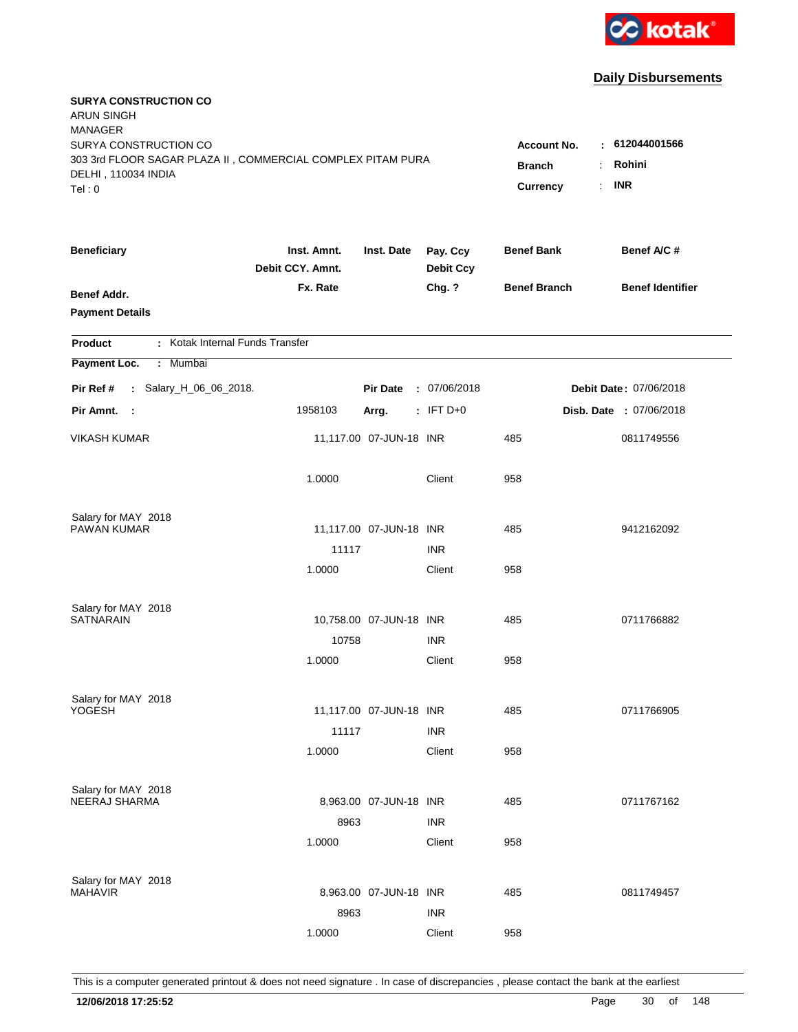kotak

**Daily Disbursements**

**SURYA CONSTRUCTION CO**
ARUN SINGH
MANAGER
SURYA CONSTRUCTION CO
303 3rd FLOOR SAGAR PLAZA II , COMMERCIAL COMPLEX PITAM PURA
DELHI , 110034 INDIA
Tel : 0

**Account No.** : **612044001566**
**Branch** : **Rohini**
**Currency** : **INR**

| Beneficiary | Inst. Amnt. / Debit CCY. Amnt. / Fx. Rate | Inst. Date | Pay. Ccy / Debit Ccy / Chg. ? | Benef Bank / Benef Branch | Benef A/C # / Benef Identifier |
|---|---|---|---|---|---|
| **Benef Addr.** / **Payment Details** | | | | | |

**Product** : Kotak Internal Funds Transfer

**Payment Loc.** : Mumbai

**Pir Ref #** : Salary_H_06_06_2018. **Pir Date** : 07/06/2018 **Debit Date**: 07/06/2018

**Pir Amnt.** : 1958103 **Arrg.** : IFT D+0 **Disb. Date** : 07/06/2018

| Beneficiary | Inst. Amnt. / Debit CCY. Amnt. / Fx. Rate | Inst. Date | Pay. Ccy / Debit Ccy / Chg. ? | Benef Bank / Benef Branch | Benef A/C # |
|---|---|---|---|---|---|
| VIKASH KUMAR | 11,117.00 | 07-JUN-18 | INR | 485 | 0811749556 |
| | 1.0000 | | Client | 958 | |
| Salary for MAY 2018 | | | | | |
| PAWAN KUMAR | 11,117.00 | 07-JUN-18 | INR | 485 | 9412162092 |
| | 11117 | | INR | | |
| | 1.0000 | | Client | 958 | |
| Salary for MAY 2018 | | | | | |
| SATNARAIN | 10,758.00 | 07-JUN-18 | INR | 485 | 0711766882 |
| | 10758 | | INR | | |
| | 1.0000 | | Client | 958 | |
| Salary for MAY 2018 | | | | | |
| YOGESH | 11,117.00 | 07-JUN-18 | INR | 485 | 0711766905 |
| | 11117 | | INR | | |
| | 1.0000 | | Client | 958 | |
| Salary for MAY 2018 | | | | | |
| NEERAJ SHARMA | 8,963.00 | 07-JUN-18 | INR | 485 | 0711767162 |
| | 8963 | | INR | | |
| | 1.0000 | | Client | 958 | |
| Salary for MAY 2018 | | | | | |
| MAHAVIR | 8,963.00 | 07-JUN-18 | INR | 485 | 0811749457 |
| | 8963 | | INR | | |
| | 1.0000 | | Client | 958 | |

This is a computer generated printout & does not need signature . In case of discrepancies , please contact the bank at the earliest

**12/06/2018 17:25:52**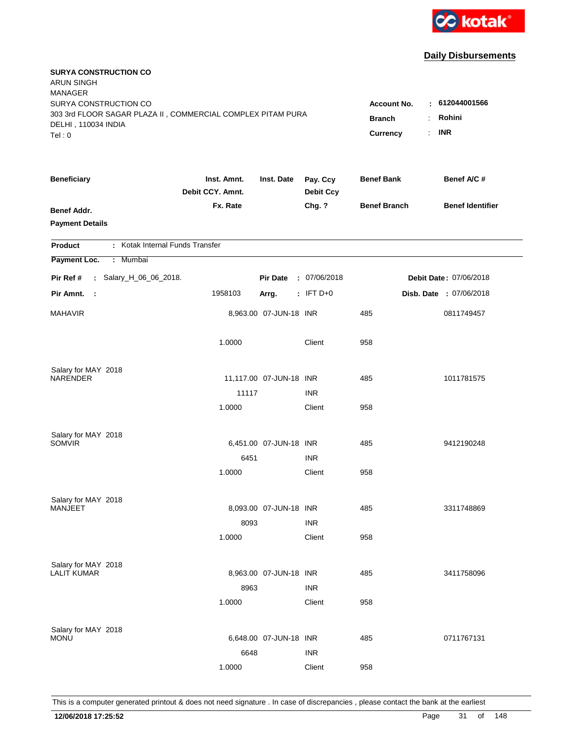kotak

**Daily Disbursements**

**SURYA CONSTRUCTION CO**
ARUN SINGH
MANAGER
SURYA CONSTRUCTION CO
303 3rd FLOOR SAGAR PLAZA II , COMMERCIAL COMPLEX PITAM PURA
DELHI , 110034 INDIA
Tel : 0

**Account No.** : **612044001566**
**Branch** : **Rohini**
**Currency** : **INR**

| Beneficiary / Benef Addr. / Payment Details | Inst. Amnt. / Debit CCY. Amnt. / Fx. Rate | Inst. Date | Pay. Ccy / Debit Ccy / Chg. ? | Benef Bank / Benef Branch | Benef A/C # / Benef Identifier |
|---|---|---|---|---|---|

**Product** : Kotak Internal Funds Transfer

**Payment Loc.** : Mumbai

**Pir Ref #** : Salary_H_06_06_2018. **Pir Date** : 07/06/2018 **Debit Date** : 07/06/2018

**Pir Amnt.** : 1958103 **Arrg.** : IFT D+0 **Disb. Date** : 07/06/2018

| Beneficiary | Inst. Amnt. | Inst. Date | Pay. Ccy | Benef Bank | Benef A/C # |
|---|---|---|---|---|---|
| MAHAVIR | 8,963.00 | 07-JUN-18 | INR | 485 | 0811749457 |
| | 1.0000 | | Client | 958 | |
| Salary for MAY 2018 | | | | | |
| NARENDER | 11,117.00 | 07-JUN-18 | INR | 485 | 1011781575 |
| | 11117 | | INR | | |
| | 1.0000 | | Client | 958 | |
| Salary for MAY 2018 | | | | | |
| SOMVIR | 6,451.00 | 07-JUN-18 | INR | 485 | 9412190248 |
| | 6451 | | INR | | |
| | 1.0000 | | Client | 958 | |
| Salary for MAY 2018 | | | | | |
| MANJEET | 8,093.00 | 07-JUN-18 | INR | 485 | 3311748869 |
| | 8093 | | INR | | |
| | 1.0000 | | Client | 958 | |
| Salary for MAY 2018 | | | | | |
| LALIT KUMAR | 8,963.00 | 07-JUN-18 | INR | 485 | 3411758096 |
| | 8963 | | INR | | |
| | 1.0000 | | Client | 958 | |
| Salary for MAY 2018 | | | | | |
| MONU | 6,648.00 | 07-JUN-18 | INR | 485 | 0711767131 |
| | 6648 | | INR | | |
| | 1.0000 | | Client | 958 | |

This is a computer generated printout & does not need signature . In case of discrepancies , please contact the bank at the earliest

**12/06/2018 17:25:52**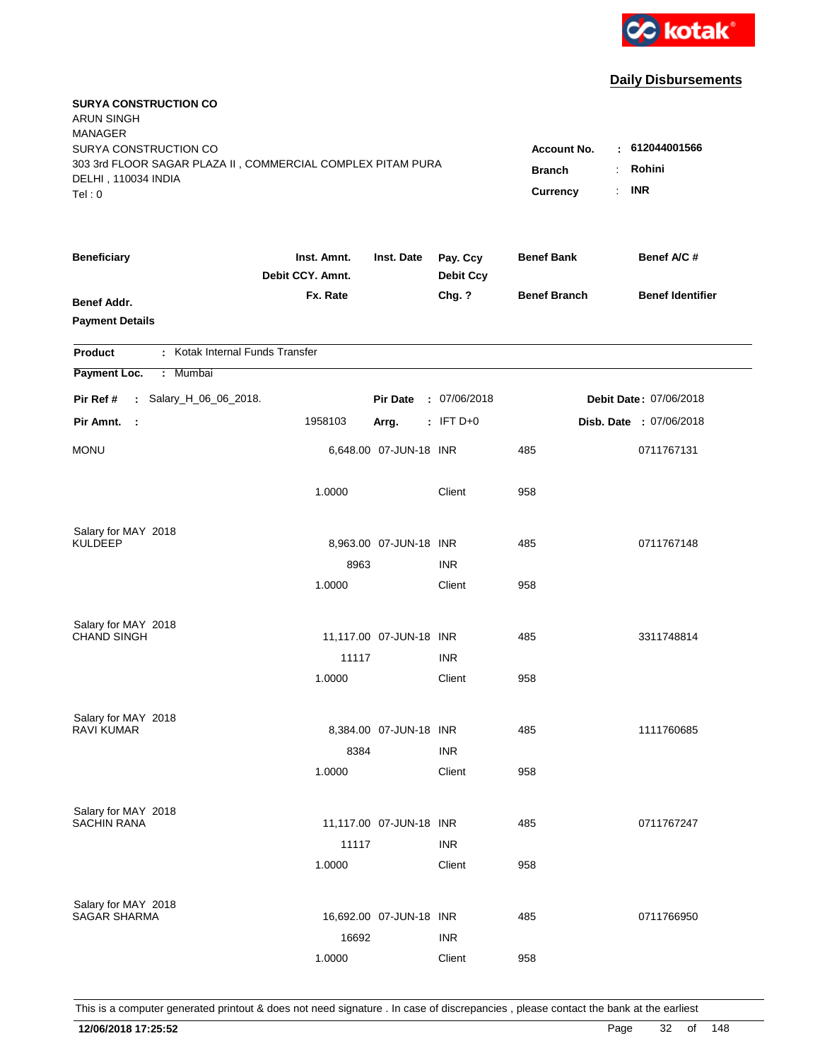kotak

## Daily Disbursements

**SURYA CONSTRUCTION CO**
ARUN SINGH
MANAGER
SURYA CONSTRUCTION CO
303 3rd FLOOR SAGAR PLAZA II , COMMERCIAL COMPLEX PITAM PURA
DELHI , 110034 INDIA
Tel : 0

| | | |
|---|---|---|
| **Account No.** | : | **612044001566** |
| **Branch** | : | **Rohini** |
| **Currency** | : | **INR** |

| **Beneficiary** | **Inst. Amnt.** / **Debit CCY. Amnt.** | **Inst. Date** | **Pay. Ccy** / **Debit Ccy** | **Benef Bank** | **Benef A/C #** |
|---|---|---|---|---|---|
| **Benef Addr.** / **Payment Details** | **Fx. Rate** | | **Chg. ?** | **Benef Branch** | **Benef Identifier** |

**Product** : Kotak Internal Funds Transfer

**Payment Loc.** : Mumbai

**Pir Ref #** : Salary_H_06_06_2018. **Pir Date** : 07/06/2018 **Debit Date** : 07/06/2018

**Pir Amnt.** : 1958103 **Arrg.** : IFT D+0 **Disb. Date** : 07/06/2018

| Beneficiary | Inst. Amnt. / Debit CCY. Amnt. / Fx. Rate | Inst. Date | Pay. Ccy / Debit Ccy / Chg. ? | Benef Bank / Benef Branch | Benef A/C # |
|---|---|---|---|---|---|
| MONU | 6,648.00 | 07-JUN-18 | INR | 485 | 0711767131 |
| | 1.0000 | | Client | 958 | |
| Salary for MAY 2018 | | | | | |
| KULDEEP | 8,963.00 | 07-JUN-18 | INR | 485 | 0711767148 |
| | 8963 | | INR | | |
| | 1.0000 | | Client | 958 | |
| Salary for MAY 2018 | | | | | |
| CHAND SINGH | 11,117.00 | 07-JUN-18 | INR | 485 | 3311748814 |
| | 11117 | | INR | | |
| | 1.0000 | | Client | 958 | |
| Salary for MAY 2018 | | | | | |
| RAVI KUMAR | 8,384.00 | 07-JUN-18 | INR | 485 | 1111760685 |
| | 8384 | | INR | | |
| | 1.0000 | | Client | 958 | |
| Salary for MAY 2018 | | | | | |
| SACHIN RANA | 11,117.00 | 07-JUN-18 | INR | 485 | 0711767247 |
| | 11117 | | INR | | |
| | 1.0000 | | Client | 958 | |
| Salary for MAY 2018 | | | | | |
| SAGAR SHARMA | 16,692.00 | 07-JUN-18 | INR | 485 | 0711766950 |
| | 16692 | | INR | | |
| | 1.0000 | | Client | 958 | |

This is a computer generated printout & does not need signature . In case of discrepancies , please contact the bank at the earliest

**12/06/2018 17:25:52**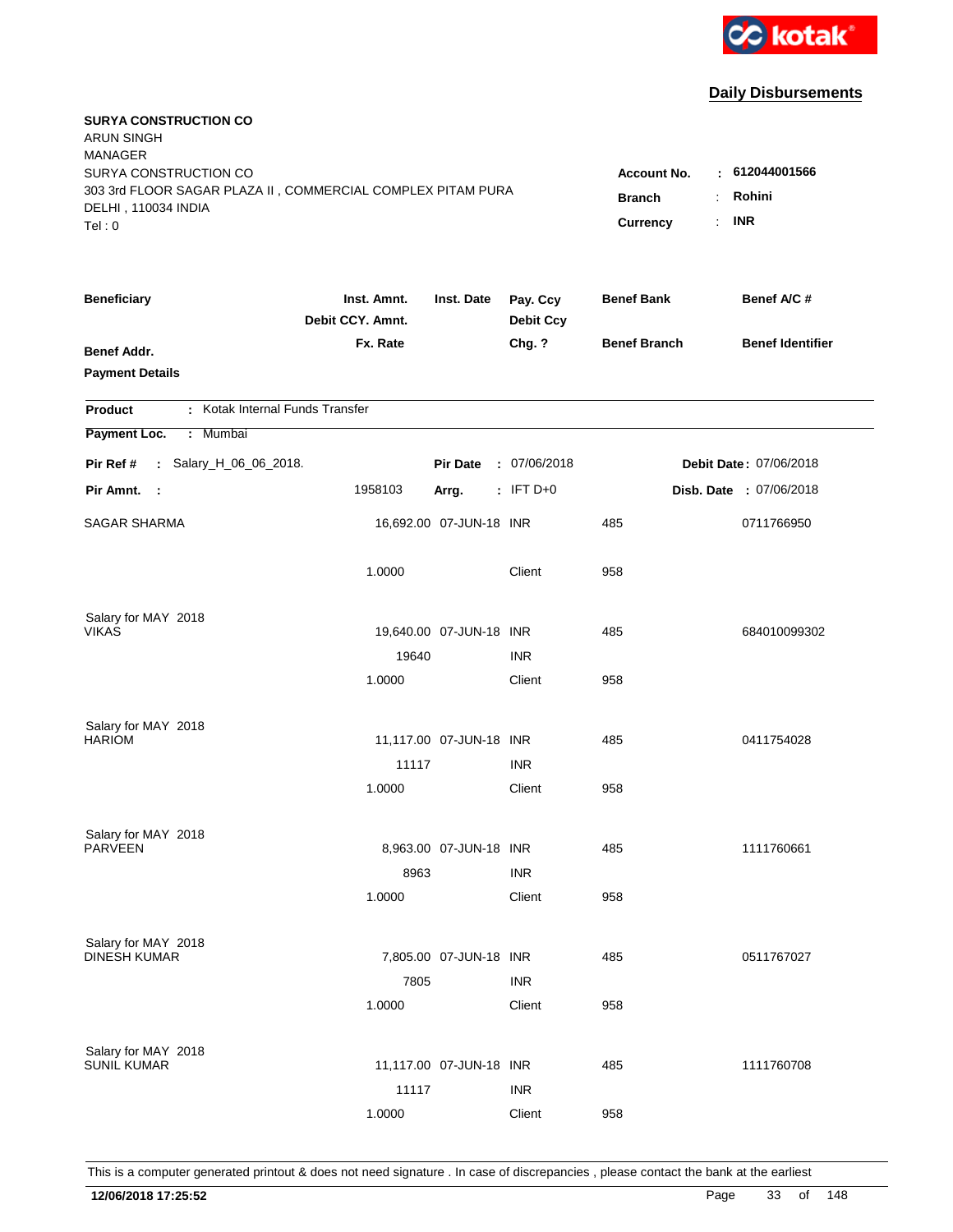kotak

## Daily Disbursements

**SURYA CONSTRUCTION CO**
ARUN SINGH
MANAGER
SURYA CONSTRUCTION CO
303 3rd FLOOR SAGAR PLAZA II , COMMERCIAL COMPLEX PITAM PURA
DELHI , 110034 INDIA
Tel : 0

**Account No.** : **612044001566**
**Branch** : **Rohini**
**Currency** : **INR**

| Beneficiary | Inst. Amnt. / Debit CCY. Amnt. / Fx. Rate | Inst. Date | Pay. Ccy / Debit Ccy / Chg. ? | Benef Bank / Benef Branch | Benef A/C # / Benef Identifier |
|---|---|---|---|---|---|
| **Benef Addr.** | | | | | |
| **Payment Details** | | | | | |

**Product** : Kotak Internal Funds Transfer
**Payment Loc.** : Mumbai

**Pir Ref #** : Salary_H_06_06_2018. **Pir Date** : 07/06/2018 **Debit Date** : 07/06/2018
**Pir Amnt.** : 1958103 **Arrg.** : IFT D+0 **Disb. Date** : 07/06/2018

| Beneficiary | Inst. Amnt. | Inst. Date | Pay. Ccy | Benef Bank | Benef A/C # |
|---|---|---|---|---|---|
| SAGAR SHARMA | 16,692.00 | 07-JUN-18 | INR | 485 | 0711766950 |
| | 1.0000 | | Client | 958 | |
| Salary for MAY 2018 | | | | | |
| VIKAS | 19,640.00 | 07-JUN-18 | INR | 485 | 684010099302 |
| | 19640 | | INR | | |
| | 1.0000 | | Client | 958 | |
| Salary for MAY 2018 | | | | | |
| HARIOM | 11,117.00 | 07-JUN-18 | INR | 485 | 0411754028 |
| | 11117 | | INR | | |
| | 1.0000 | | Client | 958 | |
| Salary for MAY 2018 | | | | | |
| PARVEEN | 8,963.00 | 07-JUN-18 | INR | 485 | 1111760661 |
| | 8963 | | INR | | |
| | 1.0000 | | Client | 958 | |
| Salary for MAY 2018 | | | | | |
| DINESH KUMAR | 7,805.00 | 07-JUN-18 | INR | 485 | 0511767027 |
| | 7805 | | INR | | |
| | 1.0000 | | Client | 958 | |
| Salary for MAY 2018 | | | | | |
| SUNIL KUMAR | 11,117.00 | 07-JUN-18 | INR | 485 | 1111760708 |
| | 11117 | | INR | | |
| | 1.0000 | | Client | 958 | |

This is a computer generated printout & does not need signature . In case of discrepancies , please contact the bank at the earliest

**12/06/2018 17:25:52**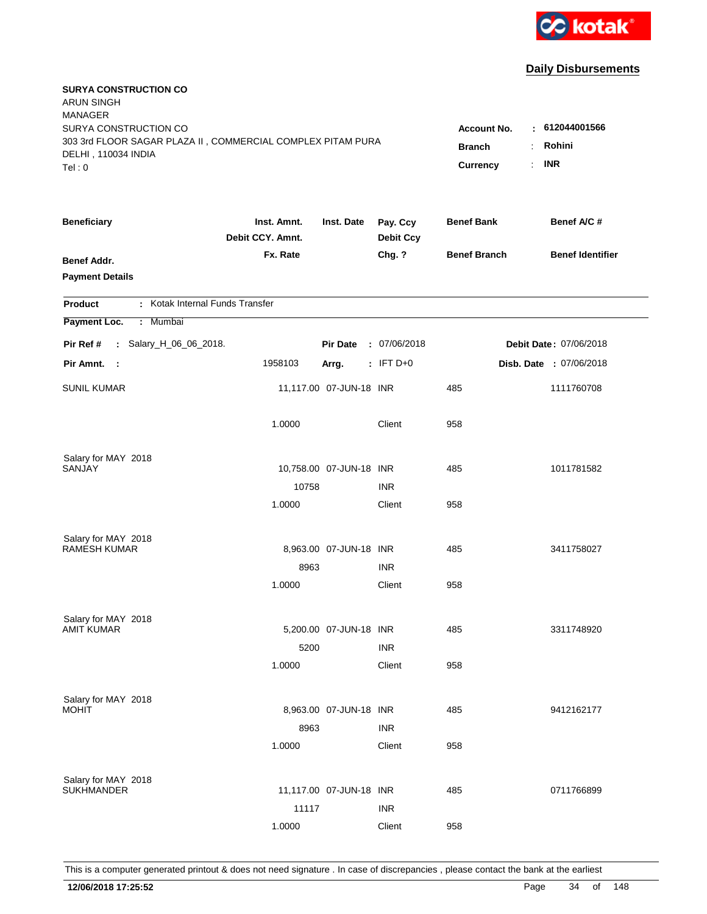kotak

## Daily Disbursements

**SURYA CONSTRUCTION CO**
ARUN SINGH
MANAGER
SURYA CONSTRUCTION CO
303 3rd FLOOR SAGAR PLAZA II , COMMERCIAL COMPLEX PITAM PURA
DELHI , 110034 INDIA
Tel : 0

**Account No.** : **612044001566**
**Branch** : **Rohini**
**Currency** : **INR**

| Beneficiary | Inst. Amnt. / Debit CCY. Amnt. / Fx. Rate | Inst. Date | Pay. Ccy / Debit Ccy / Chg. ? | Benef Bank / Benef Branch | Benef A/C # / Benef Identifier |
|---|---|---|---|---|---|
| **Benef Addr.** | | | | | |
| **Payment Details** | | | | | |

**Product** : Kotak Internal Funds Transfer
**Payment Loc.** : Mumbai

**Pir Ref #** : Salary_H_06_06_2018. **Pir Date** : 07/06/2018 **Debit Date** : 07/06/2018
**Pir Amnt.** : 1958103 **Arrg.** : IFT D+0 **Disb. Date** : 07/06/2018

| Beneficiary | Inst. Amnt. / Debit CCY. Amnt. / Fx. Rate | Inst. Date | Pay. Ccy / Debit Ccy / Chg. ? | Benef Bank / Benef Branch | Benef A/C # |
|---|---|---|---|---|---|
| SUNIL KUMAR | 11,117.00 | 07-JUN-18 | INR | 485 | 1111760708 |
| | 1.0000 | | Client | 958 | |
| Salary for MAY 2018 | | | | | |
| SANJAY | 10,758.00 | 07-JUN-18 | INR | 485 | 1011781582 |
| | 10758 | | INR | | |
| | 1.0000 | | Client | 958 | |
| Salary for MAY 2018 | | | | | |
| RAMESH KUMAR | 8,963.00 | 07-JUN-18 | INR | 485 | 3411758027 |
| | 8963 | | INR | | |
| | 1.0000 | | Client | 958 | |
| Salary for MAY 2018 | | | | | |
| AMIT KUMAR | 5,200.00 | 07-JUN-18 | INR | 485 | 3311748920 |
| | 5200 | | INR | | |
| | 1.0000 | | Client | 958 | |
| Salary for MAY 2018 | | | | | |
| MOHIT | 8,963.00 | 07-JUN-18 | INR | 485 | 9412162177 |
| | 8963 | | INR | | |
| | 1.0000 | | Client | 958 | |
| Salary for MAY 2018 | | | | | |
| SUKHMANDER | 11,117.00 | 07-JUN-18 | INR | 485 | 0711766899 |
| | 11117 | | INR | | |
| | 1.0000 | | Client | 958 | |

This is a computer generated printout & does not need signature . In case of discrepancies , please contact the bank at the earliest

**12/06/2018 17:25:52**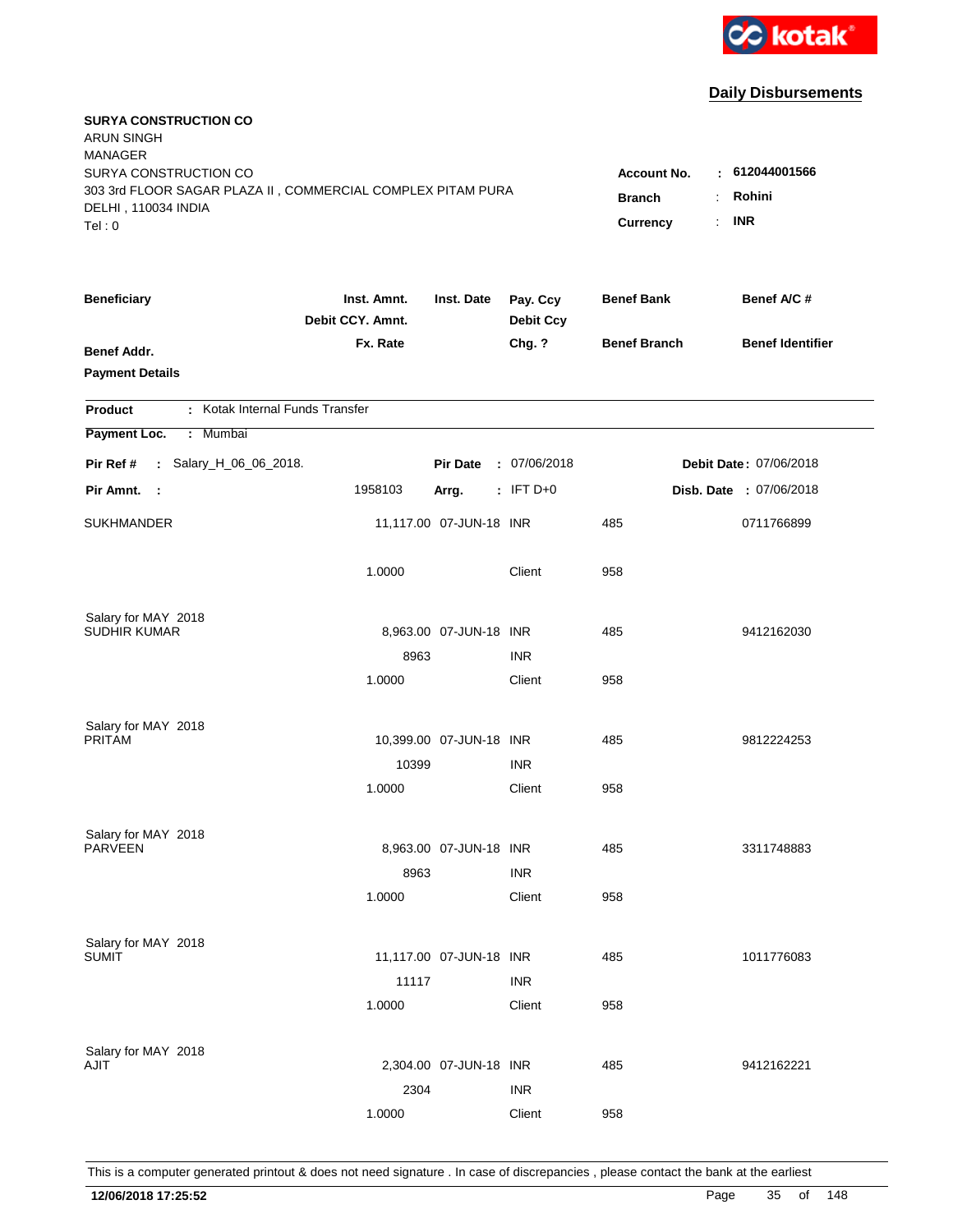kotak

## Daily Disbursements

**SURYA CONSTRUCTION CO**
ARUN SINGH
MANAGER
SURYA CONSTRUCTION CO
303 3rd FLOOR SAGAR PLAZA II , COMMERCIAL COMPLEX PITAM PURA
DELHI , 110034 INDIA
Tel : 0

**Account No.** : **612044001566**
**Branch** : **Rohini**
**Currency** : **INR**

| Beneficiary / Benef Addr. / Payment Details | Inst. Amnt. / Debit CCY. Amnt. / Fx. Rate | Inst. Date | Pay. Ccy / Debit Ccy / Chg. ? | Benef Bank / Benef Branch | Benef A/C # / Benef Identifier |
|---|---|---|---|---|---|

**Product** : Kotak Internal Funds Transfer
**Payment Loc.** : Mumbai

**Pir Ref #** : Salary_H_06_06_2018. **Pir Date** : 07/06/2018 **Debit Date** : 07/06/2018
**Pir Amnt.** : 1958103 **Arrg.** : IFT D+0 **Disb. Date** : 07/06/2018

| Beneficiary | Inst. Amnt. | Inst. Date | Pay. Ccy | Benef Bank | Benef A/C # |
|---|---|---|---|---|---|
| SUKHMANDER | 11,117.00 | 07-JUN-18 | INR | 485 | 0711766899 |
| | 1.0000 | | Client | 958 | |
| Salary for MAY 2018 | | | | | |
| SUDHIR KUMAR | 8,963.00 | 07-JUN-18 | INR | 485 | 9412162030 |
| | 8963 | | INR | | |
| | 1.0000 | | Client | 958 | |
| Salary for MAY 2018 | | | | | |
| PRITAM | 10,399.00 | 07-JUN-18 | INR | 485 | 9812224253 |
| | 10399 | | INR | | |
| | 1.0000 | | Client | 958 | |
| Salary for MAY 2018 | | | | | |
| PARVEEN | 8,963.00 | 07-JUN-18 | INR | 485 | 3311748883 |
| | 8963 | | INR | | |
| | 1.0000 | | Client | 958 | |
| Salary for MAY 2018 | | | | | |
| SUMIT | 11,117.00 | 07-JUN-18 | INR | 485 | 1011776083 |
| | 11117 | | INR | | |
| | 1.0000 | | Client | 958 | |
| Salary for MAY 2018 | | | | | |
| AJIT | 2,304.00 | 07-JUN-18 | INR | 485 | 9412162221 |
| | 2304 | | INR | | |
| | 1.0000 | | Client | 958 | |

This is a computer generated printout & does not need signature . In case of discrepancies , please contact the bank at the earliest

**12/06/2018 17:25:52**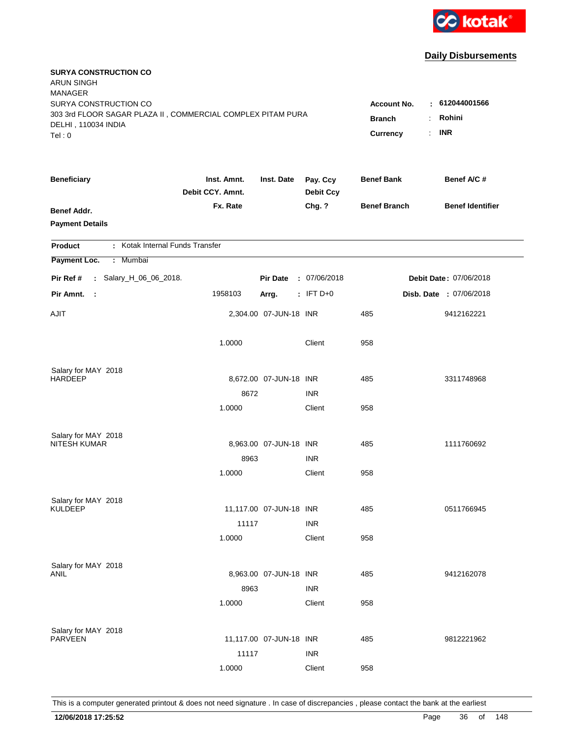kotak

## Daily Disbursements

**SURYA CONSTRUCTION CO**
ARUN SINGH
MANAGER
SURYA CONSTRUCTION CO
303 3rd FLOOR SAGAR PLAZA II , COMMERCIAL COMPLEX PITAM PURA
DELHI , 110034 INDIA
Tel : 0

**Account No.** : **612044001566**
**Branch** : **Rohini**
**Currency** : **INR**

| Beneficiary / Benef Addr. / Payment Details | Inst. Amnt. / Debit CCY. Amnt. / Fx. Rate | Inst. Date | Pay. Ccy / Debit Ccy / Chg. ? | Benef Bank / Benef Branch | Benef A/C # / Benef Identifier |
|---|---|---|---|---|---|

**Product** : Kotak Internal Funds Transfer
**Payment Loc.** : Mumbai

**Pir Ref #** : Salary_H_06_06_2018. **Pir Date** : 07/06/2018 **Debit Date** : 07/06/2018
**Pir Amnt.** : 1958103 **Arrg.** : IFT D+0 **Disb. Date** : 07/06/2018

| Beneficiary | Inst. Amnt. | Inst. Date | Pay. Ccy | Benef Bank | Benef A/C # |
|---|---|---|---|---|---|
| AJIT | 2,304.00 | 07-JUN-18 | INR | 485 | 9412162221 |
| | 1.0000 | | Client | 958 | |
| Salary for MAY 2018 | | | | | |
| HARDEEP | 8,672.00 | 07-JUN-18 | INR | 485 | 3311748968 |
| | 8672 | | INR | | |
| | 1.0000 | | Client | 958 | |
| Salary for MAY 2018 | | | | | |
| NITESH KUMAR | 8,963.00 | 07-JUN-18 | INR | 485 | 1111760692 |
| | 8963 | | INR | | |
| | 1.0000 | | Client | 958 | |
| Salary for MAY 2018 | | | | | |
| KULDEEP | 11,117.00 | 07-JUN-18 | INR | 485 | 0511766945 |
| | 11117 | | INR | | |
| | 1.0000 | | Client | 958 | |
| Salary for MAY 2018 | | | | | |
| ANIL | 8,963.00 | 07-JUN-18 | INR | 485 | 9412162078 |
| | 8963 | | INR | | |
| | 1.0000 | | Client | 958 | |
| Salary for MAY 2018 | | | | | |
| PARVEEN | 11,117.00 | 07-JUN-18 | INR | 485 | 9812221962 |
| | 11117 | | INR | | |
| | 1.0000 | | Client | 958 | |

This is a computer generated printout & does not need signature . In case of discrepancies , please contact the bank at the earliest

**12/06/2018 17:25:52**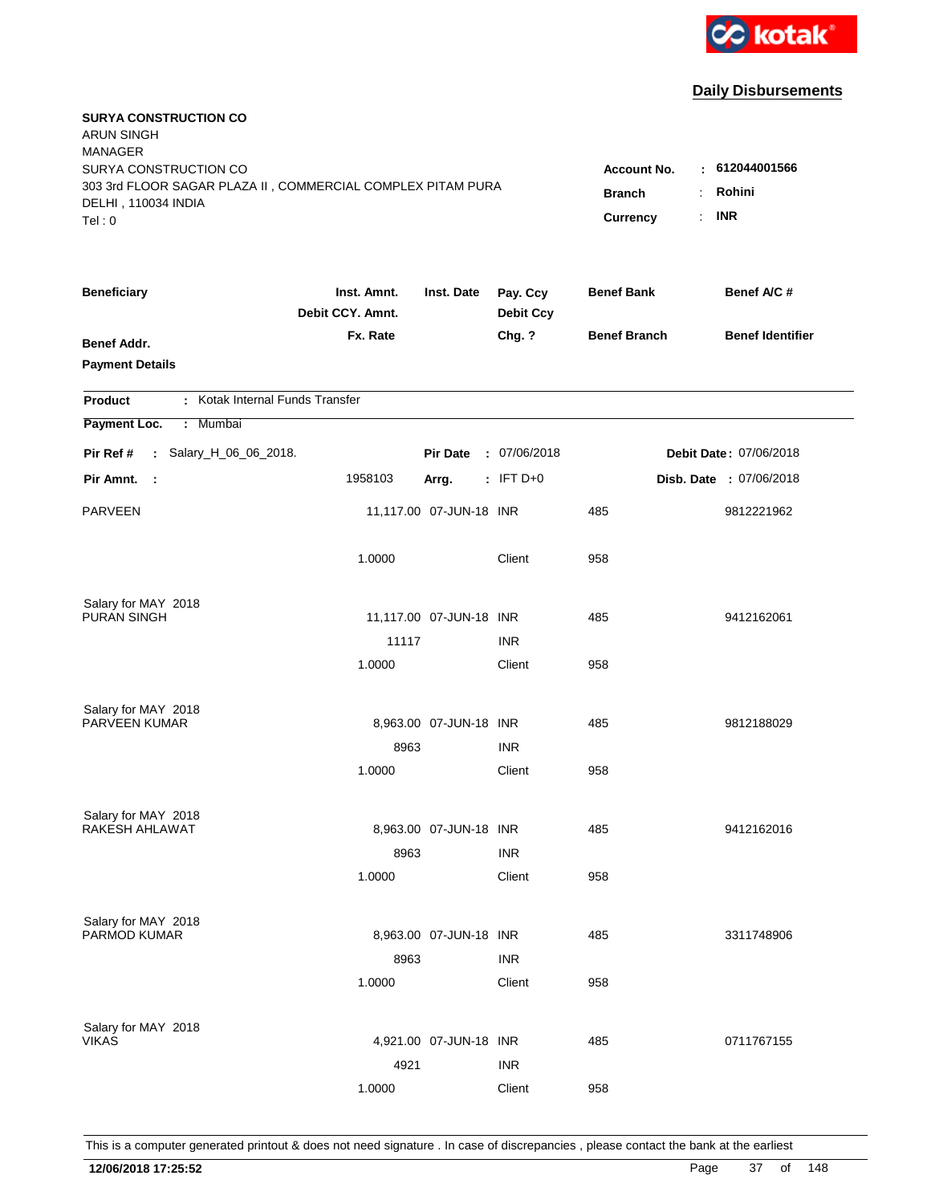**kotak**

## Daily Disbursements

**SURYA CONSTRUCTION CO**
ARUN SINGH
MANAGER
SURYA CONSTRUCTION CO
303 3rd FLOOR SAGAR PLAZA II , COMMERCIAL COMPLEX PITAM PURA
DELHI , 110034 INDIA
Tel : 0

**Account No.** : **612044001566**
**Branch** : **Rohini**
**Currency** : **INR**

| Beneficiary / Benef Addr. / Payment Details | Inst. Amnt. / Debit CCY. Amnt. / Fx. Rate | Inst. Date | Pay. Ccy / Debit Ccy / Chg. ? | Benef Bank / Benef Branch | Benef A/C # / Benef Identifier |
|---|---|---|---|---|---|

**Product** : Kotak Internal Funds Transfer
**Payment Loc.** : Mumbai

**Pir Ref #** : Salary_H_06_06_2018. **Pir Date** : 07/06/2018 **Debit Date** : 07/06/2018
**Pir Amnt.** : 1958103 **Arrg.** : IFT D+0 **Disb. Date** : 07/06/2018

| Beneficiary | Inst. Amnt. | Inst. Date | Pay. Ccy | Benef Bank | Benef A/C # |
|---|---|---|---|---|---|
| PARVEEN | 11,117.00 | 07-JUN-18 | INR | 485 | 9812221962 |
| | 1.0000 | | Client | 958 | |
| Salary for MAY 2018 | | | | | |
| PURAN SINGH | 11,117.00 | 07-JUN-18 | INR | 485 | 9412162061 |
| | 11117 | | INR | | |
| | 1.0000 | | Client | 958 | |
| Salary for MAY 2018 | | | | | |
| PARVEEN KUMAR | 8,963.00 | 07-JUN-18 | INR | 485 | 9812188029 |
| | 8963 | | INR | | |
| | 1.0000 | | Client | 958 | |
| Salary for MAY 2018 | | | | | |
| RAKESH AHLAWAT | 8,963.00 | 07-JUN-18 | INR | 485 | 9412162016 |
| | 8963 | | INR | | |
| | 1.0000 | | Client | 958 | |
| Salary for MAY 2018 | | | | | |
| PARMOD KUMAR | 8,963.00 | 07-JUN-18 | INR | 485 | 3311748906 |
| | 8963 | | INR | | |
| | 1.0000 | | Client | 958 | |
| Salary for MAY 2018 | | | | | |
| VIKAS | 4,921.00 | 07-JUN-18 | INR | 485 | 0711767155 |
| | 4921 | | INR | | |
| | 1.0000 | | Client | 958 | |

This is a computer generated printout & does not need signature . In case of discrepancies , please contact the bank at the earliest

**12/06/2018 17:25:52**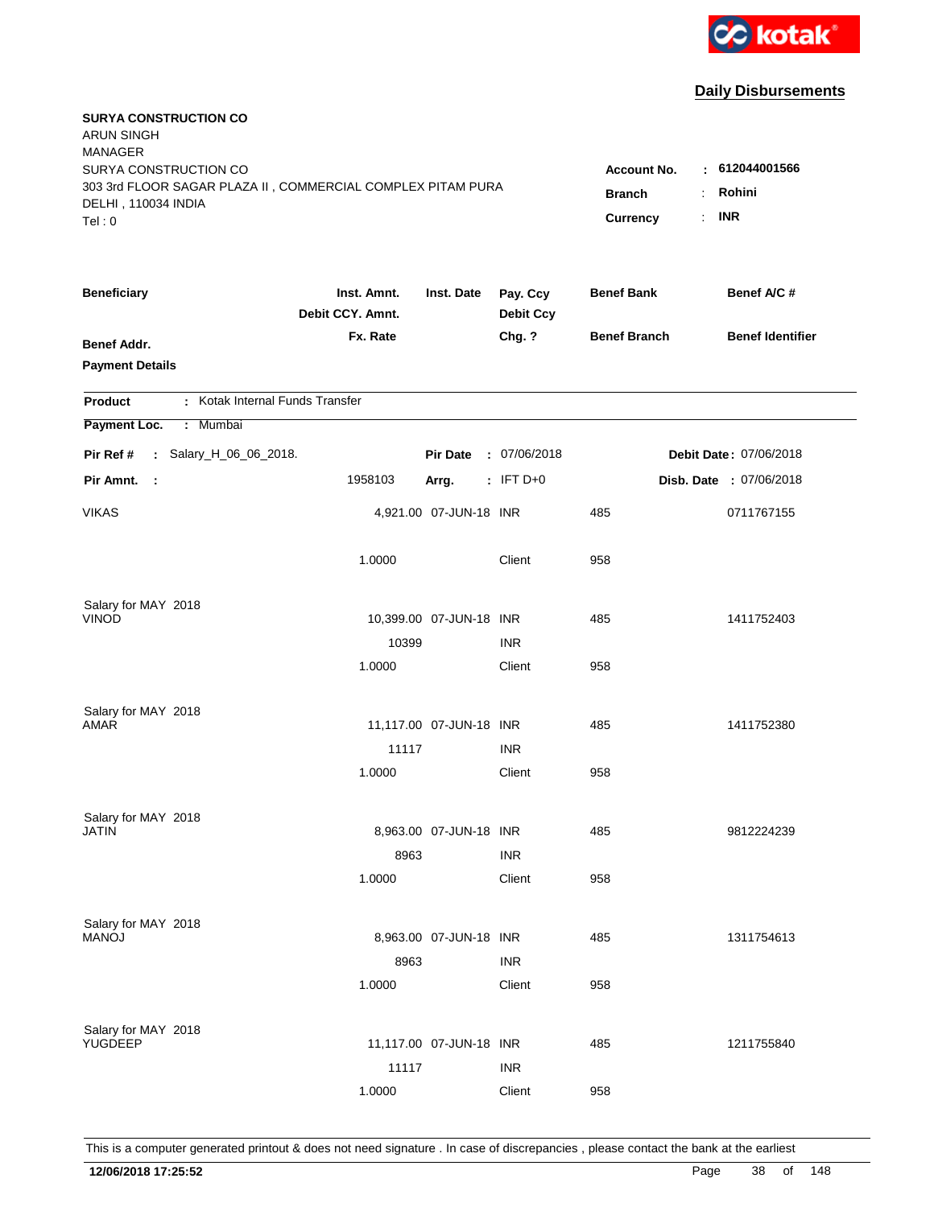kotak

## Daily Disbursements

**SURYA CONSTRUCTION CO**
ARUN SINGH
MANAGER
SURYA CONSTRUCTION CO
303 3rd FLOOR SAGAR PLAZA II , COMMERCIAL COMPLEX PITAM PURA
DELHI , 110034 INDIA
Tel : 0

**Account No.** : **612044001566**
**Branch** : **Rohini**
**Currency** : **INR**

| Beneficiary / Benef Addr. / Payment Details | Inst. Amnt. / Debit CCY. Amnt. / Fx. Rate | Inst. Date | Pay. Ccy / Debit Ccy / Chg. ? | Benef Bank / Benef Branch | Benef A/C # / Benef Identifier |
|---|---|---|---|---|---|

**Product** : Kotak Internal Funds Transfer
**Payment Loc.** : Mumbai

**Pir Ref #** : Salary_H_06_06_2018. **Pir Date** : 07/06/2018 **Debit Date** : 07/06/2018
**Pir Amnt.** : 1958103 **Arrg.** : IFT D+0 **Disb. Date** : 07/06/2018

| Beneficiary | Inst. Amnt. | Inst. Date | Pay. Ccy | Benef Bank | Benef A/C # |
|---|---|---|---|---|---|
| VIKAS | 4,921.00 | 07-JUN-18 | INR | 485 | 0711767155 |
| | 1.0000 | | Client | 958 | |
| Salary for MAY 2018 | | | | | |
| VINOD | 10,399.00 | 07-JUN-18 | INR | 485 | 1411752403 |
| | 10399 | | INR | | |
| | 1.0000 | | Client | 958 | |
| Salary for MAY 2018 | | | | | |
| AMAR | 11,117.00 | 07-JUN-18 | INR | 485 | 1411752380 |
| | 11117 | | INR | | |
| | 1.0000 | | Client | 958 | |
| Salary for MAY 2018 | | | | | |
| JATIN | 8,963.00 | 07-JUN-18 | INR | 485 | 9812224239 |
| | 8963 | | INR | | |
| | 1.0000 | | Client | 958 | |
| Salary for MAY 2018 | | | | | |
| MANOJ | 8,963.00 | 07-JUN-18 | INR | 485 | 1311754613 |
| | 8963 | | INR | | |
| | 1.0000 | | Client | 958 | |
| Salary for MAY 2018 | | | | | |
| YUGDEEP | 11,117.00 | 07-JUN-18 | INR | 485 | 1211755840 |
| | 11117 | | INR | | |
| | 1.0000 | | Client | 958 | |

This is a computer generated printout & does not need signature . In case of discrepancies , please contact the bank at the earliest

**12/06/2018 17:25:52**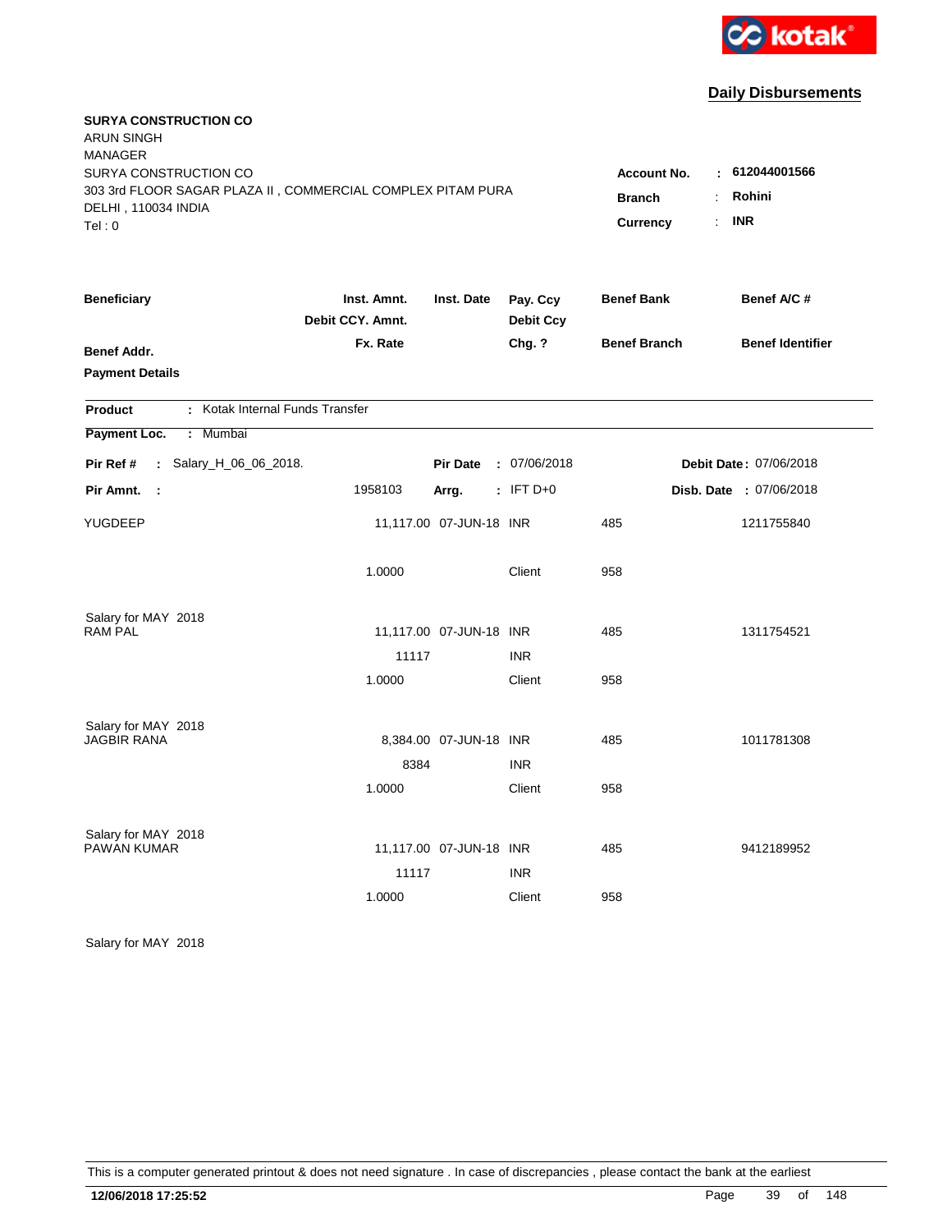kotak

## Daily Disbursements

**SURYA CONSTRUCTION CO**
ARUN SINGH
MANAGER
SURYA CONSTRUCTION CO
303 3rd FLOOR SAGAR PLAZA II , COMMERCIAL COMPLEX PITAM PURA
DELHI , 110034 INDIA
Tel : 0

**Account No.** : **612044001566**
**Branch** : **Rohini**
**Currency** : **INR**

| Beneficiary / Benef Addr. / Payment Details | Inst. Amnt. / Debit CCY. Amnt. / Fx. Rate | Inst. Date | Pay. Ccy / Debit Ccy / Chg. ? | Benef Bank / Benef Branch | Benef A/C # / Benef Identifier |
|---|---|---|---|---|---|

**Product** : Kotak Internal Funds Transfer

**Payment Loc.** : Mumbai

**Pir Ref #** : Salary_H_06_06_2018. **Pir Date** : 07/06/2018 **Debit Date** : 07/06/2018

**Pir Amnt.** : 1958103 **Arrg.** : IFT D+0 **Disb. Date** : 07/06/2018

| Beneficiary | Inst. Amnt. | Inst. Date | Pay. Ccy | Benef Bank | Benef A/C # |
|---|---|---|---|---|---|
| YUGDEEP | 11,117.00 | 07-JUN-18 | INR | 485 | 1211755840 |
| | 1.0000 | | Client | 958 | |
| Salary for MAY 2018 | | | | | |
| RAM PAL | 11,117.00 | 07-JUN-18 | INR | 485 | 1311754521 |
| | 11117 | | INR | | |
| | 1.0000 | | Client | 958 | |
| Salary for MAY 2018 | | | | | |
| JAGBIR RANA | 8,384.00 | 07-JUN-18 | INR | 485 | 1011781308 |
| | 8384 | | INR | | |
| | 1.0000 | | Client | 958 | |
| Salary for MAY 2018 | | | | | |
| PAWAN KUMAR | 11,117.00 | 07-JUN-18 | INR | 485 | 9412189952 |
| | 11117 | | INR | | |
| | 1.0000 | | Client | 958 | |
| Salary for MAY 2018 | | | | | |

This is a computer generated printout & does not need signature . In case of discrepancies , please contact the bank at the earliest

**12/06/2018 17:25:52**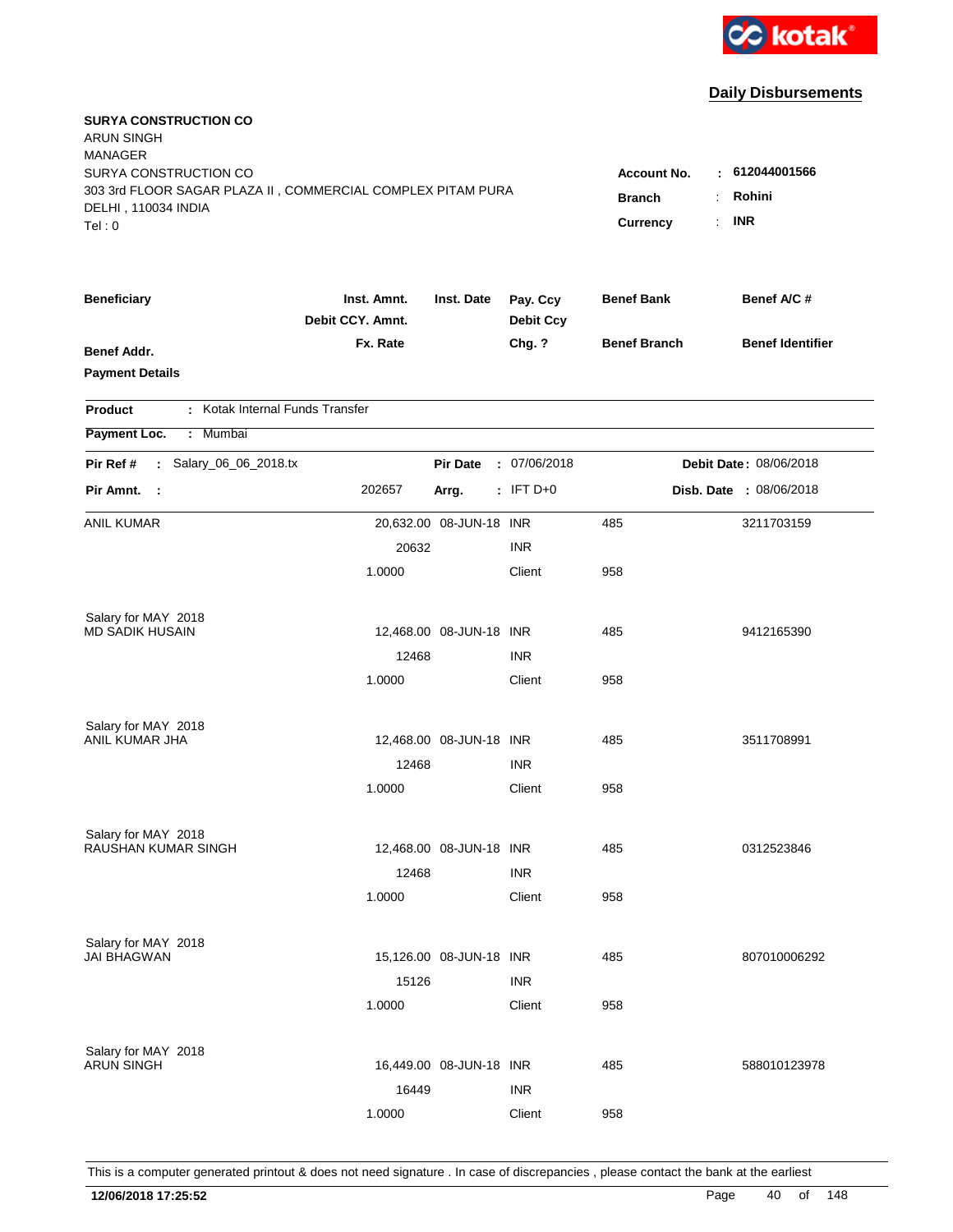**kotak**

## Daily Disbursements

**SURYA CONSTRUCTION CO**
ARUN SINGH
MANAGER
SURYA CONSTRUCTION CO
303 3rd FLOOR SAGAR PLAZA II , COMMERCIAL COMPLEX PITAM PURA
DELHI , 110034 INDIA
Tel : 0

**Account No.** : **612044001566**
**Branch** : **Rohini**
**Currency** : **INR**

| Beneficiary / Benef Addr. / Payment Details | Inst. Amnt. / Debit CCY. Amnt. / Fx. Rate | Inst. Date | Pay. Ccy / Debit Ccy / Chg. ? | Benef Bank / Benef Branch | Benef A/C # / Benef Identifier |
|---|---|---|---|---|---|

**Product** : Kotak Internal Funds Transfer
**Payment Loc.** : Mumbai

**Pir Ref #** : Salary_06_06_2018.tx &nbsp;&nbsp; **Pir Date** : 07/06/2018 &nbsp;&nbsp; **Debit Date** : 08/06/2018
**Pir Amnt.** : 202657 &nbsp;&nbsp; **Arrg.** : IFT D+0 &nbsp;&nbsp; **Disb. Date** : 08/06/2018

| Beneficiary | Inst. Amnt. | Inst. Date | Pay. Ccy | Benef Bank | Benef A/C # |
|---|---|---|---|---|---|
| ANIL KUMAR | 20,632.00 | 08-JUN-18 | INR | 485 | 3211703159 |
| | 20632 | | INR | | |
| | 1.0000 | | Client | 958 | |
| Salary for MAY 2018 | | | | | |
| MD SADIK HUSAIN | 12,468.00 | 08-JUN-18 | INR | 485 | 9412165390 |
| | 12468 | | INR | | |
| | 1.0000 | | Client | 958 | |
| Salary for MAY 2018 | | | | | |
| ANIL KUMAR JHA | 12,468.00 | 08-JUN-18 | INR | 485 | 3511708991 |
| | 12468 | | INR | | |
| | 1.0000 | | Client | 958 | |
| Salary for MAY 2018 | | | | | |
| RAUSHAN KUMAR SINGH | 12,468.00 | 08-JUN-18 | INR | 485 | 0312523846 |
| | 12468 | | INR | | |
| | 1.0000 | | Client | 958 | |
| Salary for MAY 2018 | | | | | |
| JAI BHAGWAN | 15,126.00 | 08-JUN-18 | INR | 485 | 807010006292 |
| | 15126 | | INR | | |
| | 1.0000 | | Client | 958 | |
| Salary for MAY 2018 | | | | | |
| ARUN SINGH | 16,449.00 | 08-JUN-18 | INR | 485 | 588010123978 |
| | 16449 | | INR | | |
| | 1.0000 | | Client | 958 | |

This is a computer generated printout & does not need signature . In case of discrepancies , please contact the bank at the earliest

**12/06/2018 17:25:52**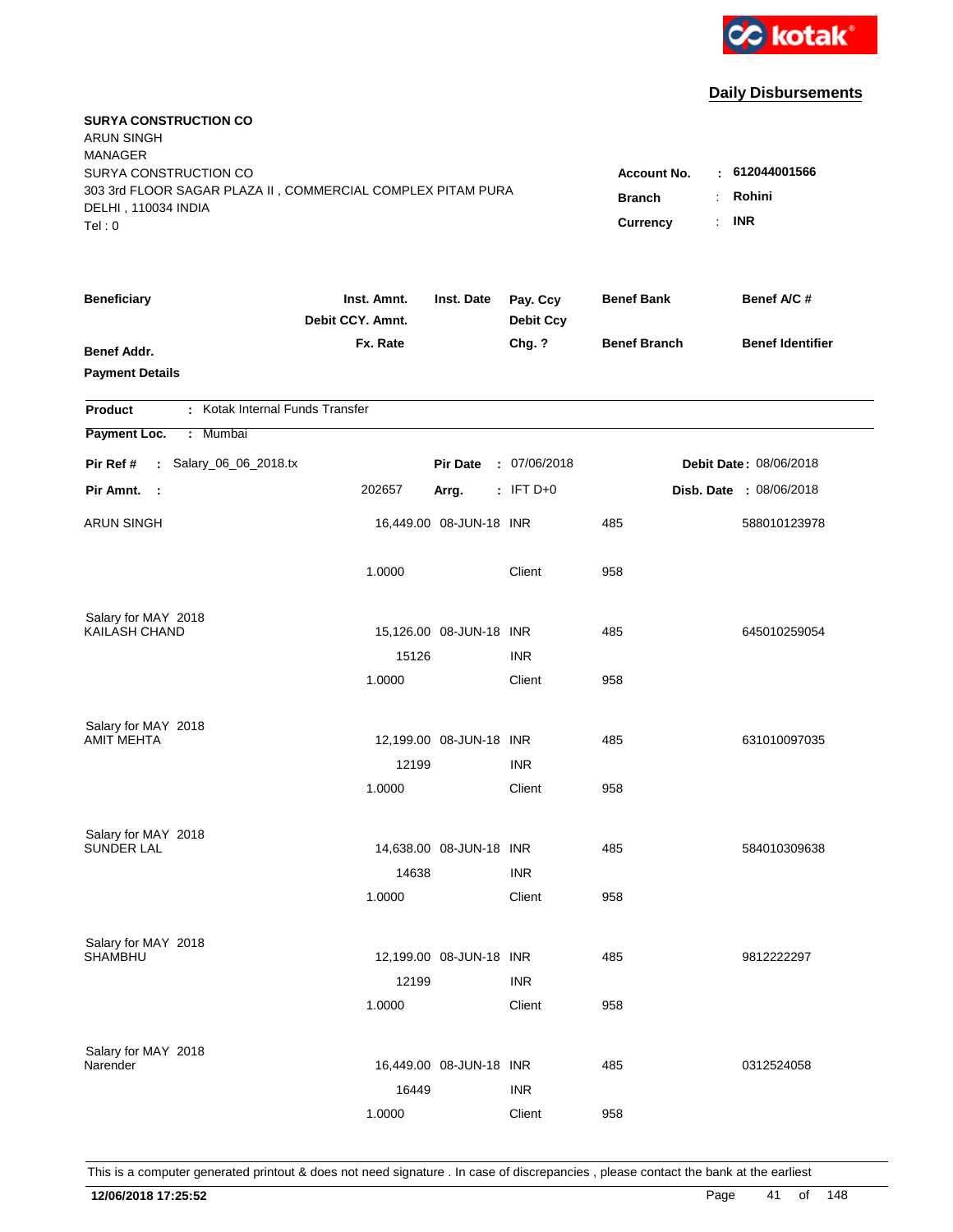**kotak**

## Daily Disbursements

**SURYA CONSTRUCTION CO**
ARUN SINGH
MANAGER
SURYA CONSTRUCTION CO
303 3rd FLOOR SAGAR PLAZA II , COMMERCIAL COMPLEX PITAM PURA
DELHI , 110034 INDIA
Tel : 0

**Account No.** : **612044001566**
**Branch** : **Rohini**
**Currency** : **INR**

| Beneficiary / Benef Addr. / Payment Details | Inst. Amnt. / Debit CCY. Amnt. / Fx. Rate | Inst. Date | Pay. Ccy / Debit Ccy / Chg. ? | Benef Bank / Benef Branch | Benef A/C # / Benef Identifier |
|---|---|---|---|---|---|

**Product** : Kotak Internal Funds Transfer
**Payment Loc.** : Mumbai
**Pir Ref #** : Salary_06_06_2018.tx | **Pir Date** : 07/06/2018 | **Debit Date** : 08/06/2018
**Pir Amnt.** : 202657 | **Arrg.** : IFT D+0 | **Disb. Date** : 08/06/2018

| Beneficiary | Inst. Amnt. | Inst. Date | Pay. Ccy | Benef Bank | Benef A/C # |
|---|---|---|---|---|---|
| ARUN SINGH | 16,449.00 | 08-JUN-18 | INR | 485 | 588010123978 |
| | 1.0000 | | Client | 958 | |
| Salary for MAY 2018 | | | | | |
| KAILASH CHAND | 15,126.00 | 08-JUN-18 | INR | 485 | 645010259054 |
| | 15126 | | INR | | |
| | 1.0000 | | Client | 958 | |
| Salary for MAY 2018 | | | | | |
| AMIT MEHTA | 12,199.00 | 08-JUN-18 | INR | 485 | 631010097035 |
| | 12199 | | INR | | |
| | 1.0000 | | Client | 958 | |
| Salary for MAY 2018 | | | | | |
| SUNDER LAL | 14,638.00 | 08-JUN-18 | INR | 485 | 584010309638 |
| | 14638 | | INR | | |
| | 1.0000 | | Client | 958 | |
| Salary for MAY 2018 | | | | | |
| SHAMBHU | 12,199.00 | 08-JUN-18 | INR | 485 | 9812222297 |
| | 12199 | | INR | | |
| | 1.0000 | | Client | 958 | |
| Salary for MAY 2018 | | | | | |
| Narender | 16,449.00 | 08-JUN-18 | INR | 485 | 0312524058 |
| | 16449 | | INR | | |
| | 1.0000 | | Client | 958 | |

This is a computer generated printout & does not need signature . In case of discrepancies , please contact the bank at the earliest

**12/06/2018 17:25:52**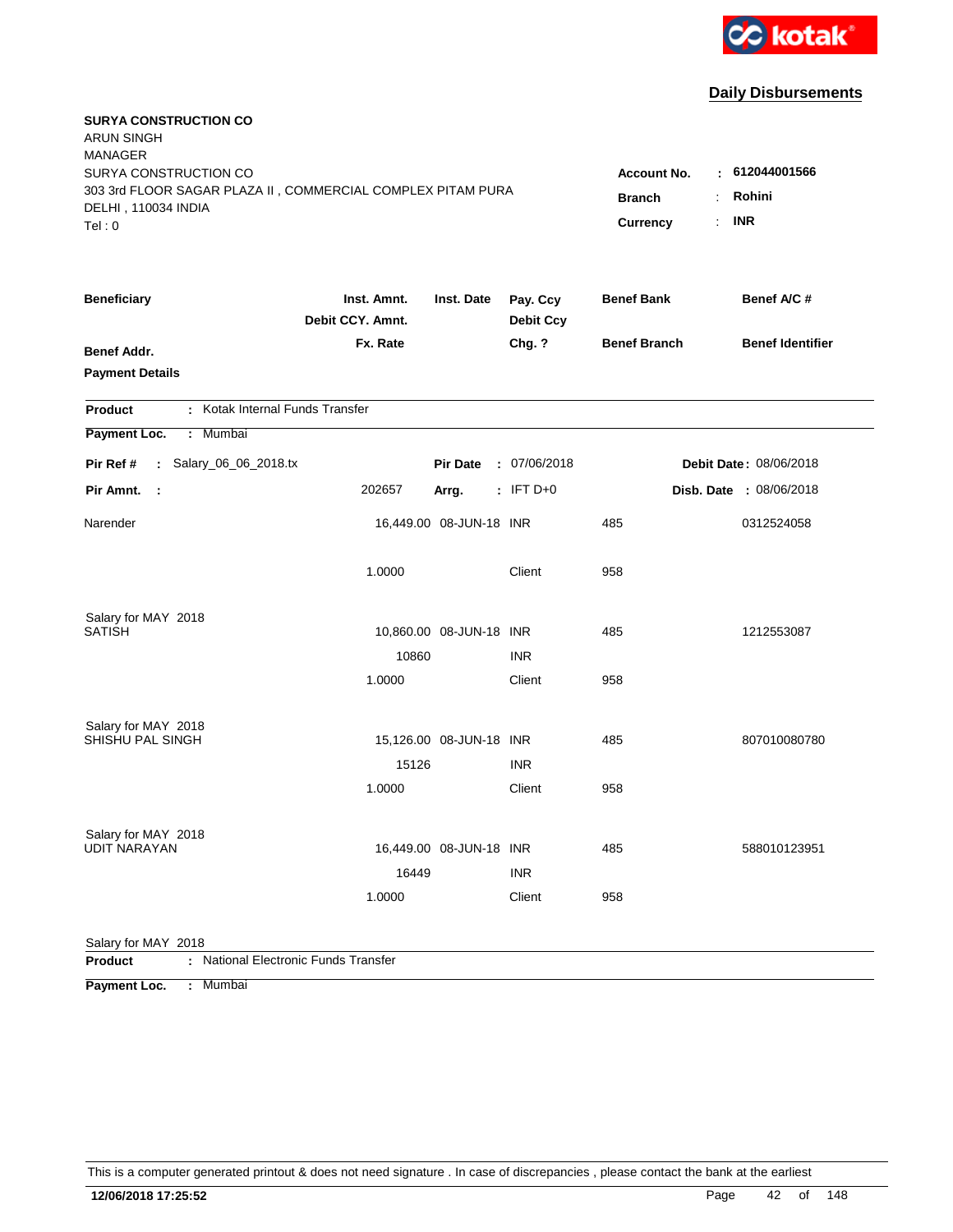kotak

## Daily Disbursements

**SURYA CONSTRUCTION CO**
ARUN SINGH
MANAGER
SURYA CONSTRUCTION CO
303 3rd FLOOR SAGAR PLAZA II , COMMERCIAL COMPLEX PITAM PURA
DELHI , 110034 INDIA
Tel : 0

**Account No.** : **612044001566**
**Branch** : **Rohini**
**Currency** : **INR**

| Beneficiary / Benef Addr. / Payment Details | Inst. Amnt. / Debit CCY. Amnt. / Fx. Rate | Inst. Date | Pay. Ccy / Debit Ccy / Chg. ? | Benef Bank / Benef Branch | Benef A/C # / Benef Identifier |
|---|---|---|---|---|---|

**Product** : Kotak Internal Funds Transfer
**Payment Loc.** : Mumbai

**Pir Ref #** : Salary_06_06_2018.tx **Pir Date** : 07/06/2018 **Debit Date** : 08/06/2018
**Pir Amnt.** : 202657 **Arrg.** : IFT D+0 **Disb. Date** : 08/06/2018

| Beneficiary | Amount | Inst. Date | Ccy | Benef Bank | Benef A/C # |
|---|---|---|---|---|---|
| Narender | 16,449.00 | 08-JUN-18 | INR | 485 | 0312524058 |
| | 1.0000 | | Client | 958 | |
| Salary for MAY 2018 | | | | | |
| SATISH | 10,860.00 | 08-JUN-18 | INR | 485 | 1212553087 |
| | 10860 | | INR | | |
| | 1.0000 | | Client | 958 | |
| Salary for MAY 2018 | | | | | |
| SHISHU PAL SINGH | 15,126.00 | 08-JUN-18 | INR | 485 | 807010080780 |
| | 15126 | | INR | | |
| | 1.0000 | | Client | 958 | |
| Salary for MAY 2018 | | | | | |
| UDIT NARAYAN | 16,449.00 | 08-JUN-18 | INR | 485 | 588010123951 |
| | 16449 | | INR | | |
| | 1.0000 | | Client | 958 | |
| Salary for MAY 2018 | | | | | |

**Product** : National Electronic Funds Transfer
**Payment Loc.** : Mumbai

This is a computer generated printout & does not need signature . In case of discrepancies , please contact the bank at the earliest

**12/06/2018 17:25:52**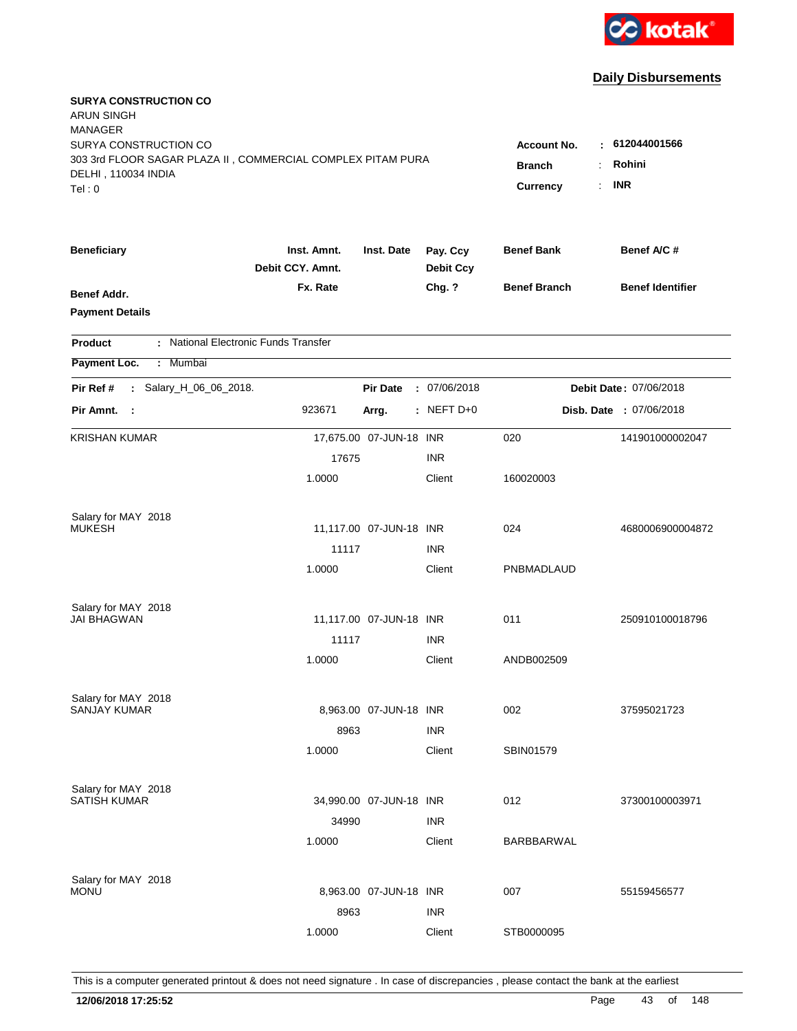kotak

## Daily Disbursements

**SURYA CONSTRUCTION CO**
ARUN SINGH
MANAGER
SURYA CONSTRUCTION CO
303 3rd FLOOR SAGAR PLAZA II , COMMERCIAL COMPLEX PITAM PURA
DELHI , 110034 INDIA
Tel : 0

**Account No.** : 612044001566
**Branch** : Rohini
**Currency** : INR

| Beneficiary / Benef Addr. / Payment Details | Inst. Amnt. / Debit CCY. Amnt. / Fx. Rate | Inst. Date | Pay. Ccy / Debit Ccy / Chg. ? | Benef Bank / Benef Branch | Benef A/C # / Benef Identifier |
|---|---|---|---|---|---|

**Product** : National Electronic Funds Transfer
**Payment Loc.** : Mumbai

**Pir Ref #** : Salary_H_06_06_2018. **Pir Date** : 07/06/2018 **Debit Date** : 07/06/2018
**Pir Amnt.** : 923671 **Arrg.** : NEFT D+0 **Disb. Date** : 07/06/2018

| Beneficiary | Inst. Amnt. | Inst. Date | Pay. Ccy | Benef Bank | Benef A/C # |
|---|---|---|---|---|---|
| KRISHAN KUMAR | 17,675.00 | 07-JUN-18 | INR | 020 | 141901000002047 |
| | 17675 | | INR | | |
| | 1.0000 | | Client | 160020003 | |
| Salary for MAY 2018 | | | | | |
| MUKESH | 11,117.00 | 07-JUN-18 | INR | 024 | 4680006900004872 |
| | 11117 | | INR | | |
| | 1.0000 | | Client | PNBMADLAUD | |
| Salary for MAY 2018 | | | | | |
| JAI BHAGWAN | 11,117.00 | 07-JUN-18 | INR | 011 | 250910100018796 |
| | 11117 | | INR | | |
| | 1.0000 | | Client | ANDB002509 | |
| Salary for MAY 2018 | | | | | |
| SANJAY KUMAR | 8,963.00 | 07-JUN-18 | INR | 002 | 37595021723 |
| | 8963 | | INR | | |
| | 1.0000 | | Client | SBIN01579 | |
| Salary for MAY 2018 | | | | | |
| SATISH KUMAR | 34,990.00 | 07-JUN-18 | INR | 012 | 37300100003971 |
| | 34990 | | INR | | |
| | 1.0000 | | Client | BARBBARWAL | |
| Salary for MAY 2018 | | | | | |
| MONU | 8,963.00 | 07-JUN-18 | INR | 007 | 55159456577 |
| | 8963 | | INR | | |
| | 1.0000 | | Client | STB0000095 | |

This is a computer generated printout & does not need signature . In case of discrepancies , please contact the bank at the earliest

12/06/2018 17:25:52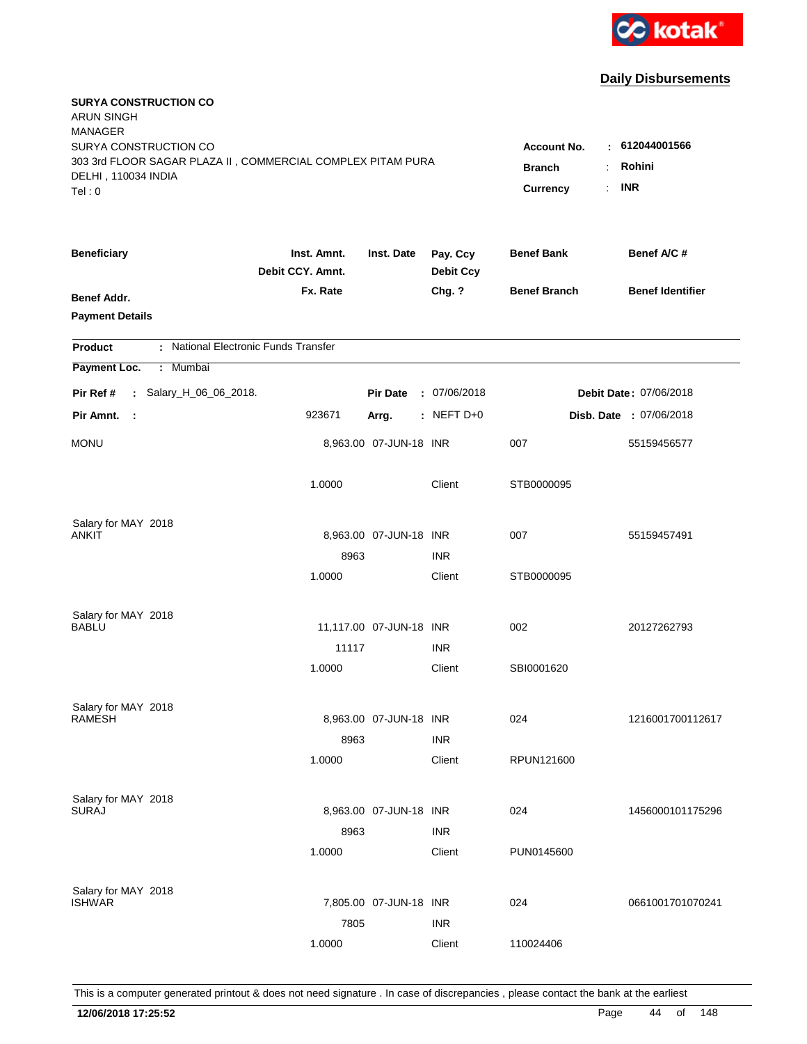kotak

## Daily Disbursements

**SURYA CONSTRUCTION CO**
ARUN SINGH
MANAGER
SURYA CONSTRUCTION CO
303 3rd FLOOR SAGAR PLAZA II , COMMERCIAL COMPLEX PITAM PURA
DELHI , 110034 INDIA
Tel : 0

**Account No.** : 612044001566
**Branch** : Rohini
**Currency** : INR

| Beneficiary / Benef Addr. / Payment Details | Inst. Amnt. / Debit CCY. Amnt. / Fx. Rate | Inst. Date | Pay. Ccy / Debit Ccy / Chg. ? | Benef Bank / Benef Branch | Benef A/C # / Benef Identifier |
|---|---|---|---|---|---|

**Product** : National Electronic Funds Transfer
**Payment Loc.** : Mumbai

**Pir Ref #** : Salary_H_06_06_2018. **Pir Date** : 07/06/2018 **Debit Date** : 07/06/2018
**Pir Amnt.** : 923671 **Arrg.** : NEFT D+0 **Disb. Date** : 07/06/2018

| Beneficiary | Inst. Amnt. | Inst. Date | Pay. Ccy | Benef Bank | Benef A/C # |
|---|---|---|---|---|---|
| MONU | 8,963.00 | 07-JUN-18 | INR | 007 | 55159456577 |
| | 1.0000 | | Client | STB0000095 | |
| Salary for MAY 2018 | | | | | |
| ANKIT | 8,963.00 | 07-JUN-18 | INR | 007 | 55159457491 |
| | 8963 | | INR | | |
| | 1.0000 | | Client | STB0000095 | |
| Salary for MAY 2018 | | | | | |
| BABLU | 11,117.00 | 07-JUN-18 | INR | 002 | 20127262793 |
| | 11117 | | INR | | |
| | 1.0000 | | Client | SBI0001620 | |
| Salary for MAY 2018 | | | | | |
| RAMESH | 8,963.00 | 07-JUN-18 | INR | 024 | 1216001700112617 |
| | 8963 | | INR | | |
| | 1.0000 | | Client | RPUN121600 | |
| Salary for MAY 2018 | | | | | |
| SURAJ | 8,963.00 | 07-JUN-18 | INR | 024 | 1456000101175296 |
| | 8963 | | INR | | |
| | 1.0000 | | Client | PUN0145600 | |
| Salary for MAY 2018 | | | | | |
| ISHWAR | 7,805.00 | 07-JUN-18 | INR | 024 | 0661001701070241 |
| | 7805 | | INR | | |
| | 1.0000 | | Client | 110024406 | |

This is a computer generated printout & does not need signature . In case of discrepancies , please contact the bank at the earliest

**12/06/2018 17:25:52**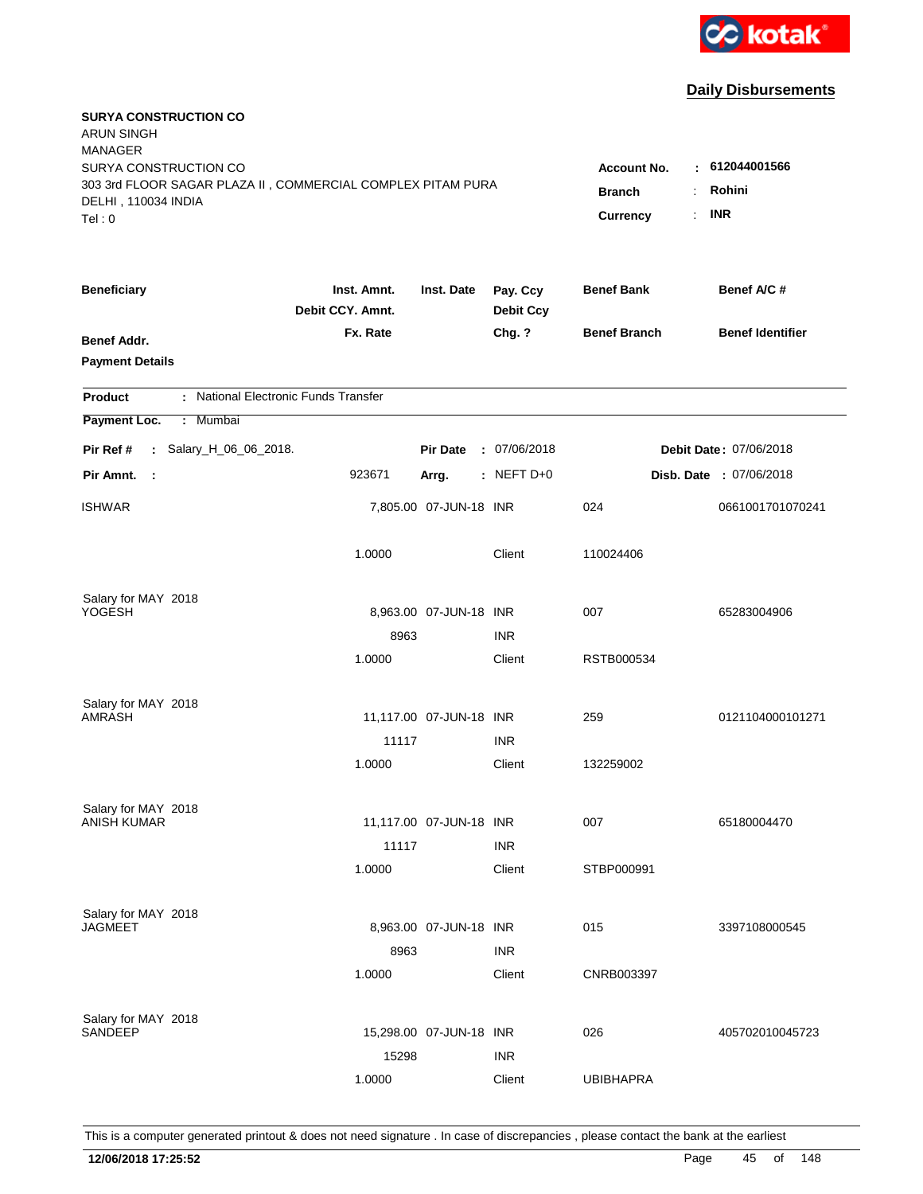kotak

## Daily Disbursements

**SURYA CONSTRUCTION CO**
ARUN SINGH
MANAGER
SURYA CONSTRUCTION CO
303 3rd FLOOR SAGAR PLAZA II , COMMERCIAL COMPLEX PITAM PURA
DELHI , 110034 INDIA
Tel : 0

**Account No.** : **612044001566**
**Branch** : **Rohini**
**Currency** : **INR**

| Beneficiary / Benef Addr. / Payment Details | Inst. Amnt. / Debit CCY. Amnt. / Fx. Rate | Inst. Date | Pay. Ccy / Debit Ccy / Chg. ? | Benef Bank / Benef Branch | Benef A/C # / Benef Identifier |
|---|---|---|---|---|---|

**Product** : National Electronic Funds Transfer
**Payment Loc.** : Mumbai

**Pir Ref #** : Salary_H_06_06_2018. **Pir Date** : 07/06/2018 **Debit Date** : 07/06/2018
**Pir Amnt.** : 923671 **Arrg.** : NEFT D+0 **Disb. Date** : 07/06/2018

| Beneficiary | Inst. Amnt. | Inst. Date | Pay. Ccy | Benef Bank | Benef A/C # |
|---|---|---|---|---|---|
| ISHWAR | 7,805.00 | 07-JUN-18 | INR | 024 | 0661001701070241 |
| | 1.0000 | | Client | 110024406 | |
| Salary for MAY 2018 | | | | | |
| YOGESH | 8,963.00 | 07-JUN-18 | INR | 007 | 65283004906 |
| | 8963 | | INR | | |
| | 1.0000 | | Client | RSTB000534 | |
| Salary for MAY 2018 | | | | | |
| AMRASH | 11,117.00 | 07-JUN-18 | INR | 259 | 0121104000101271 |
| | 11117 | | INR | | |
| | 1.0000 | | Client | 132259002 | |
| Salary for MAY 2018 | | | | | |
| ANISH KUMAR | 11,117.00 | 07-JUN-18 | INR | 007 | 65180004470 |
| | 11117 | | INR | | |
| | 1.0000 | | Client | STBP000991 | |
| Salary for MAY 2018 | | | | | |
| JAGMEET | 8,963.00 | 07-JUN-18 | INR | 015 | 3397108000545 |
| | 8963 | | INR | | |
| | 1.0000 | | Client | CNRB003397 | |
| Salary for MAY 2018 | | | | | |
| SANDEEP | 15,298.00 | 07-JUN-18 | INR | 026 | 405702010045723 |
| | 15298 | | INR | | |
| | 1.0000 | | Client | UBIBHAPRA | |

This is a computer generated printout & does not need signature . In case of discrepancies , please contact the bank at the earliest

**12/06/2018 17:25:52**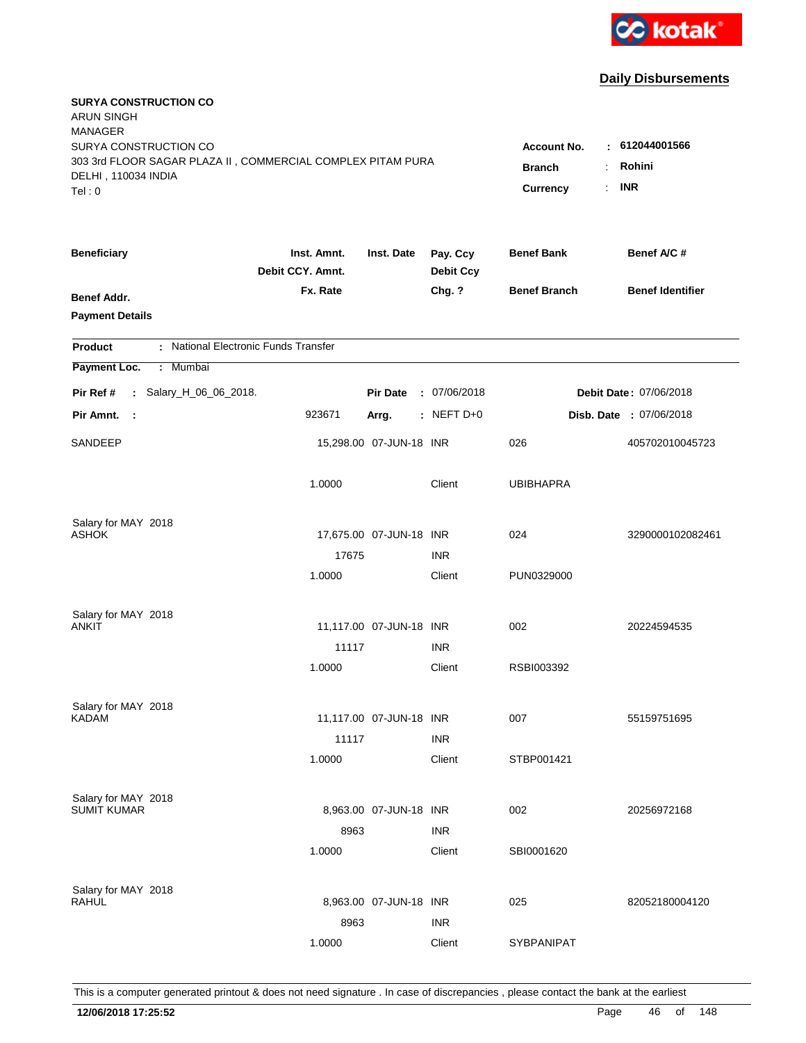kotak

## Daily Disbursements

**SURYA CONSTRUCTION CO**
ARUN SINGH
MANAGER
SURYA CONSTRUCTION CO
303 3rd FLOOR SAGAR PLAZA II , COMMERCIAL COMPLEX PITAM PURA
DELHI , 110034 INDIA
Tel : 0

**Account No.** : **612044001566**
**Branch** : **Rohini**
**Currency** : **INR**

| Beneficiary / Benef Addr. / Payment Details | Inst. Amnt. / Debit CCY. Amnt. / Fx. Rate | Inst. Date | Pay. Ccy / Debit Ccy / Chg. ? | Benef Bank / Benef Branch | Benef A/C # / Benef Identifier |
|---|---|---|---|---|---|

**Product** : National Electronic Funds Transfer
**Payment Loc.** : Mumbai

**Pir Ref #** : Salary_H_06_06_2018. **Pir Date** : 07/06/2018 **Debit Date** : 07/06/2018
**Pir Amnt.** : 923671 **Arrg.** : NEFT D+0 **Disb. Date** : 07/06/2018

| Beneficiary | Inst. Amnt. | Inst. Date | Pay. Ccy | Benef Bank | Benef A/C # |
|---|---|---|---|---|---|
| SANDEEP | 15,298.00 | 07-JUN-18 | INR | 026 | 405702010045723 |
| | 1.0000 | | Client | UBIBHAPRA | |
| Salary for MAY 2018 | | | | | |
| ASHOK | 17,675.00 | 07-JUN-18 | INR | 024 | 3290000102082461 |
| | 17675 | | INR | | |
| | 1.0000 | | Client | PUN0329000 | |
| Salary for MAY 2018 | | | | | |
| ANKIT | 11,117.00 | 07-JUN-18 | INR | 002 | 20224594535 |
| | 11117 | | INR | | |
| | 1.0000 | | Client | RSBI003392 | |
| Salary for MAY 2018 | | | | | |
| KADAM | 11,117.00 | 07-JUN-18 | INR | 007 | 55159751695 |
| | 11117 | | INR | | |
| | 1.0000 | | Client | STBP001421 | |
| Salary for MAY 2018 | | | | | |
| SUMIT KUMAR | 8,963.00 | 07-JUN-18 | INR | 002 | 20256972168 |
| | 8963 | | INR | | |
| | 1.0000 | | Client | SBI0001620 | |
| Salary for MAY 2018 | | | | | |
| RAHUL | 8,963.00 | 07-JUN-18 | INR | 025 | 82052180004120 |
| | 8963 | | INR | | |
| | 1.0000 | | Client | SYBPANIPAT | |

This is a computer generated printout & does not need signature . In case of discrepancies , please contact the bank at the earliest

**12/06/2018 17:25:52**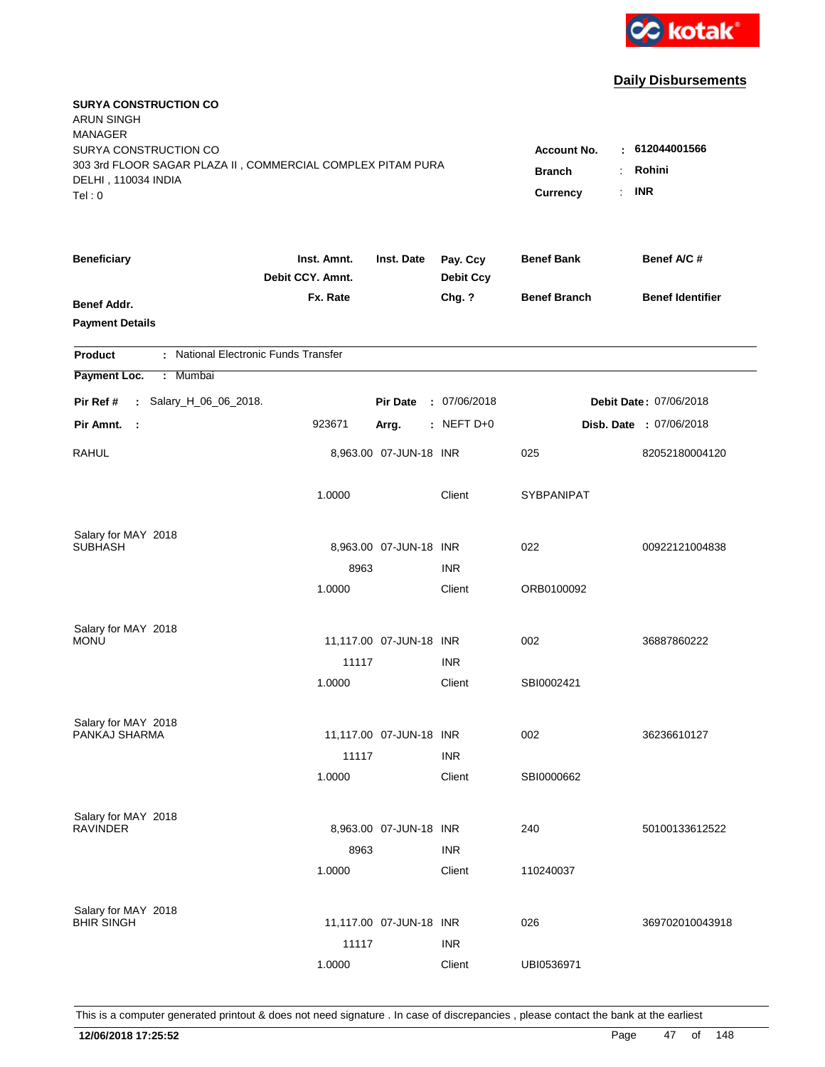kotak

## Daily Disbursements

**SURYA CONSTRUCTION CO**
ARUN SINGH
MANAGER
SURYA CONSTRUCTION CO
303 3rd FLOOR SAGAR PLAZA II , COMMERCIAL COMPLEX PITAM PURA
DELHI , 110034 INDIA
Tel : 0

**Account No.** : **612044001566**
**Branch** : **Rohini**
**Currency** : **INR**

| Beneficiary | Inst. Amnt. / Debit CCY. Amnt. / Fx. Rate | Inst. Date | Pay. Ccy / Debit Ccy / Chg. ? | Benef Bank / Benef Branch | Benef A/C # / Benef Identifier |
|---|---|---|---|---|---|
| **Benef Addr.** | | | | | |
| **Payment Details** | | | | | |

**Product** : National Electronic Funds Transfer

**Payment Loc.** : Mumbai

**Pir Ref #** : Salary_H_06_06_2018. **Pir Date** : 07/06/2018 **Debit Date** : 07/06/2018

**Pir Amnt.** : 923671 **Arrg.** : NEFT D+0 **Disb. Date** : 07/06/2018

| Beneficiary | Inst. Amnt. | Inst. Date | Pay. Ccy | Benef Bank | Benef A/C # |
|---|---|---|---|---|---|
| RAHUL | 8,963.00 | 07-JUN-18 | INR | 025 | 82052180004120 |
| | 1.0000 | | Client | SYBPANIPAT | |
| Salary for MAY 2018 | | | | | |
| SUBHASH | 8,963.00 | 07-JUN-18 | INR | 022 | 00922121004838 |
| | 8963 | | INR | | |
| | 1.0000 | | Client | ORB0100092 | |
| Salary for MAY 2018 | | | | | |
| MONU | 11,117.00 | 07-JUN-18 | INR | 002 | 36887860222 |
| | 11117 | | INR | | |
| | 1.0000 | | Client | SBI0002421 | |
| Salary for MAY 2018 | | | | | |
| PANKAJ SHARMA | 11,117.00 | 07-JUN-18 | INR | 002 | 36236610127 |
| | 11117 | | INR | | |
| | 1.0000 | | Client | SBI0000662 | |
| Salary for MAY 2018 | | | | | |
| RAVINDER | 8,963.00 | 07-JUN-18 | INR | 240 | 50100133612522 |
| | 8963 | | INR | | |
| | 1.0000 | | Client | 110240037 | |
| Salary for MAY 2018 | | | | | |
| BHIR SINGH | 11,117.00 | 07-JUN-18 | INR | 026 | 369702010043918 |
| | 11117 | | INR | | |
| | 1.0000 | | Client | UBI0536971 | |

This is a computer generated printout & does not need signature . In case of discrepancies , please contact the bank at the earliest

**12/06/2018 17:25:52**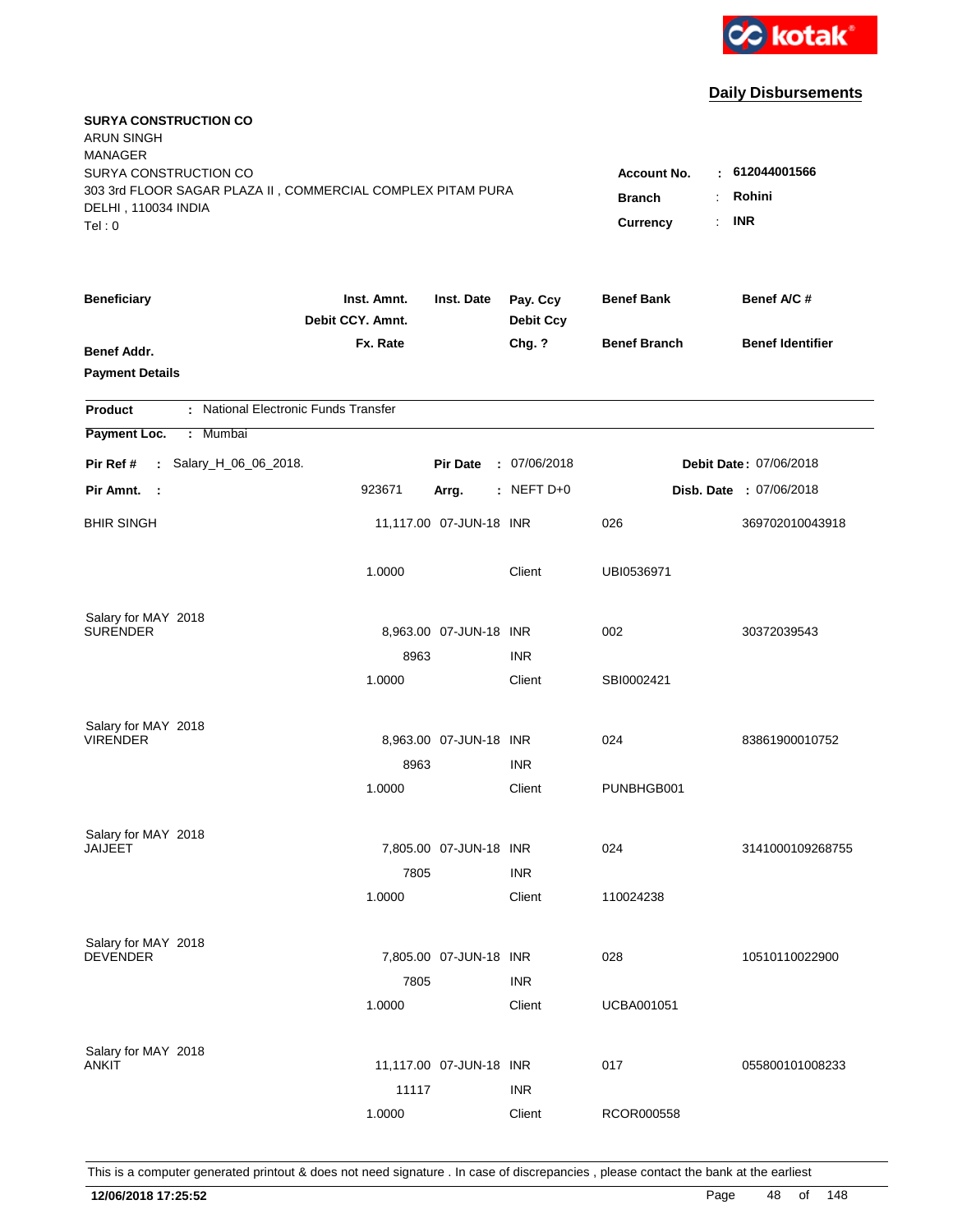kotak

**Daily Disbursements**

**SURYA CONSTRUCTION CO**
ARUN SINGH
MANAGER
SURYA CONSTRUCTION CO
303 3rd FLOOR SAGAR PLAZA II , COMMERCIAL COMPLEX PITAM PURA
DELHI , 110034 INDIA
Tel : 0

**Account No.** : **612044001566**
**Branch** : **Rohini**
**Currency** : **INR**

| Beneficiary / Benef Addr. / Payment Details | Inst. Amnt. / Debit CCY. Amnt. / Fx. Rate | Inst. Date | Pay. Ccy / Debit Ccy / Chg. ? | Benef Bank / Benef Branch | Benef A/C # / Benef Identifier |
|---|---|---|---|---|---|

**Product** : National Electronic Funds Transfer
**Payment Loc.** : Mumbai

**Pir Ref #** : Salary_H_06_06_2018. **Pir Date** : 07/06/2018 **Debit Date** : 07/06/2018
**Pir Amnt.** : 923671 **Arrg.** : NEFT D+0 **Disb. Date** : 07/06/2018

| Beneficiary | Inst. Amnt. | Inst. Date | Pay. Ccy | Benef Bank | Benef A/C # |
|---|---|---|---|---|---|
| BHIR SINGH | 11,117.00 | 07-JUN-18 | INR | 026 | 369702010043918 |
| | 1.0000 | | Client | UBI0536971 | |
| Salary for MAY 2018 | | | | | |
| SURENDER | 8,963.00 | 07-JUN-18 | INR | 002 | 30372039543 |
| | 8963 | | INR | | |
| | 1.0000 | | Client | SBI0002421 | |
| Salary for MAY 2018 | | | | | |
| VIRENDER | 8,963.00 | 07-JUN-18 | INR | 024 | 83861900010752 |
| | 8963 | | INR | | |
| | 1.0000 | | Client | PUNBHGB001 | |
| Salary for MAY 2018 | | | | | |
| JAIJEET | 7,805.00 | 07-JUN-18 | INR | 024 | 3141000109268755 |
| | 7805 | | INR | | |
| | 1.0000 | | Client | 110024238 | |
| Salary for MAY 2018 | | | | | |
| DEVENDER | 7,805.00 | 07-JUN-18 | INR | 028 | 10510110022900 |
| | 7805 | | INR | | |
| | 1.0000 | | Client | UCBA001051 | |
| Salary for MAY 2018 | | | | | |
| ANKIT | 11,117.00 | 07-JUN-18 | INR | 017 | 055800101008233 |
| | 11117 | | INR | | |
| | 1.0000 | | Client | RCOR000558 | |

This is a computer generated printout & does not need signature . In case of discrepancies , please contact the bank at the earliest

**12/06/2018 17:25:52**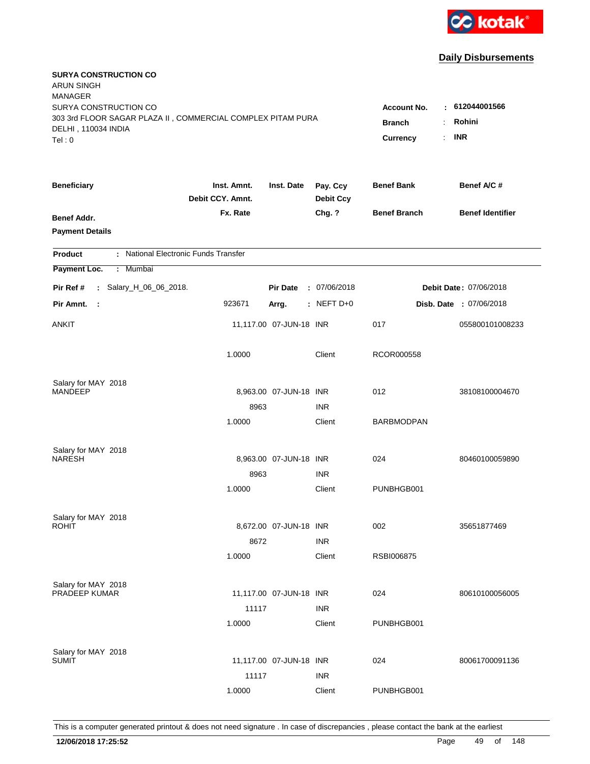kotak

## Daily Disbursements

**SURYA CONSTRUCTION CO**
ARUN SINGH
MANAGER
SURYA CONSTRUCTION CO
303 3rd FLOOR SAGAR PLAZA II , COMMERCIAL COMPLEX PITAM PURA
DELHI , 110034 INDIA
Tel : 0

**Account No.** : **612044001566**
**Branch** : **Rohini**
**Currency** : **INR**

| Beneficiary / Benef Addr. / Payment Details | Inst. Amnt. / Debit CCY. Amnt. / Fx. Rate | Inst. Date | Pay. Ccy / Debit Ccy / Chg. ? | Benef Bank / Benef Branch | Benef A/C # / Benef Identifier |
|---|---|---|---|---|---|

**Product** : National Electronic Funds Transfer
**Payment Loc.** : Mumbai

**Pir Ref #** : Salary_H_06_06_2018. **Pir Date** : 07/06/2018 **Debit Date** : 07/06/2018
**Pir Amnt.** : 923671 **Arrg.** : NEFT D+0 **Disb. Date** : 07/06/2018

| Beneficiary | Inst. Amnt. / Debit CCY. Amnt. / Fx. Rate | Inst. Date | Pay. Ccy / Debit Ccy / Chg. ? | Benef Bank / Benef Branch | Benef A/C # |
|---|---|---|---|---|---|
| ANKIT | 11,117.00 | 07-JUN-18 | INR | 017 | 055800101008233 |
| | 1.0000 | | Client | RCOR000558 | |
| Salary for MAY 2018 | | | | | |
| MANDEEP | 8,963.00 | 07-JUN-18 | INR | 012 | 38108100004670 |
| | 8963 | | INR | | |
| | 1.0000 | | Client | BARBMODPAN | |
| Salary for MAY 2018 | | | | | |
| NARESH | 8,963.00 | 07-JUN-18 | INR | 024 | 80460100059890 |
| | 8963 | | INR | | |
| | 1.0000 | | Client | PUNBHGB001 | |
| Salary for MAY 2018 | | | | | |
| ROHIT | 8,672.00 | 07-JUN-18 | INR | 002 | 35651877469 |
| | 8672 | | INR | | |
| | 1.0000 | | Client | RSBI006875 | |
| Salary for MAY 2018 | | | | | |
| PRADEEP KUMAR | 11,117.00 | 07-JUN-18 | INR | 024 | 80610100056005 |
| | 11117 | | INR | | |
| | 1.0000 | | Client | PUNBHGB001 | |
| Salary for MAY 2018 | | | | | |
| SUMIT | 11,117.00 | 07-JUN-18 | INR | 024 | 80061700091136 |
| | 11117 | | INR | | |
| | 1.0000 | | Client | PUNBHGB001 | |

This is a computer generated printout & does not need signature . In case of discrepancies , please contact the bank at the earliest

**12/06/2018 17:25:52**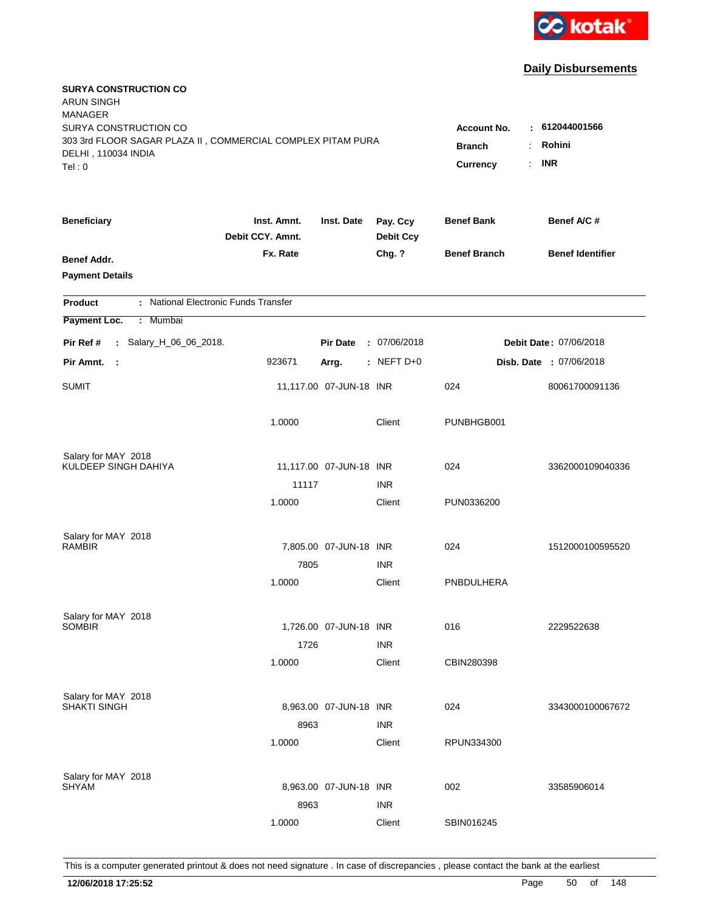kotak

## Daily Disbursements

**SURYA CONSTRUCTION CO**
ARUN SINGH
MANAGER
SURYA CONSTRUCTION CO
303 3rd FLOOR SAGAR PLAZA II , COMMERCIAL COMPLEX PITAM PURA
DELHI , 110034 INDIA
Tel : 0

**Account No.** : **612044001566**
**Branch** : **Rohini**
**Currency** : **INR**

| Beneficiary / Benef Addr. / Payment Details | Inst. Amnt. / Debit CCY. Amnt. / Fx. Rate | Inst. Date | Pay. Ccy / Debit Ccy / Chg. ? | Benef Bank / Benef Branch | Benef A/C # / Benef Identifier |
|---|---|---|---|---|---|

**Product** : National Electronic Funds Transfer
**Payment Loc.** : Mumbai

**Pir Ref #** : Salary_H_06_06_2018. **Pir Date** : 07/06/2018 **Debit Date** : 07/06/2018
**Pir Amnt.** : 923671 **Arrg.** : NEFT D+0 **Disb. Date** : 07/06/2018

| Beneficiary | Inst. Amnt. | Inst. Date | Pay. Ccy | Benef Bank | Benef A/C # |
|---|---|---|---|---|---|
| SUMIT | 11,117.00 | 07-JUN-18 | INR | 024 | 80061700091136 |
| | 1.0000 | | Client | PUNBHGB001 | |
| Salary for MAY 2018 | | | | | |
| KULDEEP SINGH DAHIYA | 11,117.00 | 07-JUN-18 | INR | 024 | 3362000109040336 |
| | 11117 | | INR | | |
| | 1.0000 | | Client | PUN0336200 | |
| Salary for MAY 2018 | | | | | |
| RAMBIR | 7,805.00 | 07-JUN-18 | INR | 024 | 1512000100595520 |
| | 7805 | | INR | | |
| | 1.0000 | | Client | PNBDULHERA | |
| Salary for MAY 2018 | | | | | |
| SOMBIR | 1,726.00 | 07-JUN-18 | INR | 016 | 2229522638 |
| | 1726 | | INR | | |
| | 1.0000 | | Client | CBIN280398 | |
| Salary for MAY 2018 | | | | | |
| SHAKTI SINGH | 8,963.00 | 07-JUN-18 | INR | 024 | 3343000100067672 |
| | 8963 | | INR | | |
| | 1.0000 | | Client | RPUN334300 | |
| Salary for MAY 2018 | | | | | |
| SHYAM | 8,963.00 | 07-JUN-18 | INR | 002 | 33585906014 |
| | 8963 | | INR | | |
| | 1.0000 | | Client | SBIN016245 | |

This is a computer generated printout & does not need signature . In case of discrepancies , please contact the bank at the earliest

**12/06/2018 17:25:52**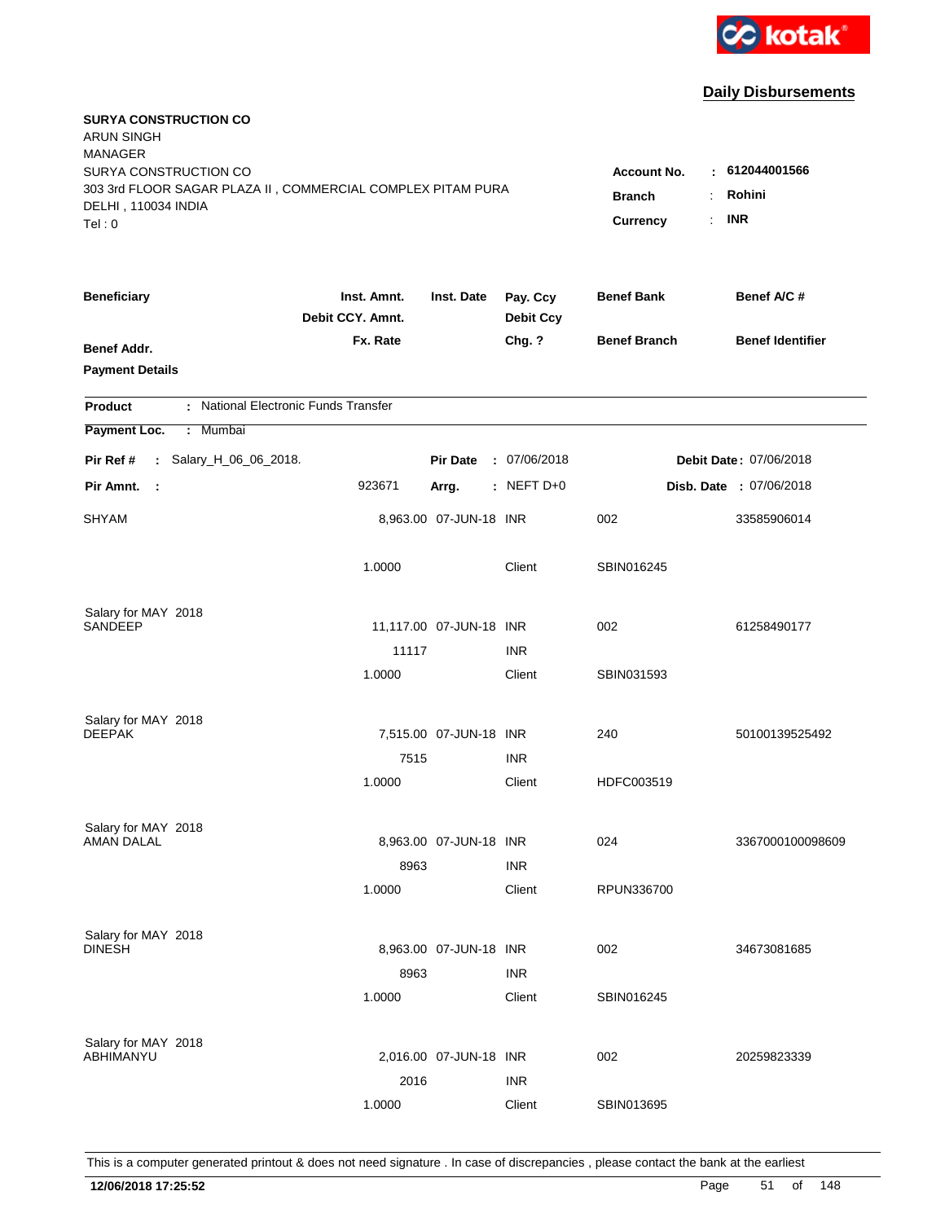kotak

## Daily Disbursements

**SURYA CONSTRUCTION CO**
ARUN SINGH
MANAGER
SURYA CONSTRUCTION CO
303 3rd FLOOR SAGAR PLAZA II , COMMERCIAL COMPLEX PITAM PURA
DELHI , 110034 INDIA
Tel : 0

**Account No.** : **612044001566**
**Branch** : **Rohini**
**Currency** : **INR**

| Beneficiary | Inst. Amnt. / Debit CCY. Amnt. / Fx. Rate | Inst. Date | Pay. Ccy / Debit Ccy / Chg. ? | Benef Bank / Benef Branch | Benef A/C # / Benef Identifier |
|---|---|---|---|---|---|
| **Benef Addr.** | | | | | |
| **Payment Details** | | | | | |

**Product** : National Electronic Funds Transfer
**Payment Loc.** : Mumbai

**Pir Ref #** : Salary_H_06_06_2018. **Pir Date** : 07/06/2018 **Debit Date** : 07/06/2018
**Pir Amnt.** : 923671 **Arrg.** : NEFT D+0 **Disb. Date** : 07/06/2018

| Beneficiary | Inst. Amnt. / Debit CCY. Amnt. / Fx. Rate | Inst. Date | Pay. Ccy / Debit Ccy / Chg. ? | Benef Bank / Benef Branch | Benef A/C # |
|---|---|---|---|---|---|
| SHYAM | 8,963.00 | 07-JUN-18 | INR | 002 | 33585906014 |
| | 1.0000 | | Client | SBIN016245 | |
| Salary for MAY 2018 | | | | | |
| SANDEEP | 11,117.00 | 07-JUN-18 | INR | 002 | 61258490177 |
| | 11117 | | INR | | |
| | 1.0000 | | Client | SBIN031593 | |
| Salary for MAY 2018 | | | | | |
| DEEPAK | 7,515.00 | 07-JUN-18 | INR | 240 | 50100139525492 |
| | 7515 | | INR | | |
| | 1.0000 | | Client | HDFC003519 | |
| Salary for MAY 2018 | | | | | |
| AMAN DALAL | 8,963.00 | 07-JUN-18 | INR | 024 | 3367000100098609 |
| | 8963 | | INR | | |
| | 1.0000 | | Client | RPUN336700 | |
| Salary for MAY 2018 | | | | | |
| DINESH | 8,963.00 | 07-JUN-18 | INR | 002 | 34673081685 |
| | 8963 | | INR | | |
| | 1.0000 | | Client | SBIN016245 | |
| Salary for MAY 2018 | | | | | |
| ABHIMANYU | 2,016.00 | 07-JUN-18 | INR | 002 | 20259823339 |
| | 2016 | | INR | | |
| | 1.0000 | | Client | SBIN013695 | |

This is a computer generated printout & does not need signature . In case of discrepancies , please contact the bank at the earliest

**12/06/2018 17:25:52**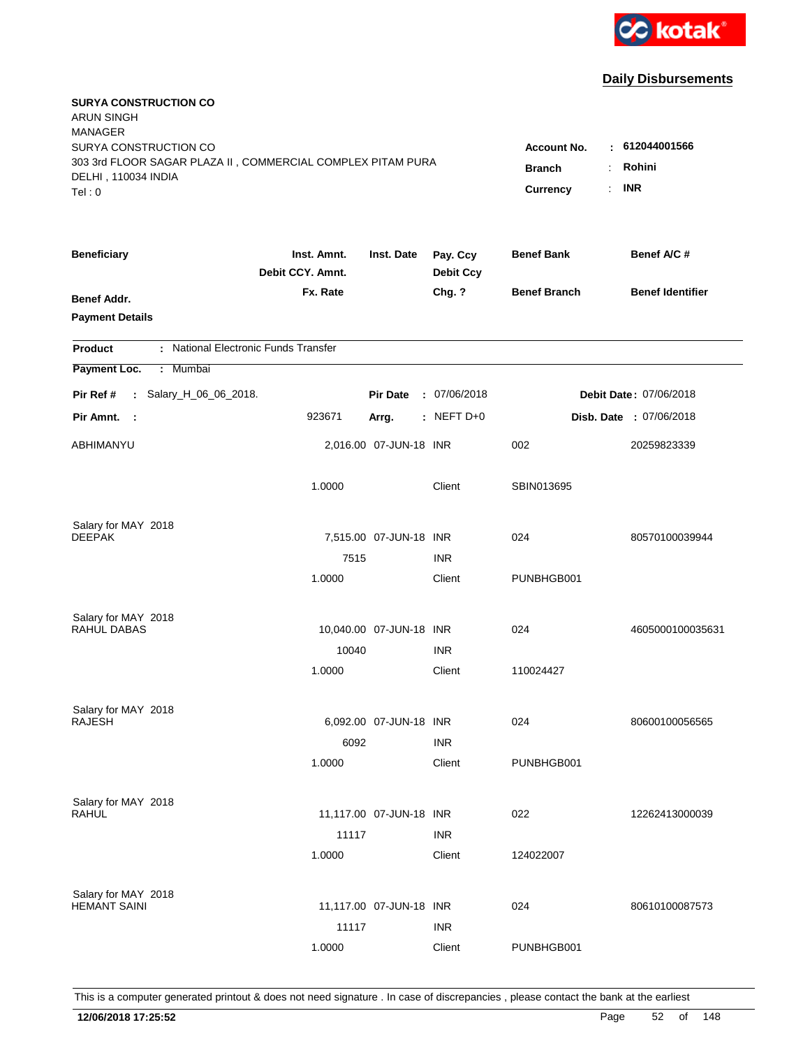**Daily Disbursements**

**SURYA CONSTRUCTION CO**
ARUN SINGH
MANAGER
SURYA CONSTRUCTION CO
303 3rd FLOOR SAGAR PLAZA II , COMMERCIAL COMPLEX PITAM PURA
DELHI , 110034 INDIA
Tel : 0

**Account No.** : **612044001566**
**Branch** : **Rohini**
**Currency** : **INR**

| Beneficiary | Inst. Amnt. / Debit CCY. Amnt. / Fx. Rate | Inst. Date | Pay. Ccy / Debit Ccy / Chg. ? | Benef Bank / Benef Branch | Benef A/C # / Benef Identifier |
|---|---|---|---|---|---|
| Benef Addr. / Payment Details | | | | | |

**Product** : National Electronic Funds Transfer
**Payment Loc.** : Mumbai

**Pir Ref #** : Salary_H_06_06_2018. **Pir Date** : 07/06/2018 **Debit Date** : 07/06/2018
**Pir Amnt.** : 923671 **Arrg.** : NEFT D+0 **Disb. Date** : 07/06/2018

| Beneficiary | Inst. Amnt. / Debit CCY. Amnt. / Fx. Rate | Inst. Date | Pay. Ccy / Debit Ccy / Chg. ? | Benef Bank / Benef Branch | Benef A/C # / Benef Identifier |
|---|---|---|---|---|---|
| ABHIMANYU | 2,016.00 | 07-JUN-18 | INR | 002 | 20259823339 |
| | 1.0000 | | Client | SBIN013695 | |
| Salary for MAY 2018 | | | | | |
| DEEPAK | 7,515.00 | 07-JUN-18 | INR | 024 | 80570100039944 |
| | 7515 | | INR | | |
| | 1.0000 | | Client | PUNBHGB001 | |
| Salary for MAY 2018 | | | | | |
| RAHUL DABAS | 10,040.00 | 07-JUN-18 | INR | 024 | 4605000100035631 |
| | 10040 | | INR | | |
| | 1.0000 | | Client | 110024427 | |
| Salary for MAY 2018 | | | | | |
| RAJESH | 6,092.00 | 07-JUN-18 | INR | 024 | 80600100056565 |
| | 6092 | | INR | | |
| | 1.0000 | | Client | PUNBHGB001 | |
| Salary for MAY 2018 | | | | | |
| RAHUL | 11,117.00 | 07-JUN-18 | INR | 022 | 12262413000039 |
| | 11117 | | INR | | |
| | 1.0000 | | Client | 124022007 | |
| Salary for MAY 2018 | | | | | |
| HEMANT SAINI | 11,117.00 | 07-JUN-18 | INR | 024 | 80610100087573 |
| | 11117 | | INR | | |
| | 1.0000 | | Client | PUNBHGB001 | |

This is a computer generated printout & does not need signature . In case of discrepancies , please contact the bank at the earliest

**12/06/2018 17:25:52**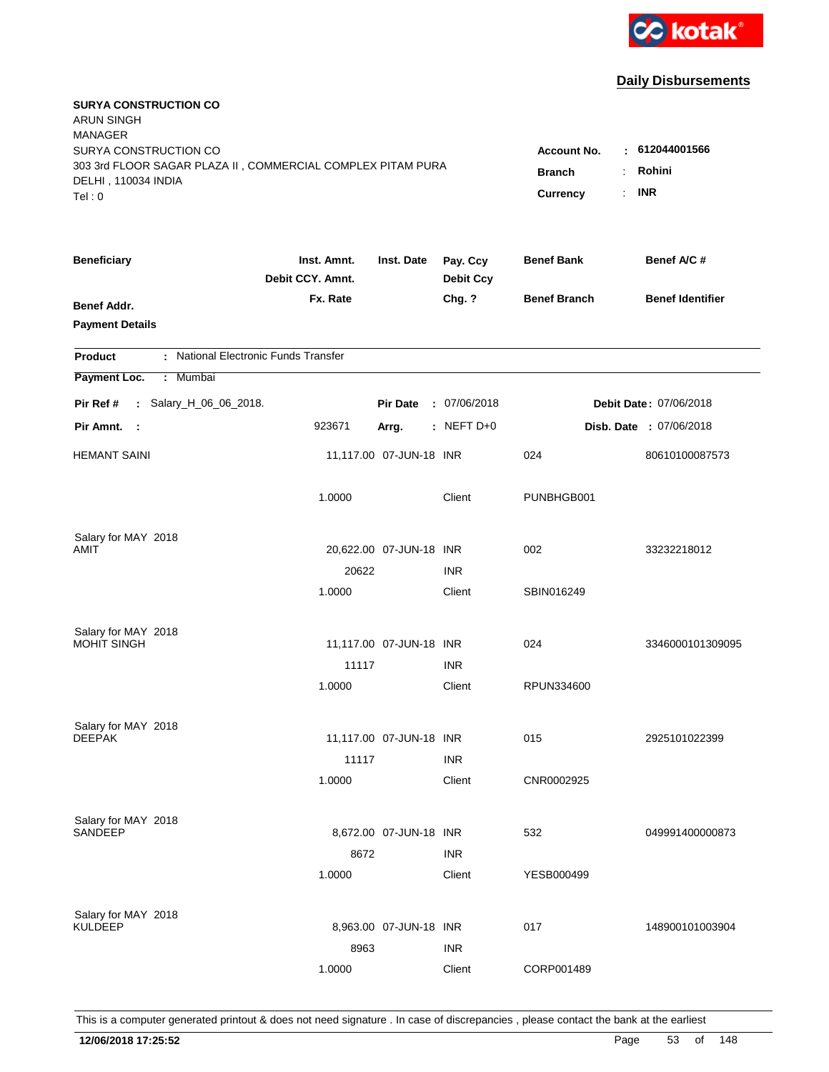kotak

## Daily Disbursements

**SURYA CONSTRUCTION CO**
ARUN SINGH
MANAGER
SURYA CONSTRUCTION CO
303 3rd FLOOR SAGAR PLAZA II , COMMERCIAL COMPLEX PITAM PURA
DELHI , 110034 INDIA
Tel : 0

**Account No.** : **612044001566**
**Branch** : **Rohini**
**Currency** : **INR**

| Beneficiary / Benef Addr. / Payment Details | Inst. Amnt. / Debit CCY. Amnt. / Fx. Rate | Inst. Date | Pay. Ccy / Debit Ccy / Chg. ? | Benef Bank / Benef Branch | Benef A/C # / Benef Identifier |
|---|---|---|---|---|---|

**Product** : National Electronic Funds Transfer
**Payment Loc.** : Mumbai
**Pir Ref #** : Salary_H_06_06_2018. **Pir Date** : 07/06/2018 **Debit Date** : 07/06/2018
**Pir Amnt.** : 923671 **Arrg.** : NEFT D+0 **Disb. Date** : 07/06/2018

| Beneficiary | Inst. Amnt. | Inst. Date | Pay. Ccy | Benef Bank | Benef A/C # |
|---|---|---|---|---|---|
| HEMANT SAINI | 11,117.00 | 07-JUN-18 | INR | 024 | 80610100087573 |
| | 1.0000 | | Client | PUNBHGB001 | |
| Salary for MAY 2018 | | | | | |
| AMIT | 20,622.00 | 07-JUN-18 | INR | 002 | 33232218012 |
| | 20622 | | INR | | |
| | 1.0000 | | Client | SBIN016249 | |
| Salary for MAY 2018 | | | | | |
| MOHIT SINGH | 11,117.00 | 07-JUN-18 | INR | 024 | 3346000101309095 |
| | 11117 | | INR | | |
| | 1.0000 | | Client | RPUN334600 | |
| Salary for MAY 2018 | | | | | |
| DEEPAK | 11,117.00 | 07-JUN-18 | INR | 015 | 2925101022399 |
| | 11117 | | INR | | |
| | 1.0000 | | Client | CNR0002925 | |
| Salary for MAY 2018 | | | | | |
| SANDEEP | 8,672.00 | 07-JUN-18 | INR | 532 | 049991400000873 |
| | 8672 | | INR | | |
| | 1.0000 | | Client | YESB000499 | |
| Salary for MAY 2018 | | | | | |
| KULDEEP | 8,963.00 | 07-JUN-18 | INR | 017 | 148900101003904 |
| | 8963 | | INR | | |
| | 1.0000 | | Client | CORP001489 | |

This is a computer generated printout & does not need signature . In case of discrepancies , please contact the bank at the earliest

**12/06/2018 17:25:52**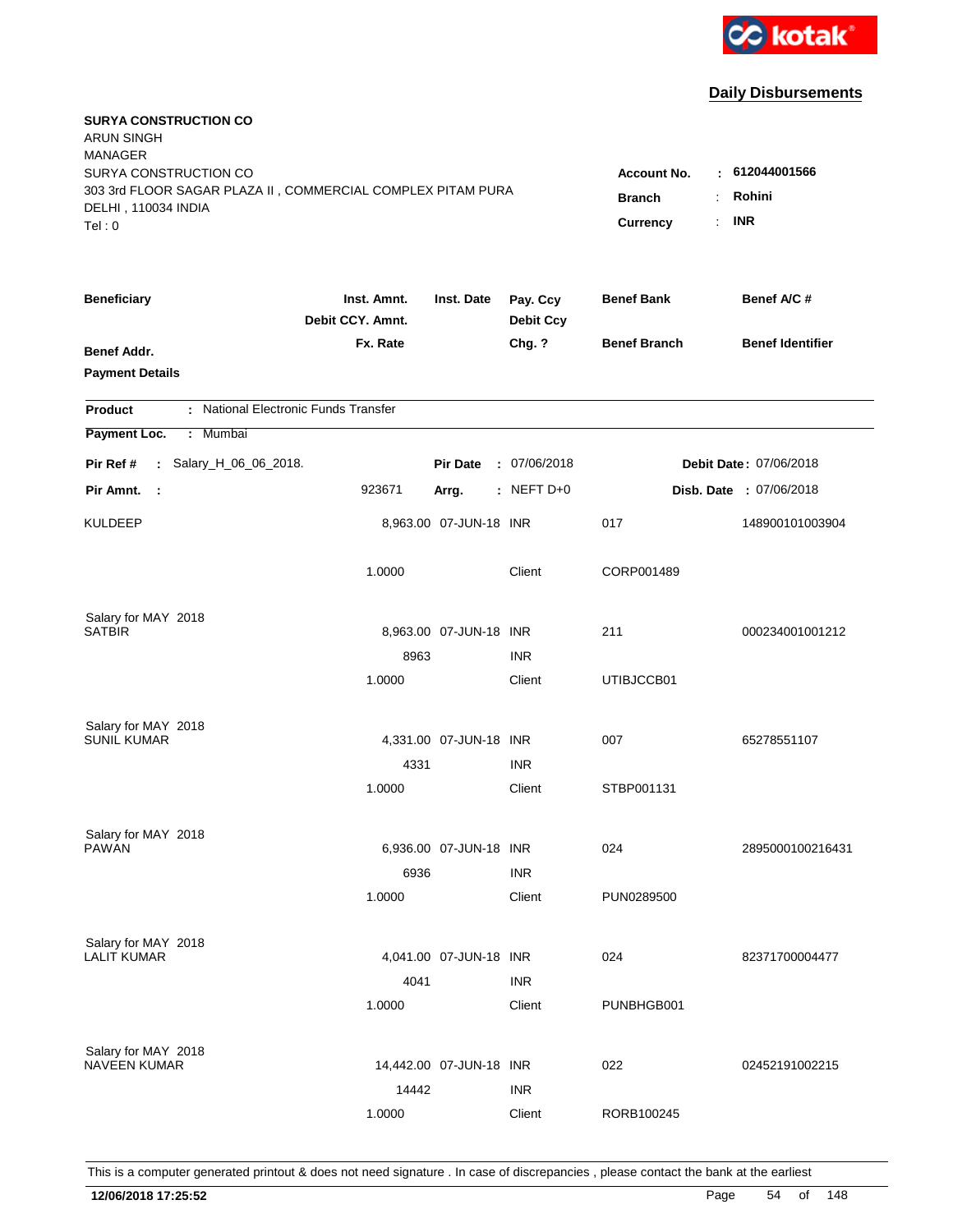kotak

## Daily Disbursements

**SURYA CONSTRUCTION CO**
ARUN SINGH
MANAGER
SURYA CONSTRUCTION CO
303 3rd FLOOR SAGAR PLAZA II , COMMERCIAL COMPLEX PITAM PURA
DELHI , 110034 INDIA
Tel : 0

**Account No.** : **612044001566**
**Branch** : **Rohini**
**Currency** : **INR**

| Beneficiary / Benef Addr. / Payment Details | Inst. Amnt. / Debit CCY. Amnt. / Fx. Rate | Inst. Date | Pay. Ccy / Debit Ccy / Chg. ? | Benef Bank / Benef Branch | Benef A/C # / Benef Identifier |
|---|---|---|---|---|---|

**Product** : National Electronic Funds Transfer
**Payment Loc.** : Mumbai

**Pir Ref #** : Salary_H_06_06_2018. **Pir Date** : 07/06/2018 **Debit Date** : 07/06/2018
**Pir Amnt.** : 923671 **Arrg.** : NEFT D+0 **Disb. Date** : 07/06/2018

| Beneficiary | Inst. Amnt. | Inst. Date | Pay. Ccy | Benef Bank | Benef A/C # |
|---|---|---|---|---|---|
| KULDEEP | 8,963.00 | 07-JUN-18 | INR | 017 | 148900101003904 |
| | 1.0000 | | Client | CORP001489 | |
| Salary for MAY 2018 | | | | | |
| SATBIR | 8,963.00 | 07-JUN-18 | INR | 211 | 000234001001212 |
| | 8963 | | INR | | |
| | 1.0000 | | Client | UTIBJCCB01 | |
| Salary for MAY 2018 | | | | | |
| SUNIL KUMAR | 4,331.00 | 07-JUN-18 | INR | 007 | 65278551107 |
| | 4331 | | INR | | |
| | 1.0000 | | Client | STBP001131 | |
| Salary for MAY 2018 | | | | | |
| PAWAN | 6,936.00 | 07-JUN-18 | INR | 024 | 2895000100216431 |
| | 6936 | | INR | | |
| | 1.0000 | | Client | PUN0289500 | |
| Salary for MAY 2018 | | | | | |
| LALIT KUMAR | 4,041.00 | 07-JUN-18 | INR | 024 | 82371700004477 |
| | 4041 | | INR | | |
| | 1.0000 | | Client | PUNBHGB001 | |
| Salary for MAY 2018 | | | | | |
| NAVEEN KUMAR | 14,442.00 | 07-JUN-18 | INR | 022 | 02452191002215 |
| | 14442 | | INR | | |
| | 1.0000 | | Client | RORB100245 | |

This is a computer generated printout & does not need signature . In case of discrepancies , please contact the bank at the earliest

**12/06/2018 17:25:52**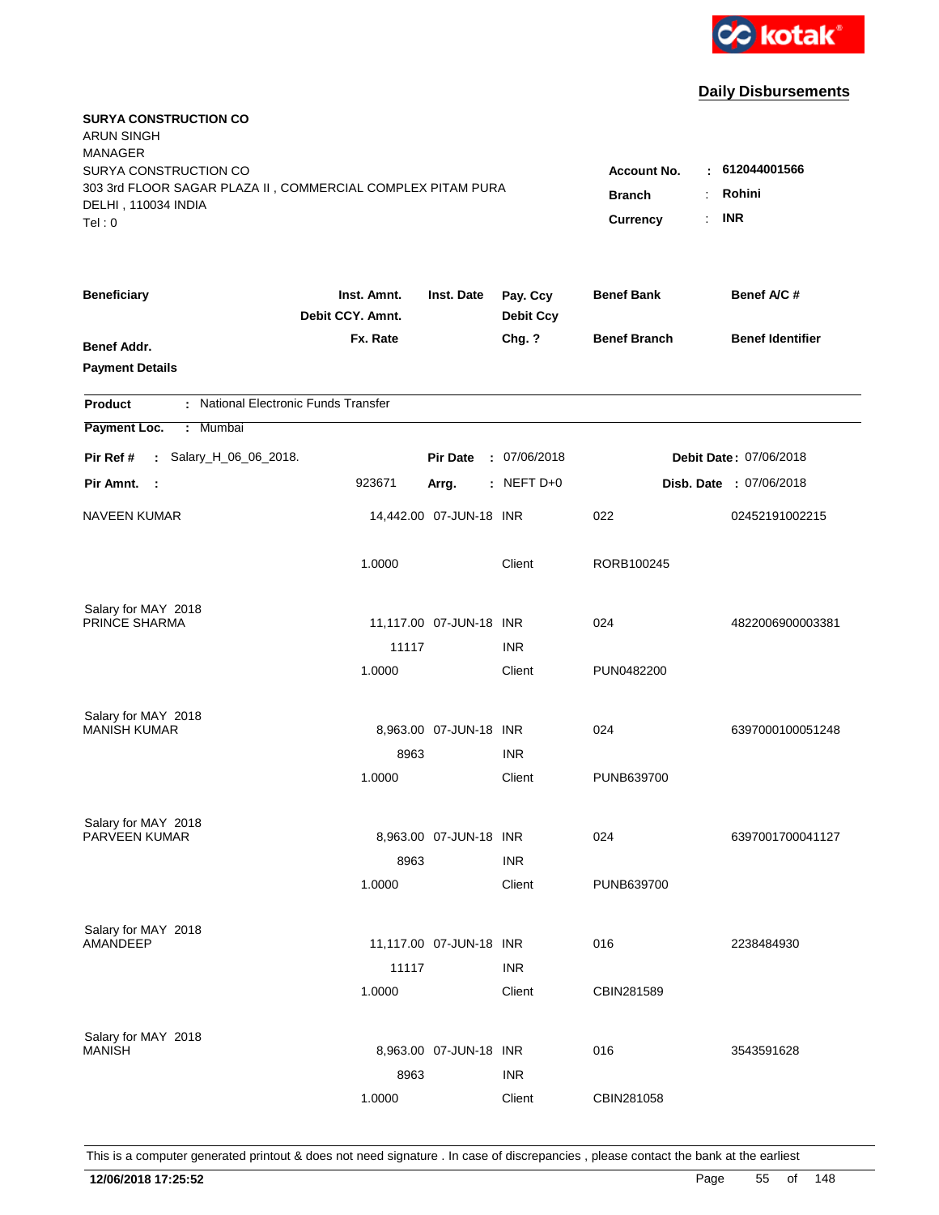kotak

## Daily Disbursements

**SURYA CONSTRUCTION CO**
ARUN SINGH
MANAGER
SURYA CONSTRUCTION CO
303 3rd FLOOR SAGAR PLAZA II , COMMERCIAL COMPLEX PITAM PURA
DELHI , 110034 INDIA
Tel : 0

**Account No.** : **612044001566**
**Branch** : **Rohini**
**Currency** : **INR**

| Beneficiary / Benef Addr. / Payment Details | Inst. Amnt. / Debit CCY. Amnt. / Fx. Rate | Inst. Date | Pay. Ccy / Debit Ccy / Chg. ? | Benef Bank / Benef Branch | Benef A/C # / Benef Identifier |
|---|---|---|---|---|---|

**Product** : National Electronic Funds Transfer

**Payment Loc.** : Mumbai

**Pir Ref #** : Salary_H_06_06_2018. **Pir Date** : 07/06/2018 **Debit Date** : 07/06/2018

**Pir Amnt.** : 923671 **Arrg.** : NEFT D+0 **Disb. Date** : 07/06/2018

| Beneficiary | Inst. Amnt. | Inst. Date | Pay. Ccy | Benef Bank | Benef A/C # |
|---|---|---|---|---|---|
| NAVEEN KUMAR | 14,442.00 | 07-JUN-18 | INR | 022 | 02452191002215 |
| | 1.0000 | | Client | RORB100245 | |
| Salary for MAY 2018 | | | | | |
| PRINCE SHARMA | 11,117.00 | 07-JUN-18 | INR | 024 | 4822006900003381 |
| | 11117 | | INR | | |
| | 1.0000 | | Client | PUN0482200 | |
| Salary for MAY 2018 | | | | | |
| MANISH KUMAR | 8,963.00 | 07-JUN-18 | INR | 024 | 6397000100051248 |
| | 8963 | | INR | | |
| | 1.0000 | | Client | PUNB639700 | |
| Salary for MAY 2018 | | | | | |
| PARVEEN KUMAR | 8,963.00 | 07-JUN-18 | INR | 024 | 6397001700041127 |
| | 8963 | | INR | | |
| | 1.0000 | | Client | PUNB639700 | |
| Salary for MAY 2018 | | | | | |
| AMANDEEP | 11,117.00 | 07-JUN-18 | INR | 016 | 2238484930 |
| | 11117 | | INR | | |
| | 1.0000 | | Client | CBIN281589 | |
| Salary for MAY 2018 | | | | | |
| MANISH | 8,963.00 | 07-JUN-18 | INR | 016 | 3543591628 |
| | 8963 | | INR | | |
| | 1.0000 | | Client | CBIN281058 | |

This is a computer generated printout & does not need signature . In case of discrepancies , please contact the bank at the earliest

**12/06/2018 17:25:52**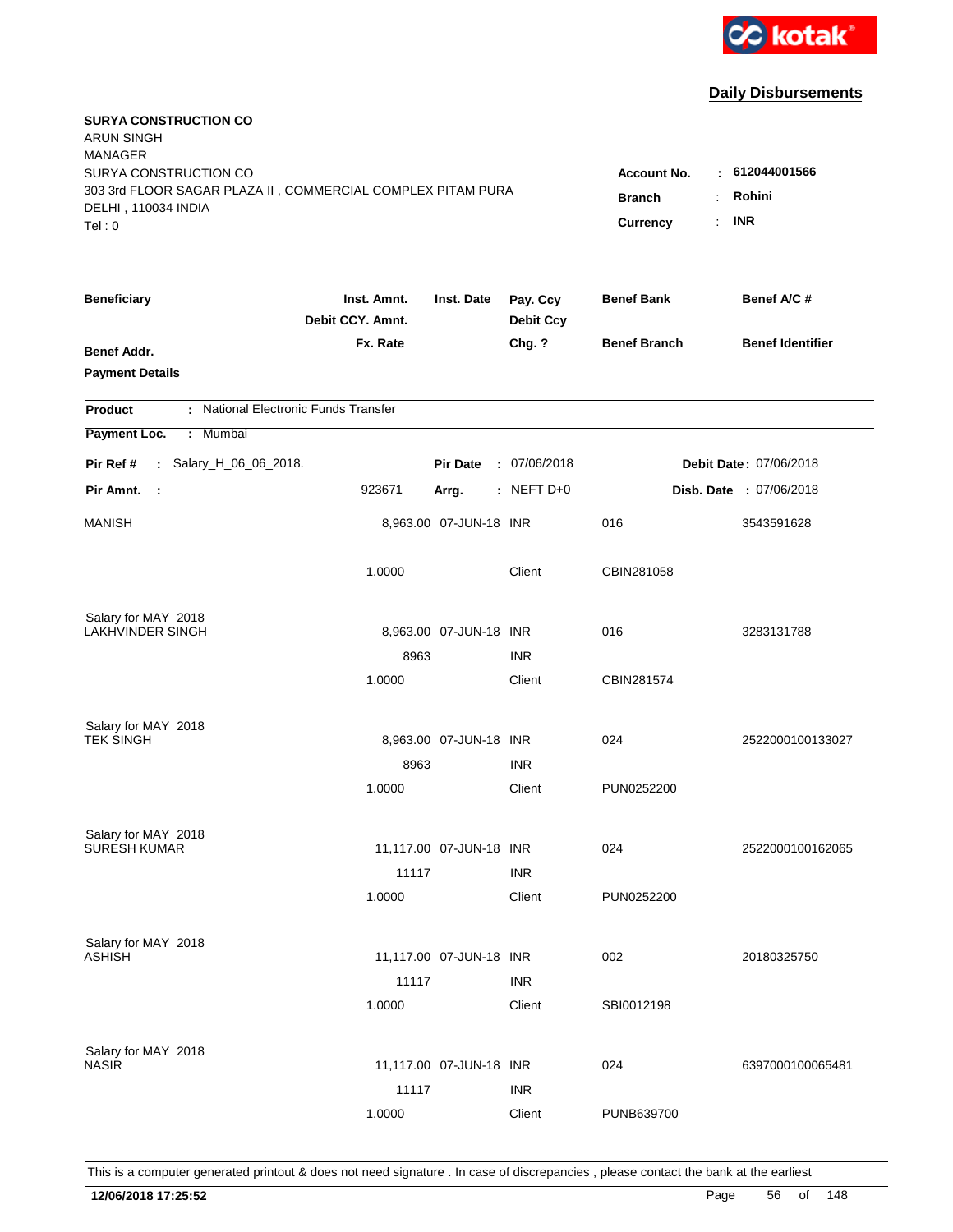**kotak**

## Daily Disbursements

**SURYA CONSTRUCTION CO**
ARUN SINGH
MANAGER
SURYA CONSTRUCTION CO
303 3rd FLOOR SAGAR PLAZA II , COMMERCIAL COMPLEX PITAM PURA
DELHI , 110034 INDIA
Tel : 0

**Account No.** : **612044001566**
**Branch** : **Rohini**
**Currency** : **INR**

| Beneficiary / Benef Addr. / Payment Details | Inst. Amnt. / Debit CCY. Amnt. / Fx. Rate | Inst. Date | Pay. Ccy / Debit Ccy / Chg. ? | Benef Bank / Benef Branch | Benef A/C # / Benef Identifier |
|---|---|---|---|---|---|

**Product** : National Electronic Funds Transfer
**Payment Loc.** : Mumbai

**Pir Ref #** : Salary_H_06_06_2018. **Pir Date** : 07/06/2018 **Debit Date** : 07/06/2018
**Pir Amnt.** : 923671 **Arrg.** : NEFT D+0 **Disb. Date** : 07/06/2018

| Beneficiary | Inst. Amnt. | Inst. Date | Pay. Ccy | Benef Bank | Benef A/C # |
|---|---|---|---|---|---|
| MANISH | 8,963.00 | 07-JUN-18 | INR | 016 | 3543591628 |
| | 1.0000 | | Client | CBIN281058 | |
| Salary for MAY 2018 | | | | | |
| LAKHVINDER SINGH | 8,963.00 | 07-JUN-18 | INR | 016 | 3283131788 |
| | 8963 | | INR | | |
| | 1.0000 | | Client | CBIN281574 | |
| Salary for MAY 2018 | | | | | |
| TEK SINGH | 8,963.00 | 07-JUN-18 | INR | 024 | 2522000100133027 |
| | 8963 | | INR | | |
| | 1.0000 | | Client | PUN0252200 | |
| Salary for MAY 2018 | | | | | |
| SURESH KUMAR | 11,117.00 | 07-JUN-18 | INR | 024 | 2522000100162065 |
| | 11117 | | INR | | |
| | 1.0000 | | Client | PUN0252200 | |
| Salary for MAY 2018 | | | | | |
| ASHISH | 11,117.00 | 07-JUN-18 | INR | 002 | 20180325750 |
| | 11117 | | INR | | |
| | 1.0000 | | Client | SBI0012198 | |
| Salary for MAY 2018 | | | | | |
| NASIR | 11,117.00 | 07-JUN-18 | INR | 024 | 6397000100065481 |
| | 11117 | | INR | | |
| | 1.0000 | | Client | PUNB639700 | |

This is a computer generated printout & does not need signature . In case of discrepancies , please contact the bank at the earliest

**12/06/2018 17:25:52**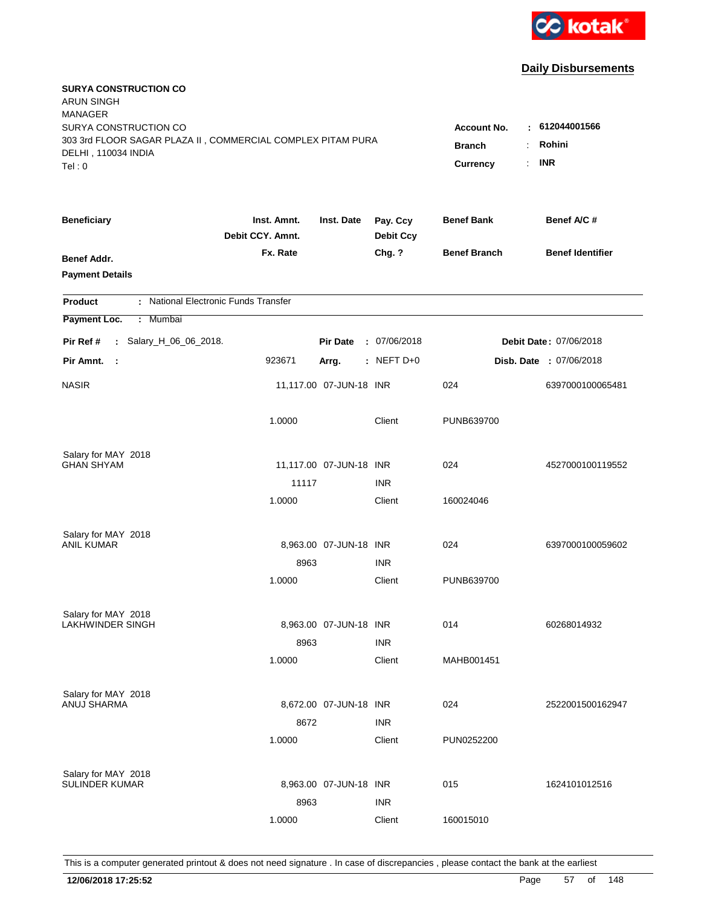kotak

## Daily Disbursements

**SURYA CONSTRUCTION CO**
ARUN SINGH
MANAGER
SURYA CONSTRUCTION CO
303 3rd FLOOR SAGAR PLAZA II , COMMERCIAL COMPLEX PITAM PURA
DELHI , 110034 INDIA
Tel : 0

**Account No.** : **612044001566**
**Branch** : **Rohini**
**Currency** : **INR**

| Beneficiary | Inst. Amnt. / Debit CCY. Amnt. / Fx. Rate | Inst. Date | Pay. Ccy / Debit Ccy / Chg. ? | Benef Bank / Benef Branch | Benef A/C # / Benef Identifier |
|---|---|---|---|---|---|
| **Benef Addr.** | | | | | |
| **Payment Details** | | | | | |

**Product** : National Electronic Funds Transfer
**Payment Loc.** : Mumbai

**Pir Ref #** : Salary_H_06_06_2018. **Pir Date** : 07/06/2018 **Debit Date** : 07/06/2018
**Pir Amnt.** : 923671 **Arrg.** : NEFT D+0 **Disb. Date** : 07/06/2018

| Beneficiary | Inst. Amnt. / Debit CCY. Amnt. / Fx. Rate | Inst. Date | Pay. Ccy / Debit Ccy / Chg. ? | Benef Bank / Benef Branch | Benef A/C # / Benef Identifier |
|---|---|---|---|---|---|
| NASIR | 11,117.00 | 07-JUN-18 | INR | 024 | 6397000100065481 |
| | 1.0000 | | Client | PUNB639700 | |
| Salary for MAY 2018 | | | | | |
| GHAN SHYAM | 11,117.00 | 07-JUN-18 | INR | 024 | 4527000100119552 |
| | 11117 | | INR | | |
| | 1.0000 | | Client | 160024046 | |
| Salary for MAY 2018 | | | | | |
| ANIL KUMAR | 8,963.00 | 07-JUN-18 | INR | 024 | 6397000100059602 |
| | 8963 | | INR | | |
| | 1.0000 | | Client | PUNB639700 | |
| Salary for MAY 2018 | | | | | |
| LAKHWINDER SINGH | 8,963.00 | 07-JUN-18 | INR | 014 | 60268014932 |
| | 8963 | | INR | | |
| | 1.0000 | | Client | MAHB001451 | |
| Salary for MAY 2018 | | | | | |
| ANUJ SHARMA | 8,672.00 | 07-JUN-18 | INR | 024 | 2522001500162947 |
| | 8672 | | INR | | |
| | 1.0000 | | Client | PUN0252200 | |
| Salary for MAY 2018 | | | | | |
| SULINDER KUMAR | 8,963.00 | 07-JUN-18 | INR | 015 | 1624101012516 |
| | 8963 | | INR | | |
| | 1.0000 | | Client | 160015010 | |

This is a computer generated printout & does not need signature . In case of discrepancies , please contact the bank at the earliest

**12/06/2018 17:25:52**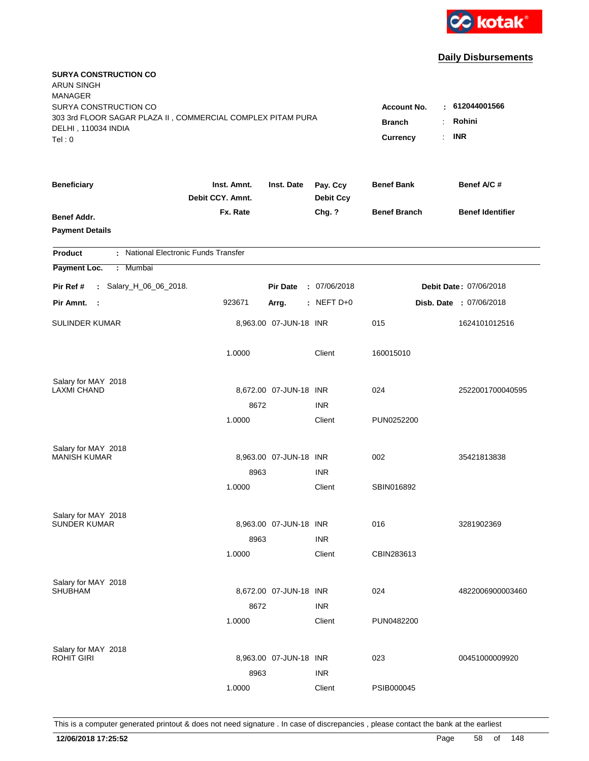kotak

## Daily Disbursements

**SURYA CONSTRUCTION CO**
ARUN SINGH
MANAGER
SURYA CONSTRUCTION CO
303 3rd FLOOR SAGAR PLAZA II , COMMERCIAL COMPLEX PITAM PURA
DELHI , 110034 INDIA
Tel : 0

**Account No.** : **612044001566**
**Branch** : **Rohini**
**Currency** : **INR**

| Beneficiary | Inst. Amnt. / Debit CCY. Amnt. / Fx. Rate | Inst. Date | Pay. Ccy / Debit Ccy / Chg. ? | Benef Bank / Benef Branch | Benef A/C # / Benef Identifier |
|---|---|---|---|---|---|
| **Benef Addr.** | | | | | |
| **Payment Details** | | | | | |

**Product** : National Electronic Funds Transfer
**Payment Loc.** : Mumbai

**Pir Ref #** : Salary_H_06_06_2018. **Pir Date** : 07/06/2018 **Debit Date** : 07/06/2018
**Pir Amnt.** : 923671 **Arrg.** : NEFT D+0 **Disb. Date** : 07/06/2018

| Beneficiary | Inst. Amnt. / Debit CCY. Amnt. / Fx. Rate | Inst. Date | Pay. Ccy / Debit Ccy / Chg. ? | Benef Bank / Benef Branch | Benef A/C # / Benef Identifier |
|---|---|---|---|---|---|
| SULINDER KUMAR | 8,963.00 | 07-JUN-18 | INR | 015 | 1624101012516 |
| | 1.0000 | | Client | 160015010 | |
| Salary for MAY 2018 | | | | | |
| LAXMI CHAND | 8,672.00 | 07-JUN-18 | INR | 024 | 2522001700040595 |
| | 8672 | | INR | | |
| | 1.0000 | | Client | PUN0252200 | |
| Salary for MAY 2018 | | | | | |
| MANISH KUMAR | 8,963.00 | 07-JUN-18 | INR | 002 | 35421813838 |
| | 8963 | | INR | | |
| | 1.0000 | | Client | SBIN016892 | |
| Salary for MAY 2018 | | | | | |
| SUNDER KUMAR | 8,963.00 | 07-JUN-18 | INR | 016 | 3281902369 |
| | 8963 | | INR | | |
| | 1.0000 | | Client | CBIN283613 | |
| Salary for MAY 2018 | | | | | |
| SHUBHAM | 8,672.00 | 07-JUN-18 | INR | 024 | 4822006900003460 |
| | 8672 | | INR | | |
| | 1.0000 | | Client | PUN0482200 | |
| Salary for MAY 2018 | | | | | |
| ROHIT GIRI | 8,963.00 | 07-JUN-18 | INR | 023 | 00451000009920 |
| | 8963 | | INR | | |
| | 1.0000 | | Client | PSIB000045 | |

This is a computer generated printout & does not need signature . In case of discrepancies , please contact the bank at the earliest

**12/06/2018 17:25:52**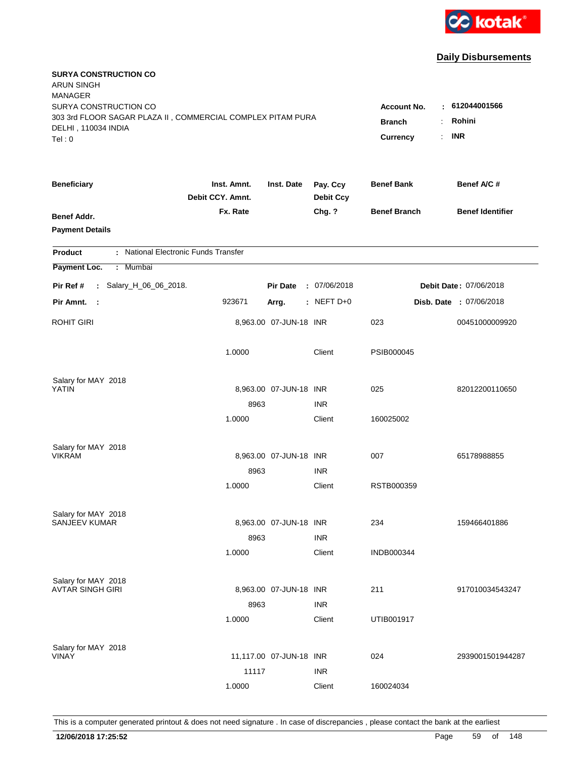kotak

## Daily Disbursements

**SURYA CONSTRUCTION CO**
ARUN SINGH
MANAGER
SURYA CONSTRUCTION CO
303 3rd FLOOR SAGAR PLAZA II , COMMERCIAL COMPLEX PITAM PURA
DELHI , 110034 INDIA
Tel : 0

**Account No.** : **612044001566**
**Branch** : **Rohini**
**Currency** : **INR**

| Beneficiary / Benef Addr. / Payment Details | Inst. Amnt. / Debit CCY. Amnt. / Fx. Rate | Inst. Date | Pay. Ccy / Debit Ccy / Chg. ? | Benef Bank / Benef Branch | Benef A/C # / Benef Identifier |
|---|---|---|---|---|---|

**Product** : National Electronic Funds Transfer

**Payment Loc.** : Mumbai

**Pir Ref #** : Salary_H_06_06_2018. **Pir Date** : 07/06/2018 **Debit Date** : 07/06/2018

**Pir Amnt.** : 923671 **Arrg.** : NEFT D+0 **Disb. Date** : 07/06/2018

| Beneficiary | Inst. Amnt. | Inst. Date | Pay. Ccy | Benef Bank | Benef A/C # |
|---|---|---|---|---|---|
| ROHIT GIRI | 8,963.00 | 07-JUN-18 | INR | 023 | 00451000009920 |
| | 1.0000 | | Client | PSIB000045 | |
| Salary for MAY 2018 | | | | | |
| YATIN | 8,963.00 | 07-JUN-18 | INR | 025 | 82012200110650 |
| | 8963 | | INR | | |
| | 1.0000 | | Client | 160025002 | |
| Salary for MAY 2018 | | | | | |
| VIKRAM | 8,963.00 | 07-JUN-18 | INR | 007 | 65178988855 |
| | 8963 | | INR | | |
| | 1.0000 | | Client | RSTB000359 | |
| Salary for MAY 2018 | | | | | |
| SANJEEV KUMAR | 8,963.00 | 07-JUN-18 | INR | 234 | 159466401886 |
| | 8963 | | INR | | |
| | 1.0000 | | Client | INDB000344 | |
| Salary for MAY 2018 | | | | | |
| AVTAR SINGH GIRI | 8,963.00 | 07-JUN-18 | INR | 211 | 917010034543247 |
| | 8963 | | INR | | |
| | 1.0000 | | Client | UTIB001917 | |
| Salary for MAY 2018 | | | | | |
| VINAY | 11,117.00 | 07-JUN-18 | INR | 024 | 2939001501944287 |
| | 11117 | | INR | | |
| | 1.0000 | | Client | 160024034 | |

This is a computer generated printout & does not need signature . In case of discrepancies , please contact the bank at the earliest

**12/06/2018 17:25:52**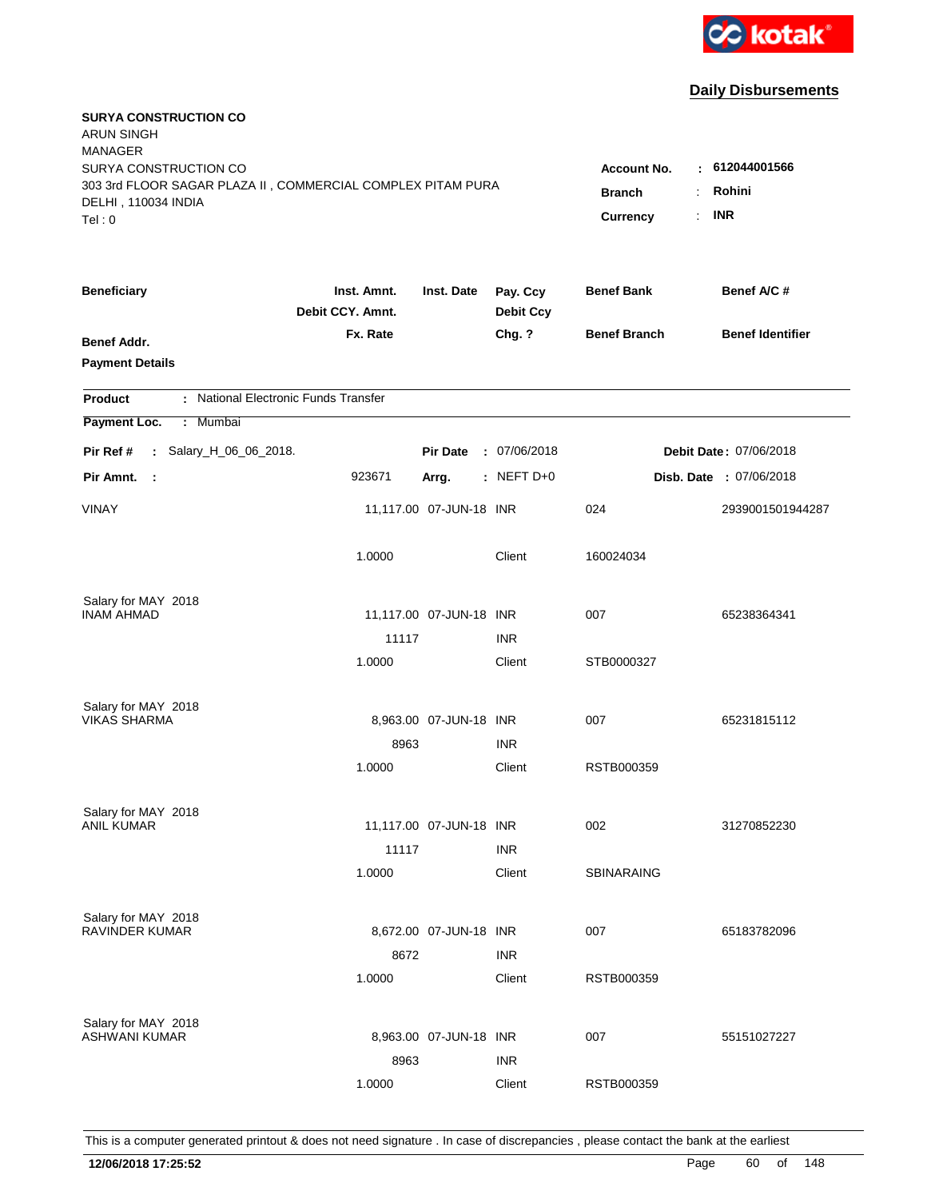**Daily Disbursements**

**SURYA CONSTRUCTION CO**
ARUN SINGH
MANAGER
SURYA CONSTRUCTION CO
303 3rd FLOOR SAGAR PLAZA II , COMMERCIAL COMPLEX PITAM PURA
DELHI , 110034 INDIA
Tel : 0

**Account No.** : **612044001566**
**Branch** : **Rohini**
**Currency** : **INR**

| Beneficiary / Benef Addr. / Payment Details | Inst. Amnt. / Debit CCY. Amnt. / Fx. Rate | Inst. Date | Pay. Ccy / Debit Ccy / Chg. ? | Benef Bank / Benef Branch | Benef A/C # / Benef Identifier |
|---|---|---|---|---|---|

**Product** : National Electronic Funds Transfer
**Payment Loc.** : Mumbai

**Pir Ref #** : Salary_H_06_06_2018. **Pir Date** : 07/06/2018 **Debit Date** : 07/06/2018
**Pir Amnt.** : 923671 **Arrg.** : NEFT D+0 **Disb. Date** : 07/06/2018

| Beneficiary | Inst. Amnt. | Inst. Date | Pay. Ccy | Benef Bank | Benef A/C # |
|---|---|---|---|---|---|
| VINAY | 11,117.00 | 07-JUN-18 | INR | 024 | 2939001501944287 |
| | 1.0000 | | Client | 160024034 | |
| Salary for MAY 2018 | | | | | |
| INAM AHMAD | 11,117.00 | 07-JUN-18 | INR | 007 | 65238364341 |
| | 11117 | | INR | | |
| | 1.0000 | | Client | STB0000327 | |
| Salary for MAY 2018 | | | | | |
| VIKAS SHARMA | 8,963.00 | 07-JUN-18 | INR | 007 | 65231815112 |
| | 8963 | | INR | | |
| | 1.0000 | | Client | RSTB000359 | |
| Salary for MAY 2018 | | | | | |
| ANIL KUMAR | 11,117.00 | 07-JUN-18 | INR | 002 | 31270852230 |
| | 11117 | | INR | | |
| | 1.0000 | | Client | SBINARAING | |
| Salary for MAY 2018 | | | | | |
| RAVINDER KUMAR | 8,672.00 | 07-JUN-18 | INR | 007 | 65183782096 |
| | 8672 | | INR | | |
| | 1.0000 | | Client | RSTB000359 | |
| Salary for MAY 2018 | | | | | |
| ASHWANI KUMAR | 8,963.00 | 07-JUN-18 | INR | 007 | 55151027227 |
| | 8963 | | INR | | |
| | 1.0000 | | Client | RSTB000359 | |

This is a computer generated printout & does not need signature . In case of discrepancies , please contact the bank at the earliest

**12/06/2018 17:25:52**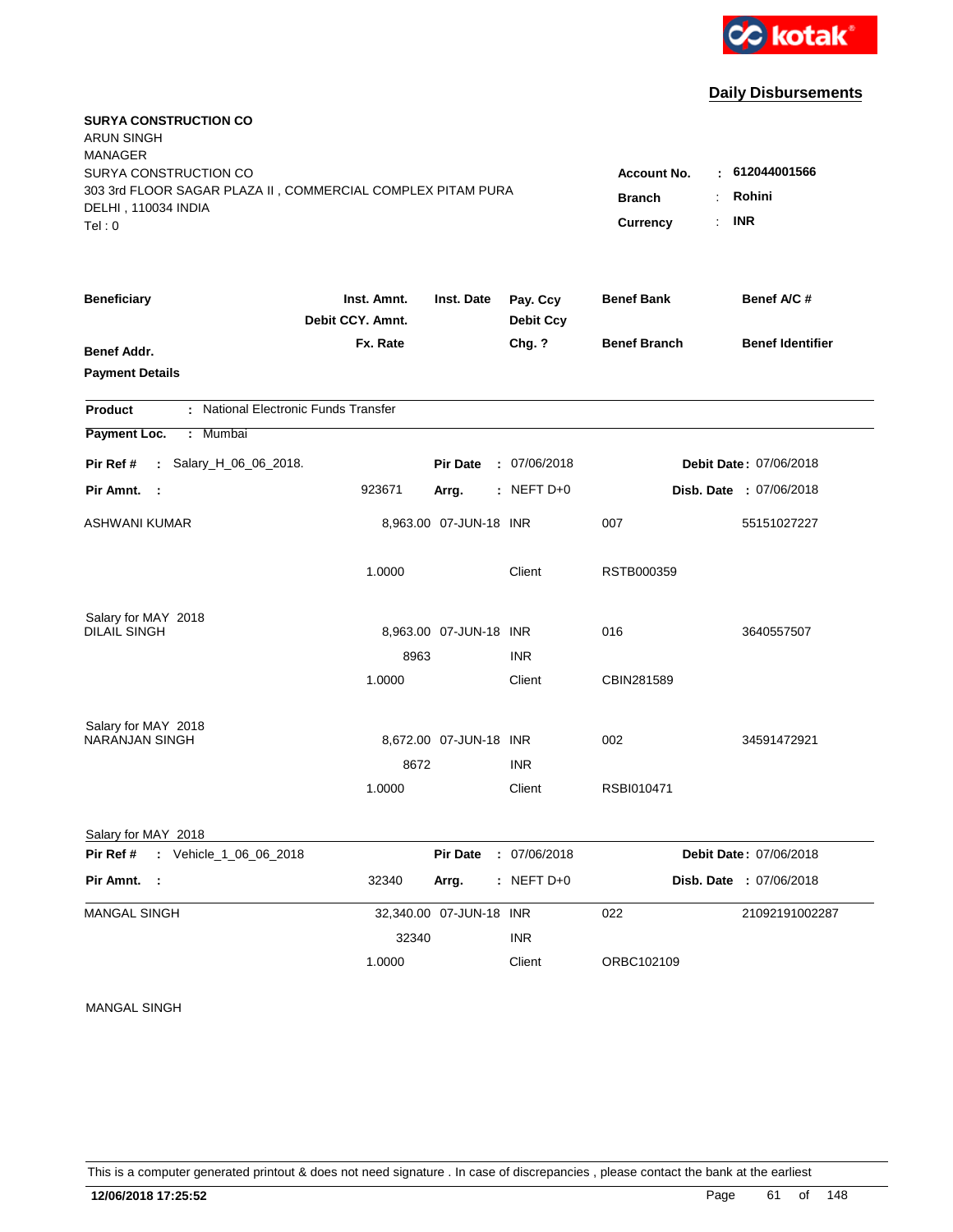kotak

## Daily Disbursements

**SURYA CONSTRUCTION CO**
ARUN SINGH
MANAGER
SURYA CONSTRUCTION CO
303 3rd FLOOR SAGAR PLAZA II , COMMERCIAL COMPLEX PITAM PURA
DELHI , 110034 INDIA
Tel : 0

**Account No.** : **612044001566**
**Branch** : **Rohini**
**Currency** : **INR**

| **Beneficiary** | **Inst. Amnt.** / **Debit CCY. Amnt.** / **Fx. Rate** | **Inst. Date** | **Pay. Ccy** / **Debit Ccy** / **Chg. ?** | **Benef Bank** / **Benef Branch** | **Benef A/C #** / **Benef Identifier** |
|---|---|---|---|---|---|
| **Benef Addr.** / **Payment Details** | | | | | |

**Product** : National Electronic Funds Transfer
**Payment Loc.** : Mumbai

**Pir Ref #** : Salary_H_06_06_2018. **Pir Date** : 07/06/2018 **Debit Date** : 07/06/2018
**Pir Amnt.** : 923671 **Arrg.** : NEFT D+0 **Disb. Date** : 07/06/2018

| Beneficiary | Inst. Amnt. / Debit CCY. Amnt. / Fx. Rate | Inst. Date | Pay. Ccy / Debit Ccy / Chg. ? | Benef Bank / Benef Branch | Benef A/C # |
|---|---|---|---|---|---|
| ASHWANI KUMAR | 8,963.00 | 07-JUN-18 | INR | 007 | 55151027227 |
| | 1.0000 | | Client | RSTB000359 | |
| Salary for MAY 2018 | | | | | |
| DILAIL SINGH | 8,963.00 | 07-JUN-18 | INR | 016 | 3640557507 |
| | 8963 | | INR | | |
| | 1.0000 | | Client | CBIN281589 | |
| Salary for MAY 2018 | | | | | |
| NARANJAN SINGH | 8,672.00 | 07-JUN-18 | INR | 002 | 34591472921 |
| | 8672 | | INR | | |
| | 1.0000 | | Client | RSBI010471 | |
| Salary for MAY 2018 | | | | | |

**Pir Ref #** : Vehicle_1_06_06_2018 **Pir Date** : 07/06/2018 **Debit Date** : 07/06/2018
**Pir Amnt.** : 32340 **Arrg.** : NEFT D+0 **Disb. Date** : 07/06/2018

| Beneficiary | Inst. Amnt. / Debit CCY. Amnt. / Fx. Rate | Inst. Date | Pay. Ccy / Debit Ccy / Chg. ? | Benef Bank / Benef Branch | Benef A/C # |
|---|---|---|---|---|---|
| MANGAL SINGH | 32,340.00 | 07-JUN-18 | INR | 022 | 21092191002287 |
| | 32340 | | INR | | |
| | 1.0000 | | Client | ORBC102109 | |
| MANGAL SINGH | | | | | |

This is a computer generated printout & does not need signature . In case of discrepancies , please contact the bank at the earliest

**12/06/2018 17:25:52**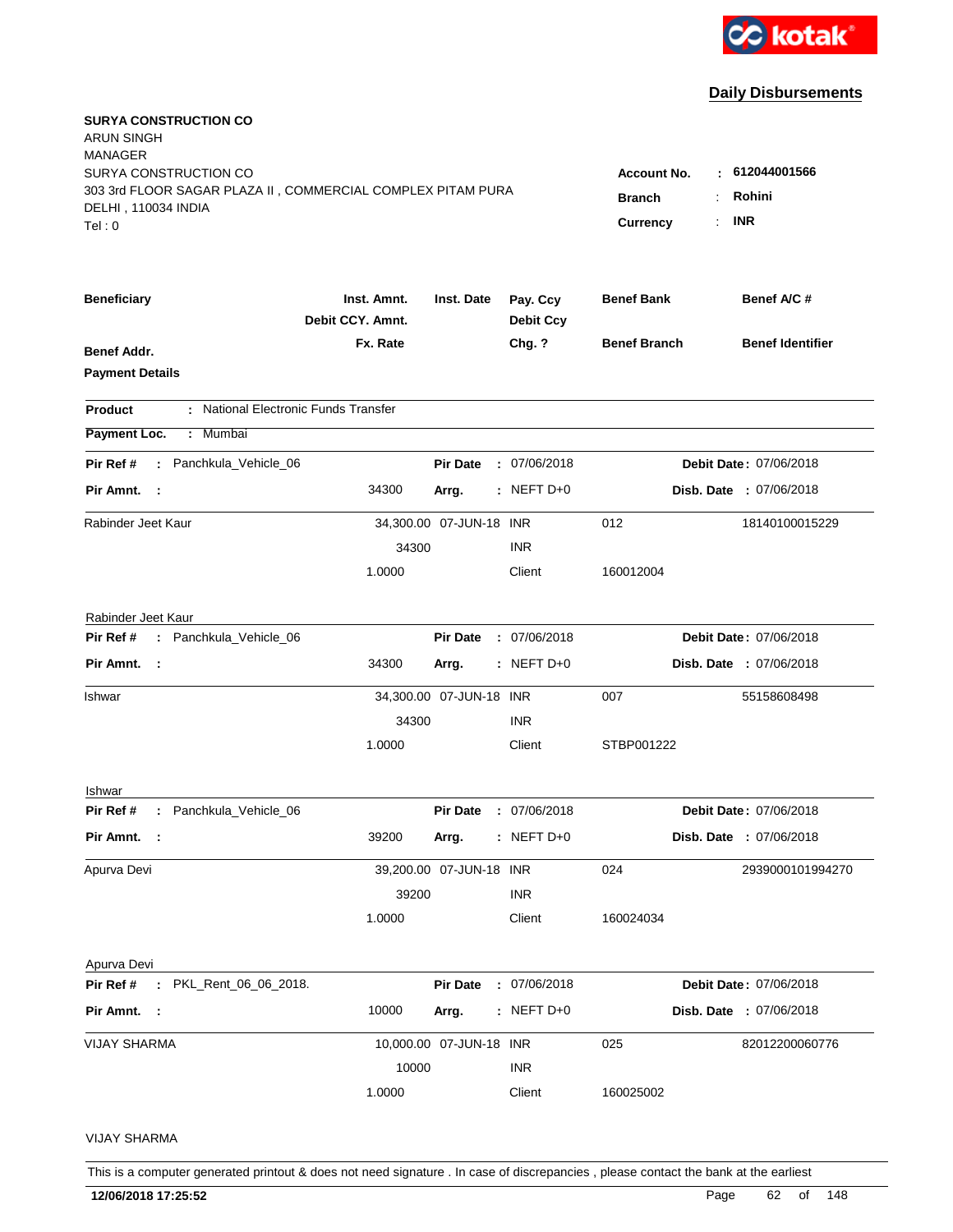kotak

## Daily Disbursements

**SURYA CONSTRUCTION CO**
ARUN SINGH
MANAGER
SURYA CONSTRUCTION CO
303 3rd FLOOR SAGAR PLAZA II , COMMERCIAL COMPLEX PITAM PURA
DELHI , 110034 INDIA
Tel : 0

| | | |
|---|---|---|
| **Account No.** | : | **612044001566** |
| **Branch** | : | **Rohini** |
| **Currency** | : | **INR** |

| Beneficiary | Inst. Amnt. / Debit CCY. Amnt. / Fx. Rate | Inst. Date | Pay. Ccy / Debit Ccy / Chg. ? | Benef Bank / Benef Branch | Benef A/C # / Benef Identifier |
|---|---|---|---|---|---|
| **Benef Addr.** | | | | | |
| **Payment Details** | | | | | |

**Product** : National Electronic Funds Transfer

**Payment Loc.** : Mumbai

**Pir Ref #** : Panchkula_Vehicle_06 | **Pir Date** : 07/06/2018 | **Debit Date** : 07/06/2018
**Pir Amnt.** : 34300 | **Arrg.** : NEFT D+0 | **Disb. Date** : 07/06/2018

| Beneficiary | Amount | Inst. Date | Ccy | Benef Bank | Benef A/C # |
|---|---|---|---|---|---|
| Rabinder Jeet Kaur | 34,300.00 | 07-JUN-18 | INR | 012 | 18140100015229 |
| | 34300 | | INR | | |
| | 1.0000 | | Client | 160012004 | |

Rabinder Jeet Kaur

**Pir Ref #** : Panchkula_Vehicle_06 | **Pir Date** : 07/06/2018 | **Debit Date** : 07/06/2018
**Pir Amnt.** : 34300 | **Arrg.** : NEFT D+0 | **Disb. Date** : 07/06/2018

| Beneficiary | Amount | Inst. Date | Ccy | Benef Bank | Benef A/C # |
|---|---|---|---|---|---|
| Ishwar | 34,300.00 | 07-JUN-18 | INR | 007 | 55158608498 |
| | 34300 | | INR | | |
| | 1.0000 | | Client | STBP001222 | |

Ishwar

**Pir Ref #** : Panchkula_Vehicle_06 | **Pir Date** : 07/06/2018 | **Debit Date** : 07/06/2018
**Pir Amnt.** : 39200 | **Arrg.** : NEFT D+0 | **Disb. Date** : 07/06/2018

| Beneficiary | Amount | Inst. Date | Ccy | Benef Bank | Benef A/C # |
|---|---|---|---|---|---|
| Apurva Devi | 39,200.00 | 07-JUN-18 | INR | 024 | 2939000101994270 |
| | 39200 | | INR | | |
| | 1.0000 | | Client | 160024034 | |

Apurva Devi

**Pir Ref #** : PKL_Rent_06_06_2018. | **Pir Date** : 07/06/2018 | **Debit Date** : 07/06/2018
**Pir Amnt.** : 10000 | **Arrg.** : NEFT D+0 | **Disb. Date** : 07/06/2018

| Beneficiary | Amount | Inst. Date | Ccy | Benef Bank | Benef A/C # |
|---|---|---|---|---|---|
| VIJAY SHARMA | 10,000.00 | 07-JUN-18 | INR | 025 | 82012200060776 |
| | 10000 | | INR | | |
| | 1.0000 | | Client | 160025002 | |

VIJAY SHARMA

This is a computer generated printout & does not need signature . In case of discrepancies , please contact the bank at the earliest

**12/06/2018 17:25:52**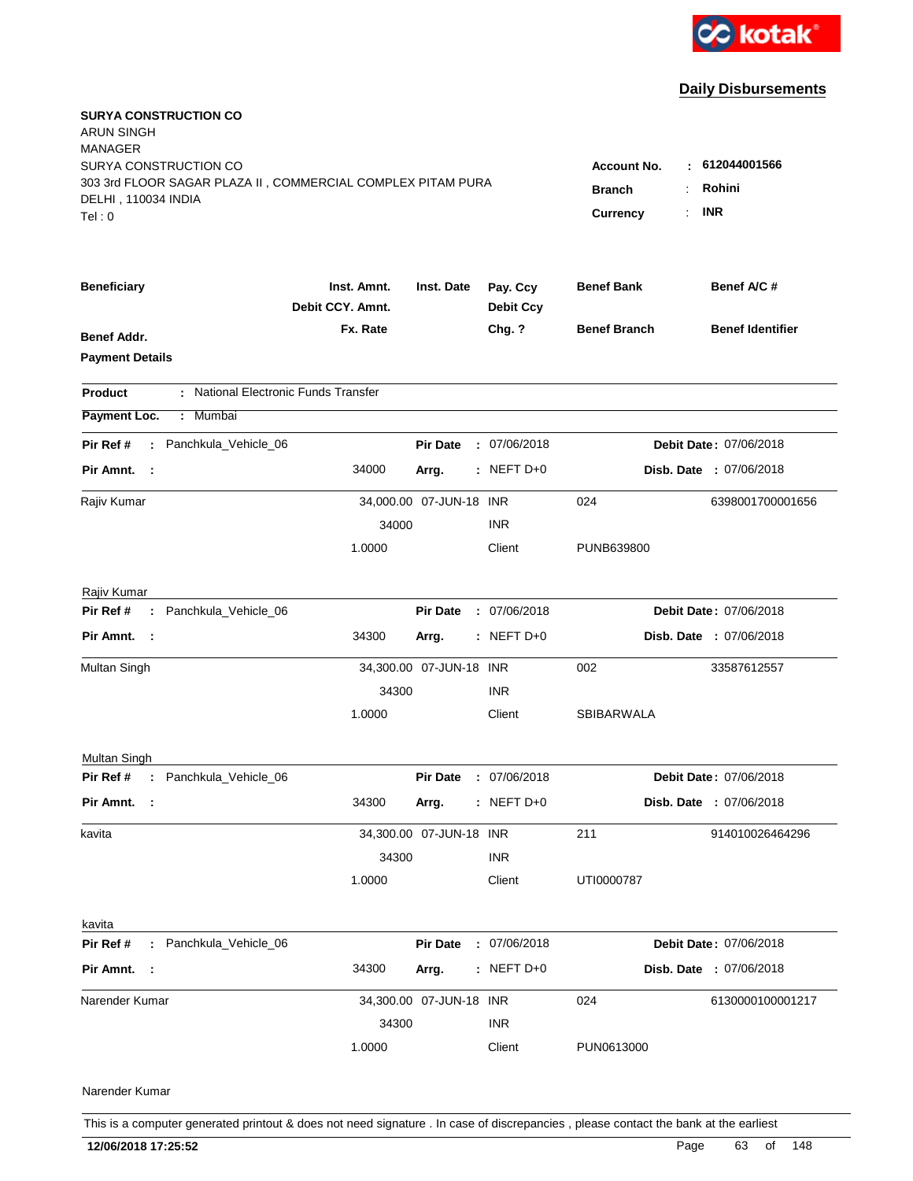kotak

## Daily Disbursements

**SURYA CONSTRUCTION CO**
ARUN SINGH
MANAGER
SURYA CONSTRUCTION CO
303 3rd FLOOR SAGAR PLAZA II , COMMERCIAL COMPLEX PITAM PURA
DELHI , 110034 INDIA
Tel : 0

**Account No.** : **612044001566**
**Branch** : **Rohini**
**Currency** : **INR**

| **Beneficiary** | **Inst. Amnt.** / **Debit CCY. Amnt.** / **Fx. Rate** | **Inst. Date** | **Pay. Ccy** / **Debit Ccy** / **Chg. ?** | **Benef Bank** / **Benef Branch** | **Benef A/C #** / **Benef Identifier** |
|---|---|---|---|---|---|

**Benef Addr.**
**Payment Details**

**Product** : National Electronic Funds Transfer
**Payment Loc.** : Mumbai

**Pir Ref #** : Panchkula_Vehicle_06 | **Pir Date** : 07/06/2018 | **Debit Date** : 07/06/2018
**Pir Amnt.** : 34000 | **Arrg.** : NEFT D+0 | **Disb. Date** : 07/06/2018

| Beneficiary | Inst. Amnt. | Inst. Date | Pay. Ccy | Benef Bank | Benef A/C # |
|---|---|---|---|---|---|
| Rajiv Kumar | 34,000.00 | 07-JUN-18 | INR | 024 | 6398001700001656 |
| | 34000 | | INR | | |
| | 1.0000 | | Client | PUNB639800 | |

Rajiv Kumar

**Pir Ref #** : Panchkula_Vehicle_06 | **Pir Date** : 07/06/2018 | **Debit Date** : 07/06/2018
**Pir Amnt.** : 34300 | **Arrg.** : NEFT D+0 | **Disb. Date** : 07/06/2018

| Beneficiary | Inst. Amnt. | Inst. Date | Pay. Ccy | Benef Bank | Benef A/C # |
|---|---|---|---|---|---|
| Multan Singh | 34,300.00 | 07-JUN-18 | INR | 002 | 33587612557 |
| | 34300 | | INR | | |
| | 1.0000 | | Client | SBIBARWALA | |

Multan Singh

**Pir Ref #** : Panchkula_Vehicle_06 | **Pir Date** : 07/06/2018 | **Debit Date** : 07/06/2018
**Pir Amnt.** : 34300 | **Arrg.** : NEFT D+0 | **Disb. Date** : 07/06/2018

| Beneficiary | Inst. Amnt. | Inst. Date | Pay. Ccy | Benef Bank | Benef A/C # |
|---|---|---|---|---|---|
| kavita | 34,300.00 | 07-JUN-18 | INR | 211 | 914010026464296 |
| | 34300 | | INR | | |
| | 1.0000 | | Client | UTI0000787 | |

kavita

**Pir Ref #** : Panchkula_Vehicle_06 | **Pir Date** : 07/06/2018 | **Debit Date** : 07/06/2018
**Pir Amnt.** : 34300 | **Arrg.** : NEFT D+0 | **Disb. Date** : 07/06/2018

| Beneficiary | Inst. Amnt. | Inst. Date | Pay. Ccy | Benef Bank | Benef A/C # |
|---|---|---|---|---|---|
| Narender Kumar | 34,300.00 | 07-JUN-18 | INR | 024 | 6130000100001217 |
| | 34300 | | INR | | |
| | 1.0000 | | Client | PUN0613000 | |

Narender Kumar

This is a computer generated printout & does not need signature . In case of discrepancies , please contact the bank at the earliest

**12/06/2018 17:25:52**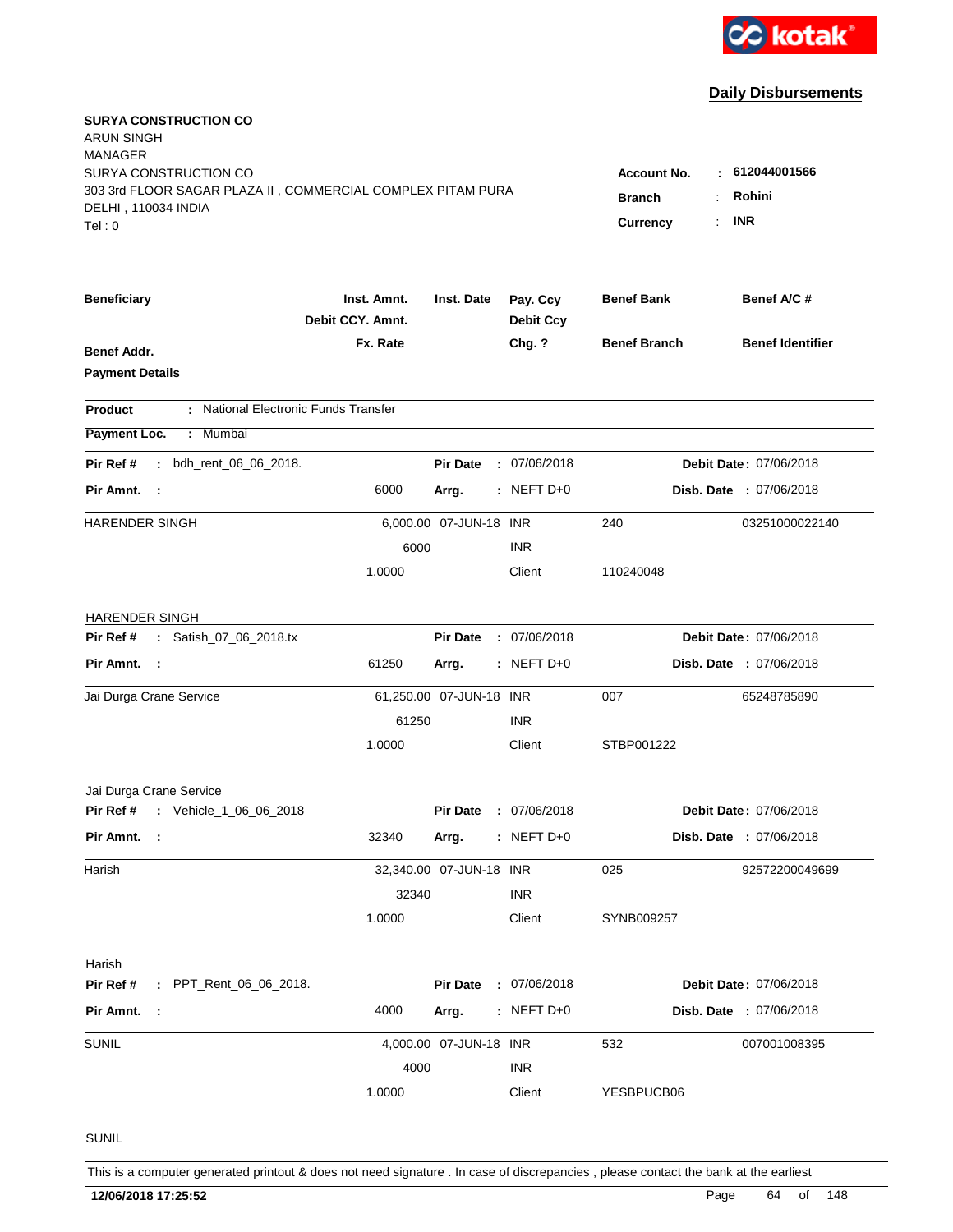kotak

## Daily Disbursements

**SURYA CONSTRUCTION CO**
ARUN SINGH
MANAGER
SURYA CONSTRUCTION CO
303 3rd FLOOR SAGAR PLAZA II , COMMERCIAL COMPLEX PITAM PURA
DELHI , 110034 INDIA
Tel : 0

**Account No.** : **612044001566**
**Branch** : **Rohini**
**Currency** : **INR**

| Beneficiary | Inst. Amnt. / Debit CCY. Amnt. / Fx. Rate | Inst. Date | Pay. Ccy / Debit Ccy / Chg. ? | Benef Bank / Benef Branch | Benef A/C # / Benef Identifier |
|---|---|---|---|---|---|
| **Benef Addr.** / **Payment Details** | | | | | |

**Product** : National Electronic Funds Transfer

**Payment Loc.** : Mumbai

**Pir Ref #** : bdh_rent_06_06_2018. | **Pir Date** : 07/06/2018 | **Debit Date** : 07/06/2018
**Pir Amnt.** : 6000 | **Arrg.** : NEFT D+0 | **Disb. Date** : 07/06/2018

| | | | | | |
|---|---|---|---|---|---|
| HARENDER SINGH | 6,000.00 | 07-JUN-18 | INR | 240 | 03251000022140 |
| | 6000 | | INR | | |
| | 1.0000 | | Client | 110240048 | |

HARENDER SINGH

**Pir Ref #** : Satish_07_06_2018.tx | **Pir Date** : 07/06/2018 | **Debit Date** : 07/06/2018
**Pir Amnt.** : 61250 | **Arrg.** : NEFT D+0 | **Disb. Date** : 07/06/2018

| | | | | | |
|---|---|---|---|---|---|
| Jai Durga Crane Service | 61,250.00 | 07-JUN-18 | INR | 007 | 65248785890 |
| | 61250 | | INR | | |
| | 1.0000 | | Client | STBP001222 | |

Jai Durga Crane Service

**Pir Ref #** : Vehicle_1_06_06_2018 | **Pir Date** : 07/06/2018 | **Debit Date** : 07/06/2018
**Pir Amnt.** : 32340 | **Arrg.** : NEFT D+0 | **Disb. Date** : 07/06/2018

| | | | | | |
|---|---|---|---|---|---|
| Harish | 32,340.00 | 07-JUN-18 | INR | 025 | 92572200049699 |
| | 32340 | | INR | | |
| | 1.0000 | | Client | SYNB009257 | |

Harish

**Pir Ref #** : PPT_Rent_06_06_2018. | **Pir Date** : 07/06/2018 | **Debit Date** : 07/06/2018
**Pir Amnt.** : 4000 | **Arrg.** : NEFT D+0 | **Disb. Date** : 07/06/2018

| | | | | | |
|---|---|---|---|---|---|
| SUNIL | 4,000.00 | 07-JUN-18 | INR | 532 | 007001008395 |
| | 4000 | | INR | | |
| | 1.0000 | | Client | YESBPUCB06 | |

SUNIL

This is a computer generated printout & does not need signature . In case of discrepancies , please contact the bank at the earliest

**12/06/2018 17:25:52**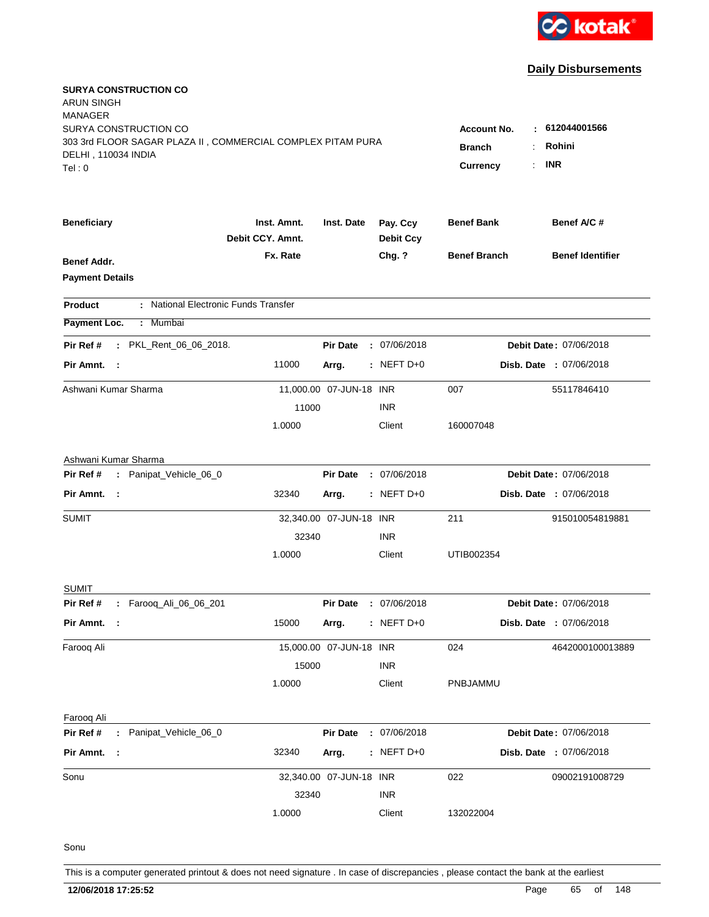**Daily Disbursements**

**SURYA CONSTRUCTION CO**
ARUN SINGH
MANAGER
SURYA CONSTRUCTION CO
303 3rd FLOOR SAGAR PLAZA II , COMMERCIAL COMPLEX PITAM PURA
DELHI , 110034 INDIA
Tel : 0

**Account No.** : **612044001566**
**Branch** : **Rohini**
**Currency** : **INR**

| Beneficiary | Inst. Amnt. / Debit CCY. Amnt. / Fx. Rate | Inst. Date | Pay. Ccy / Debit Ccy / Chg. ? | Benef Bank / Benef Branch | Benef A/C # / Benef Identifier |
|---|---|---|---|---|---|
| **Benef Addr.** | | | | | |
| **Payment Details** | | | | | |

**Product** : National Electronic Funds Transfer

**Payment Loc.** : Mumbai

**Pir Ref #** : PKL_Rent_06_06_2018. | **Pir Date** : 07/06/2018 | **Debit Date** : 07/06/2018
**Pir Amnt.** : 11000 | **Arrg.** : NEFT D+0 | **Disb. Date** : 07/06/2018

| Beneficiary | Amount | Inst. Date | Ccy | Benef Bank / Branch | Benef A/C # |
|---|---|---|---|---|---|
| Ashwani Kumar Sharma | 11,000.00 | 07-JUN-18 | INR | 007 | 55117846410 |
| | 11000 | | INR | | |
| | 1.0000 | | Client | 160007048 | |

Ashwani Kumar Sharma

**Pir Ref #** : Panipat_Vehicle_06_0 | **Pir Date** : 07/06/2018 | **Debit Date** : 07/06/2018
**Pir Amnt.** : 32340 | **Arrg.** : NEFT D+0 | **Disb. Date** : 07/06/2018

| Beneficiary | Amount | Inst. Date | Ccy | Benef Bank / Branch | Benef A/C # |
|---|---|---|---|---|---|
| SUMIT | 32,340.00 | 07-JUN-18 | INR | 211 | 915010054819881 |
| | 32340 | | INR | | |
| | 1.0000 | | Client | UTIB002354 | |

SUMIT

**Pir Ref #** : Farooq_Ali_06_06_201 | **Pir Date** : 07/06/2018 | **Debit Date** : 07/06/2018
**Pir Amnt.** : 15000 | **Arrg.** : NEFT D+0 | **Disb. Date** : 07/06/2018

| Beneficiary | Amount | Inst. Date | Ccy | Benef Bank / Branch | Benef A/C # |
|---|---|---|---|---|---|
| Farooq Ali | 15,000.00 | 07-JUN-18 | INR | 024 | 4642000100013889 |
| | 15000 | | INR | | |
| | 1.0000 | | Client | PNBJAMMU | |

Farooq Ali

**Pir Ref #** : Panipat_Vehicle_06_0 | **Pir Date** : 07/06/2018 | **Debit Date** : 07/06/2018
**Pir Amnt.** : 32340 | **Arrg.** : NEFT D+0 | **Disb. Date** : 07/06/2018

| Beneficiary | Amount | Inst. Date | Ccy | Benef Bank / Branch | Benef A/C # |
|---|---|---|---|---|---|
| Sonu | 32,340.00 | 07-JUN-18 | INR | 022 | 09002191008729 |
| | 32340 | | INR | | |
| | 1.0000 | | Client | 132022004 | |

Sonu

This is a computer generated printout & does not need signature . In case of discrepancies , please contact the bank at the earliest

**12/06/2018 17:25:52**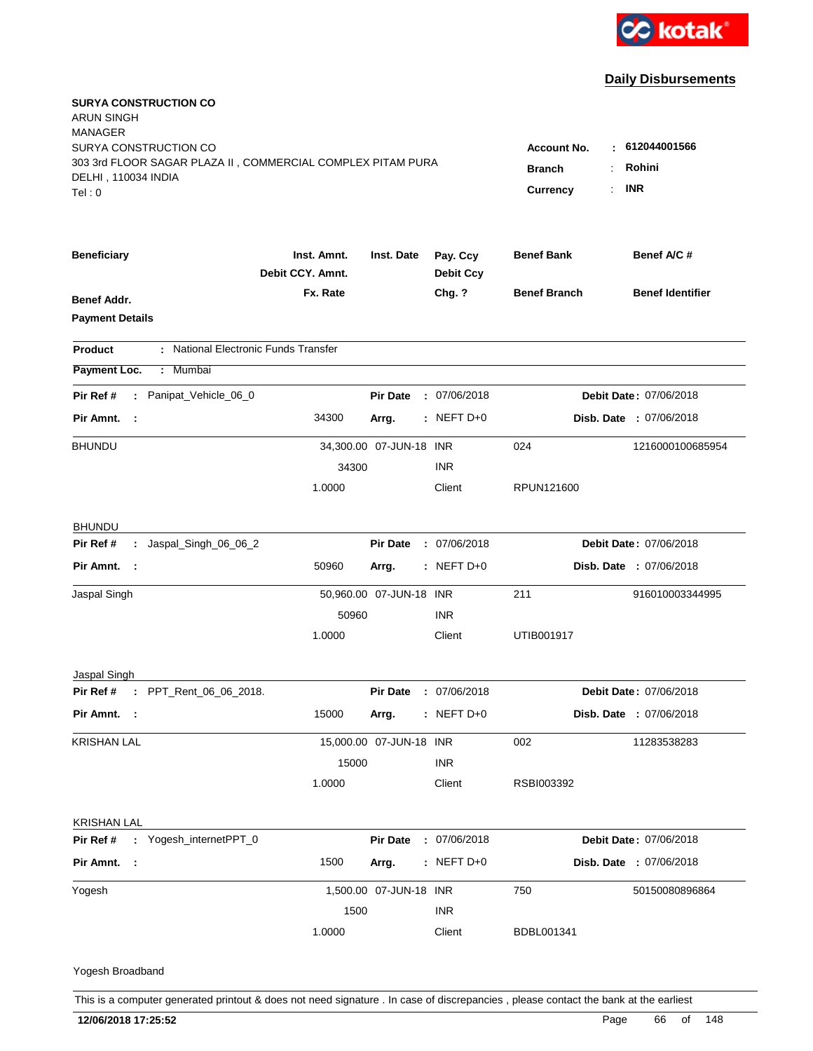kotak

## Daily Disbursements

**SURYA CONSTRUCTION CO**
ARUN SINGH
MANAGER
SURYA CONSTRUCTION CO
303 3rd FLOOR SAGAR PLAZA II , COMMERCIAL COMPLEX PITAM PURA
DELHI , 110034 INDIA
Tel : 0

**Account No.** : **612044001566**
**Branch** : **Rohini**
**Currency** : **INR**

| Beneficiary | Inst. Amnt. / Debit CCY. Amnt. / Fx. Rate | Inst. Date | Pay. Ccy / Debit Ccy / Chg. ? | Benef Bank / Benef Branch | Benef A/C # / Benef Identifier |
|---|---|---|---|---|---|

**Benef Addr.**
**Payment Details**

**Product** : National Electronic Funds Transfer
**Payment Loc.** : Mumbai

**Pir Ref #** : Panipat_Vehicle_06_0 | **Pir Date** : 07/06/2018 | **Debit Date** : 07/06/2018
**Pir Amnt.** : 34300 | **Arrg.** : NEFT D+0 | **Disb. Date** : 07/06/2018

| Beneficiary | Amount | Inst. Date | Ccy | Benef Bank / Branch | Benef A/C # |
|---|---|---|---|---|---|
| BHUNDU | 34,300.00 | 07-JUN-18 | INR | 024 | 1216000100685954 |
| | 34300 | | INR | | |
| | 1.0000 | | Client | RPUN121600 | |

BHUNDU

**Pir Ref #** : Jaspal_Singh_06_06_2 | **Pir Date** : 07/06/2018 | **Debit Date** : 07/06/2018
**Pir Amnt.** : 50960 | **Arrg.** : NEFT D+0 | **Disb. Date** : 07/06/2018

| Beneficiary | Amount | Inst. Date | Ccy | Benef Bank / Branch | Benef A/C # |
|---|---|---|---|---|---|
| Jaspal Singh | 50,960.00 | 07-JUN-18 | INR | 211 | 916010003344995 |
| | 50960 | | INR | | |
| | 1.0000 | | Client | UTIB001917 | |

Jaspal Singh

**Pir Ref #** : PPT_Rent_06_06_2018. | **Pir Date** : 07/06/2018 | **Debit Date** : 07/06/2018
**Pir Amnt.** : 15000 | **Arrg.** : NEFT D+0 | **Disb. Date** : 07/06/2018

| Beneficiary | Amount | Inst. Date | Ccy | Benef Bank / Branch | Benef A/C # |
|---|---|---|---|---|---|
| KRISHAN LAL | 15,000.00 | 07-JUN-18 | INR | 002 | 11283538283 |
| | 15000 | | INR | | |
| | 1.0000 | | Client | RSBI003392 | |

KRISHAN LAL

**Pir Ref #** : Yogesh_internetPPT_0 | **Pir Date** : 07/06/2018 | **Debit Date** : 07/06/2018
**Pir Amnt.** : 1500 | **Arrg.** : NEFT D+0 | **Disb. Date** : 07/06/2018

| Beneficiary | Amount | Inst. Date | Ccy | Benef Bank / Branch | Benef A/C # |
|---|---|---|---|---|---|
| Yogesh | 1,500.00 | 07-JUN-18 | INR | 750 | 50150080896864 |
| | 1500 | | INR | | |
| | 1.0000 | | Client | BDBL001341 | |

Yogesh Broadband

This is a computer generated printout & does not need signature . In case of discrepancies , please contact the bank at the earliest

**12/06/2018 17:25:52**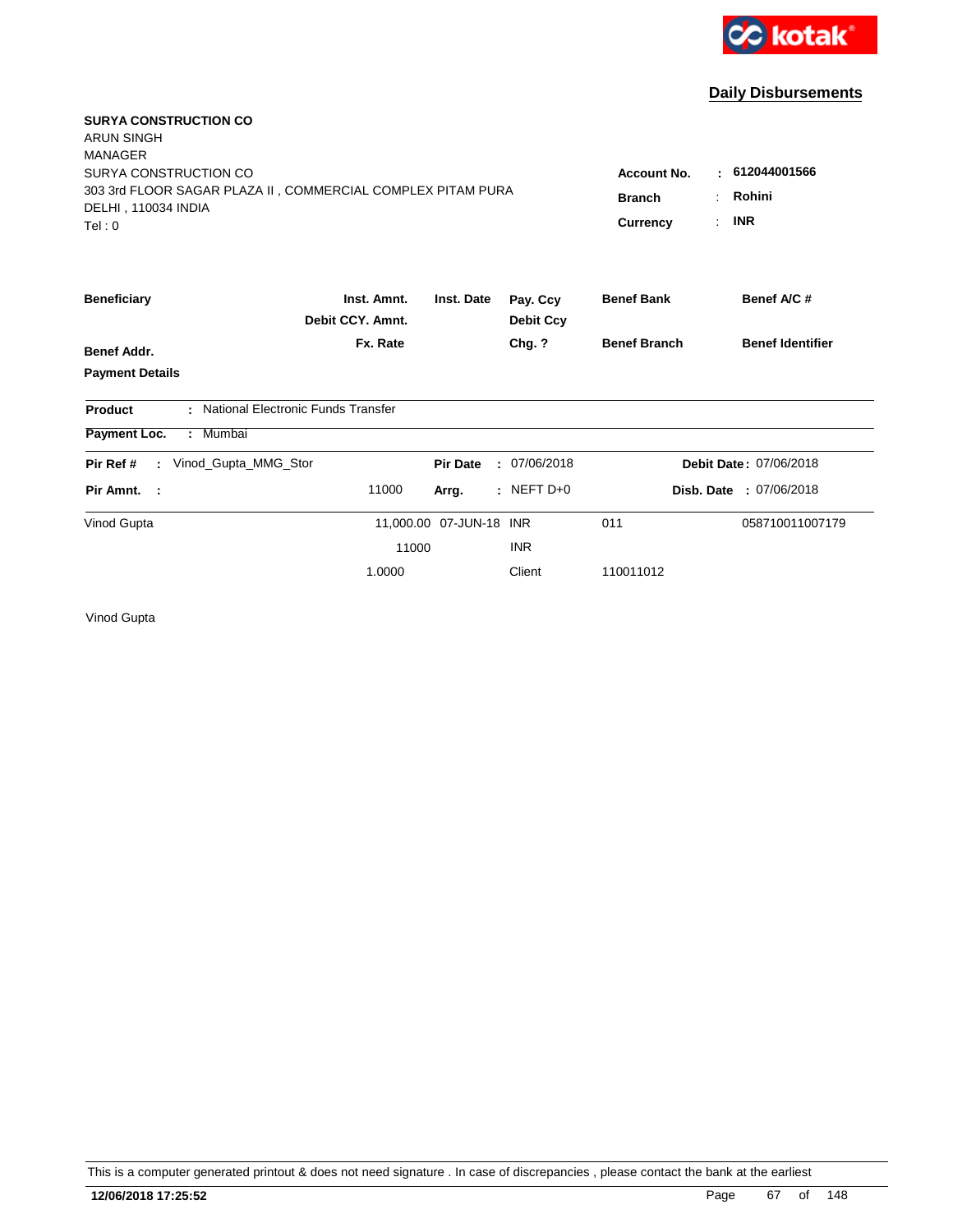kotak

## Daily Disbursements

**SURYA CONSTRUCTION CO**
ARUN SINGH
MANAGER
SURYA CONSTRUCTION CO
303 3rd FLOOR SAGAR PLAZA II , COMMERCIAL COMPLEX PITAM PURA
DELHI , 110034 INDIA
Tel : 0

**Account No.** : **612044001566**
**Branch** : **Rohini**
**Currency** : **INR**

| Beneficiary | Inst. Amnt. / Debit CCY. Amnt. / Fx. Rate | Inst. Date | Pay. Ccy / Debit Ccy / Chg. ? | Benef Bank / Benef Branch | Benef A/C # / Benef Identifier |
|---|---|---|---|---|---|
| **Benef Addr.** | | | | | |
| **Payment Details** | | | | | |

**Product** : National Electronic Funds Transfer

**Payment Loc.** : Mumbai

**Pir Ref #** : Vinod_Gupta_MMG_Stor **Pir Date** : 07/06/2018 **Debit Date** : 07/06/2018

**Pir Amnt.** : 11000 **Arrg.** : NEFT D+0 **Disb. Date** : 07/06/2018

| Beneficiary | Inst. Amnt. | Inst. Date | Pay. Ccy | Benef Bank | Benef A/C # |
|---|---|---|---|---|---|
| Vinod Gupta | 11,000.00 | 07-JUN-18 | INR | 011 | 058710011007179 |
| | 11000 | | INR | | |
| | 1.0000 | | Client | 110011012 | |

Vinod Gupta

This is a computer generated printout & does not need signature . In case of discrepancies , please contact the bank at the earliest

**12/06/2018 17:25:52**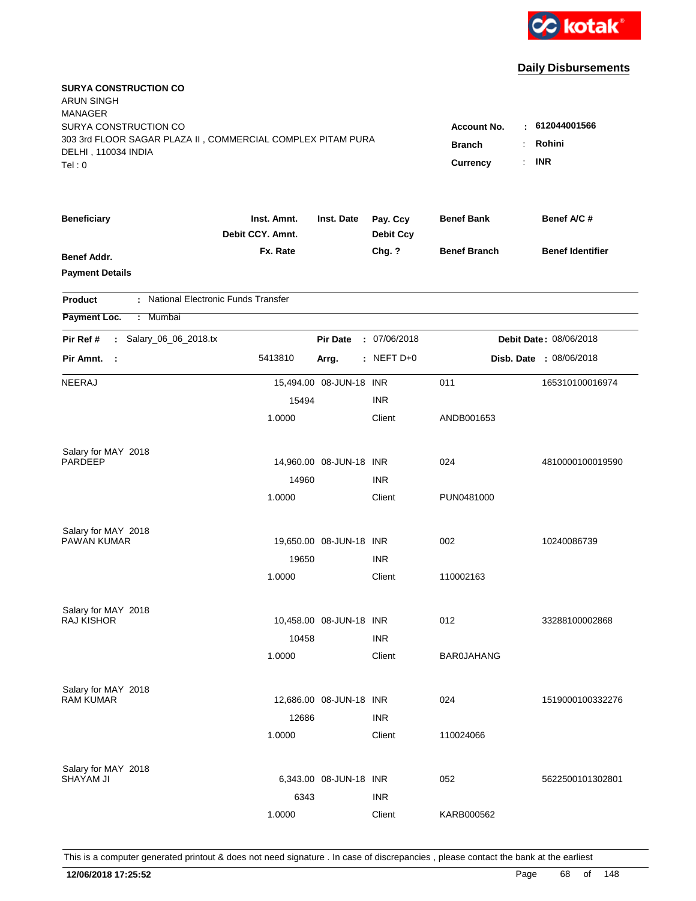**Daily Disbursements**

**SURYA CONSTRUCTION CO**
ARUN SINGH
MANAGER
SURYA CONSTRUCTION CO
303 3rd FLOOR SAGAR PLAZA II , COMMERCIAL COMPLEX PITAM PURA
DELHI , 110034 INDIA
Tel : 0

**Account No.** : **612044001566**
**Branch** : **Rohini**
**Currency** : **INR**

| Beneficiary / Benef Addr. / Payment Details | Inst. Amnt. / Debit CCY. Amnt. / Fx. Rate | Inst. Date | Pay. Ccy / Debit Ccy / Chg. ? | Benef Bank / Benef Branch | Benef A/C # / Benef Identifier |
|---|---|---|---|---|---|

**Product** : National Electronic Funds Transfer
**Payment Loc.** : Mumbai

**Pir Ref #** : Salary_06_06_2018.tx | **Pir Date** : 07/06/2018 | **Debit Date** : 08/06/2018
**Pir Amnt.** : 5413810 | **Arrg.** : NEFT D+0 | **Disb. Date** : 08/06/2018

| Beneficiary | Inst. Amnt. | Inst. Date | Pay. Ccy | Benef Bank | Benef A/C # |
|---|---|---|---|---|---|
| NEERAJ | 15,494.00 | 08-JUN-18 | INR | 011 | 165310100016974 |
| | 15494 | | INR | | |
| | 1.0000 | | Client | ANDB001653 | |
| Salary for MAY 2018 | | | | | |
| PARDEEP | 14,960.00 | 08-JUN-18 | INR | 024 | 4810000100019590 |
| | 14960 | | INR | | |
| | 1.0000 | | Client | PUN0481000 | |
| Salary for MAY 2018 | | | | | |
| PAWAN KUMAR | 19,650.00 | 08-JUN-18 | INR | 002 | 10240086739 |
| | 19650 | | INR | | |
| | 1.0000 | | Client | 110002163 | |
| Salary for MAY 2018 | | | | | |
| RAJ KISHOR | 10,458.00 | 08-JUN-18 | INR | 012 | 33288100002868 |
| | 10458 | | INR | | |
| | 1.0000 | | Client | BAR0JAHANG | |
| Salary for MAY 2018 | | | | | |
| RAM KUMAR | 12,686.00 | 08-JUN-18 | INR | 024 | 1519000100332276 |
| | 12686 | | INR | | |
| | 1.0000 | | Client | 110024066 | |
| Salary for MAY 2018 | | | | | |
| SHAYAM JI | 6,343.00 | 08-JUN-18 | INR | 052 | 5622500101302801 |
| | 6343 | | INR | | |
| | 1.0000 | | Client | KARB000562 | |

This is a computer generated printout & does not need signature . In case of discrepancies , please contact the bank at the earliest

**12/06/2018 17:25:52**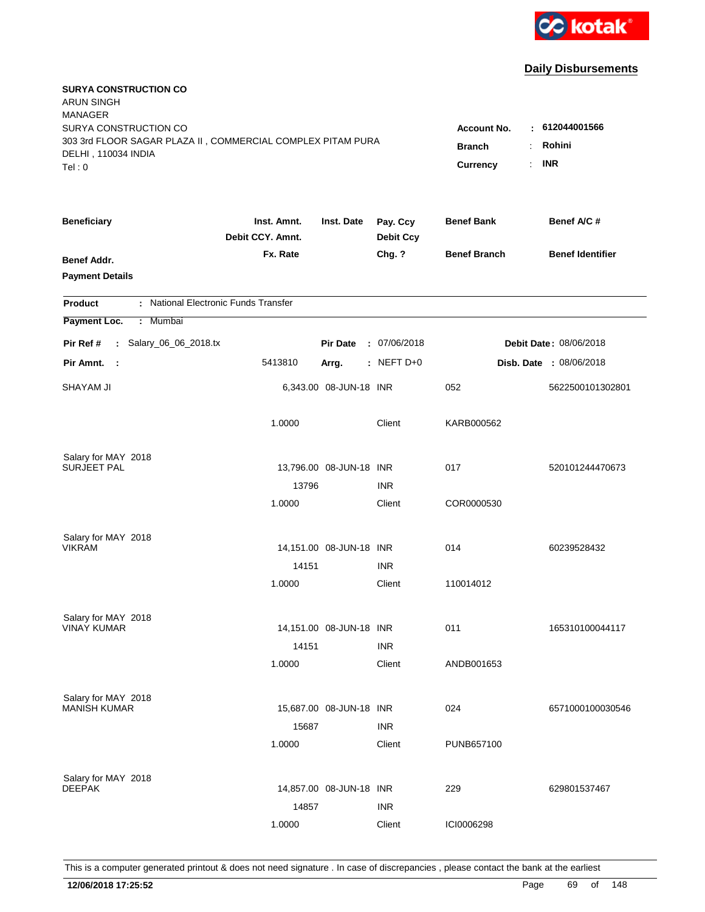kotak

## Daily Disbursements

**SURYA CONSTRUCTION CO**
ARUN SINGH
MANAGER
SURYA CONSTRUCTION CO
303 3rd FLOOR SAGAR PLAZA II , COMMERCIAL COMPLEX PITAM PURA
DELHI , 110034 INDIA
Tel : 0

**Account No.** : **612044001566**
**Branch** : **Rohini**
**Currency** : **INR**

| Beneficiary | Inst. Amnt. / Debit CCY. Amnt. / Fx. Rate | Inst. Date | Pay. Ccy / Debit Ccy / Chg. ? | Benef Bank / Benef Branch | Benef A/C # / Benef Identifier |
|---|---|---|---|---|---|
| **Benef Addr.** | | | | | |
| **Payment Details** | | | | | |

**Product** : National Electronic Funds Transfer
**Payment Loc.** : Mumbai

**Pir Ref #** : Salary_06_06_2018.tx | **Pir Date** : 07/06/2018 | **Debit Date** : 08/06/2018
**Pir Amnt.** : 5413810 | **Arrg.** : NEFT D+0 | **Disb. Date** : 08/06/2018

| Beneficiary | Inst. Amnt. / Debit CCY. Amnt. / Fx. Rate | Inst. Date | Pay. Ccy / Debit Ccy / Chg. ? | Benef Bank / Benef Branch | Benef A/C # / Benef Identifier |
|---|---|---|---|---|---|
| SHAYAM JI | 6,343.00 | 08-JUN-18 | INR | 052 | 5622500101302801 |
| | 1.0000 | | Client | KARB000562 | |
| Salary for MAY 2018 | | | | | |
| SURJEET PAL | 13,796.00 | 08-JUN-18 | INR | 017 | 520101244470673 |
| | 13796 | | INR | | |
| | 1.0000 | | Client | COR0000530 | |
| Salary for MAY 2018 | | | | | |
| VIKRAM | 14,151.00 | 08-JUN-18 | INR | 014 | 60239528432 |
| | 14151 | | INR | | |
| | 1.0000 | | Client | 110014012 | |
| Salary for MAY 2018 | | | | | |
| VINAY KUMAR | 14,151.00 | 08-JUN-18 | INR | 011 | 165310100044117 |
| | 14151 | | INR | | |
| | 1.0000 | | Client | ANDB001653 | |
| Salary for MAY 2018 | | | | | |
| MANISH KUMAR | 15,687.00 | 08-JUN-18 | INR | 024 | 6571000100030546 |
| | 15687 | | INR | | |
| | 1.0000 | | Client | PUNB657100 | |
| Salary for MAY 2018 | | | | | |
| DEEPAK | 14,857.00 | 08-JUN-18 | INR | 229 | 629801537467 |
| | 14857 | | INR | | |
| | 1.0000 | | Client | ICI0006298 | |

This is a computer generated printout & does not need signature . In case of discrepancies , please contact the bank at the earliest

**12/06/2018 17:25:52**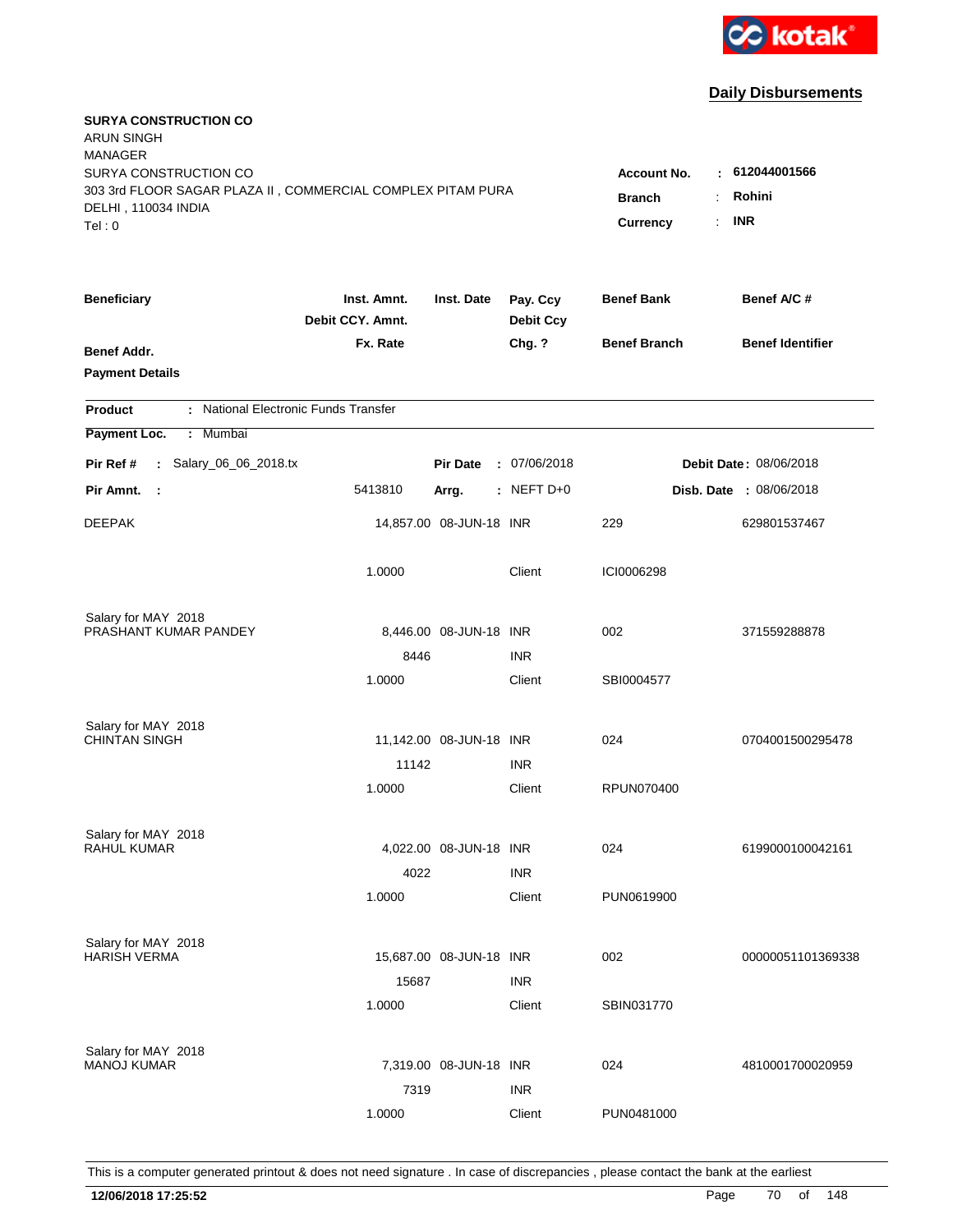kotak

## Daily Disbursements

**SURYA CONSTRUCTION CO**
ARUN SINGH
MANAGER
SURYA CONSTRUCTION CO
303 3rd FLOOR SAGAR PLAZA II , COMMERCIAL COMPLEX PITAM PURA
DELHI , 110034 INDIA
Tel : 0

**Account No.** : **612044001566**
**Branch** : **Rohini**
**Currency** : **INR**

| **Beneficiary** | **Inst. Amnt.** / **Debit CCY. Amnt.** / **Fx. Rate** | **Inst. Date** | **Pay. Ccy** / **Debit Ccy** / **Chg. ?** | **Benef Bank** / **Benef Branch** | **Benef A/C #** / **Benef Identifier** |
|---|---|---|---|---|---|
| **Benef Addr.** / **Payment Details** | | | | | |

**Product** : National Electronic Funds Transfer
**Payment Loc.** : Mumbai
**Pir Ref #** : Salary_06_06_2018.tx &nbsp;&nbsp; **Pir Date** : 07/06/2018 &nbsp;&nbsp; **Debit Date** : 08/06/2018
**Pir Amnt.** : 5413810 &nbsp;&nbsp; **Arrg.** : NEFT D+0 &nbsp;&nbsp; **Disb. Date** : 08/06/2018

| Beneficiary | Inst. Amnt. / Debit CCY. Amnt. / Fx. Rate | Inst. Date | Pay. Ccy / Debit Ccy / Chg. ? | Benef Bank / Benef Branch | Benef A/C # |
|---|---|---|---|---|---|
| DEEPAK | 14,857.00 | 08-JUN-18 | INR | 229 | 629801537467 |
| | 1.0000 | | Client | ICI0006298 | |
| Salary for MAY 2018 | | | | | |
| PRASHANT KUMAR PANDEY | 8,446.00 | 08-JUN-18 | INR | 002 | 371559288878 |
| | 8446 | | INR | | |
| | 1.0000 | | Client | SBI0004577 | |
| Salary for MAY 2018 | | | | | |
| CHINTAN SINGH | 11,142.00 | 08-JUN-18 | INR | 024 | 0704001500295478 |
| | 11142 | | INR | | |
| | 1.0000 | | Client | RPUN070400 | |
| Salary for MAY 2018 | | | | | |
| RAHUL KUMAR | 4,022.00 | 08-JUN-18 | INR | 024 | 6199000100042161 |
| | 4022 | | INR | | |
| | 1.0000 | | Client | PUN0619900 | |
| Salary for MAY 2018 | | | | | |
| HARISH VERMA | 15,687.00 | 08-JUN-18 | INR | 002 | 00000051101369338 |
| | 15687 | | INR | | |
| | 1.0000 | | Client | SBIN031770 | |
| Salary for MAY 2018 | | | | | |
| MANOJ KUMAR | 7,319.00 | 08-JUN-18 | INR | 024 | 4810001700020959 |
| | 7319 | | INR | | |
| | 1.0000 | | Client | PUN0481000 | |

This is a computer generated printout & does not need signature . In case of discrepancies , please contact the bank at the earliest

**12/06/2018 17:25:52**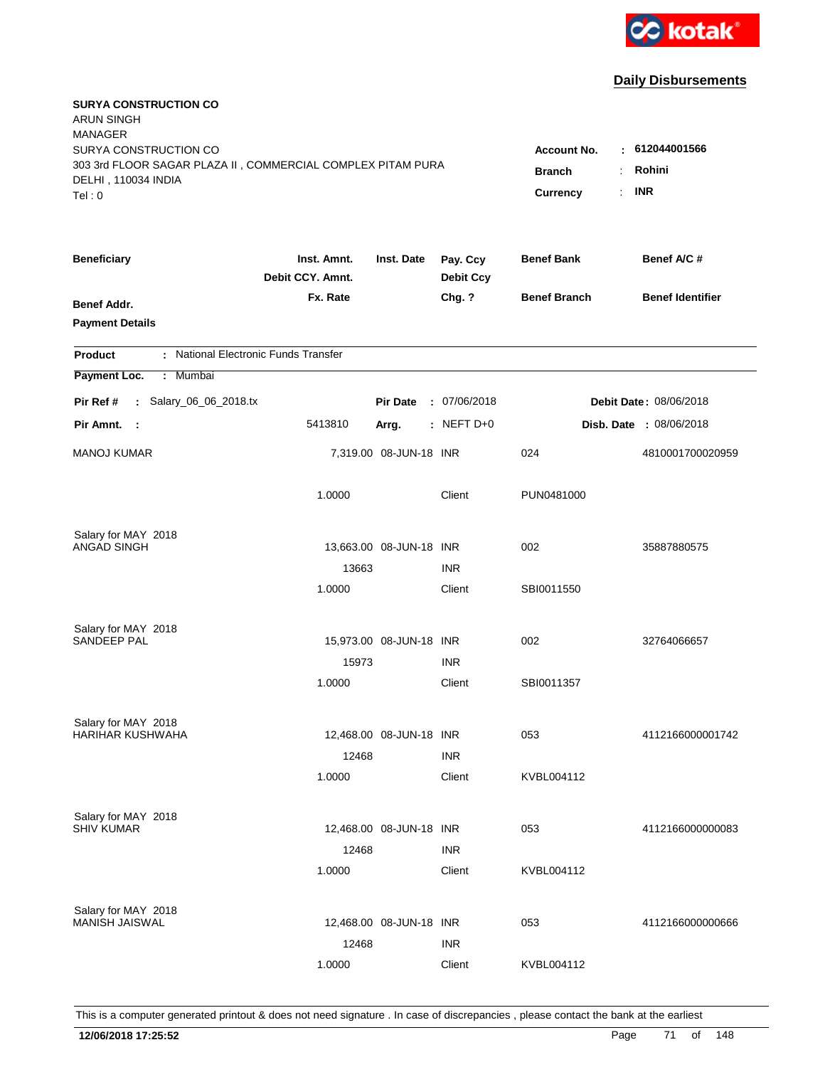**kotak**

## Daily Disbursements

**SURYA CONSTRUCTION CO**
ARUN SINGH
MANAGER
SURYA CONSTRUCTION CO
303 3rd FLOOR SAGAR PLAZA II , COMMERCIAL COMPLEX PITAM PURA
DELHI , 110034 INDIA
Tel : 0

**Account No.** : **612044001566**
**Branch** : **Rohini**
**Currency** : **INR**

| Beneficiary | Inst. Amnt. / Debit CCY. Amnt. / Fx. Rate | Inst. Date | Pay. Ccy / Debit Ccy / Chg. ? | Benef Bank / Benef Branch | Benef A/C # / Benef Identifier |
|---|---|---|---|---|---|
| **Benef Addr.** | | | | | |
| **Payment Details** | | | | | |

**Product** : National Electronic Funds Transfer

**Payment Loc.** : Mumbai

**Pir Ref #** : Salary_06_06_2018.tx **Pir Date** : 07/06/2018 **Debit Date** : 08/06/2018

**Pir Amnt.** : 5413810 **Arrg.** : NEFT D+0 **Disb. Date** : 08/06/2018

| Beneficiary | Inst. Amnt. / Debit CCY. Amnt. / Fx. Rate | Inst. Date | Pay. Ccy / Debit Ccy / Chg. ? | Benef Bank / Benef Branch | Benef A/C # |
|---|---|---|---|---|---|
| MANOJ KUMAR | 7,319.00 | 08-JUN-18 | INR | 024 | 4810001700020959 |
| | 1.0000 | | Client | PUN0481000 | |
| Salary for MAY 2018 | | | | | |
| ANGAD SINGH | 13,663.00 | 08-JUN-18 | INR | 002 | 35887880575 |
| | 13663 | | INR | | |
| | 1.0000 | | Client | SBI0011550 | |
| Salary for MAY 2018 | | | | | |
| SANDEEP PAL | 15,973.00 | 08-JUN-18 | INR | 002 | 32764066657 |
| | 15973 | | INR | | |
| | 1.0000 | | Client | SBI0011357 | |
| Salary for MAY 2018 | | | | | |
| HARIHAR KUSHWAHA | 12,468.00 | 08-JUN-18 | INR | 053 | 4112166000001742 |
| | 12468 | | INR | | |
| | 1.0000 | | Client | KVBL004112 | |
| Salary for MAY 2018 | | | | | |
| SHIV KUMAR | 12,468.00 | 08-JUN-18 | INR | 053 | 4112166000000083 |
| | 12468 | | INR | | |
| | 1.0000 | | Client | KVBL004112 | |
| Salary for MAY 2018 | | | | | |
| MANISH JAISWAL | 12,468.00 | 08-JUN-18 | INR | 053 | 4112166000000666 |
| | 12468 | | INR | | |
| | 1.0000 | | Client | KVBL004112 | |

This is a computer generated printout & does not need signature . In case of discrepancies , please contact the bank at the earliest

**12/06/2018 17:25:52**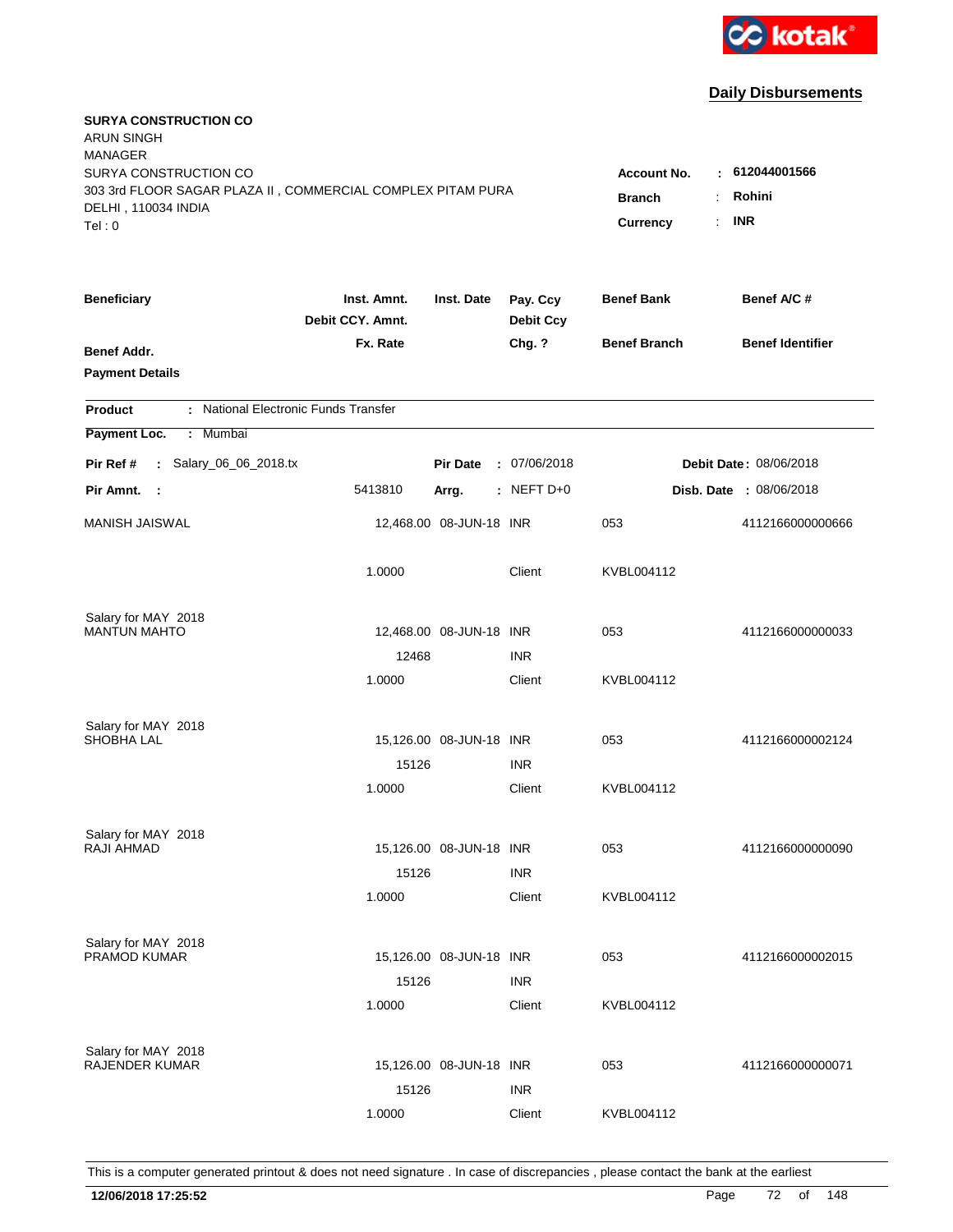kotak

## Daily Disbursements

**SURYA CONSTRUCTION CO**
ARUN SINGH
MANAGER
SURYA CONSTRUCTION CO
303 3rd FLOOR SAGAR PLAZA II , COMMERCIAL COMPLEX PITAM PURA
DELHI , 110034 INDIA
Tel : 0

**Account No.** : **612044001566**
**Branch** : **Rohini**
**Currency** : **INR**

| Beneficiary / Benef Addr. / Payment Details | Inst. Amnt. / Debit CCY. Amnt. / Fx. Rate | Inst. Date | Pay. Ccy / Debit Ccy / Chg. ? | Benef Bank / Benef Branch | Benef A/C # / Benef Identifier |
|---|---|---|---|---|---|

**Product** : National Electronic Funds Transfer
**Payment Loc.** : Mumbai

**Pir Ref #** : Salary_06_06_2018.tx **Pir Date** : 07/06/2018 **Debit Date** : 08/06/2018
**Pir Amnt.** : 5413810 **Arrg.** : NEFT D+0 **Disb. Date** : 08/06/2018

| Beneficiary | Inst. Amnt. | Inst. Date | Pay. Ccy | Benef Bank | Benef A/C # |
|---|---|---|---|---|---|
| MANISH JAISWAL | 12,468.00 | 08-JUN-18 | INR | 053 | 4112166000000666 |
| | 1.0000 | | Client | KVBL004112 | |
| Salary for MAY 2018 | | | | | |
| MANTUN MAHTO | 12,468.00 | 08-JUN-18 | INR | 053 | 4112166000000033 |
| | 12468 | | INR | | |
| | 1.0000 | | Client | KVBL004112 | |
| Salary for MAY 2018 | | | | | |
| SHOBHA LAL | 15,126.00 | 08-JUN-18 | INR | 053 | 4112166000002124 |
| | 15126 | | INR | | |
| | 1.0000 | | Client | KVBL004112 | |
| Salary for MAY 2018 | | | | | |
| RAJI AHMAD | 15,126.00 | 08-JUN-18 | INR | 053 | 4112166000000090 |
| | 15126 | | INR | | |
| | 1.0000 | | Client | KVBL004112 | |
| Salary for MAY 2018 | | | | | |
| PRAMOD KUMAR | 15,126.00 | 08-JUN-18 | INR | 053 | 4112166000002015 |
| | 15126 | | INR | | |
| | 1.0000 | | Client | KVBL004112 | |
| Salary for MAY 2018 | | | | | |
| RAJENDER KUMAR | 15,126.00 | 08-JUN-18 | INR | 053 | 4112166000000071 |
| | 15126 | | INR | | |
| | 1.0000 | | Client | KVBL004112 | |

This is a computer generated printout & does not need signature . In case of discrepancies , please contact the bank at the earliest

**12/06/2018 17:25:52**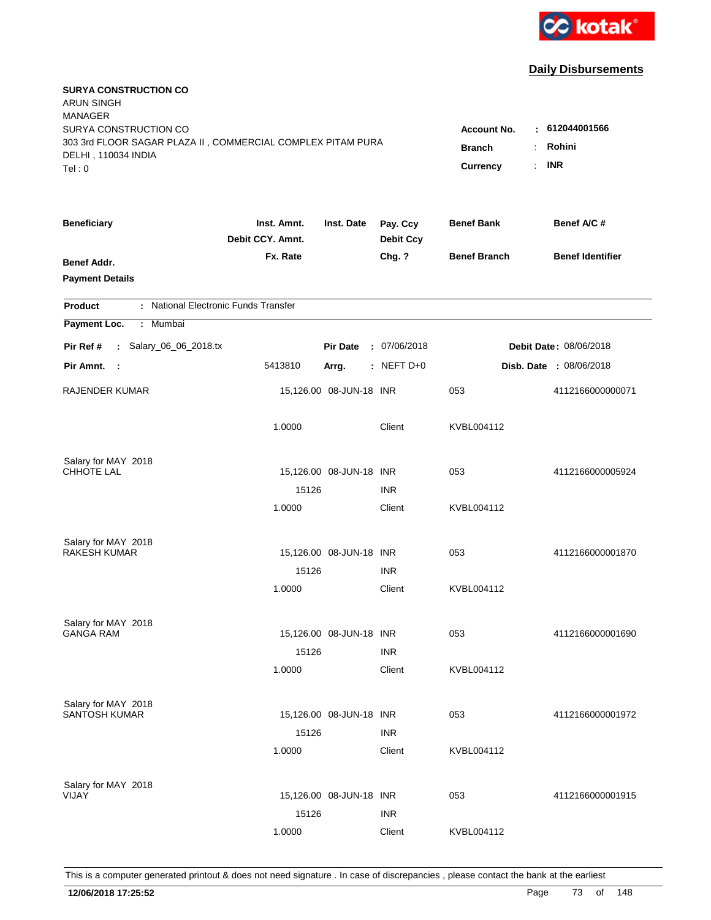kotak

## Daily Disbursements

**SURYA CONSTRUCTION CO**
ARUN SINGH
MANAGER
SURYA CONSTRUCTION CO
303 3rd FLOOR SAGAR PLAZA II , COMMERCIAL COMPLEX PITAM PURA
DELHI , 110034 INDIA
Tel : 0

**Account No.** : **612044001566**
**Branch** : **Rohini**
**Currency** : **INR**

| Beneficiary / Benef Addr. / Payment Details | Inst. Amnt. / Debit CCY. Amnt. / Fx. Rate | Inst. Date | Pay. Ccy / Debit Ccy / Chg. ? | Benef Bank / Benef Branch | Benef A/C # / Benef Identifier |
|---|---|---|---|---|---|

**Product** : National Electronic Funds Transfer
**Payment Loc.** : Mumbai

**Pir Ref #** : Salary_06_06_2018.tx &nbsp;&nbsp; **Pir Date** : 07/06/2018 &nbsp;&nbsp; **Debit Date** : 08/06/2018
**Pir Amnt.** : 5413810 &nbsp;&nbsp; **Arrg.** : NEFT D+0 &nbsp;&nbsp; **Disb. Date** : 08/06/2018

| Beneficiary | Inst. Amnt. | Inst. Date | Pay. Ccy | Benef Bank | Benef A/C # |
|---|---|---|---|---|---|
| RAJENDER KUMAR | 15,126.00 | 08-JUN-18 | INR | 053 | 4112166000000071 |
| | 1.0000 | | Client | KVBL004112 | |
| Salary for MAY 2018 | | | | | |
| CHHOTE LAL | 15,126.00 | 08-JUN-18 | INR | 053 | 4112166000005924 |
| | 15126 | | INR | | |
| | 1.0000 | | Client | KVBL004112 | |
| Salary for MAY 2018 | | | | | |
| RAKESH KUMAR | 15,126.00 | 08-JUN-18 | INR | 053 | 4112166000001870 |
| | 15126 | | INR | | |
| | 1.0000 | | Client | KVBL004112 | |
| Salary for MAY 2018 | | | | | |
| GANGA RAM | 15,126.00 | 08-JUN-18 | INR | 053 | 4112166000001690 |
| | 15126 | | INR | | |
| | 1.0000 | | Client | KVBL004112 | |
| Salary for MAY 2018 | | | | | |
| SANTOSH KUMAR | 15,126.00 | 08-JUN-18 | INR | 053 | 4112166000001972 |
| | 15126 | | INR | | |
| | 1.0000 | | Client | KVBL004112 | |
| Salary for MAY 2018 | | | | | |
| VIJAY | 15,126.00 | 08-JUN-18 | INR | 053 | 4112166000001915 |
| | 15126 | | INR | | |
| | 1.0000 | | Client | KVBL004112 | |

This is a computer generated printout & does not need signature . In case of discrepancies , please contact the bank at the earliest

**12/06/2018 17:25:52**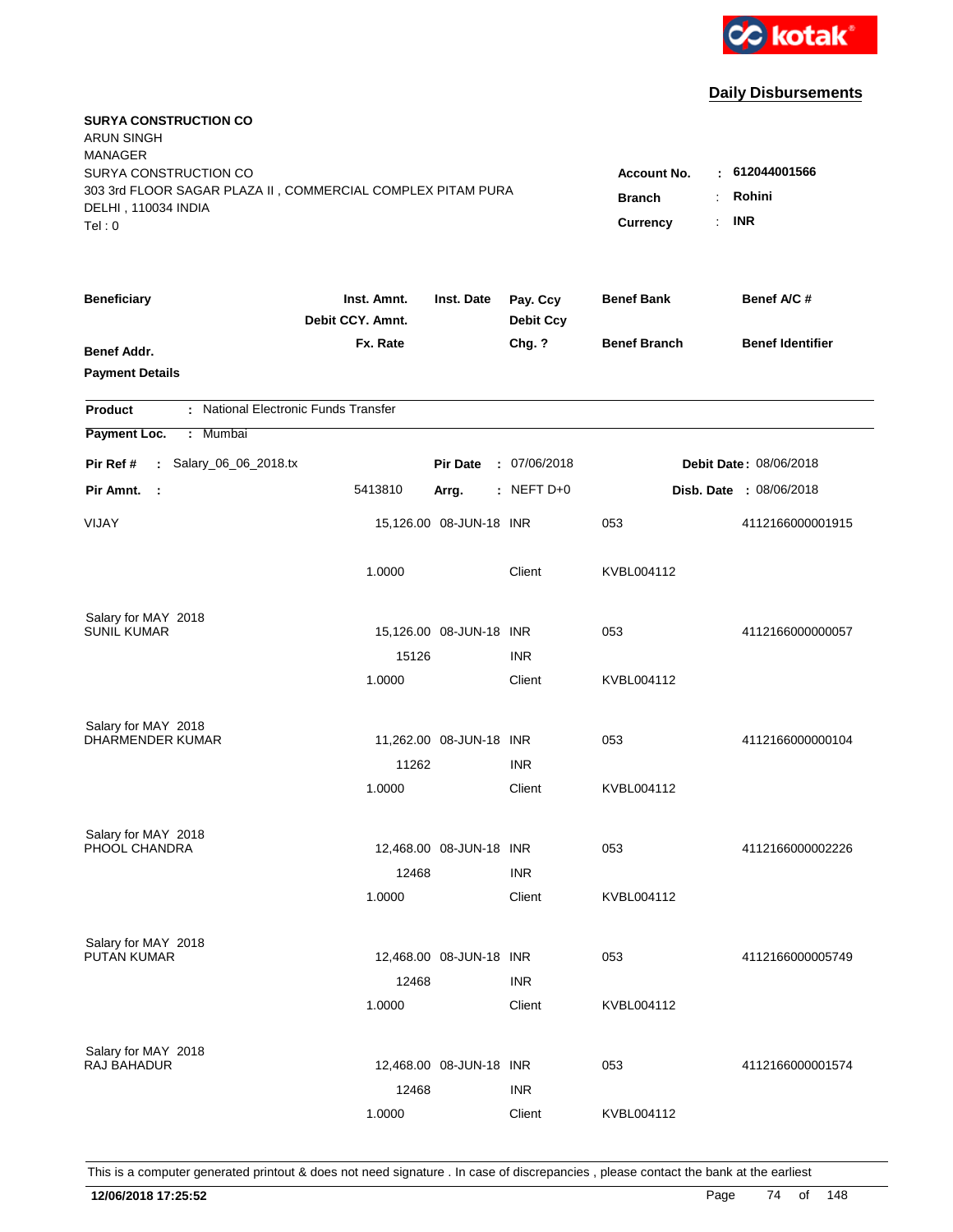kotak

## Daily Disbursements

**SURYA CONSTRUCTION CO**
ARUN SINGH
MANAGER
SURYA CONSTRUCTION CO
303 3rd FLOOR SAGAR PLAZA II , COMMERCIAL COMPLEX PITAM PURA
DELHI , 110034 INDIA
Tel : 0

**Account No.** : **612044001566**
**Branch** : **Rohini**
**Currency** : **INR**

| Beneficiary / Benef Addr. / Payment Details | Inst. Amnt. / Debit CCY. Amnt. / Fx. Rate | Inst. Date | Pay. Ccy / Debit Ccy / Chg. ? | Benef Bank / Benef Branch | Benef A/C # / Benef Identifier |
|---|---|---|---|---|---|

**Product** : National Electronic Funds Transfer
**Payment Loc.** : Mumbai

**Pir Ref #** : Salary_06_06_2018.tx | **Pir Date** : 07/06/2018 | **Debit Date** : 08/06/2018
**Pir Amnt.** : 5413810 | **Arrg.** : NEFT D+0 | **Disb. Date** : 08/06/2018

| Beneficiary | Inst. Amnt. | Inst. Date | Pay. Ccy | Benef Bank | Benef A/C # |
|---|---|---|---|---|---|
| VIJAY | 15,126.00 | 08-JUN-18 | INR | 053 | 4112166000001915 |
| | 1.0000 | | Client | KVBL004112 | |
| Salary for MAY 2018 | | | | | |
| SUNIL KUMAR | 15,126.00 | 08-JUN-18 | INR | 053 | 4112166000000057 |
| | 15126 | | INR | | |
| | 1.0000 | | Client | KVBL004112 | |
| Salary for MAY 2018 | | | | | |
| DHARMENDER KUMAR | 11,262.00 | 08-JUN-18 | INR | 053 | 4112166000000104 |
| | 11262 | | INR | | |
| | 1.0000 | | Client | KVBL004112 | |
| Salary for MAY 2018 | | | | | |
| PHOOL CHANDRA | 12,468.00 | 08-JUN-18 | INR | 053 | 4112166000002226 |
| | 12468 | | INR | | |
| | 1.0000 | | Client | KVBL004112 | |
| Salary for MAY 2018 | | | | | |
| PUTAN KUMAR | 12,468.00 | 08-JUN-18 | INR | 053 | 4112166000005749 |
| | 12468 | | INR | | |
| | 1.0000 | | Client | KVBL004112 | |
| Salary for MAY 2018 | | | | | |
| RAJ BAHADUR | 12,468.00 | 08-JUN-18 | INR | 053 | 4112166000001574 |
| | 12468 | | INR | | |
| | 1.0000 | | Client | KVBL004112 | |

This is a computer generated printout & does not need signature . In case of discrepancies , please contact the bank at the earliest

**12/06/2018 17:25:52**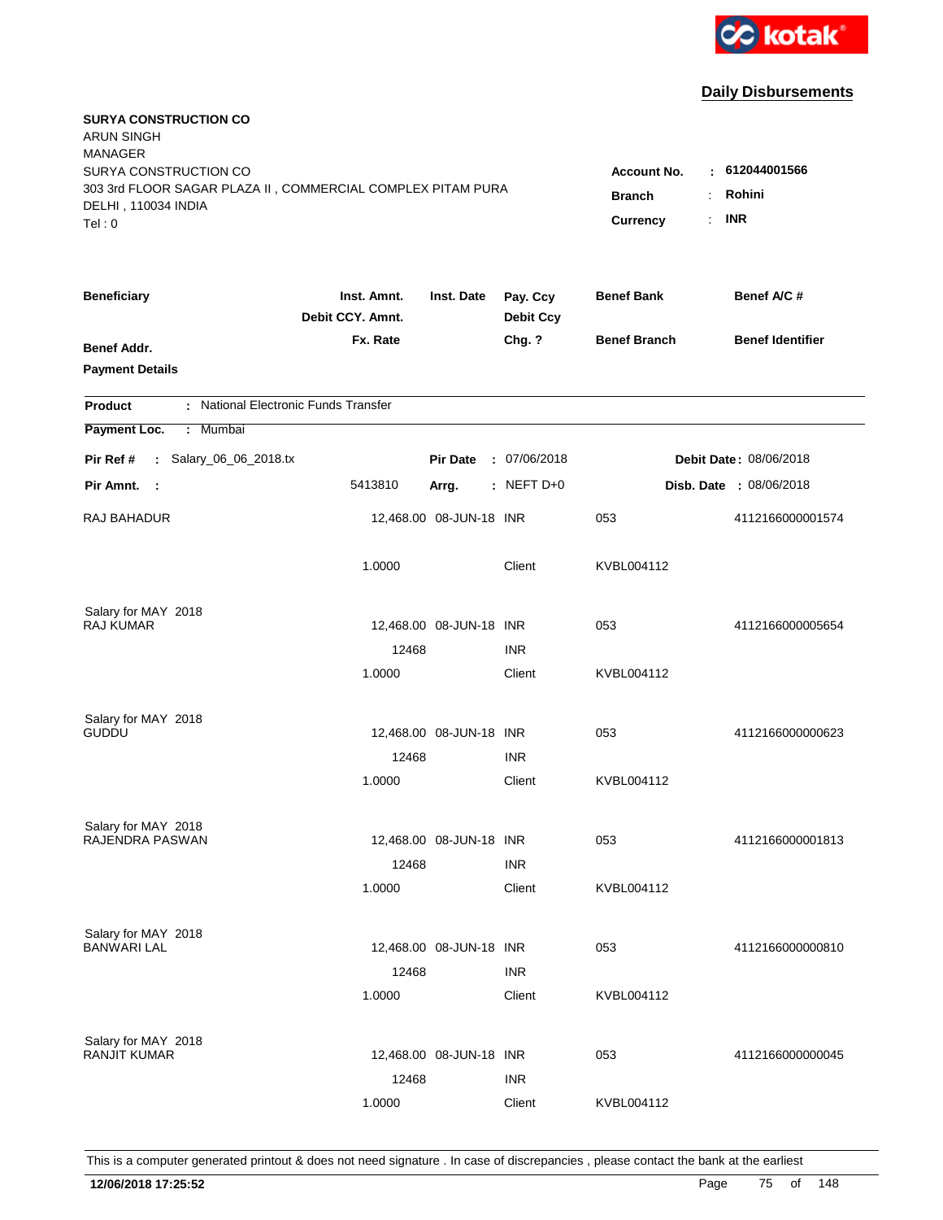**kotak**

## Daily Disbursements

**SURYA CONSTRUCTION CO**
ARUN SINGH
MANAGER
SURYA CONSTRUCTION CO
303 3rd FLOOR SAGAR PLAZA II , COMMERCIAL COMPLEX PITAM PURA
DELHI , 110034 INDIA
Tel : 0

**Account No.** : **612044001566**
**Branch** : **Rohini**
**Currency** : **INR**

| Beneficiary | Inst. Amnt. / Debit CCY. Amnt. / Fx. Rate | Inst. Date | Pay. Ccy / Debit Ccy / Chg. ? | Benef Bank / Benef Branch | Benef A/C # / Benef Identifier |
|---|---|---|---|---|---|
| **Benef Addr.** / **Payment Details** | | | | | |

**Product** : National Electronic Funds Transfer
**Payment Loc.** : Mumbai

**Pir Ref #** : Salary_06_06_2018.tx | **Pir Date** : 07/06/2018 | **Debit Date** : 08/06/2018
**Pir Amnt.** : 5413810 | **Arrg.** : NEFT D+0 | **Disb. Date** : 08/06/2018

| Beneficiary | Inst. Amnt. / Debit CCY. Amnt. / Fx. Rate | Inst. Date | Pay. Ccy / Debit Ccy / Chg. ? | Benef Bank / Benef Branch | Benef A/C # |
|---|---|---|---|---|---|
| RAJ BAHADUR | 12,468.00 | 08-JUN-18 | INR | 053 | 4112166000001574 |
| | 1.0000 | | Client | KVBL004112 | |
| Salary for MAY 2018 | | | | | |
| RAJ KUMAR | 12,468.00 | 08-JUN-18 | INR | 053 | 4112166000005654 |
| | 12468 | | INR | | |
| | 1.0000 | | Client | KVBL004112 | |
| Salary for MAY 2018 | | | | | |
| GUDDU | 12,468.00 | 08-JUN-18 | INR | 053 | 4112166000000623 |
| | 12468 | | INR | | |
| | 1.0000 | | Client | KVBL004112 | |
| Salary for MAY 2018 | | | | | |
| RAJENDRA PASWAN | 12,468.00 | 08-JUN-18 | INR | 053 | 4112166000001813 |
| | 12468 | | INR | | |
| | 1.0000 | | Client | KVBL004112 | |
| Salary for MAY 2018 | | | | | |
| BANWARI LAL | 12,468.00 | 08-JUN-18 | INR | 053 | 4112166000000810 |
| | 12468 | | INR | | |
| | 1.0000 | | Client | KVBL004112 | |
| Salary for MAY 2018 | | | | | |
| RANJIT KUMAR | 12,468.00 | 08-JUN-18 | INR | 053 | 4112166000000045 |
| | 12468 | | INR | | |
| | 1.0000 | | Client | KVBL004112 | |

This is a computer generated printout & does not need signature . In case of discrepancies , please contact the bank at the earliest

**12/06/2018 17:25:52**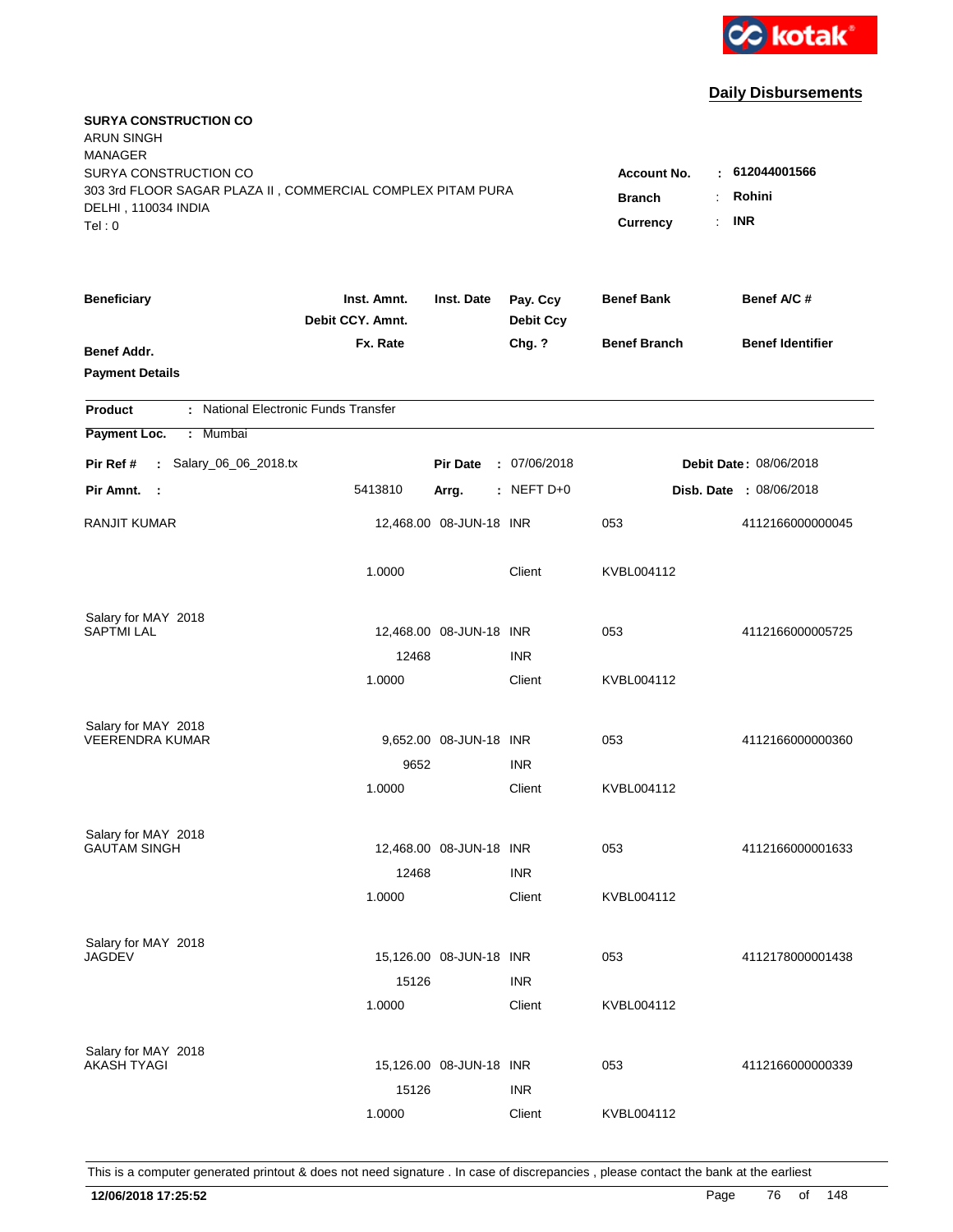kotak

## Daily Disbursements

**SURYA CONSTRUCTION CO**
ARUN SINGH
MANAGER
SURYA CONSTRUCTION CO
303 3rd FLOOR SAGAR PLAZA II , COMMERCIAL COMPLEX PITAM PURA
DELHI , 110034 INDIA
Tel : 0

**Account No.** : **612044001566**
**Branch** : **Rohini**
**Currency** : **INR**

| Beneficiary | Inst. Amnt. / Debit CCY. Amnt. / Fx. Rate | Inst. Date | Pay. Ccy / Debit Ccy / Chg. ? | Benef Bank / Benef Branch | Benef A/C # / Benef Identifier |
|---|---|---|---|---|---|

**Benef Addr.**
**Payment Details**

**Product** : National Electronic Funds Transfer
**Payment Loc.** : Mumbai

**Pir Ref #** : Salary_06_06_2018.tx | **Pir Date** : 07/06/2018 | **Debit Date** : 08/06/2018
**Pir Amnt.** : 5413810 | **Arrg.** : NEFT D+0 | **Disb. Date** : 08/06/2018

| Beneficiary | Inst. Amnt. | Inst. Date | Pay. Ccy | Benef Bank | Benef A/C # |
|---|---|---|---|---|---|
| RANJIT KUMAR | 12,468.00 | 08-JUN-18 | INR | 053 | 4112166000000045 |
| | 1.0000 | | Client | KVBL004112 | |
| Salary for MAY 2018 | | | | | |
| SAPTMI LAL | 12,468.00 | 08-JUN-18 | INR | 053 | 4112166000005725 |
| | 12468 | | INR | | |
| | 1.0000 | | Client | KVBL004112 | |
| Salary for MAY 2018 | | | | | |
| VEERENDRA KUMAR | 9,652.00 | 08-JUN-18 | INR | 053 | 4112166000000360 |
| | 9652 | | INR | | |
| | 1.0000 | | Client | KVBL004112 | |
| Salary for MAY 2018 | | | | | |
| GAUTAM SINGH | 12,468.00 | 08-JUN-18 | INR | 053 | 4112166000001633 |
| | 12468 | | INR | | |
| | 1.0000 | | Client | KVBL004112 | |
| Salary for MAY 2018 | | | | | |
| JAGDEV | 15,126.00 | 08-JUN-18 | INR | 053 | 4112178000001438 |
| | 15126 | | INR | | |
| | 1.0000 | | Client | KVBL004112 | |
| Salary for MAY 2018 | | | | | |
| AKASH TYAGI | 15,126.00 | 08-JUN-18 | INR | 053 | 4112166000000339 |
| | 15126 | | INR | | |
| | 1.0000 | | Client | KVBL004112 | |

This is a computer generated printout & does not need signature . In case of discrepancies , please contact the bank at the earliest

**12/06/2018 17:25:52**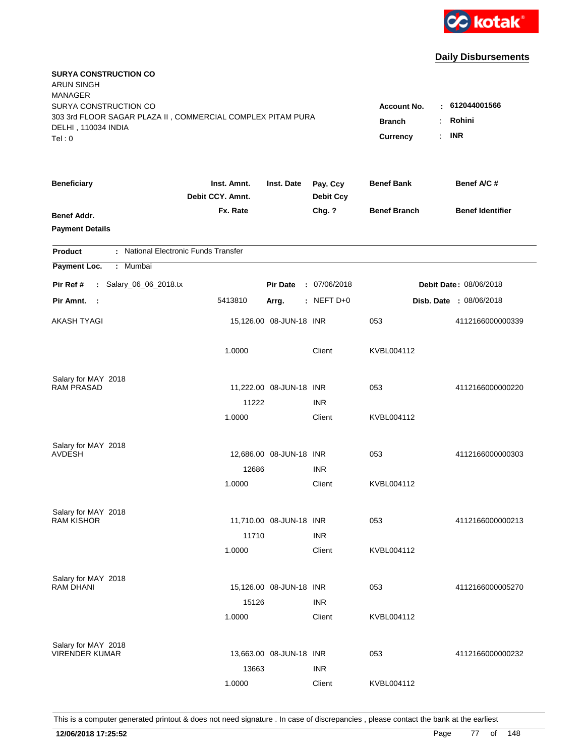kotak

## Daily Disbursements

**SURYA CONSTRUCTION CO**
ARUN SINGH
MANAGER
SURYA CONSTRUCTION CO
303 3rd FLOOR SAGAR PLAZA II , COMMERCIAL COMPLEX PITAM PURA
DELHI , 110034 INDIA
Tel : 0

**Account No.** : **612044001566**
**Branch** : **Rohini**
**Currency** : **INR**

| Beneficiary / Benef Addr. / Payment Details | Inst. Amnt. / Debit CCY. Amnt. / Fx. Rate | Inst. Date | Pay. Ccy / Debit Ccy / Chg. ? | Benef Bank / Benef Branch | Benef A/C # / Benef Identifier |
|---|---|---|---|---|---|

**Product** : National Electronic Funds Transfer
**Payment Loc.** : Mumbai

**Pir Ref #** : Salary_06_06_2018.tx | **Pir Date** : 07/06/2018 | **Debit Date** : 08/06/2018
**Pir Amnt.** : 5413810 | **Arrg.** : NEFT D+0 | **Disb. Date** : 08/06/2018

| Beneficiary | Inst. Amnt. | Inst. Date | Pay. Ccy | Benef Bank | Benef A/C # |
|---|---|---|---|---|---|
| AKASH TYAGI | 15,126.00 | 08-JUN-18 | INR | 053 | 4112166000000339 |
| | 1.0000 | | Client | KVBL004112 | |
| Salary for MAY 2018 | | | | | |
| RAM PRASAD | 11,222.00 | 08-JUN-18 | INR | 053 | 4112166000000220 |
| | 11222 | | INR | | |
| | 1.0000 | | Client | KVBL004112 | |
| Salary for MAY 2018 | | | | | |
| AVDESH | 12,686.00 | 08-JUN-18 | INR | 053 | 4112166000000303 |
| | 12686 | | INR | | |
| | 1.0000 | | Client | KVBL004112 | |
| Salary for MAY 2018 | | | | | |
| RAM KISHOR | 11,710.00 | 08-JUN-18 | INR | 053 | 4112166000000213 |
| | 11710 | | INR | | |
| | 1.0000 | | Client | KVBL004112 | |
| Salary for MAY 2018 | | | | | |
| RAM DHANI | 15,126.00 | 08-JUN-18 | INR | 053 | 4112166000005270 |
| | 15126 | | INR | | |
| | 1.0000 | | Client | KVBL004112 | |
| Salary for MAY 2018 | | | | | |
| VIRENDER KUMAR | 13,663.00 | 08-JUN-18 | INR | 053 | 4112166000000232 |
| | 13663 | | INR | | |
| | 1.0000 | | Client | KVBL004112 | |

This is a computer generated printout & does not need signature . In case of discrepancies , please contact the bank at the earliest

**12/06/2018 17:25:52**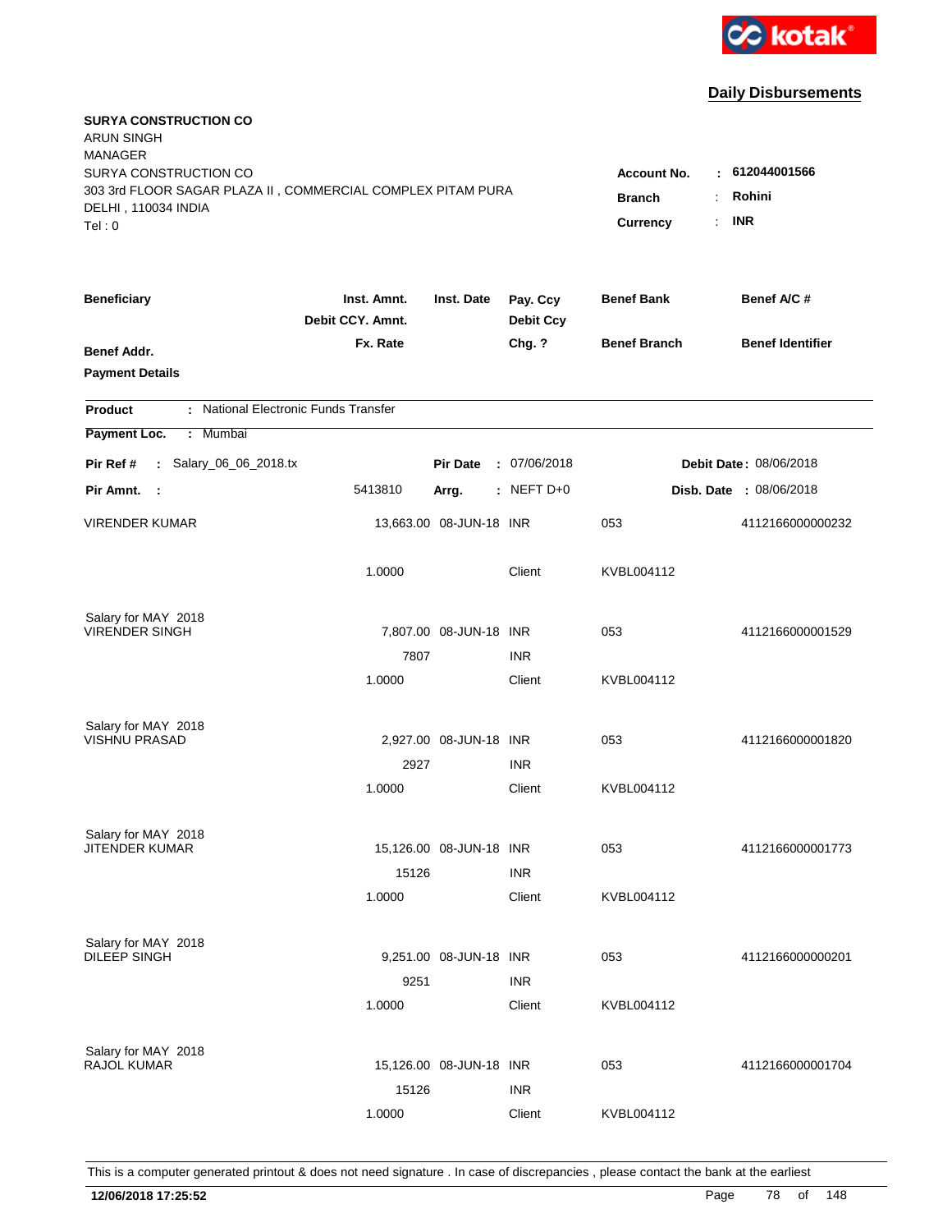kotak

## Daily Disbursements

**SURYA CONSTRUCTION CO**
ARUN SINGH
MANAGER
SURYA CONSTRUCTION CO
303 3rd FLOOR SAGAR PLAZA II , COMMERCIAL COMPLEX PITAM PURA
DELHI , 110034 INDIA
Tel : 0

**Account No.** : **612044001566**
**Branch** : **Rohini**
**Currency** : **INR**

| Beneficiary / Benef Addr. / Payment Details | Inst. Amnt. / Debit CCY. Amnt. / Fx. Rate | Inst. Date | Pay. Ccy / Debit Ccy / Chg. ? | Benef Bank / Benef Branch | Benef A/C # / Benef Identifier |
|---|---|---|---|---|---|

**Product** : National Electronic Funds Transfer

**Payment Loc.** : Mumbai

**Pir Ref #** : Salary_06_06_2018.tx &nbsp;&nbsp; **Pir Date** : 07/06/2018 &nbsp;&nbsp; **Debit Date** : 08/06/2018

**Pir Amnt.** : 5413810 &nbsp;&nbsp; **Arrg.** : NEFT D+0 &nbsp;&nbsp; **Disb. Date** : 08/06/2018

| Beneficiary | Inst. Amnt. | Inst. Date | Pay. Ccy | Benef Bank | Benef A/C # |
|---|---|---|---|---|---|
| VIRENDER KUMAR | 13,663.00 | 08-JUN-18 | INR | 053 | 4112166000000232 |
| | 1.0000 | | Client | KVBL004112 | |
| Salary for MAY 2018 | | | | | |
| VIRENDER SINGH | 7,807.00 | 08-JUN-18 | INR | 053 | 4112166000001529 |
| | 7807 | | INR | | |
| | 1.0000 | | Client | KVBL004112 | |
| Salary for MAY 2018 | | | | | |
| VISHNU PRASAD | 2,927.00 | 08-JUN-18 | INR | 053 | 4112166000001820 |
| | 2927 | | INR | | |
| | 1.0000 | | Client | KVBL004112 | |
| Salary for MAY 2018 | | | | | |
| JITENDER KUMAR | 15,126.00 | 08-JUN-18 | INR | 053 | 4112166000001773 |
| | 15126 | | INR | | |
| | 1.0000 | | Client | KVBL004112 | |
| Salary for MAY 2018 | | | | | |
| DILEEP SINGH | 9,251.00 | 08-JUN-18 | INR | 053 | 4112166000000201 |
| | 9251 | | INR | | |
| | 1.0000 | | Client | KVBL004112 | |
| Salary for MAY 2018 | | | | | |
| RAJOL KUMAR | 15,126.00 | 08-JUN-18 | INR | 053 | 4112166000001704 |
| | 15126 | | INR | | |
| | 1.0000 | | Client | KVBL004112 | |

This is a computer generated printout & does not need signature . In case of discrepancies , please contact the bank at the earliest

**12/06/2018 17:25:52**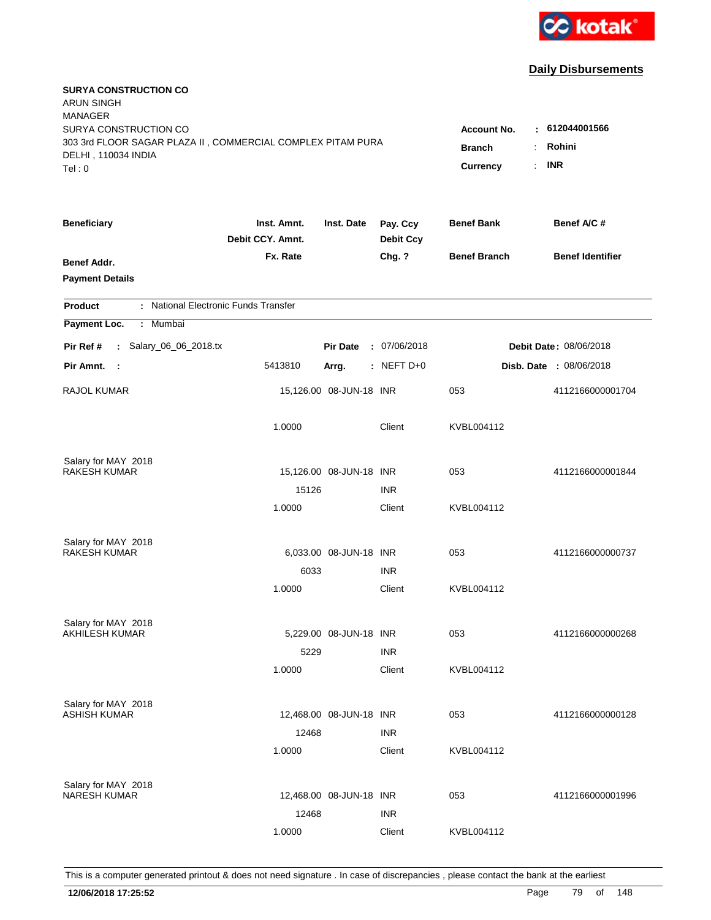kotak

## Daily Disbursements

**SURYA CONSTRUCTION CO**
ARUN SINGH
MANAGER
SURYA CONSTRUCTION CO
303 3rd FLOOR SAGAR PLAZA II , COMMERCIAL COMPLEX PITAM PURA
DELHI , 110034 INDIA
Tel : 0

**Account No.** : **612044001566**
**Branch** : **Rohini**
**Currency** : **INR**

| Beneficiary | Inst. Amnt. / Debit CCY. Amnt. / Fx. Rate | Inst. Date | Pay. Ccy / Debit Ccy / Chg. ? | Benef Bank / Benef Branch | Benef A/C # / Benef Identifier |
|---|---|---|---|---|---|
| **Benef Addr.** | | | | | |
| **Payment Details** | | | | | |

**Product** : National Electronic Funds Transfer

**Payment Loc.** : Mumbai

**Pir Ref #** : Salary_06_06_2018.tx    **Pir Date** : 07/06/2018    **Debit Date** : 08/06/2018

**Pir Amnt.** : 5413810    **Arrg.** : NEFT D+0    **Disb. Date** : 08/06/2018

| Beneficiary | Inst. Amnt. / Debit CCY. Amnt. / Fx. Rate | Inst. Date | Pay. Ccy / Debit Ccy / Chg. ? | Benef Bank / Benef Branch | Benef A/C # |
|---|---|---|---|---|---|
| RAJOL KUMAR | 15,126.00 | 08-JUN-18 | INR | 053 | 4112166000001704 |
| | 1.0000 | | Client | KVBL004112 | |
| Salary for MAY 2018 | | | | | |
| RAKESH KUMAR | 15,126.00 | 08-JUN-18 | INR | 053 | 4112166000001844 |
| | 15126 | | INR | | |
| | 1.0000 | | Client | KVBL004112 | |
| Salary for MAY 2018 | | | | | |
| RAKESH KUMAR | 6,033.00 | 08-JUN-18 | INR | 053 | 4112166000000737 |
| | 6033 | | INR | | |
| | 1.0000 | | Client | KVBL004112 | |
| Salary for MAY 2018 | | | | | |
| AKHILESH KUMAR | 5,229.00 | 08-JUN-18 | INR | 053 | 4112166000000268 |
| | 5229 | | INR | | |
| | 1.0000 | | Client | KVBL004112 | |
| Salary for MAY 2018 | | | | | |
| ASHISH KUMAR | 12,468.00 | 08-JUN-18 | INR | 053 | 4112166000000128 |
| | 12468 | | INR | | |
| | 1.0000 | | Client | KVBL004112 | |
| Salary for MAY 2018 | | | | | |
| NARESH KUMAR | 12,468.00 | 08-JUN-18 | INR | 053 | 4112166000001996 |
| | 12468 | | INR | | |
| | 1.0000 | | Client | KVBL004112 | |

This is a computer generated printout & does not need signature . In case of discrepancies , please contact the bank at the earliest

**12/06/2018 17:25:52**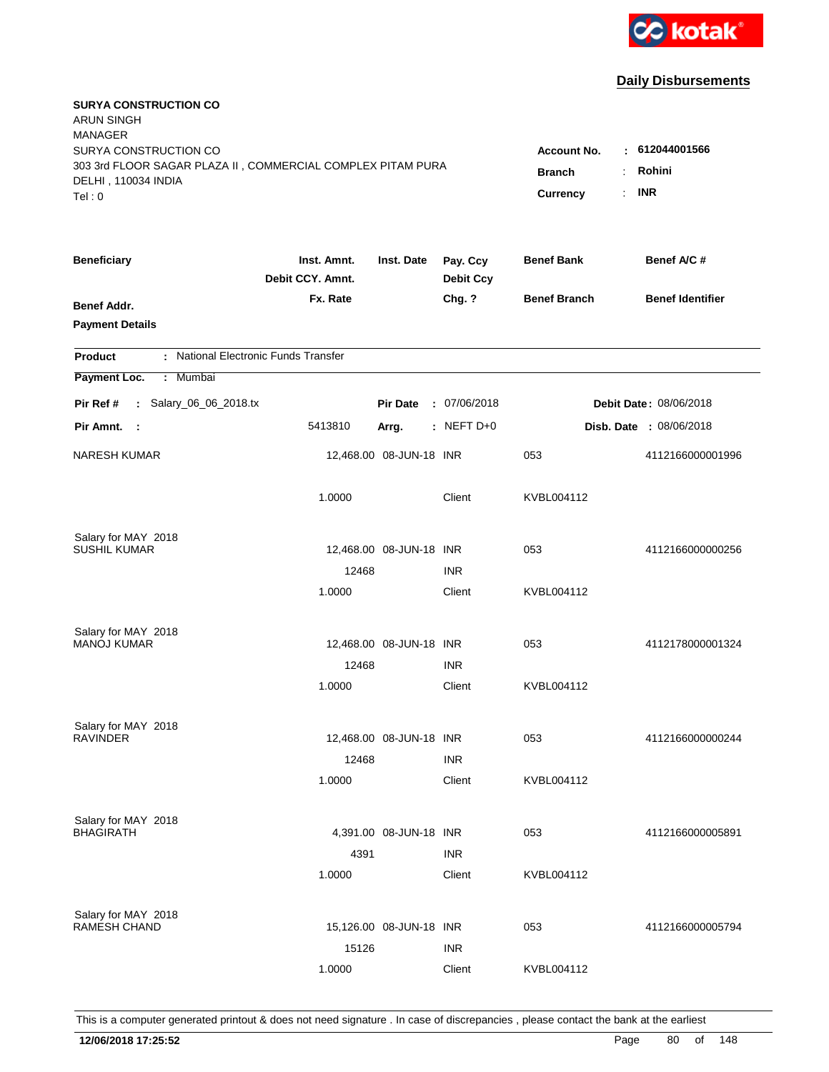kotak

## Daily Disbursements

**SURYA CONSTRUCTION CO**
ARUN SINGH
MANAGER
SURYA CONSTRUCTION CO
303 3rd FLOOR SAGAR PLAZA II , COMMERCIAL COMPLEX PITAM PURA
DELHI , 110034 INDIA
Tel : 0

**Account No.** : **612044001566**
**Branch** : **Rohini**
**Currency** : **INR**

| Beneficiary / Benef Addr. / Payment Details | Inst. Amnt. / Debit CCY. Amnt. / Fx. Rate | Inst. Date | Pay. Ccy / Debit Ccy / Chg. ? | Benef Bank / Benef Branch | Benef A/C # / Benef Identifier |
|---|---|---|---|---|---|

**Product** : National Electronic Funds Transfer
**Payment Loc.** : Mumbai

**Pir Ref #** : Salary_06_06_2018.tx | **Pir Date** : 07/06/2018 | **Debit Date** : 08/06/2018
**Pir Amnt.** : 5413810 | **Arrg.** : NEFT D+0 | **Disb. Date** : 08/06/2018

| Beneficiary | Inst. Amnt. | Inst. Date | Pay. Ccy | Benef Bank | Benef A/C # |
|---|---|---|---|---|---|
| NARESH KUMAR | 12,468.00 | 08-JUN-18 | INR | 053 | 4112166000001996 |
| | 1.0000 | | Client | KVBL004112 | |
| Salary for MAY 2018 | | | | | |
| SUSHIL KUMAR | 12,468.00 | 08-JUN-18 | INR | 053 | 4112166000000256 |
| | 12468 | | INR | | |
| | 1.0000 | | Client | KVBL004112 | |
| Salary for MAY 2018 | | | | | |
| MANOJ KUMAR | 12,468.00 | 08-JUN-18 | INR | 053 | 4112178000001324 |
| | 12468 | | INR | | |
| | 1.0000 | | Client | KVBL004112 | |
| Salary for MAY 2018 | | | | | |
| RAVINDER | 12,468.00 | 08-JUN-18 | INR | 053 | 4112166000000244 |
| | 12468 | | INR | | |
| | 1.0000 | | Client | KVBL004112 | |
| Salary for MAY 2018 | | | | | |
| BHAGIRATH | 4,391.00 | 08-JUN-18 | INR | 053 | 4112166000005891 |
| | 4391 | | INR | | |
| | 1.0000 | | Client | KVBL004112 | |
| Salary for MAY 2018 | | | | | |
| RAMESH CHAND | 15,126.00 | 08-JUN-18 | INR | 053 | 4112166000005794 |
| | 15126 | | INR | | |
| | 1.0000 | | Client | KVBL004112 | |

This is a computer generated printout & does not need signature . In case of discrepancies , please contact the bank at the earliest

**12/06/2018 17:25:52**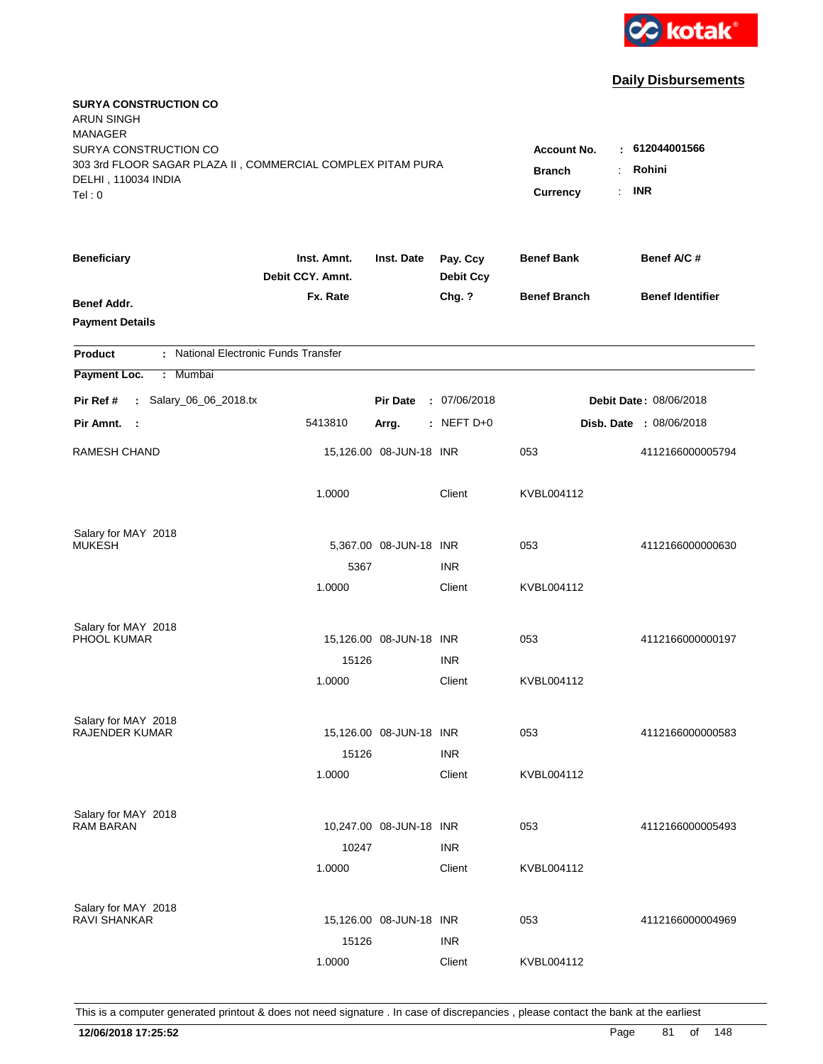kotak

## Daily Disbursements

**SURYA CONSTRUCTION CO**
ARUN SINGH
MANAGER
SURYA CONSTRUCTION CO
303 3rd FLOOR SAGAR PLAZA II , COMMERCIAL COMPLEX PITAM PURA
DELHI , 110034 INDIA
Tel : 0

**Account No.** : **612044001566**
**Branch** : **Rohini**
**Currency** : **INR**

| Beneficiary / Benef Addr. / Payment Details | Inst. Amnt. / Debit CCY. Amnt. / Fx. Rate | Inst. Date | Pay. Ccy / Debit Ccy / Chg. ? | Benef Bank / Benef Branch | Benef A/C # / Benef Identifier |
|---|---|---|---|---|---|

**Product** : National Electronic Funds Transfer
**Payment Loc.** : Mumbai

**Pir Ref #** : Salary_06_06_2018.tx | **Pir Date** : 07/06/2018 | **Debit Date** : 08/06/2018
**Pir Amnt.** : 5413810 | **Arrg.** : NEFT D+0 | **Disb. Date** : 08/06/2018

| Beneficiary | Inst. Amnt. | Inst. Date | Pay. Ccy | Benef Bank | Benef A/C # |
|---|---|---|---|---|---|
| RAMESH CHAND | 15,126.00 | 08-JUN-18 | INR | 053 | 4112166000005794 |
| | 1.0000 | | Client | KVBL004112 | |
| Salary for MAY 2018 | | | | | |
| MUKESH | 5,367.00 | 08-JUN-18 | INR | 053 | 4112166000000630 |
| | 5367 | | INR | | |
| | 1.0000 | | Client | KVBL004112 | |
| Salary for MAY 2018 | | | | | |
| PHOOL KUMAR | 15,126.00 | 08-JUN-18 | INR | 053 | 4112166000000197 |
| | 15126 | | INR | | |
| | 1.0000 | | Client | KVBL004112 | |
| Salary for MAY 2018 | | | | | |
| RAJENDER KUMAR | 15,126.00 | 08-JUN-18 | INR | 053 | 4112166000000583 |
| | 15126 | | INR | | |
| | 1.0000 | | Client | KVBL004112 | |
| Salary for MAY 2018 | | | | | |
| RAM BARAN | 10,247.00 | 08-JUN-18 | INR | 053 | 4112166000005493 |
| | 10247 | | INR | | |
| | 1.0000 | | Client | KVBL004112 | |
| Salary for MAY 2018 | | | | | |
| RAVI SHANKAR | 15,126.00 | 08-JUN-18 | INR | 053 | 4112166000004969 |
| | 15126 | | INR | | |
| | 1.0000 | | Client | KVBL004112 | |

This is a computer generated printout & does not need signature . In case of discrepancies , please contact the bank at the earliest

**12/06/2018 17:25:52**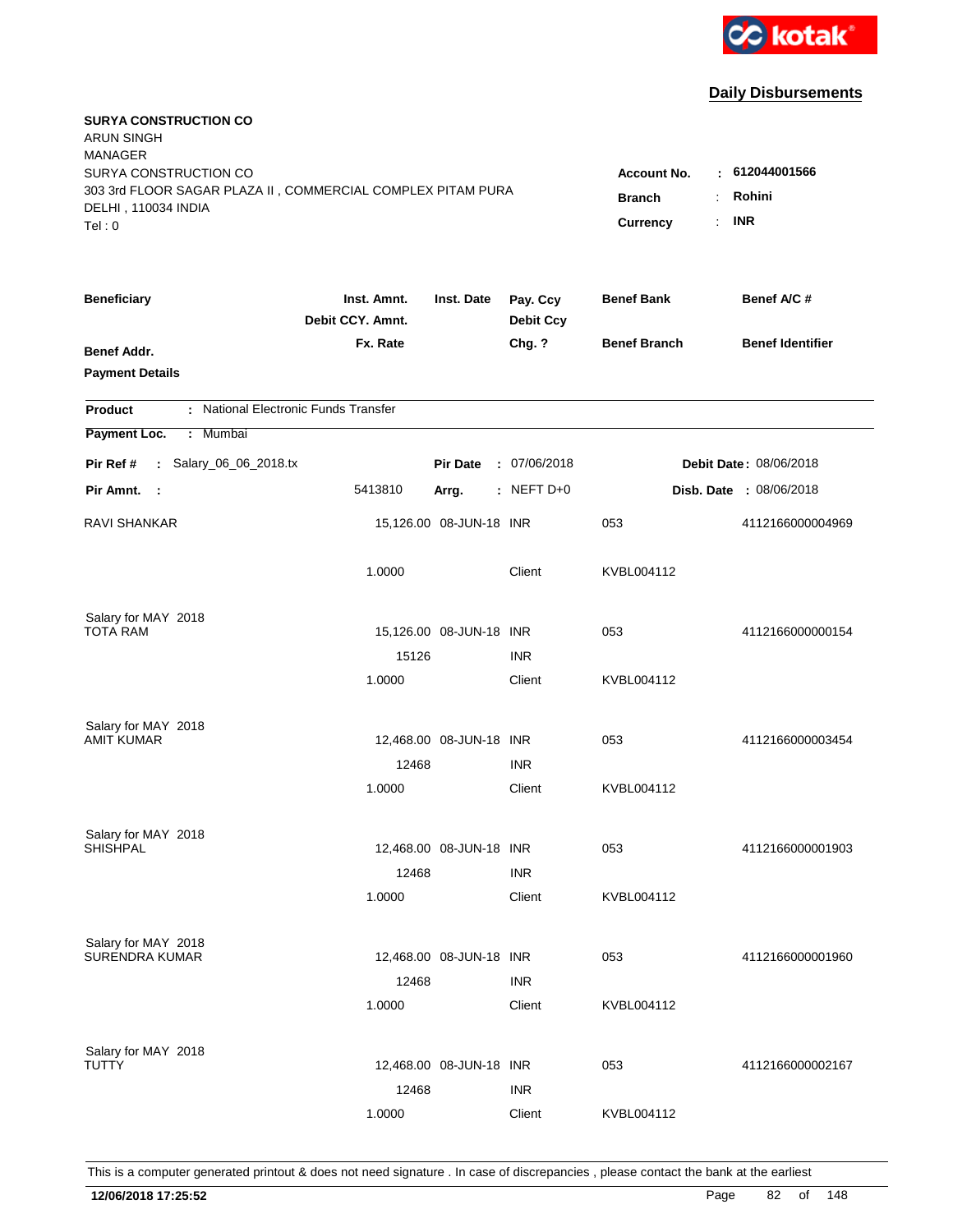kotak

## Daily Disbursements

**SURYA CONSTRUCTION CO**
ARUN SINGH
MANAGER
SURYA CONSTRUCTION CO
303 3rd FLOOR SAGAR PLAZA II , COMMERCIAL COMPLEX PITAM PURA
DELHI , 110034 INDIA
Tel : 0

**Account No.** : **612044001566**
**Branch** : **Rohini**
**Currency** : **INR**

| Beneficiary | Inst. Amnt. / Debit CCY. Amnt. / Fx. Rate | Inst. Date | Pay. Ccy / Debit Ccy / Chg. ? | Benef Bank / Benef Branch | Benef A/C # / Benef Identifier |
|---|---|---|---|---|---|
| **Benef Addr.** | | | | | |
| **Payment Details** | | | | | |

**Product** : National Electronic Funds Transfer
**Payment Loc.** : Mumbai

**Pir Ref #** : Salary_06_06_2018.tx | **Pir Date** : 07/06/2018 | **Debit Date** : 08/06/2018
**Pir Amnt.** : 5413810 | **Arrg.** : NEFT D+0 | **Disb. Date** : 08/06/2018

| Beneficiary | Inst. Amnt. / Debit CCY. Amnt. / Fx. Rate | Inst. Date | Pay. Ccy / Debit Ccy / Chg. ? | Benef Bank / Benef Branch | Benef A/C # |
|---|---|---|---|---|---|
| RAVI SHANKAR | 15,126.00 | 08-JUN-18 | INR | 053 | 4112166000004969 |
| | 1.0000 | | Client | KVBL004112 | |
| Salary for MAY 2018 | | | | | |
| TOTA RAM | 15,126.00 | 08-JUN-18 | INR | 053 | 4112166000000154 |
| | 15126 | | INR | | |
| | 1.0000 | | Client | KVBL004112 | |
| Salary for MAY 2018 | | | | | |
| AMIT KUMAR | 12,468.00 | 08-JUN-18 | INR | 053 | 4112166000003454 |
| | 12468 | | INR | | |
| | 1.0000 | | Client | KVBL004112 | |
| Salary for MAY 2018 | | | | | |
| SHISHPAL | 12,468.00 | 08-JUN-18 | INR | 053 | 4112166000001903 |
| | 12468 | | INR | | |
| | 1.0000 | | Client | KVBL004112 | |
| Salary for MAY 2018 | | | | | |
| SURENDRA KUMAR | 12,468.00 | 08-JUN-18 | INR | 053 | 4112166000001960 |
| | 12468 | | INR | | |
| | 1.0000 | | Client | KVBL004112 | |
| Salary for MAY 2018 | | | | | |
| TUTTY | 12,468.00 | 08-JUN-18 | INR | 053 | 4112166000002167 |
| | 12468 | | INR | | |
| | 1.0000 | | Client | KVBL004112 | |

This is a computer generated printout & does not need signature . In case of discrepancies , please contact the bank at the earliest

**12/06/2018 17:25:52**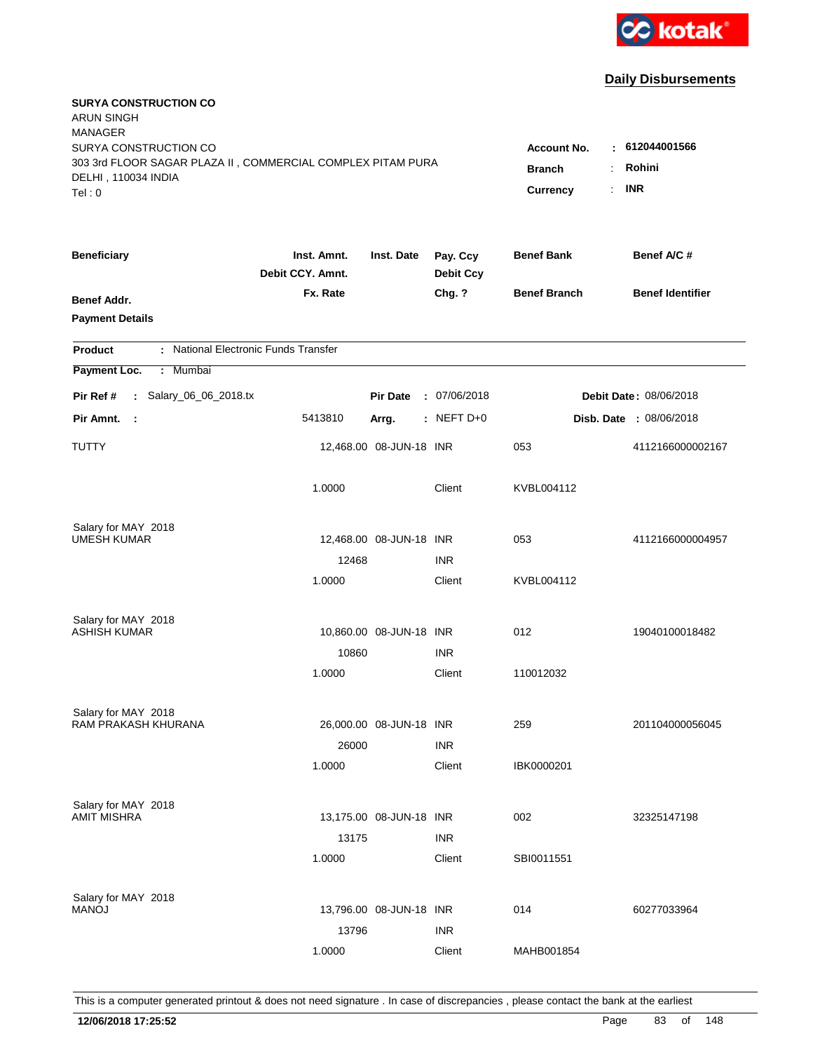kotak

## Daily Disbursements

**SURYA CONSTRUCTION CO**
ARUN SINGH
MANAGER
SURYA CONSTRUCTION CO
303 3rd FLOOR SAGAR PLAZA II , COMMERCIAL COMPLEX PITAM PURA
DELHI , 110034 INDIA
Tel : 0

**Account No.** : **612044001566**
**Branch** : **Rohini**
**Currency** : **INR**

| Beneficiary | Inst. Amnt. / Debit CCY. Amnt. / Fx. Rate | Inst. Date | Pay. Ccy / Debit Ccy / Chg. ? | Benef Bank / Benef Branch | Benef A/C # / Benef Identifier |
|---|---|---|---|---|---|
| **Benef Addr.** | | | | | |
| **Payment Details** | | | | | |

**Product** : National Electronic Funds Transfer
**Payment Loc.** : Mumbai

**Pir Ref #** : Salary_06_06_2018.tx | **Pir Date** : 07/06/2018 | **Debit Date** : 08/06/2018
**Pir Amnt.** : 5413810 | **Arrg.** : NEFT D+0 | **Disb. Date** : 08/06/2018

| Beneficiary | Amount | Inst. Date | Ccy | Benef Bank | Benef A/C # |
|---|---|---|---|---|---|
| TUTTY | 12,468.00 | 08-JUN-18 | INR | 053 | 4112166000002167 |
| | 1.0000 | | Client | KVBL004112 | |
| Salary for MAY 2018 | | | | | |
| UMESH KUMAR | 12,468.00 | 08-JUN-18 | INR | 053 | 4112166000004957 |
| | 12468 | | INR | | |
| | 1.0000 | | Client | KVBL004112 | |
| Salary for MAY 2018 | | | | | |
| ASHISH KUMAR | 10,860.00 | 08-JUN-18 | INR | 012 | 19040100018482 |
| | 10860 | | INR | | |
| | 1.0000 | | Client | 110012032 | |
| Salary for MAY 2018 | | | | | |
| RAM PRAKASH KHURANA | 26,000.00 | 08-JUN-18 | INR | 259 | 201104000056045 |
| | 26000 | | INR | | |
| | 1.0000 | | Client | IBK0000201 | |
| Salary for MAY 2018 | | | | | |
| AMIT MISHRA | 13,175.00 | 08-JUN-18 | INR | 002 | 32325147198 |
| | 13175 | | INR | | |
| | 1.0000 | | Client | SBI0011551 | |
| Salary for MAY 2018 | | | | | |
| MANOJ | 13,796.00 | 08-JUN-18 | INR | 014 | 60277033964 |
| | 13796 | | INR | | |
| | 1.0000 | | Client | MAHB001854 | |

This is a computer generated printout & does not need signature . In case of discrepancies , please contact the bank at the earliest

**12/06/2018 17:25:52**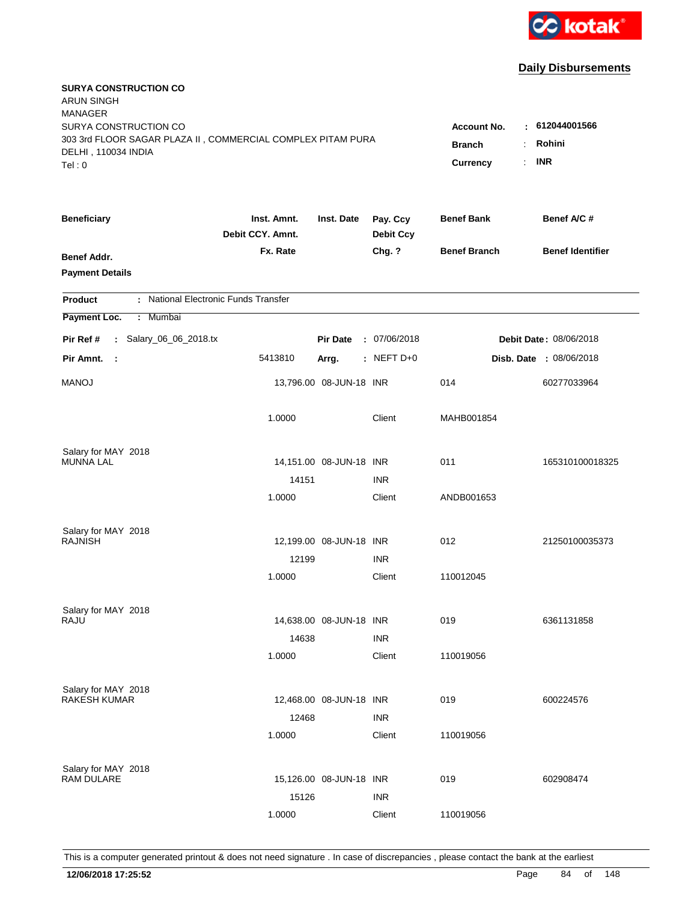kotak

## Daily Disbursements

**SURYA CONSTRUCTION CO**
ARUN SINGH
MANAGER
SURYA CONSTRUCTION CO
303 3rd FLOOR SAGAR PLAZA II , COMMERCIAL COMPLEX PITAM PURA
DELHI , 110034 INDIA
Tel : 0

**Account No.** : **612044001566**
**Branch** : **Rohini**
**Currency** : **INR**

| Beneficiary / Benef Addr. / Payment Details | Inst. Amnt. / Debit CCY. Amnt. / Fx. Rate | Inst. Date | Pay. Ccy / Debit Ccy / Chg. ? | Benef Bank / Benef Branch | Benef A/C # / Benef Identifier |
|---|---|---|---|---|---|

**Product** : National Electronic Funds Transfer
**Payment Loc.** : Mumbai

**Pir Ref #** : Salary_06_06_2018.tx | **Pir Date** : 07/06/2018 | **Debit Date** : 08/06/2018
**Pir Amnt.** : 5413810 | **Arrg.** : NEFT D+0 | **Disb. Date** : 08/06/2018

| Beneficiary | Inst. Amnt. | Inst. Date | Pay. Ccy | Benef Bank | Benef A/C # |
|---|---|---|---|---|---|
| MANOJ | 13,796.00 | 08-JUN-18 | INR | 014 | 60277033964 |
| | 1.0000 | | Client | MAHB001854 | |
| Salary for MAY 2018 | | | | | |
| MUNNA LAL | 14,151.00 | 08-JUN-18 | INR | 011 | 165310100018325 |
| | 14151 | | INR | | |
| | 1.0000 | | Client | ANDB001653 | |
| Salary for MAY 2018 | | | | | |
| RAJNISH | 12,199.00 | 08-JUN-18 | INR | 012 | 21250100035373 |
| | 12199 | | INR | | |
| | 1.0000 | | Client | 110012045 | |
| Salary for MAY 2018 | | | | | |
| RAJU | 14,638.00 | 08-JUN-18 | INR | 019 | 6361131858 |
| | 14638 | | INR | | |
| | 1.0000 | | Client | 110019056 | |
| Salary for MAY 2018 | | | | | |
| RAKESH KUMAR | 12,468.00 | 08-JUN-18 | INR | 019 | 600224576 |
| | 12468 | | INR | | |
| | 1.0000 | | Client | 110019056 | |
| Salary for MAY 2018 | | | | | |
| RAM DULARE | 15,126.00 | 08-JUN-18 | INR | 019 | 602908474 |
| | 15126 | | INR | | |
| | 1.0000 | | Client | 110019056 | |

This is a computer generated printout & does not need signature . In case of discrepancies , please contact the bank at the earliest

**12/06/2018 17:25:52**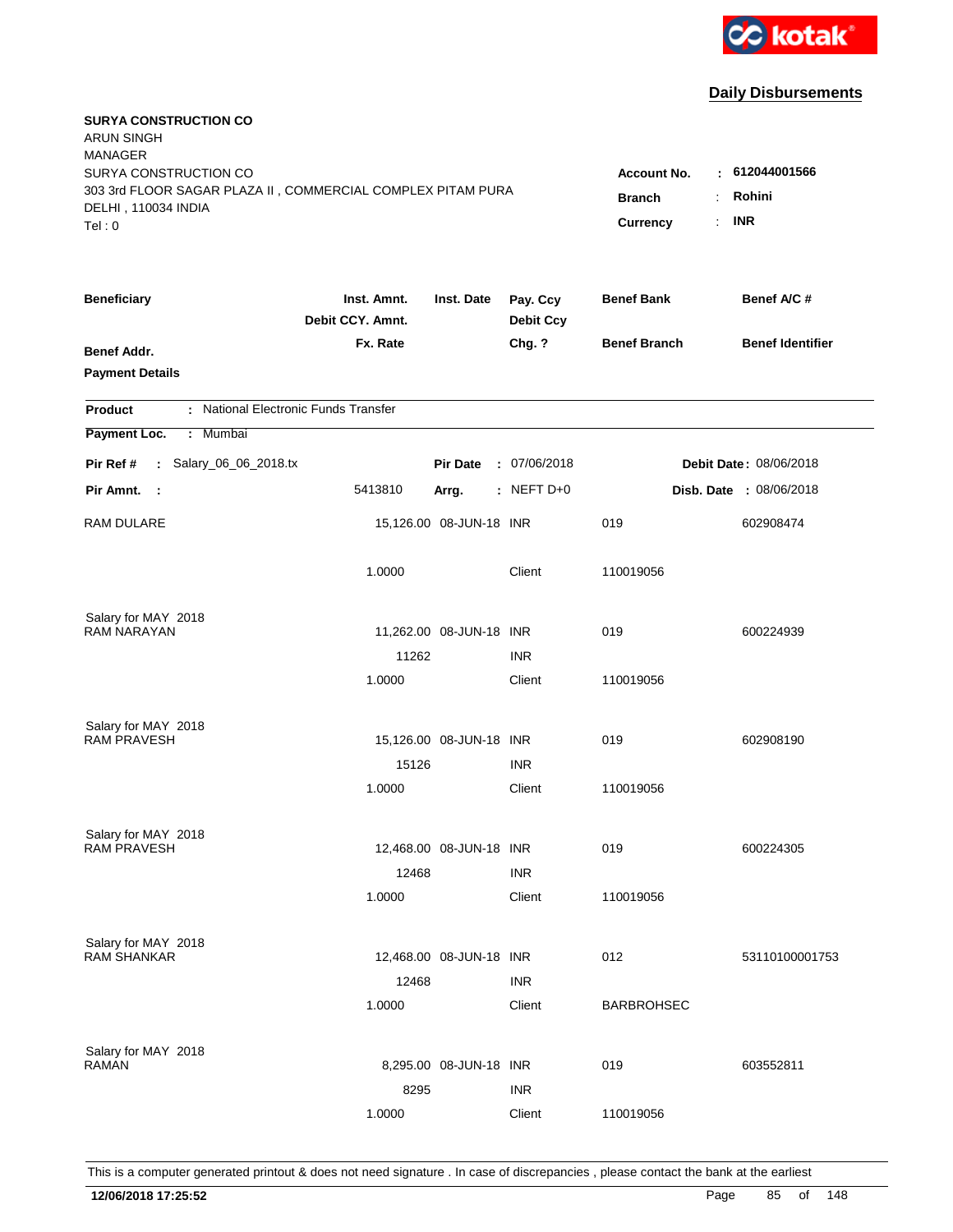kotak

## Daily Disbursements

**SURYA CONSTRUCTION CO**
ARUN SINGH
MANAGER
SURYA CONSTRUCTION CO
303 3rd FLOOR SAGAR PLAZA II , COMMERCIAL COMPLEX PITAM PURA
DELHI , 110034 INDIA
Tel : 0

**Account No.** : **612044001566**
**Branch** : **Rohini**
**Currency** : **INR**

| Beneficiary / Benef Addr. / Payment Details | Inst. Amnt. / Debit CCY. Amnt. / Fx. Rate | Inst. Date | Pay. Ccy / Debit Ccy / Chg. ? | Benef Bank / Benef Branch | Benef A/C # / Benef Identifier |
|---|---|---|---|---|---|

**Product** : National Electronic Funds Transfer
**Payment Loc.** : Mumbai

**Pir Ref #** : Salary_06_06_2018.tx | **Pir Date** : 07/06/2018 | **Debit Date** : 08/06/2018
**Pir Amnt.** : 5413810 | **Arrg.** : NEFT D+0 | **Disb. Date** : 08/06/2018

| Beneficiary | Inst. Amnt. | Inst. Date | Pay. Ccy | Benef Bank | Benef A/C # |
|---|---|---|---|---|---|
| RAM DULARE | 15,126.00 | 08-JUN-18 | INR | 019 | 602908474 |
| | 1.0000 | | Client | 110019056 | |
| Salary for MAY 2018 | | | | | |
| RAM NARAYAN | 11,262.00 | 08-JUN-18 | INR | 019 | 600224939 |
| | 11262 | | INR | | |
| | 1.0000 | | Client | 110019056 | |
| Salary for MAY 2018 | | | | | |
| RAM PRAVESH | 15,126.00 | 08-JUN-18 | INR | 019 | 602908190 |
| | 15126 | | INR | | |
| | 1.0000 | | Client | 110019056 | |
| Salary for MAY 2018 | | | | | |
| RAM PRAVESH | 12,468.00 | 08-JUN-18 | INR | 019 | 600224305 |
| | 12468 | | INR | | |
| | 1.0000 | | Client | 110019056 | |
| Salary for MAY 2018 | | | | | |
| RAM SHANKAR | 12,468.00 | 08-JUN-18 | INR | 012 | 53110100001753 |
| | 12468 | | INR | | |
| | 1.0000 | | Client | BARBROHSEC | |
| Salary for MAY 2018 | | | | | |
| RAMAN | 8,295.00 | 08-JUN-18 | INR | 019 | 603552811 |
| | 8295 | | INR | | |
| | 1.0000 | | Client | 110019056 | |

This is a computer generated printout & does not need signature . In case of discrepancies , please contact the bank at the earliest

**12/06/2018 17:25:52**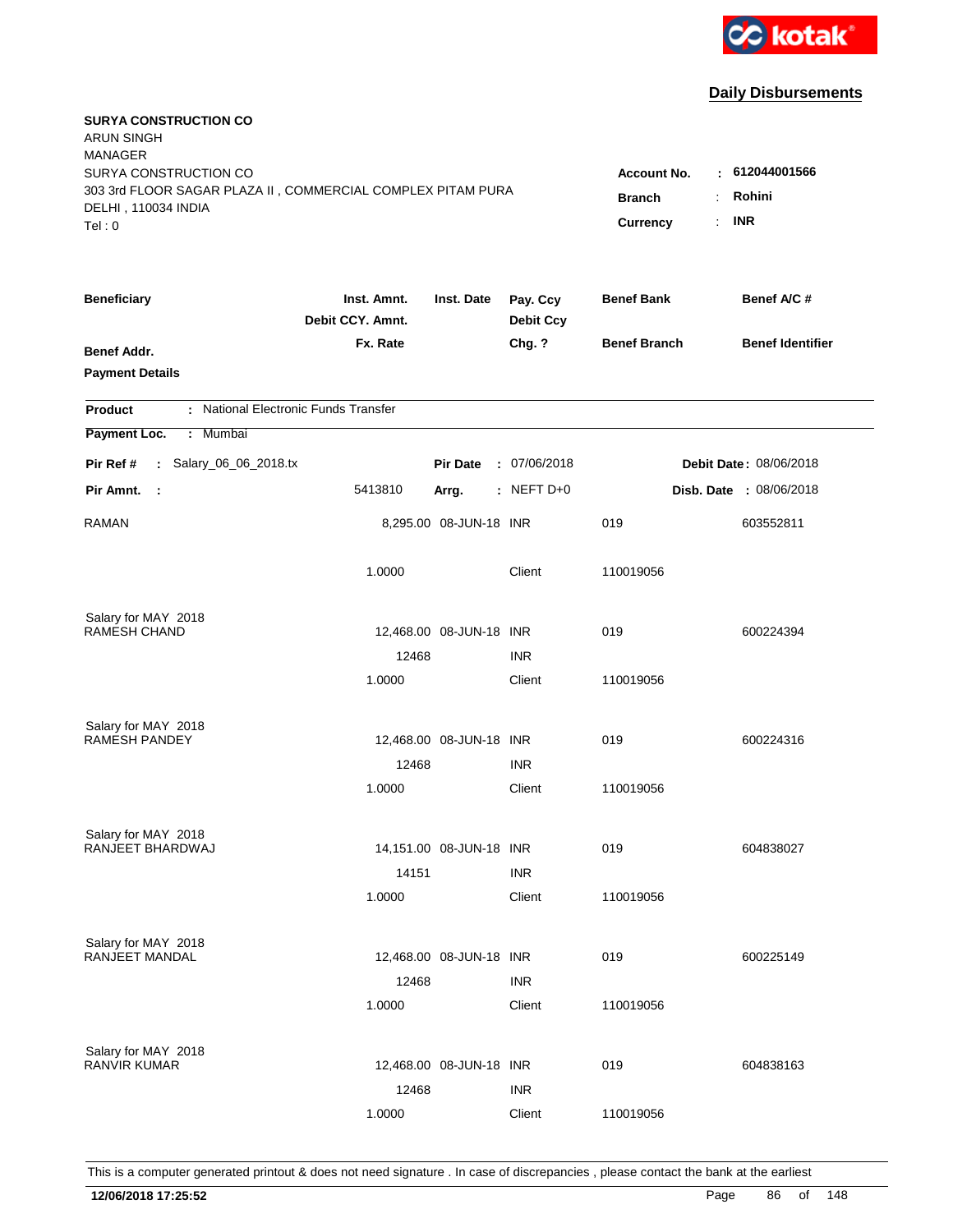kotak

## Daily Disbursements

**SURYA CONSTRUCTION CO**
ARUN SINGH
MANAGER
SURYA CONSTRUCTION CO
303 3rd FLOOR SAGAR PLAZA II , COMMERCIAL COMPLEX PITAM PURA
DELHI , 110034 INDIA
Tel : 0

**Account No.** : 612044001566
**Branch** : Rohini
**Currency** : INR

| Beneficiary | Inst. Amnt. / Debit CCY. Amnt. / Fx. Rate | Inst. Date | Pay. Ccy / Debit Ccy / Chg. ? | Benef Bank / Benef Branch | Benef A/C # / Benef Identifier |
|---|---|---|---|---|---|
| **Benef Addr.** / **Payment Details** | | | | | |

**Product** : National Electronic Funds Transfer
**Payment Loc.** : Mumbai

**Pir Ref #** : Salary_06_06_2018.tx　　**Pir Date** : 07/06/2018　　**Debit Date** : 08/06/2018
**Pir Amnt.** : 5413810　　**Arrg.** : NEFT D+0　　**Disb. Date** : 08/06/2018

| Beneficiary | Inst. Amnt. / Debit CCY. Amnt. / Fx. Rate | Inst. Date | Pay. Ccy / Debit Ccy / Chg. ? | Benef Bank / Benef Branch | Benef A/C # |
|---|---|---|---|---|---|
| RAMAN | 8,295.00 | 08-JUN-18 | INR | 019 | 603552811 |
| | 1.0000 | | Client | 110019056 | |
| Salary for MAY 2018 | | | | | |
| RAMESH CHAND | 12,468.00 | 08-JUN-18 | INR | 019 | 600224394 |
| | 12468 | | INR | | |
| | 1.0000 | | Client | 110019056 | |
| Salary for MAY 2018 | | | | | |
| RAMESH PANDEY | 12,468.00 | 08-JUN-18 | INR | 019 | 600224316 |
| | 12468 | | INR | | |
| | 1.0000 | | Client | 110019056 | |
| Salary for MAY 2018 | | | | | |
| RANJEET BHARDWAJ | 14,151.00 | 08-JUN-18 | INR | 019 | 604838027 |
| | 14151 | | INR | | |
| | 1.0000 | | Client | 110019056 | |
| Salary for MAY 2018 | | | | | |
| RANJEET MANDAL | 12,468.00 | 08-JUN-18 | INR | 019 | 600225149 |
| | 12468 | | INR | | |
| | 1.0000 | | Client | 110019056 | |
| Salary for MAY 2018 | | | | | |
| RANVIR KUMAR | 12,468.00 | 08-JUN-18 | INR | 019 | 604838163 |
| | 12468 | | INR | | |
| | 1.0000 | | Client | 110019056 | |

This is a computer generated printout & does not need signature . In case of discrepancies , please contact the bank at the earliest

**12/06/2018 17:25:52**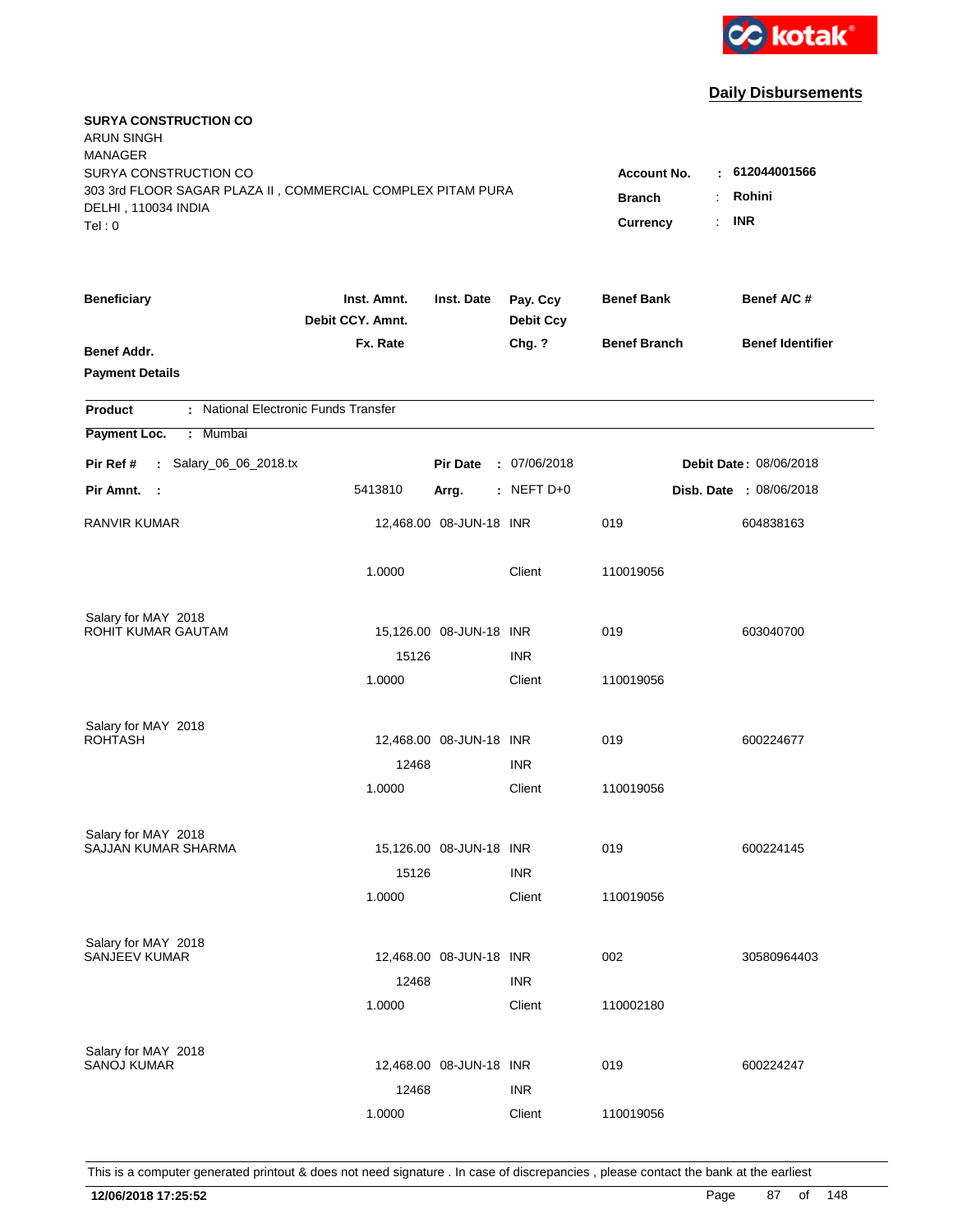**kotak**

## Daily Disbursements

**SURYA CONSTRUCTION CO**
ARUN SINGH
MANAGER
SURYA CONSTRUCTION CO
303 3rd FLOOR SAGAR PLAZA II , COMMERCIAL COMPLEX PITAM PURA
DELHI , 110034 INDIA
Tel : 0

**Account No.** : **612044001566**
**Branch** : **Rohini**
**Currency** : **INR**

| Beneficiary | Inst. Amnt. / Debit CCY. Amnt. / Fx. Rate | Inst. Date | Pay. Ccy / Debit Ccy / Chg. ? | Benef Bank / Benef Branch | Benef A/C # / Benef Identifier |
|---|---|---|---|---|---|
| **Benef Addr.** / **Payment Details** | | | | | |

**Product** : National Electronic Funds Transfer
**Payment Loc.** : Mumbai

**Pir Ref #** : Salary_06_06_2018.tx | **Pir Date** : 07/06/2018 | **Debit Date** : 08/06/2018
**Pir Amnt.** : 5413810 | **Arrg.** : NEFT D+0 | **Disb. Date** : 08/06/2018

| Beneficiary | Inst. Amnt. | Inst. Date | Pay. Ccy | Benef Bank | Benef A/C # |
|---|---|---|---|---|---|
| RANVIR KUMAR | 12,468.00 | 08-JUN-18 | INR | 019 | 604838163 |
| | 1.0000 | | Client | 110019056 | |
| Salary for MAY 2018 | | | | | |
| ROHIT KUMAR GAUTAM | 15,126.00 | 08-JUN-18 | INR | 019 | 603040700 |
| | 15126 | | INR | | |
| | 1.0000 | | Client | 110019056 | |
| Salary for MAY 2018 | | | | | |
| ROHTASH | 12,468.00 | 08-JUN-18 | INR | 019 | 600224677 |
| | 12468 | | INR | | |
| | 1.0000 | | Client | 110019056 | |
| Salary for MAY 2018 | | | | | |
| SAJJAN KUMAR SHARMA | 15,126.00 | 08-JUN-18 | INR | 019 | 600224145 |
| | 15126 | | INR | | |
| | 1.0000 | | Client | 110019056 | |
| Salary for MAY 2018 | | | | | |
| SANJEEV KUMAR | 12,468.00 | 08-JUN-18 | INR | 002 | 30580964403 |
| | 12468 | | INR | | |
| | 1.0000 | | Client | 110002180 | |
| Salary for MAY 2018 | | | | | |
| SANOJ KUMAR | 12,468.00 | 08-JUN-18 | INR | 019 | 600224247 |
| | 12468 | | INR | | |
| | 1.0000 | | Client | 110019056 | |

This is a computer generated printout & does not need signature . In case of discrepancies , please contact the bank at the earliest

**12/06/2018 17:25:52**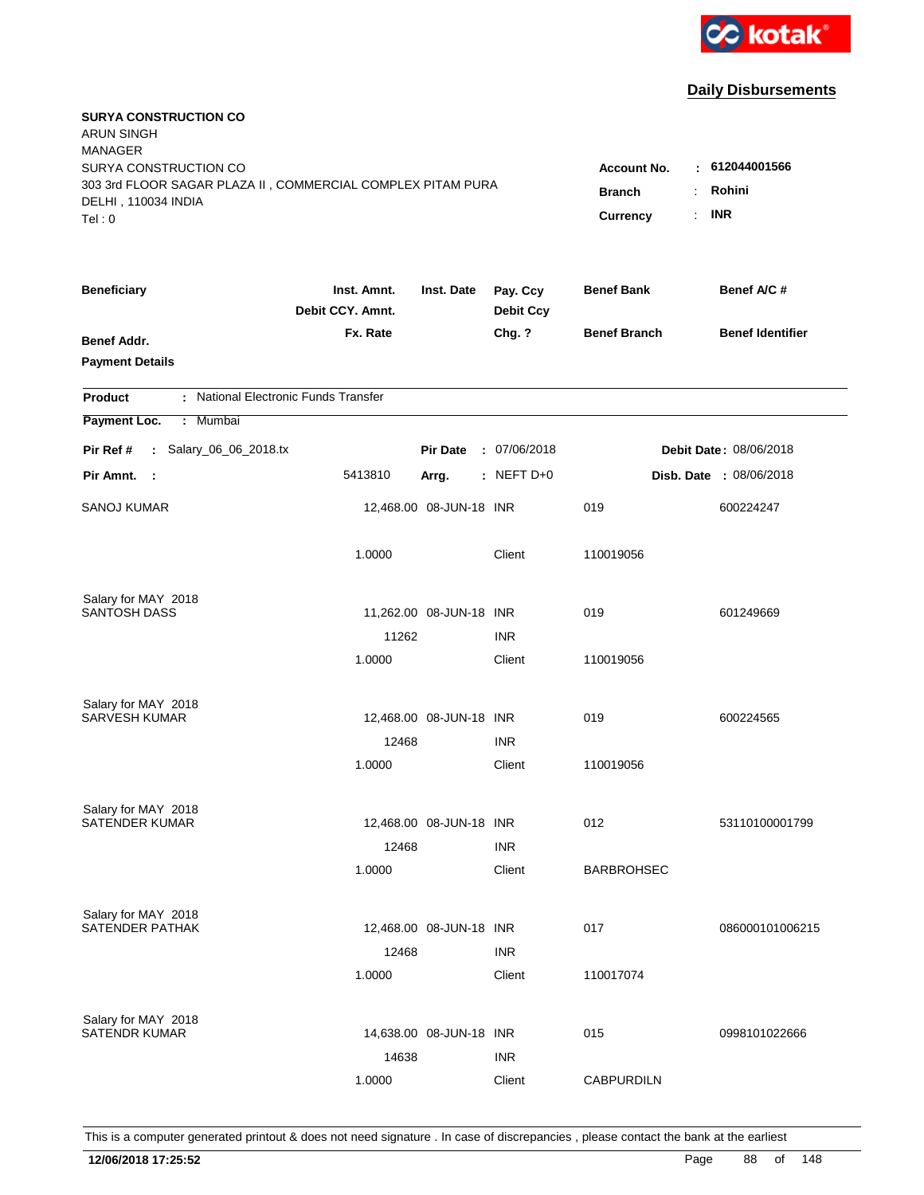kotak

## Daily Disbursements

**SURYA CONSTRUCTION CO**
ARUN SINGH
MANAGER
SURYA CONSTRUCTION CO
303 3rd FLOOR SAGAR PLAZA II , COMMERCIAL COMPLEX PITAM PURA
DELHI , 110034 INDIA
Tel : 0

**Account No.** : **612044001566**
**Branch** : **Rohini**
**Currency** : **INR**

| Beneficiary / Benef Addr. / Payment Details | Inst. Amnt. / Debit CCY. Amnt. / Fx. Rate | Inst. Date | Pay. Ccy / Debit Ccy / Chg. ? | Benef Bank / Benef Branch | Benef A/C # / Benef Identifier |
|---|---|---|---|---|---|

**Product** : National Electronic Funds Transfer

**Payment Loc.** : Mumbai

**Pir Ref #** : Salary_06_06_2018.tx  **Pir Date** : 07/06/2018  **Debit Date** : 08/06/2018

**Pir Amnt.** : 5413810  **Arrg.** : NEFT D+0  **Disb. Date** : 08/06/2018

| Beneficiary | Inst. Amnt. | Inst. Date | Pay. Ccy | Benef Bank | Benef A/C # |
|---|---|---|---|---|---|
| SANOJ KUMAR | 12,468.00 | 08-JUN-18 | INR | 019 | 600224247 |
| | 1.0000 | | Client | 110019056 | |
| Salary for MAY 2018 | | | | | |
| SANTOSH DASS | 11,262.00 | 08-JUN-18 | INR | 019 | 601249669 |
| | 11262 | | INR | | |
| | 1.0000 | | Client | 110019056 | |
| Salary for MAY 2018 | | | | | |
| SARVESH KUMAR | 12,468.00 | 08-JUN-18 | INR | 019 | 600224565 |
| | 12468 | | INR | | |
| | 1.0000 | | Client | 110019056 | |
| Salary for MAY 2018 | | | | | |
| SATENDER KUMAR | 12,468.00 | 08-JUN-18 | INR | 012 | 53110100001799 |
| | 12468 | | INR | | |
| | 1.0000 | | Client | BARBROHSEC | |
| Salary for MAY 2018 | | | | | |
| SATENDER PATHAK | 12,468.00 | 08-JUN-18 | INR | 017 | 086000101006215 |
| | 12468 | | INR | | |
| | 1.0000 | | Client | 110017074 | |
| Salary for MAY 2018 | | | | | |
| SATENDR KUMAR | 14,638.00 | 08-JUN-18 | INR | 015 | 0998101022666 |
| | 14638 | | INR | | |
| | 1.0000 | | Client | CABPURDILN | |

This is a computer generated printout & does not need signature . In case of discrepancies , please contact the bank at the earliest

**12/06/2018 17:25:52**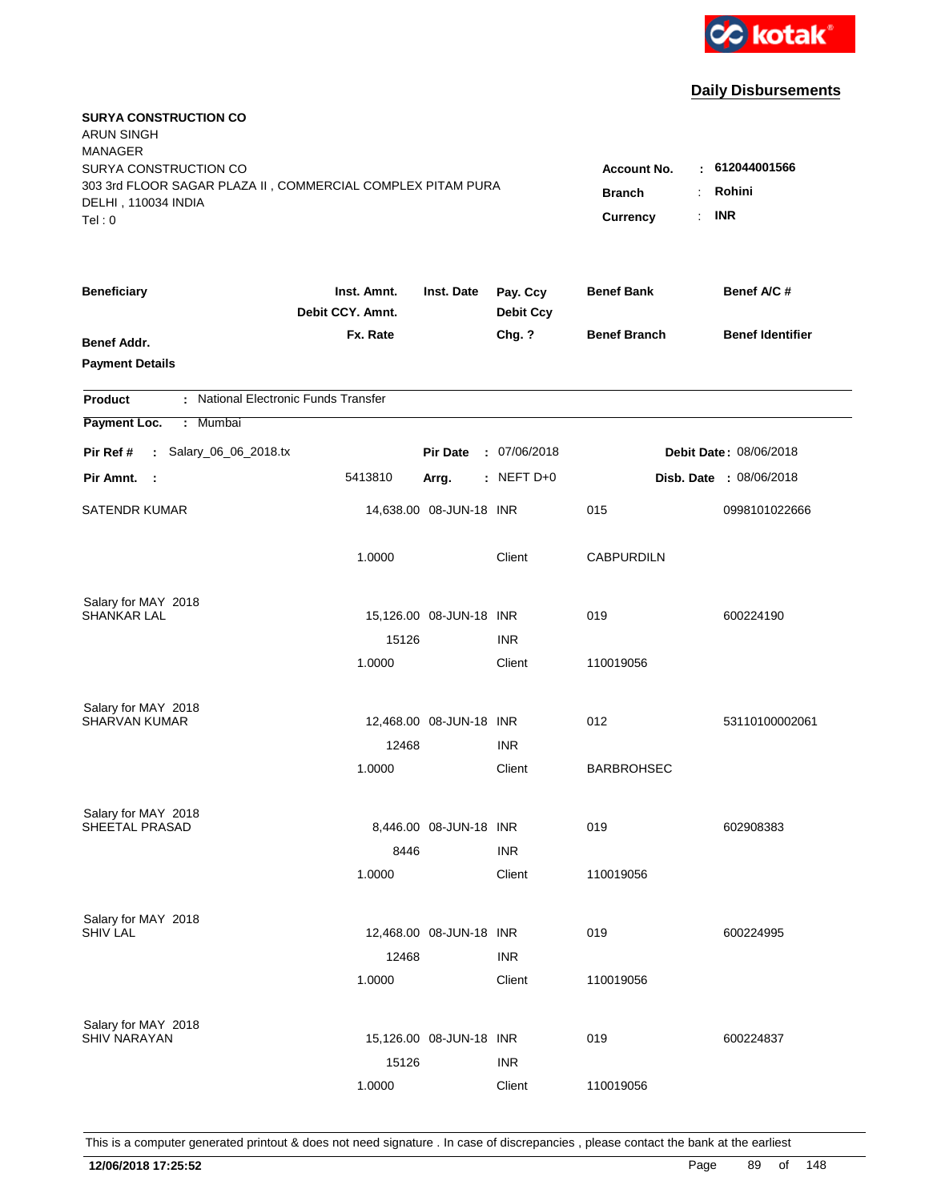kotak

## Daily Disbursements

**SURYA CONSTRUCTION CO**
ARUN SINGH
MANAGER
SURYA CONSTRUCTION CO
303 3rd FLOOR SAGAR PLAZA II , COMMERCIAL COMPLEX PITAM PURA
DELHI , 110034 INDIA
Tel : 0

**Account No.** : **612044001566**
**Branch** : **Rohini**
**Currency** : **INR**

| Beneficiary / Benef Addr. / Payment Details | Inst. Amnt. / Debit CCY. Amnt. / Fx. Rate | Inst. Date | Pay. Ccy / Debit Ccy / Chg. ? | Benef Bank / Benef Branch | Benef A/C # / Benef Identifier |
|---|---|---|---|---|---|

**Product** : National Electronic Funds Transfer
**Payment Loc.** : Mumbai

**Pir Ref #** : Salary_06_06_2018.tx | **Pir Date** : 07/06/2018 | **Debit Date** : 08/06/2018
**Pir Amnt.** : 5413810 | **Arrg.** : NEFT D+0 | **Disb. Date** : 08/06/2018

| Beneficiary | Inst. Amnt. / Debit CCY. Amnt. / Fx. Rate | Inst. Date | Pay. Ccy / Debit Ccy / Chg. ? | Benef Bank / Benef Branch | Benef A/C # |
|---|---|---|---|---|---|
| SATENDR KUMAR | 14,638.00 | 08-JUN-18 | INR | 015 | 0998101022666 |
| | 1.0000 | | Client | CABPURDILN | |
| Salary for MAY 2018 | | | | | |
| SHANKAR LAL | 15,126.00 | 08-JUN-18 | INR | 019 | 600224190 |
| | 15126 | | INR | | |
| | 1.0000 | | Client | 110019056 | |
| Salary for MAY 2018 | | | | | |
| SHARVAN KUMAR | 12,468.00 | 08-JUN-18 | INR | 012 | 53110100002061 |
| | 12468 | | INR | | |
| | 1.0000 | | Client | BARBROHSEC | |
| Salary for MAY 2018 | | | | | |
| SHEETAL PRASAD | 8,446.00 | 08-JUN-18 | INR | 019 | 602908383 |
| | 8446 | | INR | | |
| | 1.0000 | | Client | 110019056 | |
| Salary for MAY 2018 | | | | | |
| SHIV LAL | 12,468.00 | 08-JUN-18 | INR | 019 | 600224995 |
| | 12468 | | INR | | |
| | 1.0000 | | Client | 110019056 | |
| Salary for MAY 2018 | | | | | |
| SHIV NARAYAN | 15,126.00 | 08-JUN-18 | INR | 019 | 600224837 |
| | 15126 | | INR | | |
| | 1.0000 | | Client | 110019056 | |

This is a computer generated printout & does not need signature . In case of discrepancies , please contact the bank at the earliest

**12/06/2018 17:25:52**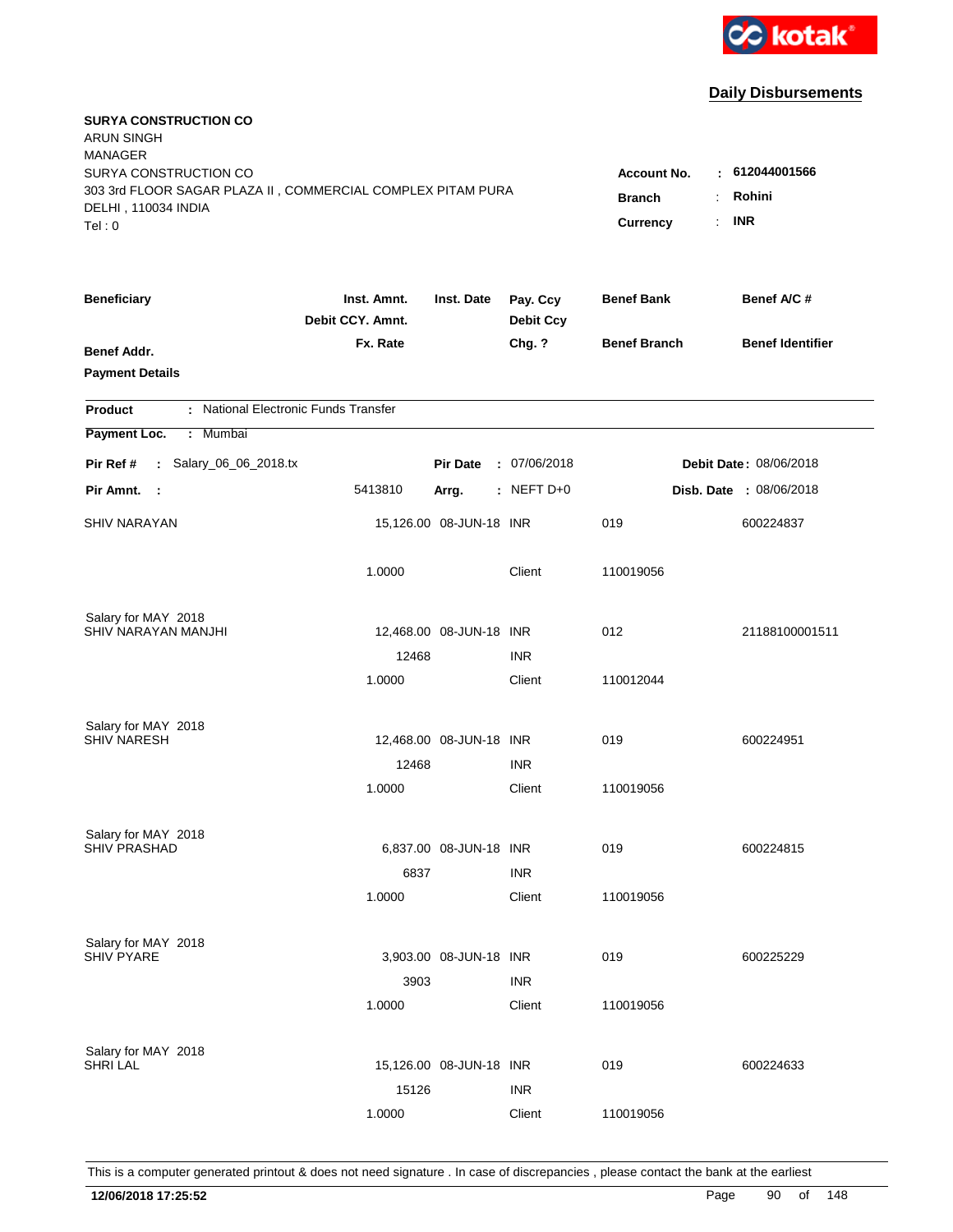## Daily Disbursements

**SURYA CONSTRUCTION CO**
ARUN SINGH
MANAGER
SURYA CONSTRUCTION CO
303 3rd FLOOR SAGAR PLAZA II , COMMERCIAL COMPLEX PITAM PURA
DELHI , 110034 INDIA
Tel : 0

**Account No.** : **612044001566**
**Branch** : **Rohini**
**Currency** : **INR**

| Beneficiary / Benef Addr. / Payment Details | Inst. Amnt. / Debit CCY. Amnt. / Fx. Rate | Inst. Date | Pay. Ccy / Debit Ccy / Chg. ? | Benef Bank / Benef Branch | Benef A/C # / Benef Identifier |
|---|---|---|---|---|---|

**Product** : National Electronic Funds Transfer
**Payment Loc.** : Mumbai

**Pir Ref #** : Salary_06_06_2018.tx | **Pir Date** : 07/06/2018 | **Debit Date** : 08/06/2018
**Pir Amnt.** : 5413810 | **Arrg.** : NEFT D+0 | **Disb. Date** : 08/06/2018

| Beneficiary | Inst. Amnt. | Inst. Date | Pay. Ccy | Benef Bank | Benef A/C # |
|---|---|---|---|---|---|
| SHIV NARAYAN | 15,126.00 | 08-JUN-18 | INR | 019 | 600224837 |
| | 1.0000 | | Client | 110019056 | |
| Salary for MAY 2018 | | | | | |
| SHIV NARAYAN MANJHI | 12,468.00 | 08-JUN-18 | INR | 012 | 21188100001511 |
| | 12468 | | INR | | |
| | 1.0000 | | Client | 110012044 | |
| Salary for MAY 2018 | | | | | |
| SHIV NARESH | 12,468.00 | 08-JUN-18 | INR | 019 | 600224951 |
| | 12468 | | INR | | |
| | 1.0000 | | Client | 110019056 | |
| Salary for MAY 2018 | | | | | |
| SHIV PRASHAD | 6,837.00 | 08-JUN-18 | INR | 019 | 600224815 |
| | 6837 | | INR | | |
| | 1.0000 | | Client | 110019056 | |
| Salary for MAY 2018 | | | | | |
| SHIV PYARE | 3,903.00 | 08-JUN-18 | INR | 019 | 600225229 |
| | 3903 | | INR | | |
| | 1.0000 | | Client | 110019056 | |
| Salary for MAY 2018 | | | | | |
| SHRI LAL | 15,126.00 | 08-JUN-18 | INR | 019 | 600224633 |
| | 15126 | | INR | | |
| | 1.0000 | | Client | 110019056 | |

This is a computer generated printout & does not need signature . In case of discrepancies , please contact the bank at the earliest

**12/06/2018 17:25:52**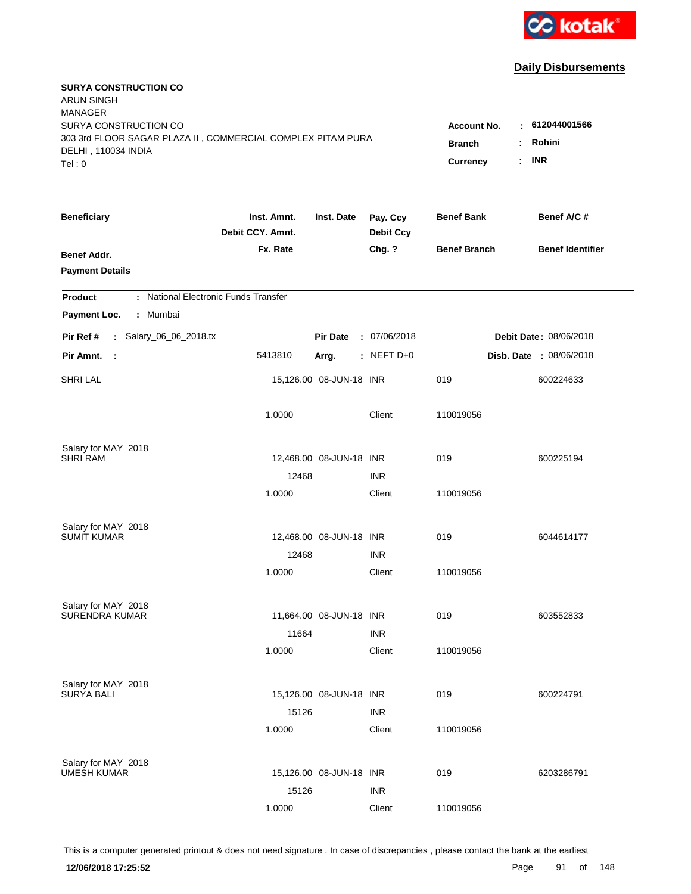kotak

## Daily Disbursements

**SURYA CONSTRUCTION CO**
ARUN SINGH
MANAGER
SURYA CONSTRUCTION CO
303 3rd FLOOR SAGAR PLAZA II , COMMERCIAL COMPLEX PITAM PURA
DELHI , 110034 INDIA
Tel : 0

**Account No.** : **612044001566**
**Branch** : **Rohini**
**Currency** : **INR**

| Beneficiary | Inst. Amnt. / Debit CCY. Amnt. / Fx. Rate | Inst. Date | Pay. Ccy / Debit Ccy / Chg. ? | Benef Bank / Benef Branch | Benef A/C # / Benef Identifier |
|---|---|---|---|---|---|
| **Benef Addr.** | | | | | |
| **Payment Details** | | | | | |

**Product** : National Electronic Funds Transfer

**Payment Loc.** : Mumbai

**Pir Ref #** : Salary_06_06_2018.tx **Pir Date** : 07/06/2018 **Debit Date** : 08/06/2018

**Pir Amnt.** : 5413810 **Arrg.** : NEFT D+0 **Disb. Date** : 08/06/2018

| Beneficiary | Inst. Amnt. | Inst. Date | Pay. Ccy | Benef Bank | Benef A/C # |
|---|---|---|---|---|---|
| SHRI LAL | 15,126.00 | 08-JUN-18 | INR | 019 | 600224633 |
| | 1.0000 | | Client | 110019056 | |
| Salary for MAY 2018 | | | | | |
| SHRI RAM | 12,468.00 | 08-JUN-18 | INR | 019 | 600225194 |
| | 12468 | | INR | | |
| | 1.0000 | | Client | 110019056 | |
| Salary for MAY 2018 | | | | | |
| SUMIT KUMAR | 12,468.00 | 08-JUN-18 | INR | 019 | 6044614177 |
| | 12468 | | INR | | |
| | 1.0000 | | Client | 110019056 | |
| Salary for MAY 2018 | | | | | |
| SURENDRA KUMAR | 11,664.00 | 08-JUN-18 | INR | 019 | 603552833 |
| | 11664 | | INR | | |
| | 1.0000 | | Client | 110019056 | |
| Salary for MAY 2018 | | | | | |
| SURYA BALI | 15,126.00 | 08-JUN-18 | INR | 019 | 600224791 |
| | 15126 | | INR | | |
| | 1.0000 | | Client | 110019056 | |
| Salary for MAY 2018 | | | | | |
| UMESH KUMAR | 15,126.00 | 08-JUN-18 | INR | 019 | 6203286791 |
| | 15126 | | INR | | |
| | 1.0000 | | Client | 110019056 | |

This is a computer generated printout & does not need signature . In case of discrepancies , please contact the bank at the earliest

**12/06/2018 17:25:52**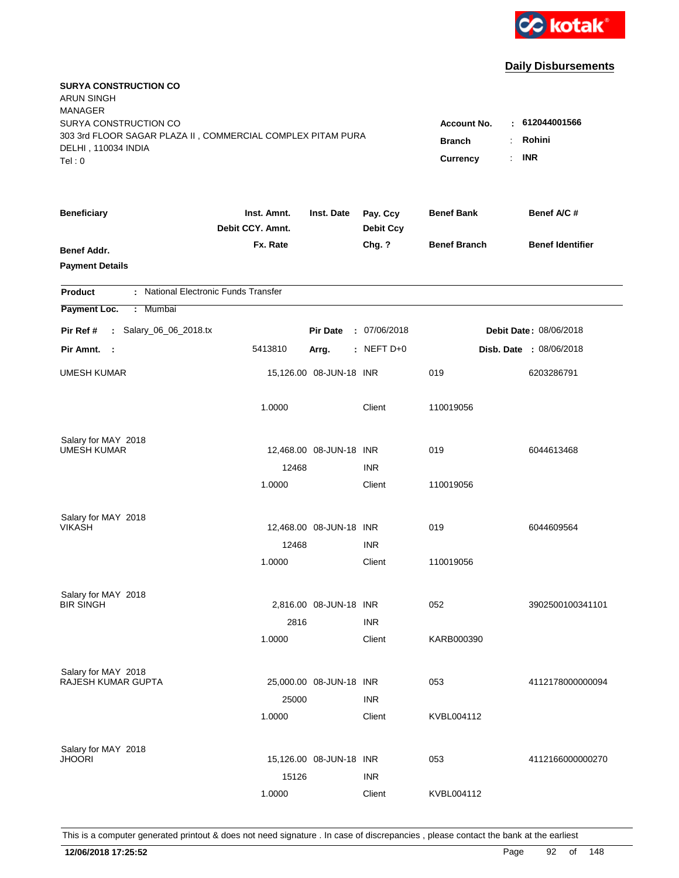**Daily Disbursements**

**SURYA CONSTRUCTION CO**
ARUN SINGH
MANAGER
SURYA CONSTRUCTION CO
303 3rd FLOOR SAGAR PLAZA II , COMMERCIAL COMPLEX PITAM PURA
DELHI , 110034 INDIA
Tel : 0

**Account No.** : **612044001566**
**Branch** : **Rohini**
**Currency** : **INR**

| Beneficiary / Benef Addr. / Payment Details | Inst. Amnt. / Debit CCY. Amnt. / Fx. Rate | Inst. Date | Pay. Ccy / Debit Ccy / Chg. ? | Benef Bank / Benef Branch | Benef A/C # / Benef Identifier |
|---|---|---|---|---|---|

**Product** : National Electronic Funds Transfer
**Payment Loc.** : Mumbai
**Pir Ref #** : Salary_06_06_2018.tx — **Pir Date** : 07/06/2018 — **Debit Date** : 08/06/2018
**Pir Amnt.** : 5413810 — **Arrg.** : NEFT D+0 — **Disb. Date** : 08/06/2018

| Beneficiary | Inst. Amnt. | Inst. Date | Pay. Ccy | Benef Bank | Benef A/C # |
|---|---|---|---|---|---|
| UMESH KUMAR | 15,126.00 | 08-JUN-18 | INR | 019 | 6203286791 |
| | 1.0000 | | Client | 110019056 | |
| Salary for MAY 2018 | | | | | |
| UMESH KUMAR | 12,468.00 | 08-JUN-18 | INR | 019 | 6044613468 |
| | 12468 | | INR | | |
| | 1.0000 | | Client | 110019056 | |
| Salary for MAY 2018 | | | | | |
| VIKASH | 12,468.00 | 08-JUN-18 | INR | 019 | 6044609564 |
| | 12468 | | INR | | |
| | 1.0000 | | Client | 110019056 | |
| Salary for MAY 2018 | | | | | |
| BIR SINGH | 2,816.00 | 08-JUN-18 | INR | 052 | 3902500100341101 |
| | 2816 | | INR | | |
| | 1.0000 | | Client | KARB000390 | |
| Salary for MAY 2018 | | | | | |
| RAJESH KUMAR GUPTA | 25,000.00 | 08-JUN-18 | INR | 053 | 4112178000000094 |
| | 25000 | | INR | | |
| | 1.0000 | | Client | KVBL004112 | |
| Salary for MAY 2018 | | | | | |
| JHOORI | 15,126.00 | 08-JUN-18 | INR | 053 | 4112166000000270 |
| | 15126 | | INR | | |
| | 1.0000 | | Client | KVBL004112 | |

This is a computer generated printout & does not need signature . In case of discrepancies , please contact the bank at the earliest

**12/06/2018 17:25:52**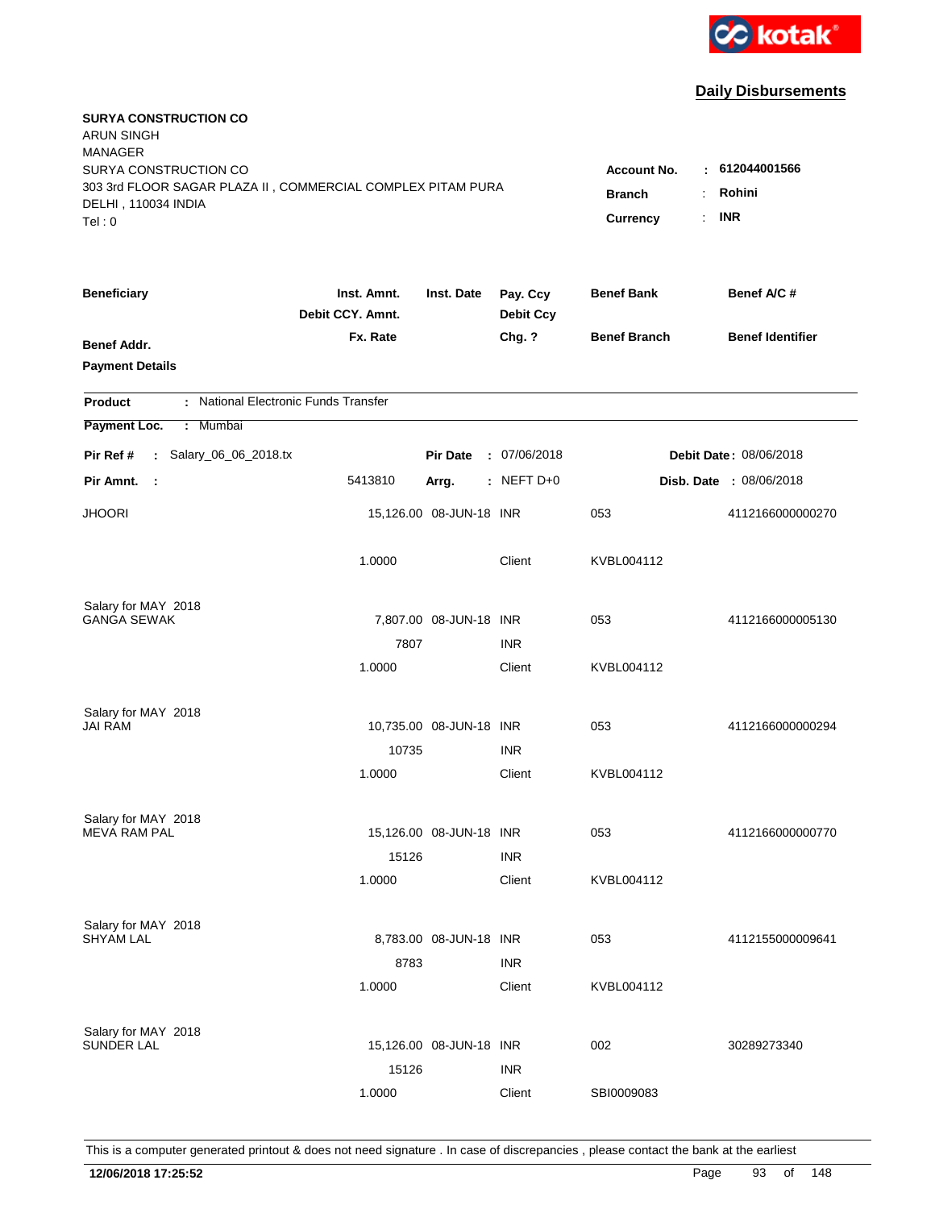kotak

## Daily Disbursements

**SURYA CONSTRUCTION CO**
ARUN SINGH
MANAGER
SURYA CONSTRUCTION CO
303 3rd FLOOR SAGAR PLAZA II , COMMERCIAL COMPLEX PITAM PURA
DELHI , 110034 INDIA
Tel : 0

**Account No.** : **612044001566**
**Branch** : **Rohini**
**Currency** : **INR**

| Beneficiary / Benef Addr. / Payment Details | Inst. Amnt. / Debit CCY. Amnt. / Fx. Rate | Inst. Date | Pay. Ccy / Debit Ccy / Chg. ? | Benef Bank / Benef Branch | Benef A/C # / Benef Identifier |
|---|---|---|---|---|---|

**Product** : National Electronic Funds Transfer
**Payment Loc.** : Mumbai
**Pir Ref #** : Salary_06_06_2018.tx **Pir Date** : 07/06/2018 **Debit Date** : 08/06/2018
**Pir Amnt.** : 5413810 **Arrg.** : NEFT D+0 **Disb. Date** : 08/06/2018

| Beneficiary | Inst. Amnt. | Inst. Date | Pay. Ccy | Benef Bank | Benef A/C # |
|---|---|---|---|---|---|
| JHOORI | 15,126.00 | 08-JUN-18 | INR | 053 | 4112166000000270 |
| | 1.0000 | | Client | KVBL004112 | |
| Salary for MAY 2018 | | | | | |
| GANGA SEWAK | 7,807.00 | 08-JUN-18 | INR | 053 | 4112166000005130 |
| | 7807 | | INR | | |
| | 1.0000 | | Client | KVBL004112 | |
| Salary for MAY 2018 | | | | | |
| JAI RAM | 10,735.00 | 08-JUN-18 | INR | 053 | 4112166000000294 |
| | 10735 | | INR | | |
| | 1.0000 | | Client | KVBL004112 | |
| Salary for MAY 2018 | | | | | |
| MEVA RAM PAL | 15,126.00 | 08-JUN-18 | INR | 053 | 4112166000000770 |
| | 15126 | | INR | | |
| | 1.0000 | | Client | KVBL004112 | |
| Salary for MAY 2018 | | | | | |
| SHYAM LAL | 8,783.00 | 08-JUN-18 | INR | 053 | 4112155000009641 |
| | 8783 | | INR | | |
| | 1.0000 | | Client | KVBL004112 | |
| Salary for MAY 2018 | | | | | |
| SUNDER LAL | 15,126.00 | 08-JUN-18 | INR | 002 | 30289273340 |
| | 15126 | | INR | | |
| | 1.0000 | | Client | SBI0009083 | |

This is a computer generated printout & does not need signature . In case of discrepancies , please contact the bank at the earliest

**12/06/2018 17:25:52**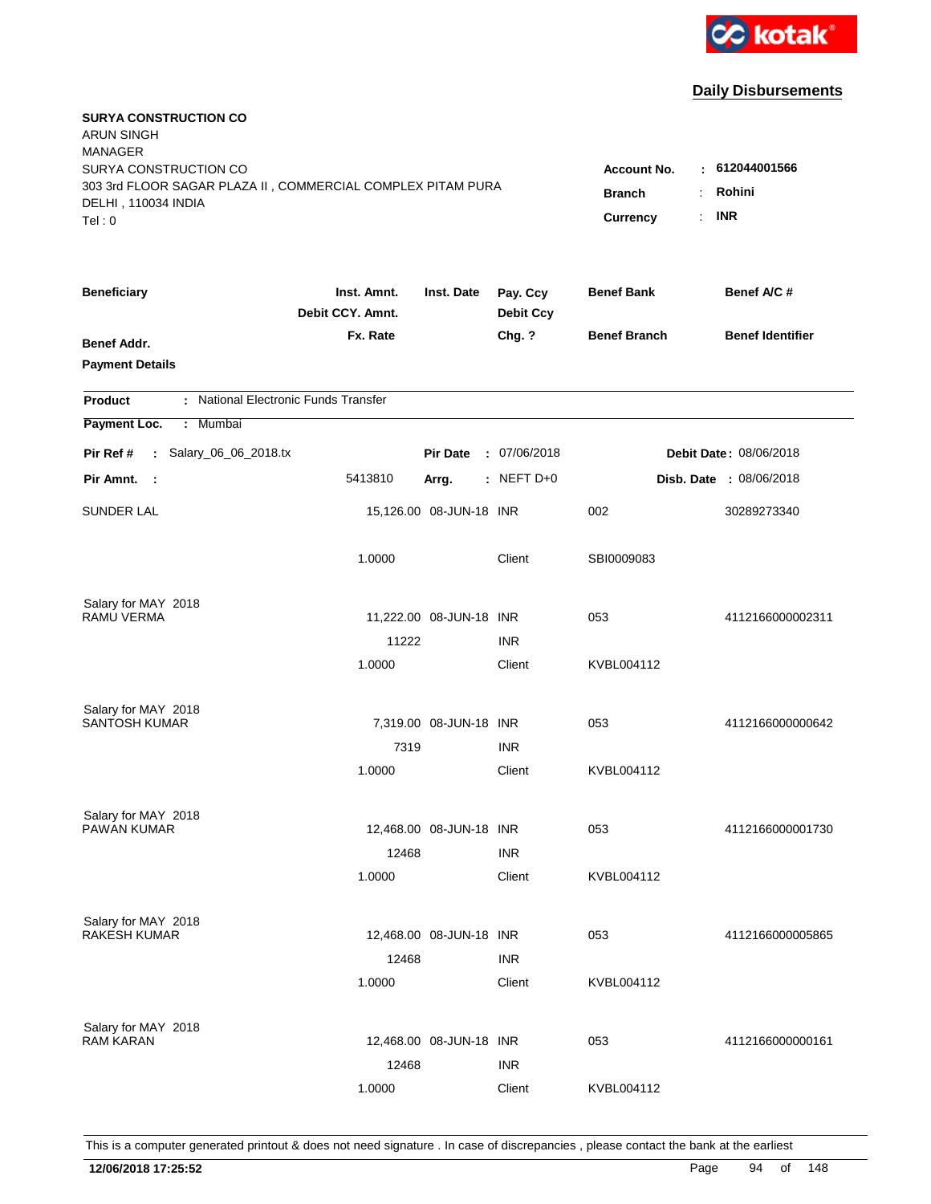kotak

## Daily Disbursements

**SURYA CONSTRUCTION CO**
ARUN SINGH
MANAGER
SURYA CONSTRUCTION CO
303 3rd FLOOR SAGAR PLAZA II , COMMERCIAL COMPLEX PITAM PURA
DELHI , 110034 INDIA
Tel : 0

**Account No.** : **612044001566**
**Branch** : **Rohini**
**Currency** : **INR**

| Beneficiary | Inst. Amnt. / Debit CCY. Amnt. / Fx. Rate | Inst. Date | Pay. Ccy / Debit Ccy / Chg. ? | Benef Bank / Benef Branch | Benef A/C # / Benef Identifier |
|---|---|---|---|---|---|
| **Benef Addr.** / **Payment Details** | | | | | |

**Product** : National Electronic Funds Transfer
**Payment Loc.** : Mumbai

**Pir Ref #** : Salary_06_06_2018.tx | **Pir Date** : 07/06/2018 | **Debit Date** : 08/06/2018
**Pir Amnt.** : 5413810 | **Arrg.** : NEFT D+0 | **Disb. Date** : 08/06/2018

| Beneficiary | Inst. Amnt. / Debit CCY. Amnt. / Fx. Rate | Inst. Date | Pay. Ccy / Debit Ccy / Chg. ? | Benef Bank / Benef Branch | Benef A/C # |
|---|---|---|---|---|---|
| SUNDER LAL | 15,126.00 | 08-JUN-18 | INR | 002 | 30289273340 |
| | 1.0000 | | Client | SBI0009083 | |
| Salary for MAY 2018 | | | | | |
| RAMU VERMA | 11,222.00 | 08-JUN-18 | INR | 053 | 4112166000002311 |
| | 11222 | | INR | | |
| | 1.0000 | | Client | KVBL004112 | |
| Salary for MAY 2018 | | | | | |
| SANTOSH KUMAR | 7,319.00 | 08-JUN-18 | INR | 053 | 4112166000000642 |
| | 7319 | | INR | | |
| | 1.0000 | | Client | KVBL004112 | |
| Salary for MAY 2018 | | | | | |
| PAWAN KUMAR | 12,468.00 | 08-JUN-18 | INR | 053 | 4112166000001730 |
| | 12468 | | INR | | |
| | 1.0000 | | Client | KVBL004112 | |
| Salary for MAY 2018 | | | | | |
| RAKESH KUMAR | 12,468.00 | 08-JUN-18 | INR | 053 | 4112166000005865 |
| | 12468 | | INR | | |
| | 1.0000 | | Client | KVBL004112 | |
| Salary for MAY 2018 | | | | | |
| RAM KARAN | 12,468.00 | 08-JUN-18 | INR | 053 | 4112166000000161 |
| | 12468 | | INR | | |
| | 1.0000 | | Client | KVBL004112 | |

This is a computer generated printout & does not need signature . In case of discrepancies , please contact the bank at the earliest

**12/06/2018 17:25:52**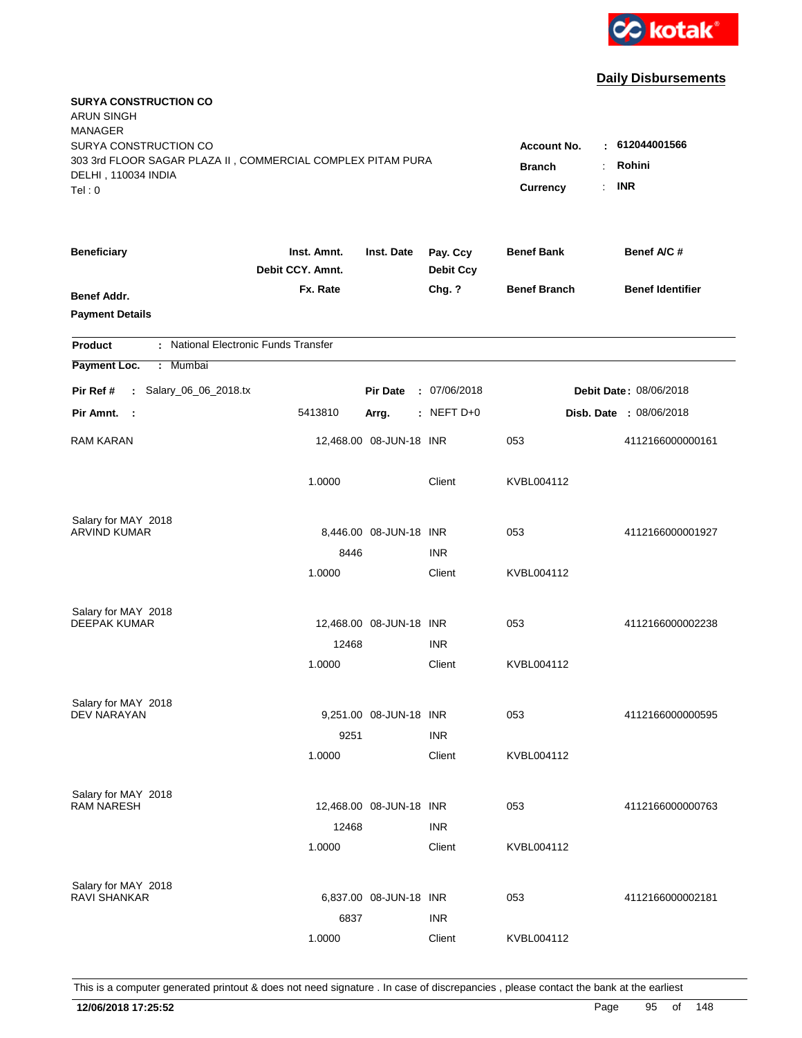kotak

## Daily Disbursements

**SURYA CONSTRUCTION CO**
ARUN SINGH
MANAGER
SURYA CONSTRUCTION CO
303 3rd FLOOR SAGAR PLAZA II , COMMERCIAL COMPLEX PITAM PURA
DELHI , 110034 INDIA
Tel : 0

**Account No.** : **612044001566**
**Branch** : **Rohini**
**Currency** : **INR**

| Beneficiary | Inst. Amnt. / Debit CCY. Amnt. / Fx. Rate | Inst. Date | Pay. Ccy / Debit Ccy / Chg. ? | Benef Bank / Benef Branch | Benef A/C # / Benef Identifier |
|---|---|---|---|---|---|
| **Benef Addr.** / **Payment Details** | | | | | |

**Product** : National Electronic Funds Transfer
**Payment Loc.** : Mumbai

**Pir Ref #** : Salary_06_06_2018.tx | **Pir Date** : 07/06/2018 | **Debit Date** : 08/06/2018
**Pir Amnt.** : 5413810 | **Arrg.** : NEFT D+0 | **Disb. Date** : 08/06/2018

| Beneficiary | Inst. Amnt. / Debit CCY. Amnt. / Fx. Rate | Inst. Date | Pay. Ccy / Debit Ccy / Chg. ? | Benef Bank / Benef Branch | Benef A/C # |
|---|---|---|---|---|---|
| RAM KARAN | 12,468.00 | 08-JUN-18 | INR | 053 | 4112166000000161 |
| | 1.0000 | | Client | KVBL004112 | |
| Salary for MAY 2018 | | | | | |
| ARVIND KUMAR | 8,446.00 | 08-JUN-18 | INR | 053 | 4112166000001927 |
| | 8446 | | INR | | |
| | 1.0000 | | Client | KVBL004112 | |
| Salary for MAY 2018 | | | | | |
| DEEPAK KUMAR | 12,468.00 | 08-JUN-18 | INR | 053 | 4112166000002238 |
| | 12468 | | INR | | |
| | 1.0000 | | Client | KVBL004112 | |
| Salary for MAY 2018 | | | | | |
| DEV NARAYAN | 9,251.00 | 08-JUN-18 | INR | 053 | 4112166000000595 |
| | 9251 | | INR | | |
| | 1.0000 | | Client | KVBL004112 | |
| Salary for MAY 2018 | | | | | |
| RAM NARESH | 12,468.00 | 08-JUN-18 | INR | 053 | 4112166000000763 |
| | 12468 | | INR | | |
| | 1.0000 | | Client | KVBL004112 | |
| Salary for MAY 2018 | | | | | |
| RAVI SHANKAR | 6,837.00 | 08-JUN-18 | INR | 053 | 4112166000002181 |
| | 6837 | | INR | | |
| | 1.0000 | | Client | KVBL004112 | |

This is a computer generated printout & does not need signature . In case of discrepancies , please contact the bank at the earliest

**12/06/2018 17:25:52**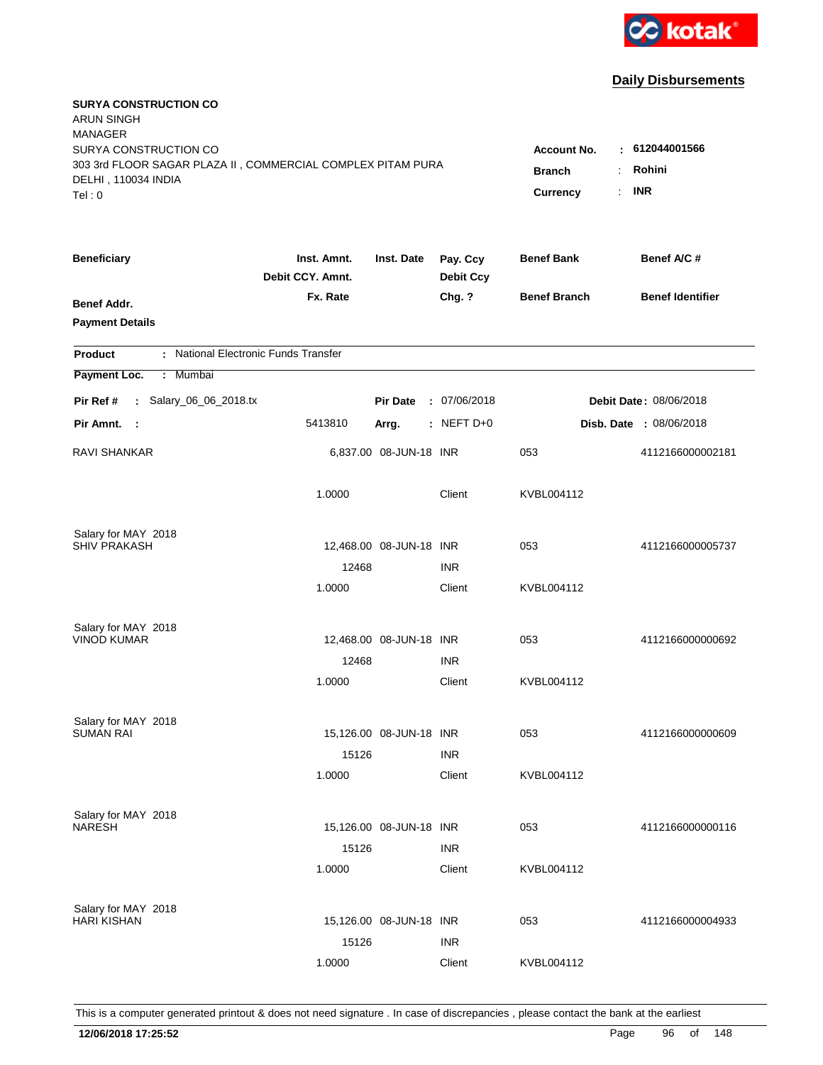kotak

## Daily Disbursements

**SURYA CONSTRUCTION CO**
ARUN SINGH
MANAGER
SURYA CONSTRUCTION CO
303 3rd FLOOR SAGAR PLAZA II , COMMERCIAL COMPLEX PITAM PURA
DELHI , 110034 INDIA
Tel : 0

**Account No.** : **612044001566**
**Branch** : **Rohini**
**Currency** : **INR**

| Beneficiary / Benef Addr. / Payment Details | Inst. Amnt. / Debit CCY. Amnt. / Fx. Rate | Inst. Date | Pay. Ccy / Debit Ccy / Chg. ? | Benef Bank / Benef Branch | Benef A/C # / Benef Identifier |
|---|---|---|---|---|---|

**Product** : National Electronic Funds Transfer
**Payment Loc.** : Mumbai

**Pir Ref #** : Salary_06_06_2018.tx | **Pir Date** : 07/06/2018 | **Debit Date** : 08/06/2018
**Pir Amnt.** : 5413810 | **Arrg.** : NEFT D+0 | **Disb. Date** : 08/06/2018

| Beneficiary | Inst. Amnt. | Inst. Date | Pay. Ccy | Benef Bank | Benef A/C # |
|---|---|---|---|---|---|
| RAVI SHANKAR | 6,837.00 | 08-JUN-18 | INR | 053 | 4112166000002181 |
| | 1.0000 | | Client | KVBL004112 | |
| Salary for MAY 2018 | | | | | |
| SHIV PRAKASH | 12,468.00 | 08-JUN-18 | INR | 053 | 4112166000005737 |
| | 12468 | | INR | | |
| | 1.0000 | | Client | KVBL004112 | |
| Salary for MAY 2018 | | | | | |
| VINOD KUMAR | 12,468.00 | 08-JUN-18 | INR | 053 | 4112166000000692 |
| | 12468 | | INR | | |
| | 1.0000 | | Client | KVBL004112 | |
| Salary for MAY 2018 | | | | | |
| SUMAN RAI | 15,126.00 | 08-JUN-18 | INR | 053 | 4112166000000609 |
| | 15126 | | INR | | |
| | 1.0000 | | Client | KVBL004112 | |
| Salary for MAY 2018 | | | | | |
| NARESH | 15,126.00 | 08-JUN-18 | INR | 053 | 4112166000000116 |
| | 15126 | | INR | | |
| | 1.0000 | | Client | KVBL004112 | |
| Salary for MAY 2018 | | | | | |
| HARI KISHAN | 15,126.00 | 08-JUN-18 | INR | 053 | 4112166000004933 |
| | 15126 | | INR | | |
| | 1.0000 | | Client | KVBL004112 | |

This is a computer generated printout & does not need signature . In case of discrepancies , please contact the bank at the earliest

**12/06/2018 17:25:52**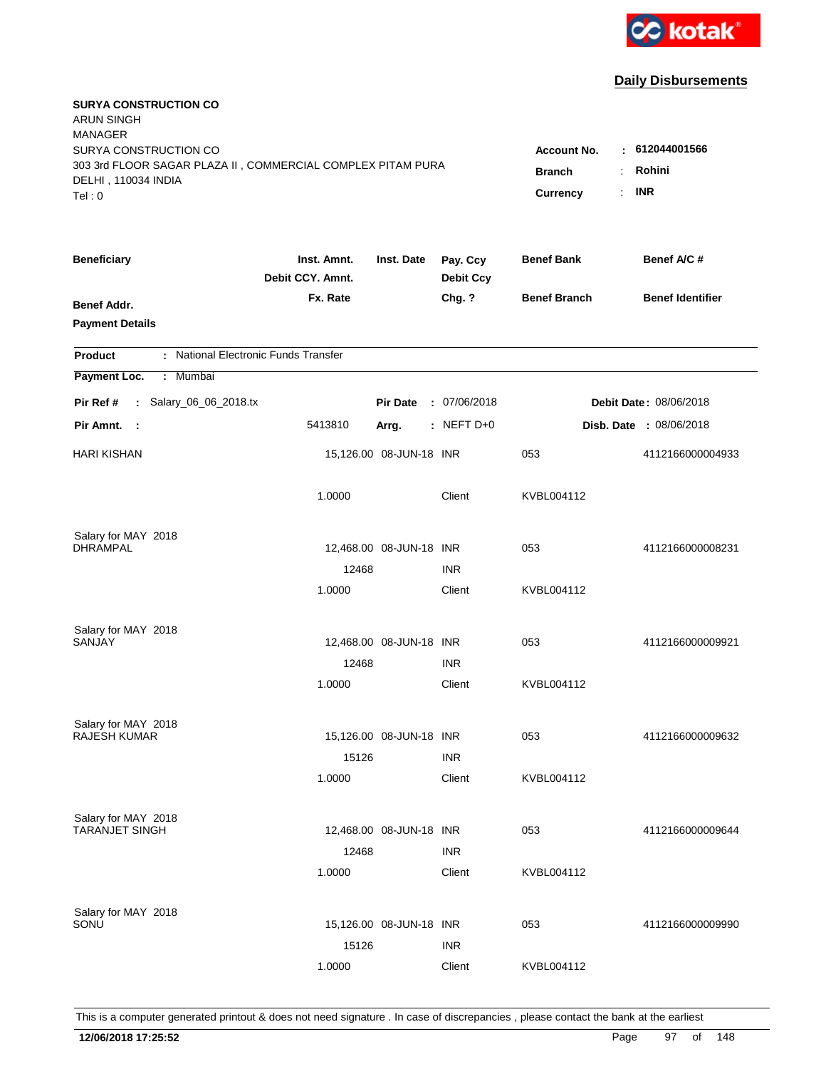kotak

## Daily Disbursements

**SURYA CONSTRUCTION CO**
ARUN SINGH
MANAGER
SURYA CONSTRUCTION CO
303 3rd FLOOR SAGAR PLAZA II , COMMERCIAL COMPLEX PITAM PURA
DELHI , 110034 INDIA
Tel : 0

**Account No.** : **612044001566**
**Branch** : **Rohini**
**Currency** : **INR**

| Beneficiary | Inst. Amnt. / Debit CCY. Amnt. / Fx. Rate | Inst. Date | Pay. Ccy / Debit Ccy / Chg. ? | Benef Bank / Benef Branch | Benef A/C # / Benef Identifier |
|---|---|---|---|---|---|
| **Benef Addr.** / **Payment Details** | | | | | |

**Product** : National Electronic Funds Transfer
**Payment Loc.** : Mumbai

**Pir Ref #** : Salary_06_06_2018.tx | **Pir Date** : 07/06/2018 | **Debit Date** : 08/06/2018
**Pir Amnt.** : 5413810 | **Arrg.** : NEFT D+0 | **Disb. Date** : 08/06/2018

| Beneficiary | Inst. Amnt. / Debit CCY. Amnt. / Fx. Rate | Inst. Date | Pay. Ccy / Debit Ccy / Chg. ? | Benef Bank / Benef Branch | Benef A/C # |
|---|---|---|---|---|---|
| HARI KISHAN | 15,126.00 | 08-JUN-18 | INR | 053 | 4112166000004933 |
| | 1.0000 | | Client | KVBL004112 | |
| Salary for MAY 2018 | | | | | |
| DHRAMPAL | 12,468.00 | 08-JUN-18 | INR | 053 | 4112166000008231 |
| | 12468 | | INR | | |
| | 1.0000 | | Client | KVBL004112 | |
| Salary for MAY 2018 | | | | | |
| SANJAY | 12,468.00 | 08-JUN-18 | INR | 053 | 4112166000009921 |
| | 12468 | | INR | | |
| | 1.0000 | | Client | KVBL004112 | |
| Salary for MAY 2018 | | | | | |
| RAJESH KUMAR | 15,126.00 | 08-JUN-18 | INR | 053 | 4112166000009632 |
| | 15126 | | INR | | |
| | 1.0000 | | Client | KVBL004112 | |
| Salary for MAY 2018 | | | | | |
| TARANJET SINGH | 12,468.00 | 08-JUN-18 | INR | 053 | 4112166000009644 |
| | 12468 | | INR | | |
| | 1.0000 | | Client | KVBL004112 | |
| Salary for MAY 2018 | | | | | |
| SONU | 15,126.00 | 08-JUN-18 | INR | 053 | 4112166000009990 |
| | 15126 | | INR | | |
| | 1.0000 | | Client | KVBL004112 | |

This is a computer generated printout & does not need signature . In case of discrepancies , please contact the bank at the earliest

**12/06/2018 17:25:52**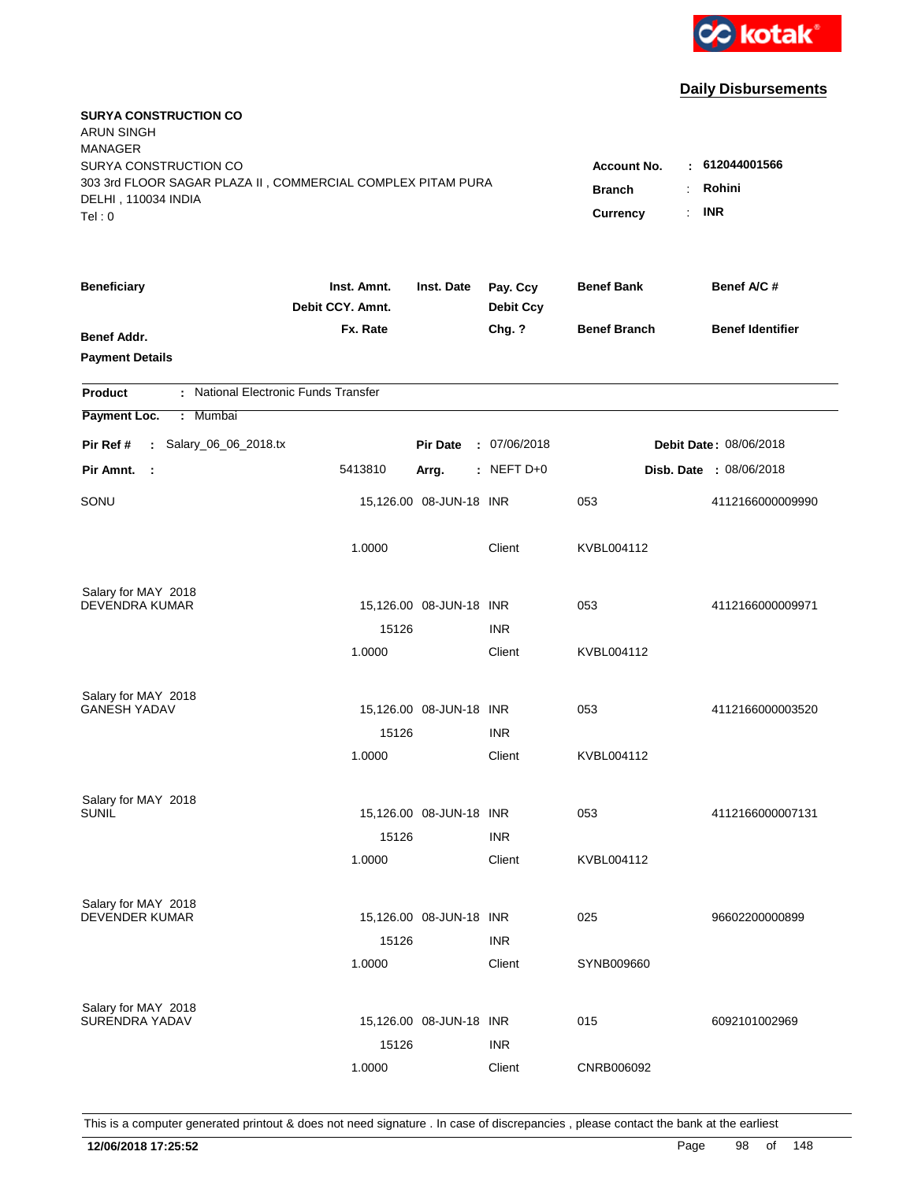kotak

## Daily Disbursements

**SURYA CONSTRUCTION CO**
ARUN SINGH
MANAGER
SURYA CONSTRUCTION CO
303 3rd FLOOR SAGAR PLAZA II , COMMERCIAL COMPLEX PITAM PURA
DELHI , 110034 INDIA
Tel : 0

**Account No.** : **612044001566**
**Branch** : **Rohini**
**Currency** : **INR**

| Beneficiary / Benef Addr. / Payment Details | Inst. Amnt. / Debit CCY. Amnt. / Fx. Rate | Inst. Date | Pay. Ccy / Debit Ccy / Chg. ? | Benef Bank / Benef Branch | Benef A/C # / Benef Identifier |
|---|---|---|---|---|---|

**Product** : National Electronic Funds Transfer
**Payment Loc.** : Mumbai

**Pir Ref #** : Salary_06_06_2018.tx | **Pir Date** : 07/06/2018 | **Debit Date** : 08/06/2018
**Pir Amnt.** : 5413810 | **Arrg.** : NEFT D+0 | **Disb. Date** : 08/06/2018

| Beneficiary | Inst. Amnt. | Inst. Date | Pay. Ccy | Benef Bank | Benef A/C # |
|---|---|---|---|---|---|
| SONU | 15,126.00 | 08-JUN-18 | INR | 053 | 4112166000009990 |
| | 1.0000 | | Client | KVBL004112 | |
| Salary for MAY 2018 | | | | | |
| DEVENDRA KUMAR | 15,126.00 | 08-JUN-18 | INR | 053 | 4112166000009971 |
| | 15126 | | INR | | |
| | 1.0000 | | Client | KVBL004112 | |
| Salary for MAY 2018 | | | | | |
| GANESH YADAV | 15,126.00 | 08-JUN-18 | INR | 053 | 4112166000003520 |
| | 15126 | | INR | | |
| | 1.0000 | | Client | KVBL004112 | |
| Salary for MAY 2018 | | | | | |
| SUNIL | 15,126.00 | 08-JUN-18 | INR | 053 | 4112166000007131 |
| | 15126 | | INR | | |
| | 1.0000 | | Client | KVBL004112 | |
| Salary for MAY 2018 | | | | | |
| DEVENDER KUMAR | 15,126.00 | 08-JUN-18 | INR | 025 | 96602200000899 |
| | 15126 | | INR | | |
| | 1.0000 | | Client | SYNB009660 | |
| Salary for MAY 2018 | | | | | |
| SURENDRA YADAV | 15,126.00 | 08-JUN-18 | INR | 015 | 6092101002969 |
| | 15126 | | INR | | |
| | 1.0000 | | Client | CNRB006092 | |

This is a computer generated printout & does not need signature . In case of discrepancies , please contact the bank at the earliest

**12/06/2018 17:25:52**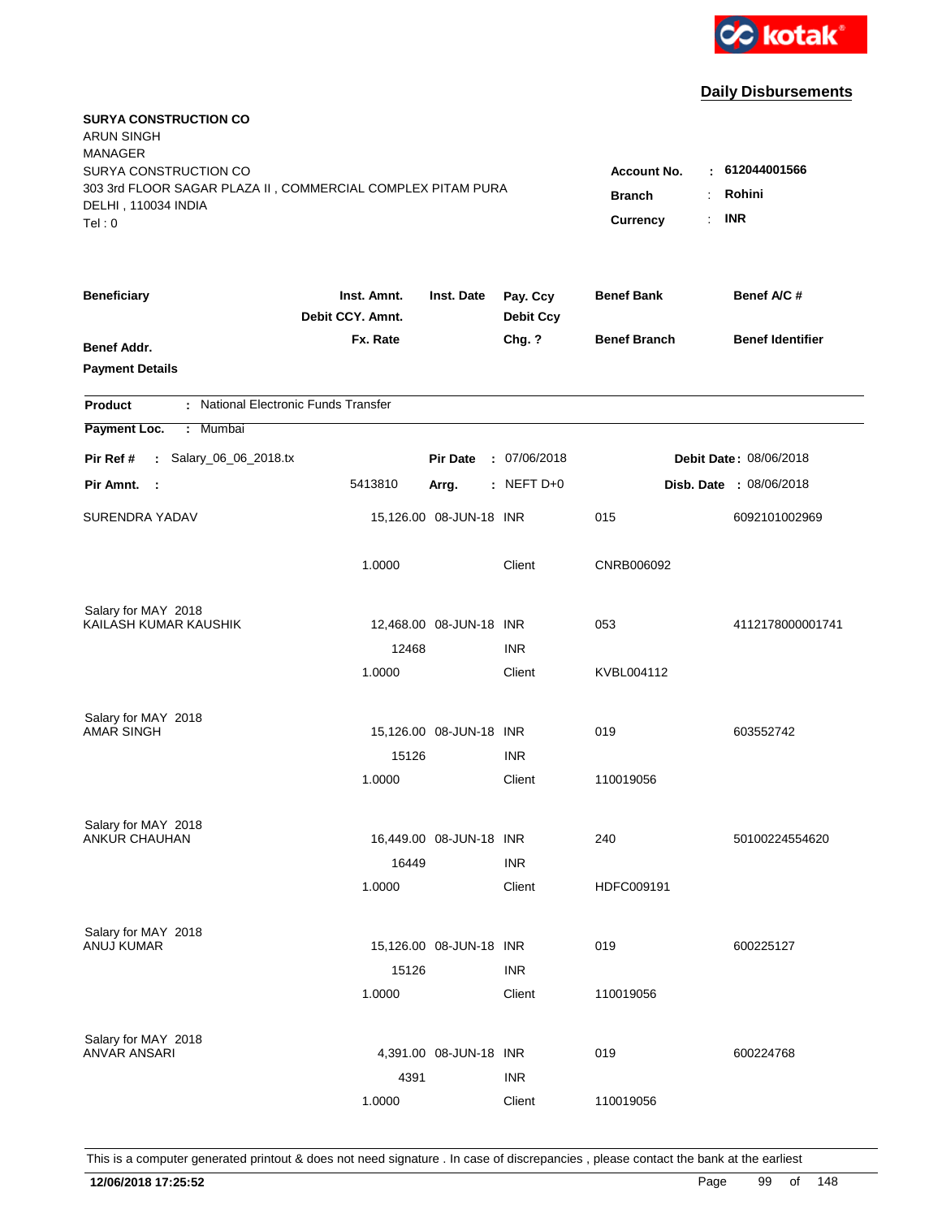kotak

## Daily Disbursements

**SURYA CONSTRUCTION CO**
ARUN SINGH
MANAGER
SURYA CONSTRUCTION CO
303 3rd FLOOR SAGAR PLAZA II , COMMERCIAL COMPLEX PITAM PURA
DELHI , 110034 INDIA
Tel : 0

**Account No.** : **612044001566**
**Branch** : **Rohini**
**Currency** : **INR**

| Beneficiary / Benef Addr. / Payment Details | Inst. Amnt. / Debit CCY. Amnt. / Fx. Rate | Inst. Date | Pay. Ccy / Debit Ccy / Chg. ? | Benef Bank / Benef Branch | Benef A/C # / Benef Identifier |
|---|---|---|---|---|---|

**Product** : National Electronic Funds Transfer
**Payment Loc.** : Mumbai

**Pir Ref #** : Salary_06_06_2018.tx — **Pir Date** : 07/06/2018 — **Debit Date** : 08/06/2018
**Pir Amnt.** : 5413810 — **Arrg.** : NEFT D+0 — **Disb. Date** : 08/06/2018

| Beneficiary | Inst. Amnt. | Inst. Date | Pay. Ccy | Benef Bank | Benef A/C # |
|---|---|---|---|---|---|
| SURENDRA YADAV | 15,126.00 | 08-JUN-18 | INR | 015 | 6092101002969 |
| | 1.0000 | | Client | CNRB006092 | |
| Salary for MAY 2018 | | | | | |
| KAILASH KUMAR KAUSHIK | 12,468.00 | 08-JUN-18 | INR | 053 | 4112178000001741 |
| | 12468 | | INR | | |
| | 1.0000 | | Client | KVBL004112 | |
| Salary for MAY 2018 | | | | | |
| AMAR SINGH | 15,126.00 | 08-JUN-18 | INR | 019 | 603552742 |
| | 15126 | | INR | | |
| | 1.0000 | | Client | 110019056 | |
| Salary for MAY 2018 | | | | | |
| ANKUR CHAUHAN | 16,449.00 | 08-JUN-18 | INR | 240 | 50100224554620 |
| | 16449 | | INR | | |
| | 1.0000 | | Client | HDFC009191 | |
| Salary for MAY 2018 | | | | | |
| ANUJ KUMAR | 15,126.00 | 08-JUN-18 | INR | 019 | 600225127 |
| | 15126 | | INR | | |
| | 1.0000 | | Client | 110019056 | |
| Salary for MAY 2018 | | | | | |
| ANVAR ANSARI | 4,391.00 | 08-JUN-18 | INR | 019 | 600224768 |
| | 4391 | | INR | | |
| | 1.0000 | | Client | 110019056 | |

This is a computer generated printout & does not need signature . In case of discrepancies , please contact the bank at the earliest

12/06/2018 17:25:52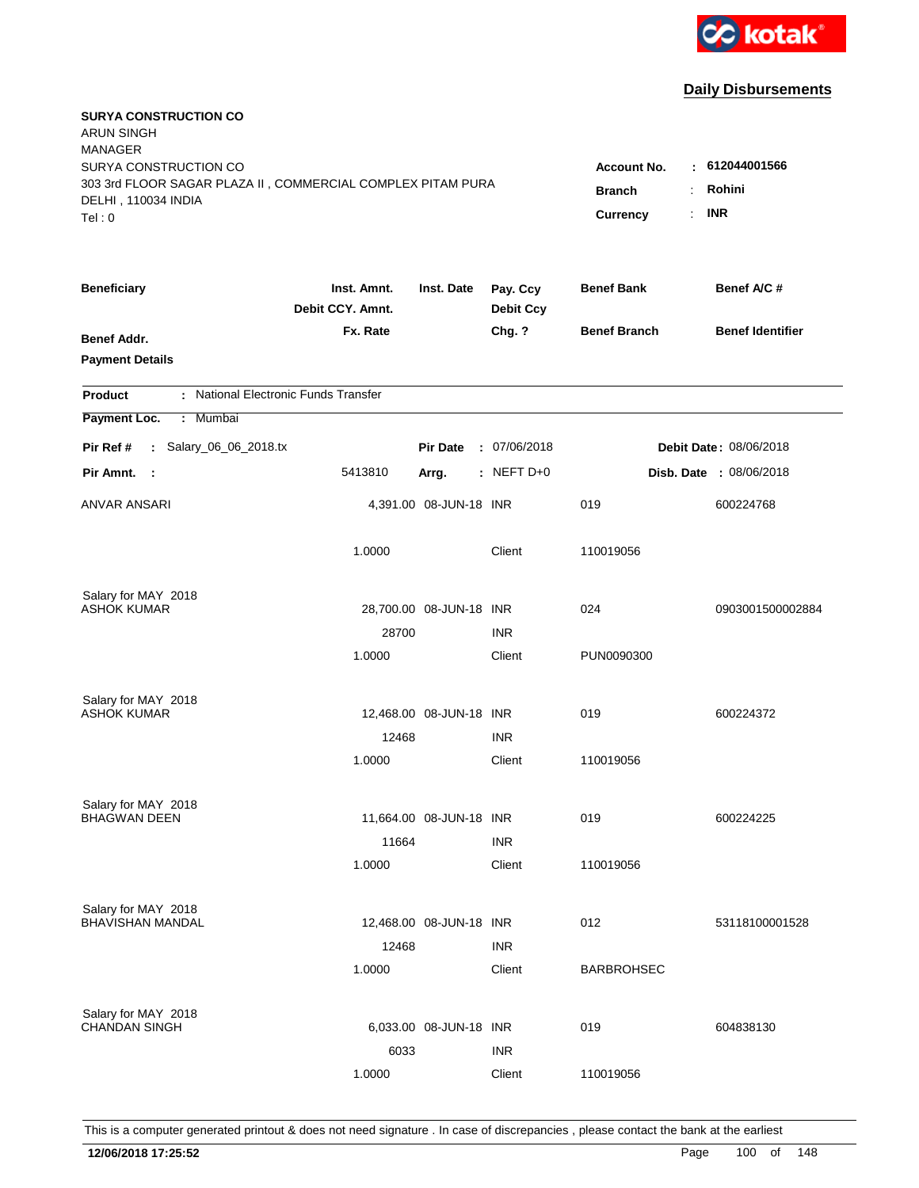kotak

## Daily Disbursements

**SURYA CONSTRUCTION CO**
ARUN SINGH
MANAGER
SURYA CONSTRUCTION CO
303 3rd FLOOR SAGAR PLAZA II , COMMERCIAL COMPLEX PITAM PURA
DELHI , 110034 INDIA
Tel : 0

**Account No.** : **612044001566**
**Branch** : **Rohini**
**Currency** : **INR**

| Beneficiary / Benef Addr. / Payment Details | Inst. Amnt. / Debit CCY. Amnt. / Fx. Rate | Inst. Date | Pay. Ccy / Debit Ccy / Chg. ? | Benef Bank / Benef Branch | Benef A/C # / Benef Identifier |
|---|---|---|---|---|---|

**Product** : National Electronic Funds Transfer

**Payment Loc.** : Mumbai

**Pir Ref #** : Salary_06_06_2018.tx  **Pir Date** : 07/06/2018  **Debit Date** : 08/06/2018

**Pir Amnt.** : 5413810  **Arrg.** : NEFT D+0  **Disb. Date** : 08/06/2018

| Beneficiary | Inst. Amnt. | Inst. Date | Pay. Ccy | Benef Bank | Benef A/C # |
|---|---|---|---|---|---|
| ANVAR ANSARI | 4,391.00 | 08-JUN-18 | INR | 019 | 600224768 |
| | 1.0000 | | Client | 110019056 | |
| Salary for MAY 2018 | | | | | |
| ASHOK KUMAR | 28,700.00 | 08-JUN-18 | INR | 024 | 0903001500002884 |
| | 28700 | | INR | | |
| | 1.0000 | | Client | PUN0090300 | |
| Salary for MAY 2018 | | | | | |
| ASHOK KUMAR | 12,468.00 | 08-JUN-18 | INR | 019 | 600224372 |
| | 12468 | | INR | | |
| | 1.0000 | | Client | 110019056 | |
| Salary for MAY 2018 | | | | | |
| BHAGWAN DEEN | 11,664.00 | 08-JUN-18 | INR | 019 | 600224225 |
| | 11664 | | INR | | |
| | 1.0000 | | Client | 110019056 | |
| Salary for MAY 2018 | | | | | |
| BHAVISHAN MANDAL | 12,468.00 | 08-JUN-18 | INR | 012 | 53118100001528 |
| | 12468 | | INR | | |
| | 1.0000 | | Client | BARBROHSEC | |
| Salary for MAY 2018 | | | | | |
| CHANDAN SINGH | 6,033.00 | 08-JUN-18 | INR | 019 | 604838130 |
| | 6033 | | INR | | |
| | 1.0000 | | Client | 110019056 | |

This is a computer generated printout & does not need signature . In case of discrepancies , please contact the bank at the earliest

**12/06/2018 17:25:52**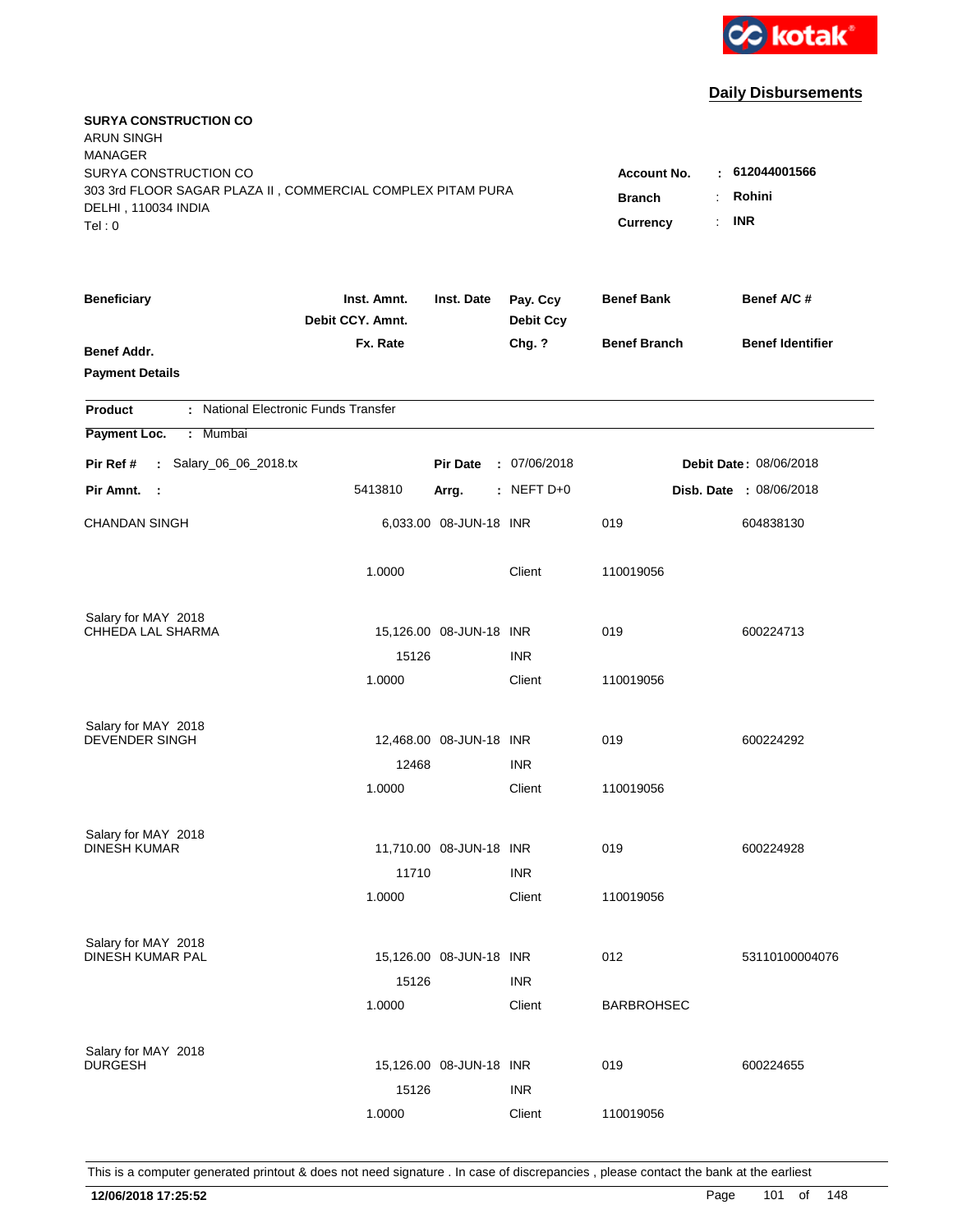kotak

## Daily Disbursements

**SURYA CONSTRUCTION CO**
ARUN SINGH
MANAGER
SURYA CONSTRUCTION CO
303 3rd FLOOR SAGAR PLAZA II , COMMERCIAL COMPLEX PITAM PURA
DELHI , 110034 INDIA
Tel : 0

**Account No.** : **612044001566**
**Branch** : **Rohini**
**Currency** : **INR**

| Beneficiary / Benef Addr. / Payment Details | Inst. Amnt. / Debit CCY. Amnt. / Fx. Rate | Inst. Date | Pay. Ccy / Debit Ccy / Chg. ? | Benef Bank / Benef Branch | Benef A/C # / Benef Identifier |
|---|---|---|---|---|---|

**Product** : National Electronic Funds Transfer
**Payment Loc.** : Mumbai

**Pir Ref #** : Salary_06_06_2018.tx **Pir Date** : 07/06/2018 **Debit Date** : 08/06/2018
**Pir Amnt.** : 5413810 **Arrg.** : NEFT D+0 **Disb. Date** : 08/06/2018

| Beneficiary | Inst. Amnt. | Inst. Date | Pay. Ccy | Benef Bank | Benef A/C # |
|---|---|---|---|---|---|
| CHANDAN SINGH | 6,033.00 | 08-JUN-18 | INR | 019 | 604838130 |
| | 1.0000 | | Client | 110019056 | |
| Salary for MAY 2018 | | | | | |
| CHHEDA LAL SHARMA | 15,126.00 | 08-JUN-18 | INR | 019 | 600224713 |
| | 15126 | | INR | | |
| | 1.0000 | | Client | 110019056 | |
| Salary for MAY 2018 | | | | | |
| DEVENDER SINGH | 12,468.00 | 08-JUN-18 | INR | 019 | 600224292 |
| | 12468 | | INR | | |
| | 1.0000 | | Client | 110019056 | |
| Salary for MAY 2018 | | | | | |
| DINESH KUMAR | 11,710.00 | 08-JUN-18 | INR | 019 | 600224928 |
| | 11710 | | INR | | |
| | 1.0000 | | Client | 110019056 | |
| Salary for MAY 2018 | | | | | |
| DINESH KUMAR PAL | 15,126.00 | 08-JUN-18 | INR | 012 | 53110100004076 |
| | 15126 | | INR | | |
| | 1.0000 | | Client | BARBROHSEC | |
| Salary for MAY 2018 | | | | | |
| DURGESH | 15,126.00 | 08-JUN-18 | INR | 019 | 600224655 |
| | 15126 | | INR | | |
| | 1.0000 | | Client | 110019056 | |

This is a computer generated printout & does not need signature . In case of discrepancies , please contact the bank at the earliest

**12/06/2018 17:25:52**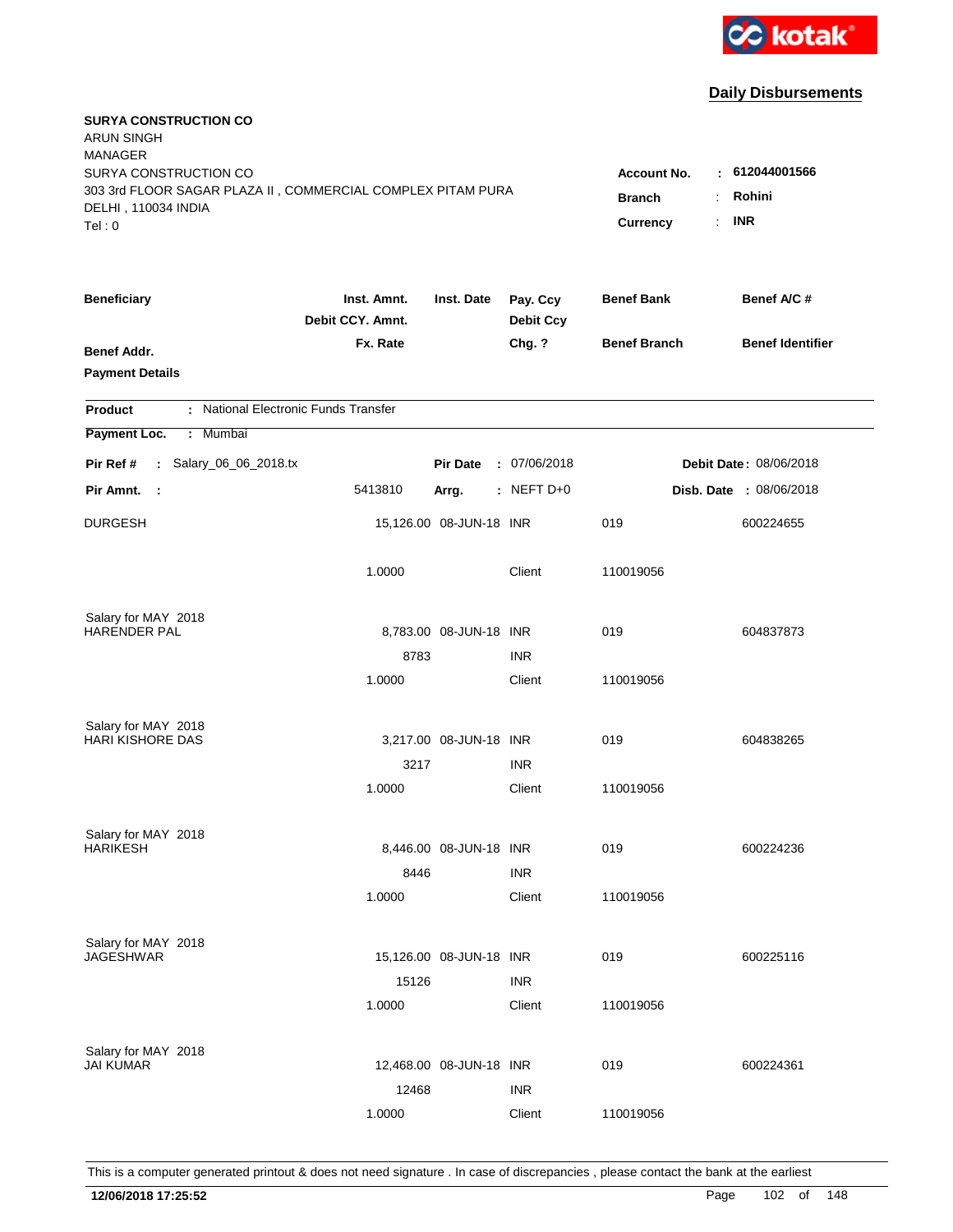kotak

## Daily Disbursements

**SURYA CONSTRUCTION CO**
ARUN SINGH
MANAGER
SURYA CONSTRUCTION CO
303 3rd FLOOR SAGAR PLAZA II , COMMERCIAL COMPLEX PITAM PURA
DELHI , 110034 INDIA
Tel : 0

**Account No.** : **612044001566**
**Branch** : **Rohini**
**Currency** : **INR**

| Beneficiary | Inst. Amnt. / Debit CCY. Amnt. / Fx. Rate | Inst. Date | Pay. Ccy / Debit Ccy / Chg. ? | Benef Bank / Benef Branch | Benef A/C # / Benef Identifier |
|---|---|---|---|---|---|
| **Benef Addr.** | | | | | |
| **Payment Details** | | | | | |

**Product** : National Electronic Funds Transfer

**Payment Loc.** : Mumbai

**Pir Ref #** : Salary_06_06_2018.tx &nbsp;&nbsp; **Pir Date** : 07/06/2018 &nbsp;&nbsp; **Debit Date** : 08/06/2018

**Pir Amnt.** : 5413810 &nbsp;&nbsp; **Arrg.** : NEFT D+0 &nbsp;&nbsp; **Disb. Date** : 08/06/2018

| Beneficiary | Inst. Amnt. / Debit CCY. Amnt. / Fx. Rate | Inst. Date | Pay. Ccy / Debit Ccy / Chg. ? | Benef Bank / Benef Branch | Benef A/C # |
|---|---|---|---|---|---|
| DURGESH | 15,126.00 | 08-JUN-18 | INR | 019 | 600224655 |
| | 1.0000 | | Client | 110019056 | |
| Salary for MAY 2018 | | | | | |
| HARENDER PAL | 8,783.00 | 08-JUN-18 | INR | 019 | 604837873 |
| | 8783 | | INR | | |
| | 1.0000 | | Client | 110019056 | |
| Salary for MAY 2018 | | | | | |
| HARI KISHORE DAS | 3,217.00 | 08-JUN-18 | INR | 019 | 604838265 |
| | 3217 | | INR | | |
| | 1.0000 | | Client | 110019056 | |
| Salary for MAY 2018 | | | | | |
| HARIKESH | 8,446.00 | 08-JUN-18 | INR | 019 | 600224236 |
| | 8446 | | INR | | |
| | 1.0000 | | Client | 110019056 | |
| Salary for MAY 2018 | | | | | |
| JAGESHWAR | 15,126.00 | 08-JUN-18 | INR | 019 | 600225116 |
| | 15126 | | INR | | |
| | 1.0000 | | Client | 110019056 | |
| Salary for MAY 2018 | | | | | |
| JAI KUMAR | 12,468.00 | 08-JUN-18 | INR | 019 | 600224361 |
| | 12468 | | INR | | |
| | 1.0000 | | Client | 110019056 | |

This is a computer generated printout & does not need signature . In case of discrepancies , please contact the bank at the earliest

**12/06/2018 17:25:52**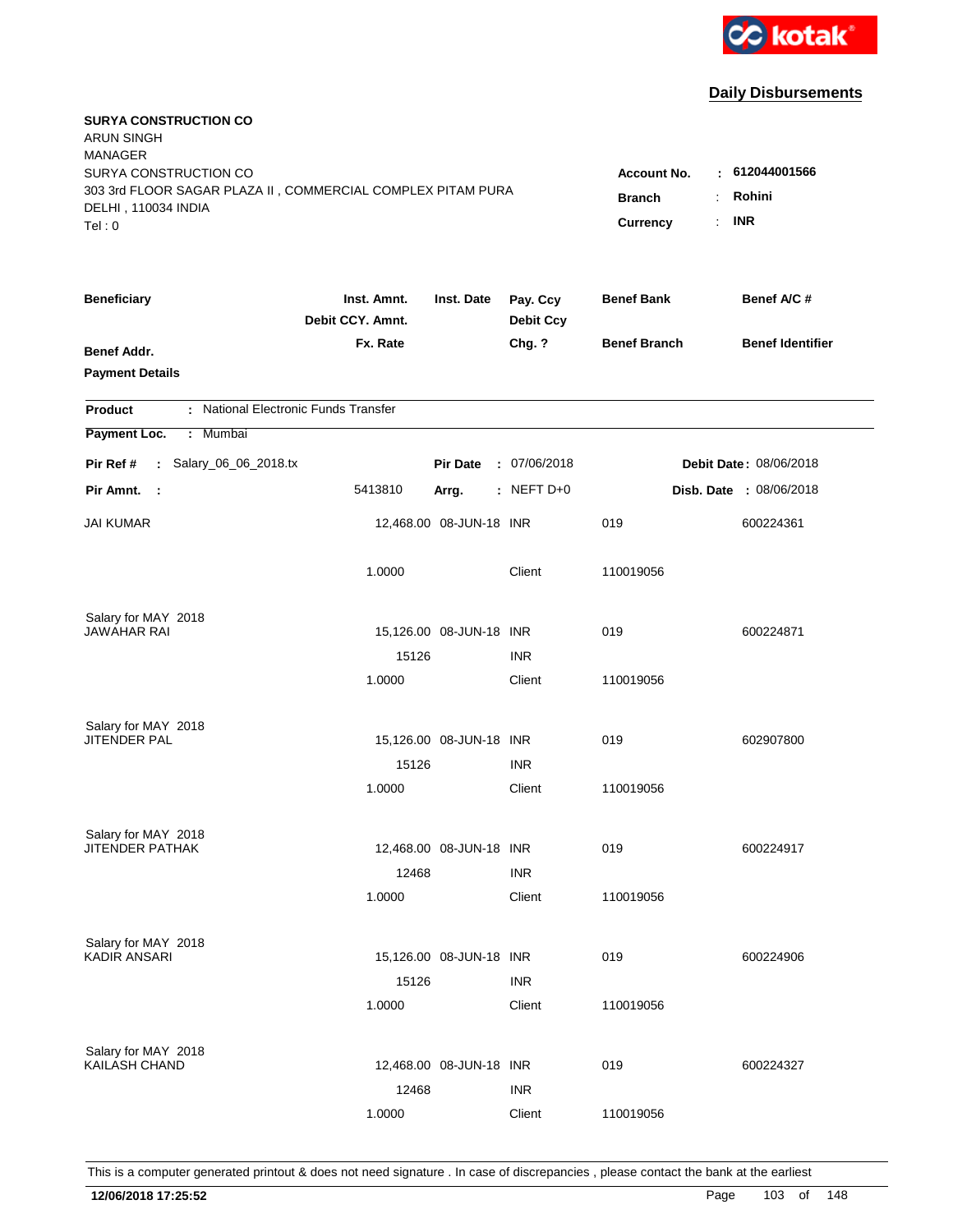kotak

## Daily Disbursements

**SURYA CONSTRUCTION CO**
ARUN SINGH
MANAGER
SURYA CONSTRUCTION CO
303 3rd FLOOR SAGAR PLAZA II , COMMERCIAL COMPLEX PITAM PURA
DELHI , 110034 INDIA
Tel : 0

**Account No.** : **612044001566**
**Branch** : **Rohini**
**Currency** : **INR**

| Beneficiary | Inst. Amnt. / Debit CCY. Amnt. / Fx. Rate | Inst. Date | Pay. Ccy / Debit Ccy / Chg. ? | Benef Bank / Benef Branch | Benef A/C # / Benef Identifier |
|---|---|---|---|---|---|
| **Benef Addr.** | | | | | |
| **Payment Details** | | | | | |

**Product** : National Electronic Funds Transfer

**Payment Loc.** : Mumbai

**Pir Ref #** : Salary_06_06_2018.tx &nbsp;&nbsp; **Pir Date** : 07/06/2018 &nbsp;&nbsp; **Debit Date** : 08/06/2018

**Pir Amnt.** : 5413810 &nbsp;&nbsp; **Arrg.** : NEFT D+0 &nbsp;&nbsp; **Disb. Date** : 08/06/2018

| Beneficiary | Inst. Amnt. / Debit CCY. Amnt. / Fx. Rate | Inst. Date | Pay. Ccy / Debit Ccy / Chg. ? | Benef Bank / Benef Branch | Benef A/C # |
|---|---|---|---|---|---|
| JAI KUMAR | 12,468.00 | 08-JUN-18 | INR | 019 | 600224361 |
| | 1.0000 | | Client | 110019056 | |
| Salary for MAY 2018 | | | | | |
| JAWAHAR RAI | 15,126.00 | 08-JUN-18 | INR | 019 | 600224871 |
| | 15126 | | INR | | |
| | 1.0000 | | Client | 110019056 | |
| Salary for MAY 2018 | | | | | |
| JITENDER PAL | 15,126.00 | 08-JUN-18 | INR | 019 | 602907800 |
| | 15126 | | INR | | |
| | 1.0000 | | Client | 110019056 | |
| Salary for MAY 2018 | | | | | |
| JITENDER PATHAK | 12,468.00 | 08-JUN-18 | INR | 019 | 600224917 |
| | 12468 | | INR | | |
| | 1.0000 | | Client | 110019056 | |
| Salary for MAY 2018 | | | | | |
| KADIR ANSARI | 15,126.00 | 08-JUN-18 | INR | 019 | 600224906 |
| | 15126 | | INR | | |
| | 1.0000 | | Client | 110019056 | |
| Salary for MAY 2018 | | | | | |
| KAILASH CHAND | 12,468.00 | 08-JUN-18 | INR | 019 | 600224327 |
| | 12468 | | INR | | |
| | 1.0000 | | Client | 110019056 | |

This is a computer generated printout & does not need signature . In case of discrepancies , please contact the bank at the earliest

**12/06/2018 17:25:52**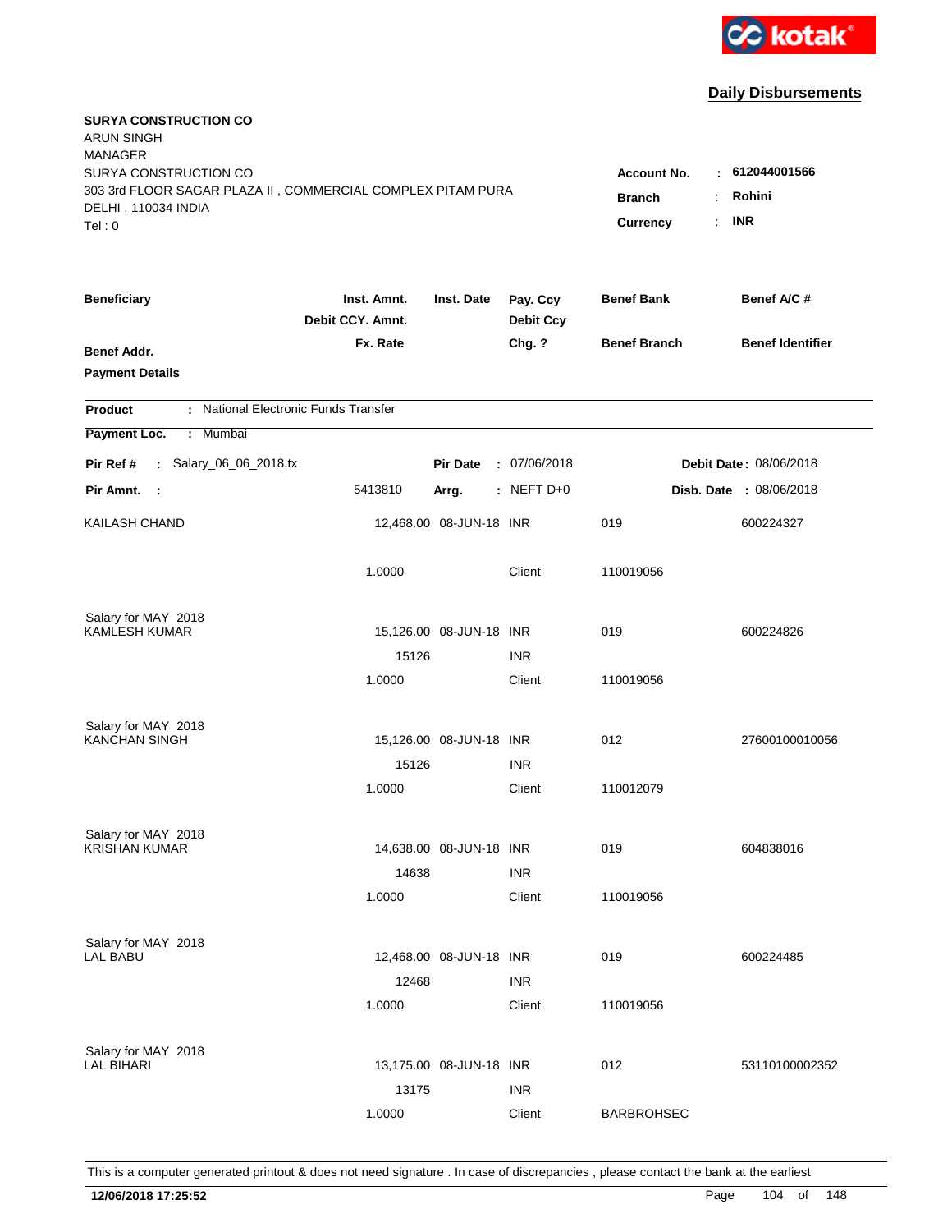**Daily Disbursements**

**SURYA CONSTRUCTION CO**
ARUN SINGH
MANAGER
SURYA CONSTRUCTION CO
303 3rd FLOOR SAGAR PLAZA II , COMMERCIAL COMPLEX PITAM PURA
DELHI , 110034 INDIA
Tel : 0

**Account No.** : **612044001566**
**Branch** : **Rohini**
**Currency** : **INR**

| Beneficiary | Inst. Amnt. / Debit CCY. Amnt. / Fx. Rate | Inst. Date | Pay. Ccy / Debit Ccy / Chg. ? | Benef Bank / Benef Branch | Benef A/C # / Benef Identifier |
|---|---|---|---|---|---|
| **Benef Addr.** | | | | | |
| **Payment Details** | | | | | |

**Product** : National Electronic Funds Transfer
**Payment Loc.** : Mumbai
**Pir Ref #** : Salary_06_06_2018.tx | **Pir Date** : 07/06/2018 | **Debit Date** : 08/06/2018
**Pir Amnt.** : 5413810 | **Arrg.** : NEFT D+0 | **Disb. Date** : 08/06/2018

| Beneficiary | Inst. Amnt. / Debit CCY. Amnt. / Fx. Rate | Inst. Date | Pay. Ccy / Debit Ccy / Chg. ? | Benef Bank / Benef Branch | Benef A/C # / Benef Identifier |
|---|---|---|---|---|---|
| KAILASH CHAND | 12,468.00 | 08-JUN-18 | INR | 019 | 600224327 |
| | 1.0000 | | Client | 110019056 | |
| Salary for MAY 2018 | | | | | |
| KAMLESH KUMAR | 15,126.00 | 08-JUN-18 | INR | 019 | 600224826 |
| | 15126 | | INR | | |
| | 1.0000 | | Client | 110019056 | |
| Salary for MAY 2018 | | | | | |
| KANCHAN SINGH | 15,126.00 | 08-JUN-18 | INR | 012 | 27600100010056 |
| | 15126 | | INR | | |
| | 1.0000 | | Client | 110012079 | |
| Salary for MAY 2018 | | | | | |
| KRISHAN KUMAR | 14,638.00 | 08-JUN-18 | INR | 019 | 604838016 |
| | 14638 | | INR | | |
| | 1.0000 | | Client | 110019056 | |
| Salary for MAY 2018 | | | | | |
| LAL BABU | 12,468.00 | 08-JUN-18 | INR | 019 | 600224485 |
| | 12468 | | INR | | |
| | 1.0000 | | Client | 110019056 | |
| Salary for MAY 2018 | | | | | |
| LAL BIHARI | 13,175.00 | 08-JUN-18 | INR | 012 | 53110100002352 |
| | 13175 | | INR | | |
| | 1.0000 | | Client | BARBROHSEC | |

This is a computer generated printout & does not need signature . In case of discrepancies , please contact the bank at the earliest

**12/06/2018 17:25:52**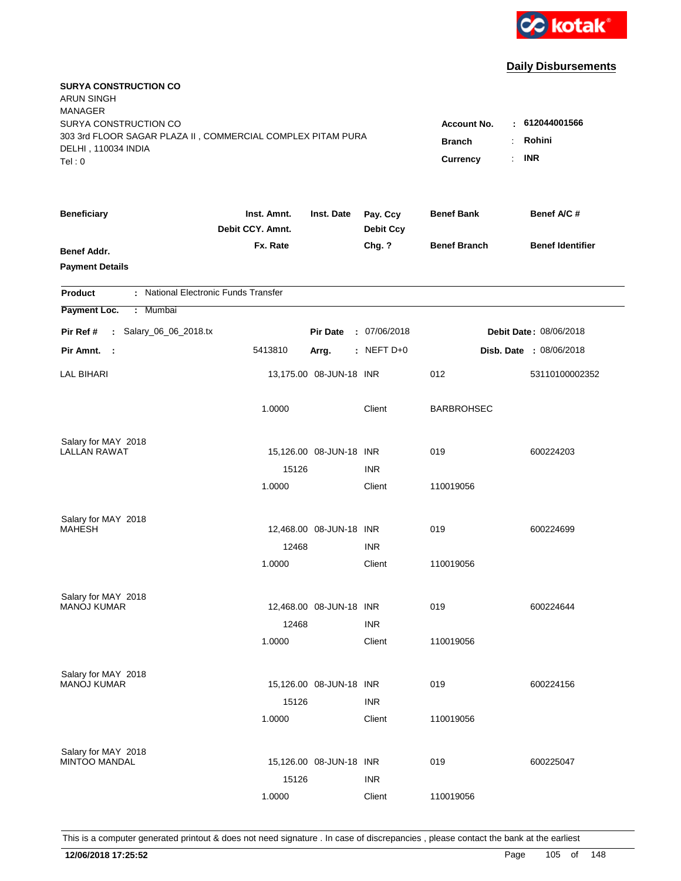kotak

## Daily Disbursements

**SURYA CONSTRUCTION CO**
ARUN SINGH
MANAGER
SURYA CONSTRUCTION CO
303 3rd FLOOR SAGAR PLAZA II , COMMERCIAL COMPLEX PITAM PURA
DELHI , 110034 INDIA
Tel : 0

**Account No.** : **612044001566**
**Branch** : **Rohini**
**Currency** : **INR**

| Beneficiary / Benef Addr. / Payment Details | Inst. Amnt. / Debit CCY. Amnt. / Fx. Rate | Inst. Date | Pay. Ccy / Debit Ccy / Chg. ? | Benef Bank / Benef Branch | Benef A/C # / Benef Identifier |
|---|---|---|---|---|---|

**Product** : National Electronic Funds Transfer
**Payment Loc.** : Mumbai

**Pir Ref #** : Salary_06_06_2018.tx | **Pir Date** : 07/06/2018 | **Debit Date** : 08/06/2018
**Pir Amnt.** : 5413810 | **Arrg.** : NEFT D+0 | **Disb. Date** : 08/06/2018

| Beneficiary | Inst. Amnt. | Inst. Date | Pay. Ccy | Benef Bank | Benef A/C # |
|---|---|---|---|---|---|
| LAL BIHARI | 13,175.00 | 08-JUN-18 | INR | 012 | 53110100002352 |
| | 1.0000 | | Client | BARBROHSEC | |
| Salary for MAY 2018 | | | | | |
| LALLAN RAWAT | 15,126.00 | 08-JUN-18 | INR | 019 | 600224203 |
| | 15126 | | INR | | |
| | 1.0000 | | Client | 110019056 | |
| Salary for MAY 2018 | | | | | |
| MAHESH | 12,468.00 | 08-JUN-18 | INR | 019 | 600224699 |
| | 12468 | | INR | | |
| | 1.0000 | | Client | 110019056 | |
| Salary for MAY 2018 | | | | | |
| MANOJ KUMAR | 12,468.00 | 08-JUN-18 | INR | 019 | 600224644 |
| | 12468 | | INR | | |
| | 1.0000 | | Client | 110019056 | |
| Salary for MAY 2018 | | | | | |
| MANOJ KUMAR | 15,126.00 | 08-JUN-18 | INR | 019 | 600224156 |
| | 15126 | | INR | | |
| | 1.0000 | | Client | 110019056 | |
| Salary for MAY 2018 | | | | | |
| MINTOO MANDAL | 15,126.00 | 08-JUN-18 | INR | 019 | 600225047 |
| | 15126 | | INR | | |
| | 1.0000 | | Client | 110019056 | |

This is a computer generated printout & does not need signature . In case of discrepancies , please contact the bank at the earliest

**12/06/2018 17:25:52**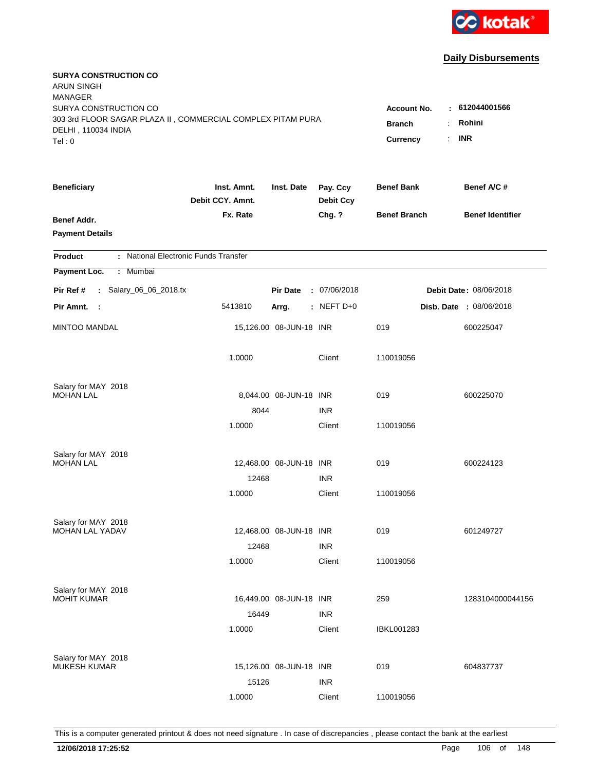kotak

## Daily Disbursements

**SURYA CONSTRUCTION CO**
ARUN SINGH
MANAGER
SURYA CONSTRUCTION CO
303 3rd FLOOR SAGAR PLAZA II , COMMERCIAL COMPLEX PITAM PURA
DELHI , 110034 INDIA
Tel : 0

**Account No.** : **612044001566**
**Branch** : **Rohini**
**Currency** : **INR**

| Beneficiary / Benef Addr. / Payment Details | Inst. Amnt. / Debit CCY. Amnt. / Fx. Rate | Inst. Date | Pay. Ccy / Debit Ccy / Chg. ? | Benef Bank / Benef Branch | Benef A/C # / Benef Identifier |
|---|---|---|---|---|---|

**Product** : National Electronic Funds Transfer
**Payment Loc.** : Mumbai

**Pir Ref #** : Salary_06_06_2018.tx  **Pir Date** : 07/06/2018  **Debit Date** : 08/06/2018
**Pir Amnt.** : 5413810  **Arrg.** : NEFT D+0  **Disb. Date** : 08/06/2018

| Beneficiary | Inst. Amnt. | Inst. Date | Pay. Ccy | Benef Bank | Benef A/C # |
|---|---|---|---|---|---|
| MINTOO MANDAL | 15,126.00 | 08-JUN-18 | INR | 019 | 600225047 |
| | 1.0000 | | Client | 110019056 | |
| Salary for MAY 2018 | | | | | |
| MOHAN LAL | 8,044.00 | 08-JUN-18 | INR | 019 | 600225070 |
| | 8044 | | INR | | |
| | 1.0000 | | Client | 110019056 | |
| Salary for MAY 2018 | | | | | |
| MOHAN LAL | 12,468.00 | 08-JUN-18 | INR | 019 | 600224123 |
| | 12468 | | INR | | |
| | 1.0000 | | Client | 110019056 | |
| Salary for MAY 2018 | | | | | |
| MOHAN LAL YADAV | 12,468.00 | 08-JUN-18 | INR | 019 | 601249727 |
| | 12468 | | INR | | |
| | 1.0000 | | Client | 110019056 | |
| Salary for MAY 2018 | | | | | |
| MOHIT KUMAR | 16,449.00 | 08-JUN-18 | INR | 259 | 1283104000044156 |
| | 16449 | | INR | | |
| | 1.0000 | | Client | IBKL001283 | |
| Salary for MAY 2018 | | | | | |
| MUKESH KUMAR | 15,126.00 | 08-JUN-18 | INR | 019 | 604837737 |
| | 15126 | | INR | | |
| | 1.0000 | | Client | 110019056 | |

This is a computer generated printout & does not need signature . In case of discrepancies , please contact the bank at the earliest

**12/06/2018 17:25:52**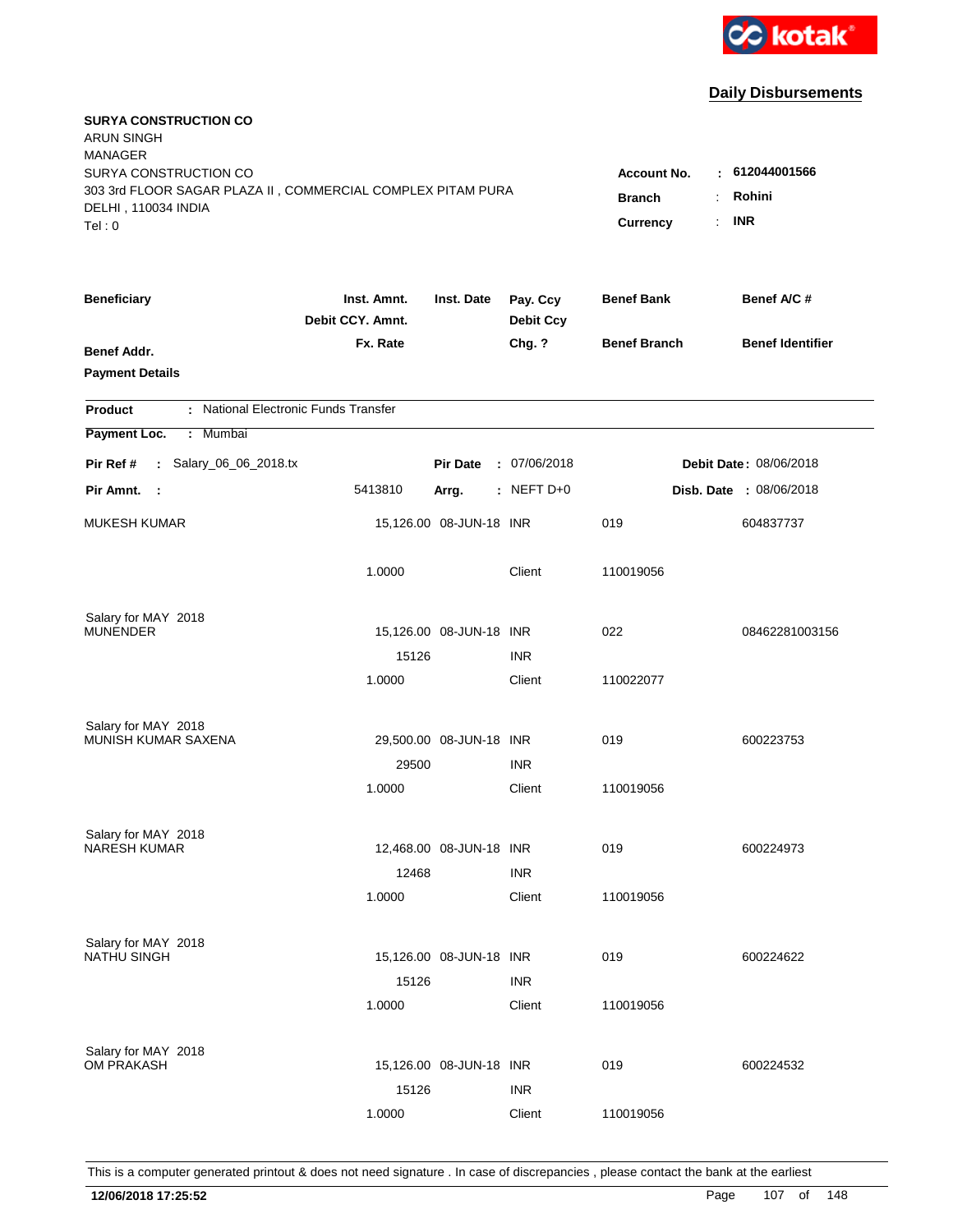kotak

## Daily Disbursements

**SURYA CONSTRUCTION CO**
ARUN SINGH
MANAGER
SURYA CONSTRUCTION CO
303 3rd FLOOR SAGAR PLAZA II , COMMERCIAL COMPLEX PITAM PURA
DELHI , 110034 INDIA
Tel : 0

**Account No.** : **612044001566**
**Branch** : **Rohini**
**Currency** : **INR**

| Beneficiary / Benef Addr. / Payment Details | Inst. Amnt. / Debit CCY. Amnt. / Fx. Rate | Inst. Date | Pay. Ccy / Debit Ccy / Chg. ? | Benef Bank / Benef Branch | Benef A/C # / Benef Identifier |
|---|---|---|---|---|---|

**Product** : National Electronic Funds Transfer
**Payment Loc.** : Mumbai

**Pir Ref #** : Salary_06_06_2018.tx | **Pir Date** : 07/06/2018 | **Debit Date** : 08/06/2018
**Pir Amnt.** : 5413810 | **Arrg.** : NEFT D+0 | **Disb. Date** : 08/06/2018

| Beneficiary | Inst. Amnt. | Inst. Date | Pay. Ccy | Benef Bank | Benef A/C # |
|---|---|---|---|---|---|
| MUKESH KUMAR | 15,126.00 | 08-JUN-18 | INR | 019 | 604837737 |
| | 1.0000 | | Client | 110019056 | |
| Salary for MAY 2018 | | | | | |
| MUNENDER | 15,126.00 | 08-JUN-18 | INR | 022 | 08462281003156 |
| | 15126 | | INR | | |
| | 1.0000 | | Client | 110022077 | |
| Salary for MAY 2018 | | | | | |
| MUNISH KUMAR SAXENA | 29,500.00 | 08-JUN-18 | INR | 019 | 600223753 |
| | 29500 | | INR | | |
| | 1.0000 | | Client | 110019056 | |
| Salary for MAY 2018 | | | | | |
| NARESH KUMAR | 12,468.00 | 08-JUN-18 | INR | 019 | 600224973 |
| | 12468 | | INR | | |
| | 1.0000 | | Client | 110019056 | |
| Salary for MAY 2018 | | | | | |
| NATHU SINGH | 15,126.00 | 08-JUN-18 | INR | 019 | 600224622 |
| | 15126 | | INR | | |
| | 1.0000 | | Client | 110019056 | |
| Salary for MAY 2018 | | | | | |
| OM PRAKASH | 15,126.00 | 08-JUN-18 | INR | 019 | 600224532 |
| | 15126 | | INR | | |
| | 1.0000 | | Client | 110019056 | |

This is a computer generated printout & does not need signature . In case of discrepancies , please contact the bank at the earliest

**12/06/2018 17:25:52**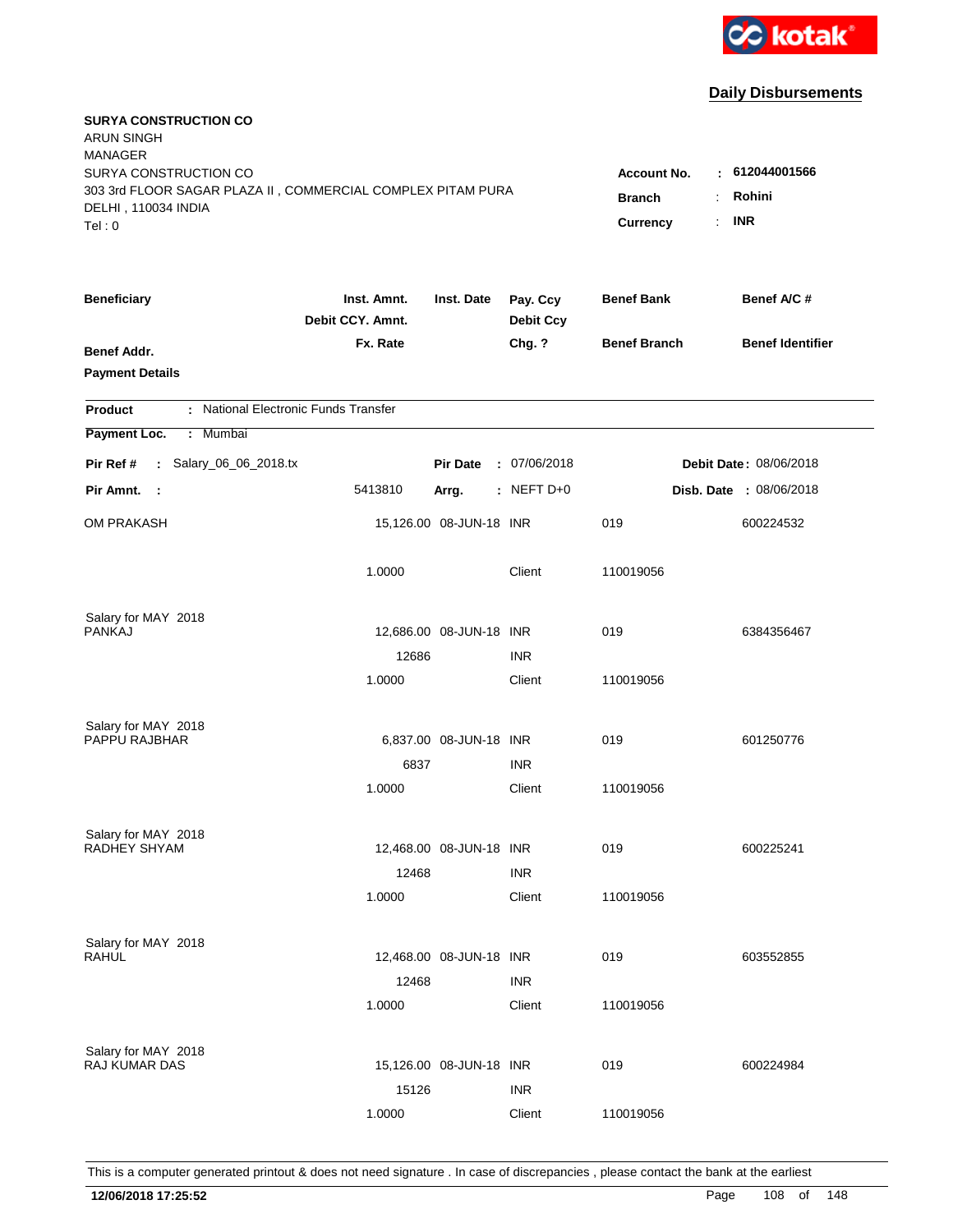kotak

## Daily Disbursements

**SURYA CONSTRUCTION CO**
ARUN SINGH
MANAGER
SURYA CONSTRUCTION CO
303 3rd FLOOR SAGAR PLAZA II , COMMERCIAL COMPLEX PITAM PURA
DELHI , 110034 INDIA
Tel : 0

**Account No.** : **612044001566**
**Branch** : **Rohini**
**Currency** : **INR**

| Beneficiary / Benef Addr. / Payment Details | Inst. Amnt. / Debit CCY. Amnt. / Fx. Rate | Inst. Date | Pay. Ccy / Debit Ccy / Chg. ? | Benef Bank / Benef Branch | Benef A/C # / Benef Identifier |
|---|---|---|---|---|---|

**Product** : National Electronic Funds Transfer
**Payment Loc.** : Mumbai

**Pir Ref #** : Salary_06_06_2018.tx **Pir Date** : 07/06/2018 **Debit Date** : 08/06/2018
**Pir Amnt.** : 5413810 **Arrg.** : NEFT D+0 **Disb. Date** : 08/06/2018

| Beneficiary | Inst. Amnt. | Inst. Date | Pay. Ccy | Benef Bank | Benef A/C # |
|---|---|---|---|---|---|
| OM PRAKASH | 15,126.00 | 08-JUN-18 | INR | 019 | 600224532 |
| | 1.0000 | | Client | 110019056 | |
| Salary for MAY 2018 | | | | | |
| PANKAJ | 12,686.00 | 08-JUN-18 | INR | 019 | 6384356467 |
| | 12686 | | INR | | |
| | 1.0000 | | Client | 110019056 | |
| Salary for MAY 2018 | | | | | |
| PAPPU RAJBHAR | 6,837.00 | 08-JUN-18 | INR | 019 | 601250776 |
| | 6837 | | INR | | |
| | 1.0000 | | Client | 110019056 | |
| Salary for MAY 2018 | | | | | |
| RADHEY SHYAM | 12,468.00 | 08-JUN-18 | INR | 019 | 600225241 |
| | 12468 | | INR | | |
| | 1.0000 | | Client | 110019056 | |
| Salary for MAY 2018 | | | | | |
| RAHUL | 12,468.00 | 08-JUN-18 | INR | 019 | 603552855 |
| | 12468 | | INR | | |
| | 1.0000 | | Client | 110019056 | |
| Salary for MAY 2018 | | | | | |
| RAJ KUMAR DAS | 15,126.00 | 08-JUN-18 | INR | 019 | 600224984 |
| | 15126 | | INR | | |
| | 1.0000 | | Client | 110019056 | |

This is a computer generated printout & does not need signature . In case of discrepancies , please contact the bank at the earliest

**12/06/2018 17:25:52**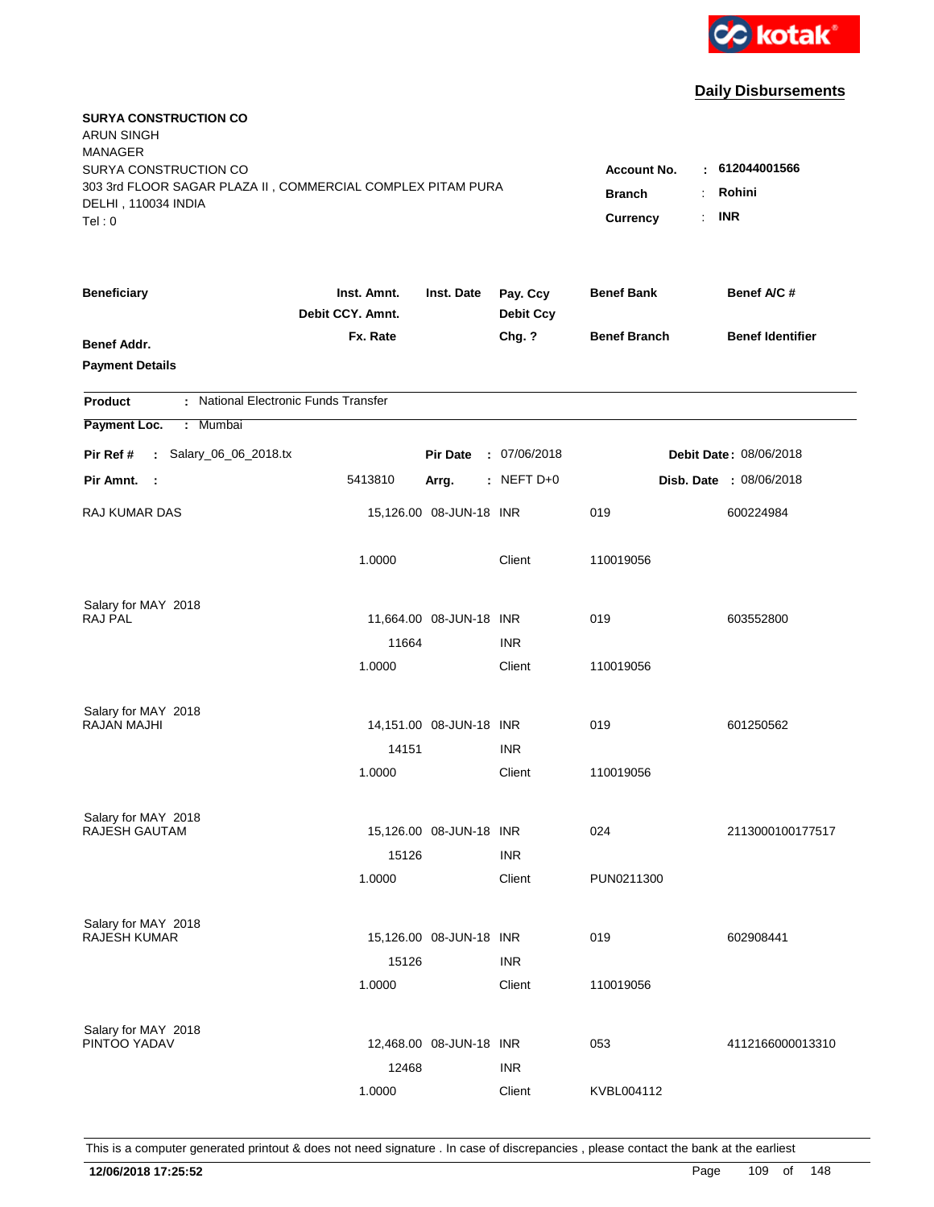kotak

## Daily Disbursements

**SURYA CONSTRUCTION CO**
ARUN SINGH
MANAGER
SURYA CONSTRUCTION CO
303 3rd FLOOR SAGAR PLAZA II , COMMERCIAL COMPLEX PITAM PURA
DELHI , 110034 INDIA
Tel : 0

**Account No.** : **612044001566**
**Branch** : **Rohini**
**Currency** : **INR**

| Beneficiary | Inst. Amnt. / Debit CCY. Amnt. / Fx. Rate | Inst. Date | Pay. Ccy / Debit Ccy / Chg. ? | Benef Bank / Benef Branch | Benef A/C # / Benef Identifier |
|---|---|---|---|---|---|
| **Benef Addr.** | | | | | |
| **Payment Details** | | | | | |

**Product** : National Electronic Funds Transfer

**Payment Loc.** : Mumbai

**Pir Ref #** : Salary_06_06_2018.tx | **Pir Date** : 07/06/2018 | **Debit Date** : 08/06/2018

**Pir Amnt.** : 5413810 | **Arrg.** : NEFT D+0 | **Disb. Date** : 08/06/2018

| Beneficiary | Inst. Amnt. | Inst. Date | Pay. Ccy | Benef Bank | Benef A/C # |
|---|---|---|---|---|---|
| RAJ KUMAR DAS | 15,126.00 | 08-JUN-18 | INR | 019 | 600224984 |
| | 1.0000 | | Client | 110019056 | |
| Salary for MAY 2018 | | | | | |
| RAJ PAL | 11,664.00 | 08-JUN-18 | INR | 019 | 603552800 |
| | 11664 | | INR | | |
| | 1.0000 | | Client | 110019056 | |
| Salary for MAY 2018 | | | | | |
| RAJAN MAJHI | 14,151.00 | 08-JUN-18 | INR | 019 | 601250562 |
| | 14151 | | INR | | |
| | 1.0000 | | Client | 110019056 | |
| Salary for MAY 2018 | | | | | |
| RAJESH GAUTAM | 15,126.00 | 08-JUN-18 | INR | 024 | 2113000100177517 |
| | 15126 | | INR | | |
| | 1.0000 | | Client | PUN0211300 | |
| Salary for MAY 2018 | | | | | |
| RAJESH KUMAR | 15,126.00 | 08-JUN-18 | INR | 019 | 602908441 |
| | 15126 | | INR | | |
| | 1.0000 | | Client | 110019056 | |
| Salary for MAY 2018 | | | | | |
| PINTOO YADAV | 12,468.00 | 08-JUN-18 | INR | 053 | 4112166000013310 |
| | 12468 | | INR | | |
| | 1.0000 | | Client | KVBL004112 | |

This is a computer generated printout & does not need signature . In case of discrepancies , please contact the bank at the earliest

**12/06/2018 17:25:52**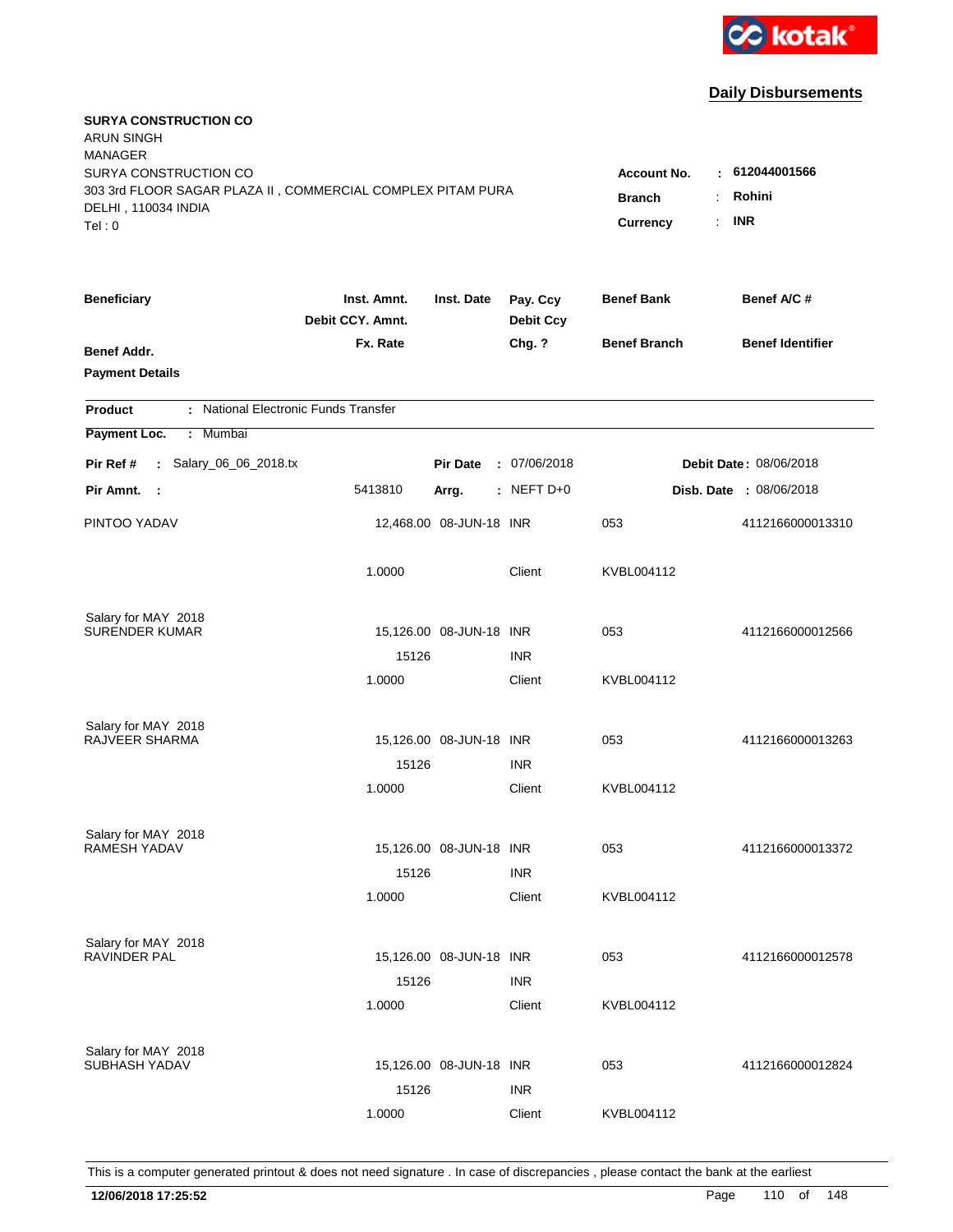kotak

## Daily Disbursements

**SURYA CONSTRUCTION CO**
ARUN SINGH
MANAGER
SURYA CONSTRUCTION CO
303 3rd FLOOR SAGAR PLAZA II , COMMERCIAL COMPLEX PITAM PURA
DELHI , 110034 INDIA
Tel : 0

**Account No.** : **612044001566**
**Branch** : **Rohini**
**Currency** : **INR**

| Beneficiary / Benef Addr. / Payment Details | Inst. Amnt. / Debit CCY. Amnt. / Fx. Rate | Inst. Date | Pay. Ccy / Debit Ccy / Chg. ? | Benef Bank / Benef Branch | Benef A/C # / Benef Identifier |
|---|---|---|---|---|---|

**Product** : National Electronic Funds Transfer
**Payment Loc.** : Mumbai

**Pir Ref #** : Salary_06_06_2018.tx | **Pir Date** : 07/06/2018 | **Debit Date** : 08/06/2018
**Pir Amnt.** : 5413810 | **Arrg.** : NEFT D+0 | **Disb. Date** : 08/06/2018

| Beneficiary | Inst. Amnt. | Inst. Date | Pay. Ccy | Benef Bank | Benef A/C # |
|---|---|---|---|---|---|
| PINTOO YADAV | 12,468.00 | 08-JUN-18 | INR | 053 | 4112166000013310 |
| | 1.0000 | | Client | KVBL004112 | |
| Salary for MAY 2018 | | | | | |
| SURENDER KUMAR | 15,126.00 | 08-JUN-18 | INR | 053 | 4112166000012566 |
| | 15126 | | INR | | |
| | 1.0000 | | Client | KVBL004112 | |
| Salary for MAY 2018 | | | | | |
| RAJVEER SHARMA | 15,126.00 | 08-JUN-18 | INR | 053 | 4112166000013263 |
| | 15126 | | INR | | |
| | 1.0000 | | Client | KVBL004112 | |
| Salary for MAY 2018 | | | | | |
| RAMESH YADAV | 15,126.00 | 08-JUN-18 | INR | 053 | 4112166000013372 |
| | 15126 | | INR | | |
| | 1.0000 | | Client | KVBL004112 | |
| Salary for MAY 2018 | | | | | |
| RAVINDER PAL | 15,126.00 | 08-JUN-18 | INR | 053 | 4112166000012578 |
| | 15126 | | INR | | |
| | 1.0000 | | Client | KVBL004112 | |
| Salary for MAY 2018 | | | | | |
| SUBHASH YADAV | 15,126.00 | 08-JUN-18 | INR | 053 | 4112166000012824 |
| | 15126 | | INR | | |
| | 1.0000 | | Client | KVBL004112 | |

This is a computer generated printout & does not need signature . In case of discrepancies , please contact the bank at the earliest

**12/06/2018 17:25:52**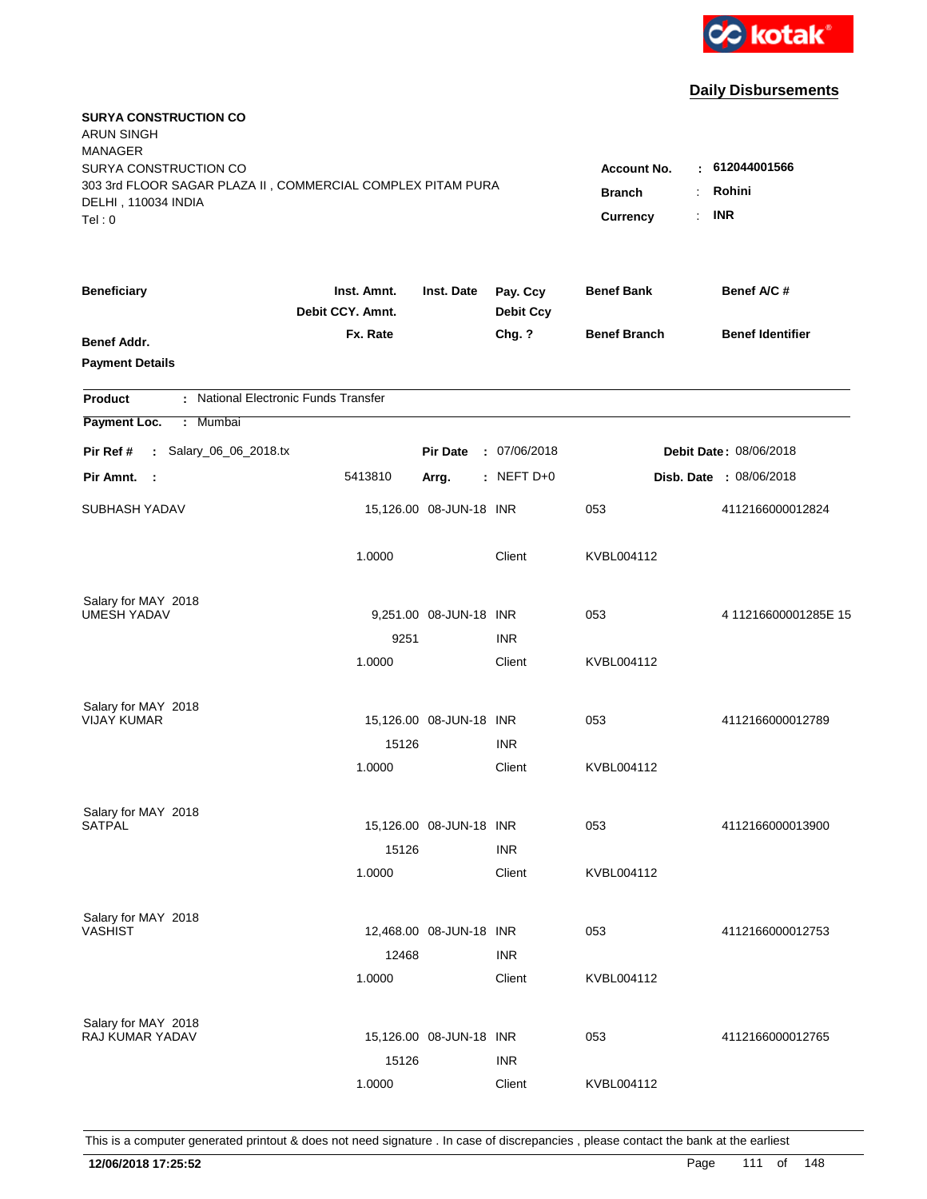kotak

## Daily Disbursements

**SURYA CONSTRUCTION CO**
ARUN SINGH
MANAGER
SURYA CONSTRUCTION CO
303 3rd FLOOR SAGAR PLAZA II , COMMERCIAL COMPLEX PITAM PURA
DELHI , 110034 INDIA
Tel : 0

**Account No.** : **612044001566**
**Branch** : **Rohini**
**Currency** : **INR**

| Beneficiary | Inst. Amnt. / Debit CCY. Amnt. / Fx. Rate | Inst. Date | Pay. Ccy / Debit Ccy / Chg. ? | Benef Bank / Benef Branch | Benef A/C # / Benef Identifier |
|---|---|---|---|---|---|
| **Benef Addr.** / **Payment Details** | | | | | |

**Product** : National Electronic Funds Transfer

**Payment Loc.** : Mumbai

**Pir Ref #** : Salary_06_06_2018.tx **Pir Date** : 07/06/2018 **Debit Date** : 08/06/2018

**Pir Amnt.** : 5413810 **Arrg.** : NEFT D+0 **Disb. Date** : 08/06/2018

| Beneficiary | Inst. Amnt. / Debit CCY. Amnt. / Fx. Rate | Inst. Date | Pay. Ccy / Debit Ccy / Chg. ? | Benef Bank / Benef Branch | Benef A/C # |
|---|---|---|---|---|---|
| SUBHASH YADAV | 15,126.00 | 08-JUN-18 | INR | 053 | 4112166000012824 |
| | 1.0000 | | Client | KVBL004112 | |
| Salary for MAY 2018 | | | | | |
| UMESH YADAV | 9,251.00 | 08-JUN-18 | INR | 053 | 4 11216600001285E 15 |
| | 9251 | | INR | | |
| | 1.0000 | | Client | KVBL004112 | |
| Salary for MAY 2018 | | | | | |
| VIJAY KUMAR | 15,126.00 | 08-JUN-18 | INR | 053 | 4112166000012789 |
| | 15126 | | INR | | |
| | 1.0000 | | Client | KVBL004112 | |
| Salary for MAY 2018 | | | | | |
| SATPAL | 15,126.00 | 08-JUN-18 | INR | 053 | 4112166000013900 |
| | 15126 | | INR | | |
| | 1.0000 | | Client | KVBL004112 | |
| Salary for MAY 2018 | | | | | |
| VASHIST | 12,468.00 | 08-JUN-18 | INR | 053 | 4112166000012753 |
| | 12468 | | INR | | |
| | 1.0000 | | Client | KVBL004112 | |
| Salary for MAY 2018 | | | | | |
| RAJ KUMAR YADAV | 15,126.00 | 08-JUN-18 | INR | 053 | 4112166000012765 |
| | 15126 | | INR | | |
| | 1.0000 | | Client | KVBL004112 | |

This is a computer generated printout & does not need signature . In case of discrepancies , please contact the bank at the earliest

**12/06/2018 17:25:52**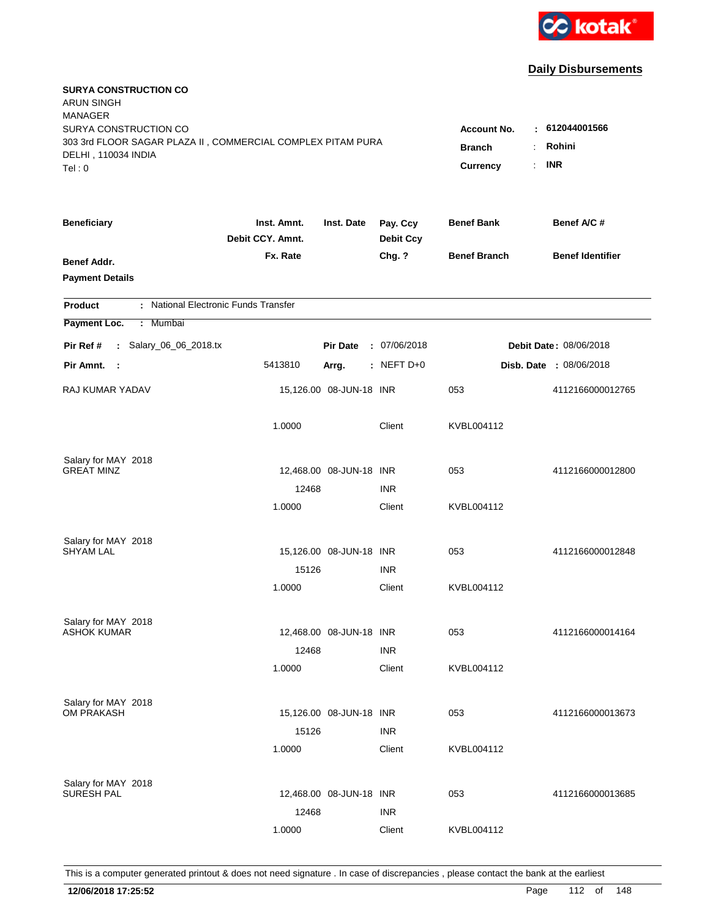**Daily Disbursements**

**SURYA CONSTRUCTION CO**
ARUN SINGH
MANAGER
SURYA CONSTRUCTION CO
303 3rd FLOOR SAGAR PLAZA II , COMMERCIAL COMPLEX PITAM PURA
DELHI , 110034 INDIA
Tel : 0

**Account No.** : **612044001566**
**Branch** : **Rohini**
**Currency** : **INR**

| Beneficiary / Benef Addr. / Payment Details | Inst. Amnt. / Debit CCY. Amnt. / Fx. Rate | Inst. Date | Pay. Ccy / Debit Ccy / Chg. ? | Benef Bank / Benef Branch | Benef A/C # / Benef Identifier |
|---|---|---|---|---|---|

**Product** : National Electronic Funds Transfer
**Payment Loc.** : Mumbai

**Pir Ref #** : Salary_06_06_2018.tx | **Pir Date** : 07/06/2018 | **Debit Date** : 08/06/2018
**Pir Amnt.** : 5413810 | **Arrg.** : NEFT D+0 | **Disb. Date** : 08/06/2018

| Beneficiary | Inst. Amnt. | Inst. Date | Pay. Ccy | Benef Bank | Benef A/C # |
|---|---|---|---|---|---|
| RAJ KUMAR YADAV | 15,126.00 | 08-JUN-18 | INR | 053 | 4112166000012765 |
| | 1.0000 | | Client | KVBL004112 | |
| Salary for MAY 2018 | | | | | |
| GREAT MINZ | 12,468.00 | 08-JUN-18 | INR | 053 | 4112166000012800 |
| | 12468 | | INR | | |
| | 1.0000 | | Client | KVBL004112 | |
| Salary for MAY 2018 | | | | | |
| SHYAM LAL | 15,126.00 | 08-JUN-18 | INR | 053 | 4112166000012848 |
| | 15126 | | INR | | |
| | 1.0000 | | Client | KVBL004112 | |
| Salary for MAY 2018 | | | | | |
| ASHOK KUMAR | 12,468.00 | 08-JUN-18 | INR | 053 | 4112166000014164 |
| | 12468 | | INR | | |
| | 1.0000 | | Client | KVBL004112 | |
| Salary for MAY 2018 | | | | | |
| OM PRAKASH | 15,126.00 | 08-JUN-18 | INR | 053 | 4112166000013673 |
| | 15126 | | INR | | |
| | 1.0000 | | Client | KVBL004112 | |
| Salary for MAY 2018 | | | | | |
| SURESH PAL | 12,468.00 | 08-JUN-18 | INR | 053 | 4112166000013685 |
| | 12468 | | INR | | |
| | 1.0000 | | Client | KVBL004112 | |

This is a computer generated printout & does not need signature . In case of discrepancies , please contact the bank at the earliest

**12/06/2018 17:25:52**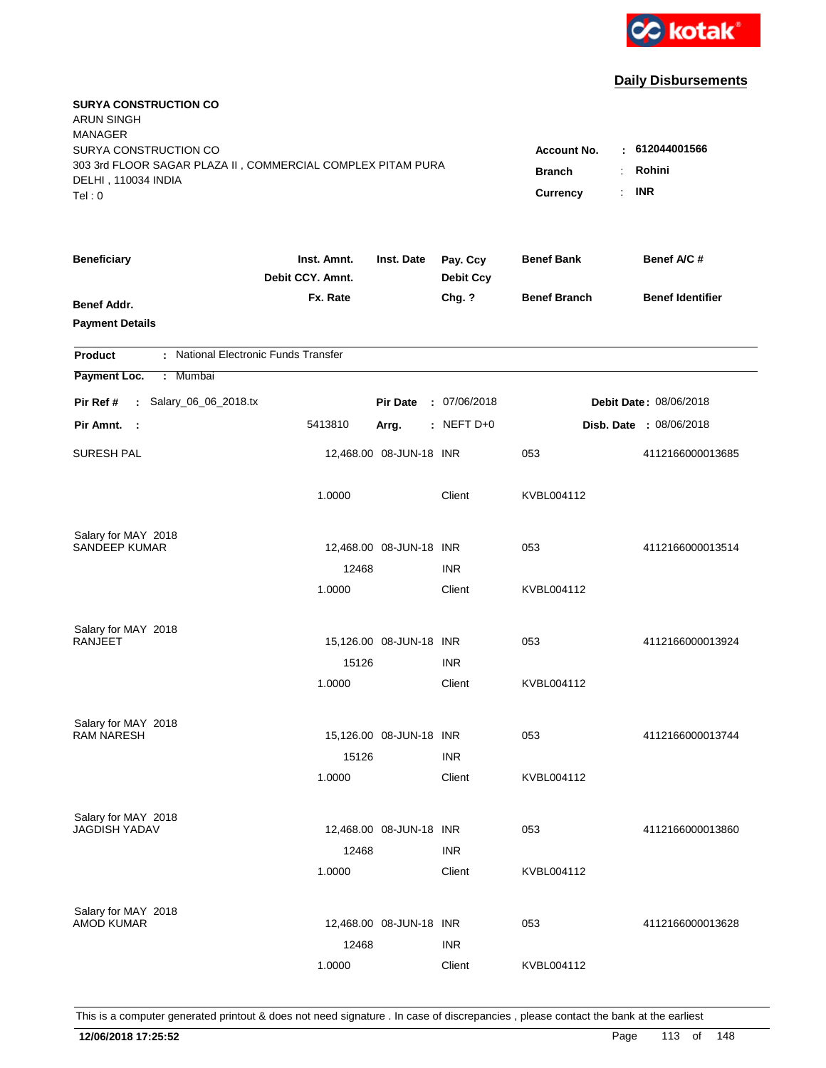kotak

## Daily Disbursements

**SURYA CONSTRUCTION CO**
ARUN SINGH
MANAGER
SURYA CONSTRUCTION CO
303 3rd FLOOR SAGAR PLAZA II , COMMERCIAL COMPLEX PITAM PURA
DELHI , 110034 INDIA
Tel : 0

**Account No.** : **612044001566**
**Branch** : **Rohini**
**Currency** : **INR**

| Beneficiary / Benef Addr. / Payment Details | Inst. Amnt. / Debit CCY. Amnt. / Fx. Rate | Inst. Date | Pay. Ccy / Debit Ccy / Chg. ? | Benef Bank / Benef Branch | Benef A/C # / Benef Identifier |
|---|---|---|---|---|---|

**Product** : National Electronic Funds Transfer
**Payment Loc.** : Mumbai

**Pir Ref #** : Salary_06_06_2018.tx | **Pir Date** : 07/06/2018 | **Debit Date** : 08/06/2018
**Pir Amnt.** : 5413810 | **Arrg.** : NEFT D+0 | **Disb. Date** : 08/06/2018

| Beneficiary | Inst. Amnt. / Debit CCY. Amnt. / Fx. Rate | Inst. Date | Pay. Ccy / Debit Ccy / Chg. ? | Benef Bank / Benef Branch | Benef A/C # |
|---|---|---|---|---|---|
| SURESH PAL | 12,468.00 | 08-JUN-18 | INR | 053 | 4112166000013685 |
| | 1.0000 | | Client | KVBL004112 | |
| Salary for MAY 2018 | | | | | |
| SANDEEP KUMAR | 12,468.00 | 08-JUN-18 | INR | 053 | 4112166000013514 |
| | 12468 | | INR | | |
| | 1.0000 | | Client | KVBL004112 | |
| Salary for MAY 2018 | | | | | |
| RANJEET | 15,126.00 | 08-JUN-18 | INR | 053 | 4112166000013924 |
| | 15126 | | INR | | |
| | 1.0000 | | Client | KVBL004112 | |
| Salary for MAY 2018 | | | | | |
| RAM NARESH | 15,126.00 | 08-JUN-18 | INR | 053 | 4112166000013744 |
| | 15126 | | INR | | |
| | 1.0000 | | Client | KVBL004112 | |
| Salary for MAY 2018 | | | | | |
| JAGDISH YADAV | 12,468.00 | 08-JUN-18 | INR | 053 | 4112166000013860 |
| | 12468 | | INR | | |
| | 1.0000 | | Client | KVBL004112 | |
| Salary for MAY 2018 | | | | | |
| AMOD KUMAR | 12,468.00 | 08-JUN-18 | INR | 053 | 4112166000013628 |
| | 12468 | | INR | | |
| | 1.0000 | | Client | KVBL004112 | |

This is a computer generated printout & does not need signature . In case of discrepancies , please contact the bank at the earliest

**12/06/2018 17:25:52**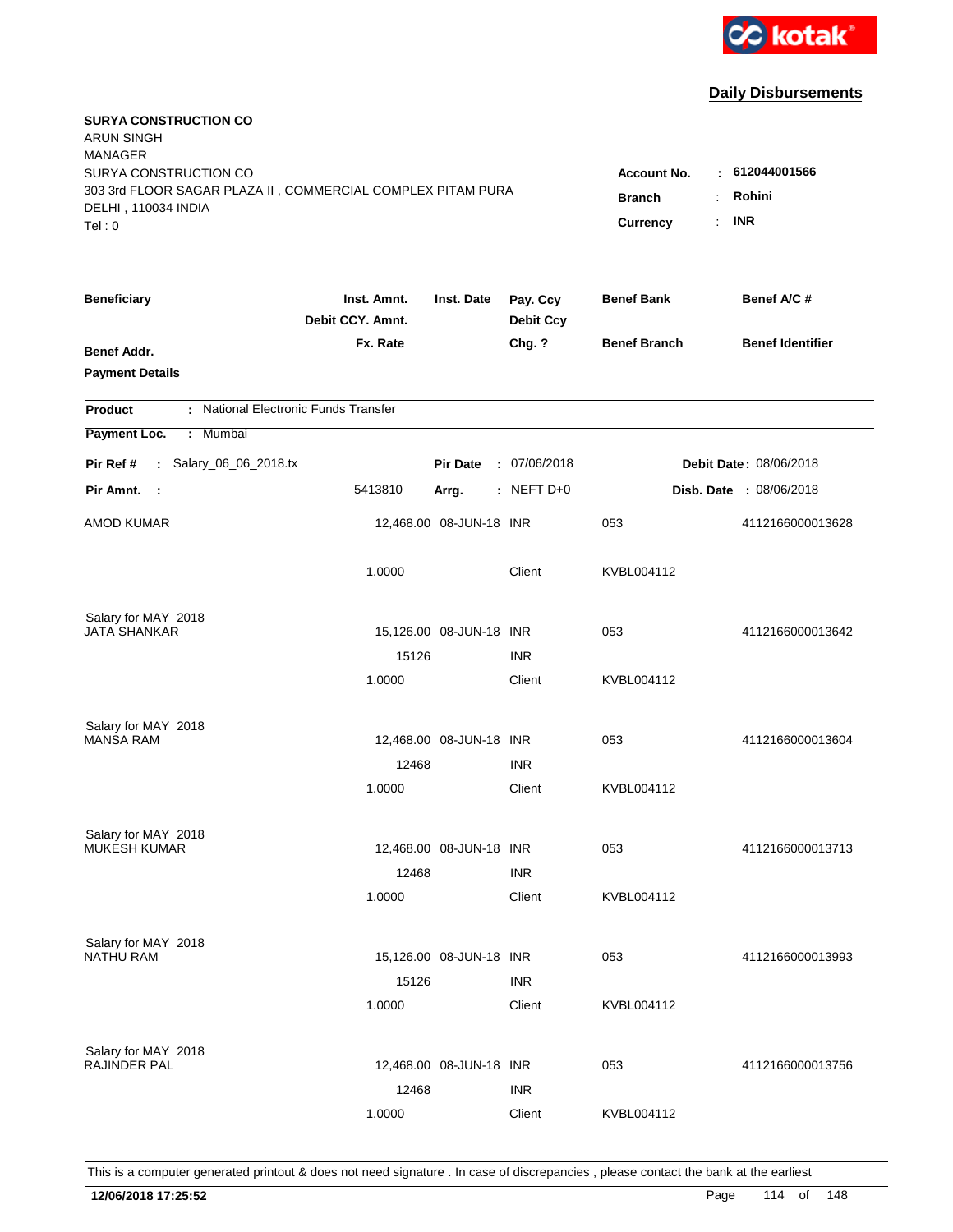kotak

## Daily Disbursements

**SURYA CONSTRUCTION CO**
ARUN SINGH
MANAGER
SURYA CONSTRUCTION CO
303 3rd FLOOR SAGAR PLAZA II , COMMERCIAL COMPLEX PITAM PURA
DELHI , 110034 INDIA
Tel : 0

**Account No.** : **612044001566**
**Branch** : **Rohini**
**Currency** : **INR**

| Beneficiary / Benef Addr. / Payment Details | Inst. Amnt. / Debit CCY. Amnt. / Fx. Rate | Inst. Date | Pay. Ccy / Debit Ccy / Chg. ? | Benef Bank / Benef Branch | Benef A/C # / Benef Identifier |
|---|---|---|---|---|---|

**Product** : National Electronic Funds Transfer
**Payment Loc.** : Mumbai
**Pir Ref #** : Salary_06_06_2018.tx | **Pir Date** : 07/06/2018 | **Debit Date** : 08/06/2018
**Pir Amnt.** : 5413810 | **Arrg.** : NEFT D+0 | **Disb. Date** : 08/06/2018

| Beneficiary | Inst. Amnt. | Inst. Date | Pay. Ccy | Benef Bank | Benef A/C # |
|---|---|---|---|---|---|
| AMOD KUMAR | 12,468.00 | 08-JUN-18 | INR | 053 | 4112166000013628 |
| | 1.0000 | | Client | KVBL004112 | |
| Salary for MAY 2018 | | | | | |
| JATA SHANKAR | 15,126.00 | 08-JUN-18 | INR | 053 | 4112166000013642 |
| | 15126 | | INR | | |
| | 1.0000 | | Client | KVBL004112 | |
| Salary for MAY 2018 | | | | | |
| MANSA RAM | 12,468.00 | 08-JUN-18 | INR | 053 | 4112166000013604 |
| | 12468 | | INR | | |
| | 1.0000 | | Client | KVBL004112 | |
| Salary for MAY 2018 | | | | | |
| MUKESH KUMAR | 12,468.00 | 08-JUN-18 | INR | 053 | 4112166000013713 |
| | 12468 | | INR | | |
| | 1.0000 | | Client | KVBL004112 | |
| Salary for MAY 2018 | | | | | |
| NATHU RAM | 15,126.00 | 08-JUN-18 | INR | 053 | 4112166000013993 |
| | 15126 | | INR | | |
| | 1.0000 | | Client | KVBL004112 | |
| Salary for MAY 2018 | | | | | |
| RAJINDER PAL | 12,468.00 | 08-JUN-18 | INR | 053 | 4112166000013756 |
| | 12468 | | INR | | |
| | 1.0000 | | Client | KVBL004112 | |

This is a computer generated printout & does not need signature . In case of discrepancies , please contact the bank at the earliest

**12/06/2018 17:25:52**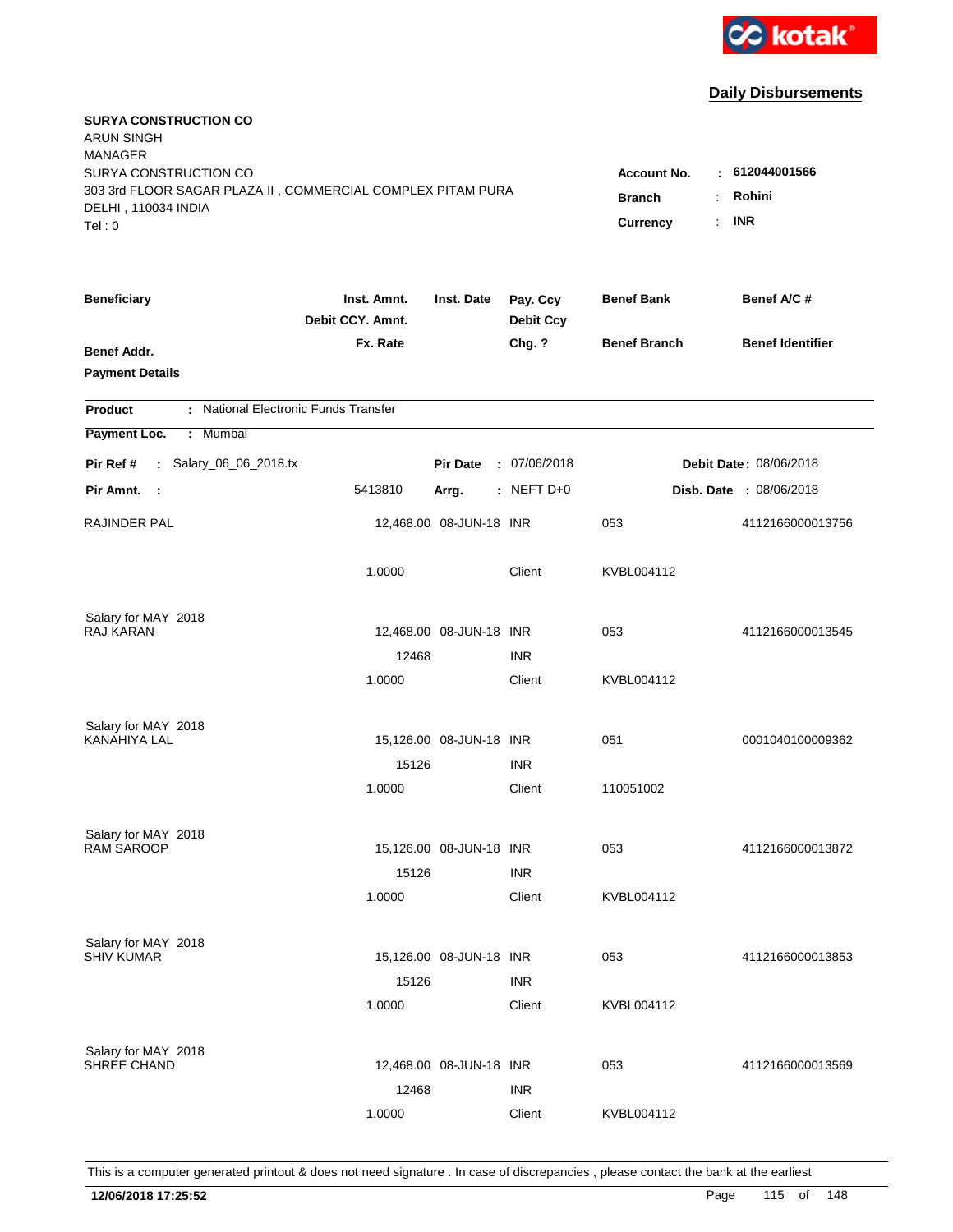**kotak**

## Daily Disbursements

**SURYA CONSTRUCTION CO**
ARUN SINGH
MANAGER
SURYA CONSTRUCTION CO
303 3rd FLOOR SAGAR PLAZA II , COMMERCIAL COMPLEX PITAM PURA
DELHI , 110034 INDIA
Tel : 0

**Account No.** : 612044001566
**Branch** : Rohini
**Currency** : INR

| Beneficiary / Benef Addr. / Payment Details | Inst. Amnt. / Debit CCY. Amnt. / Fx. Rate | Inst. Date | Pay. Ccy / Debit Ccy / Chg. ? | Benef Bank / Benef Branch | Benef A/C # / Benef Identifier |
|---|---|---|---|---|---|

**Product** : National Electronic Funds Transfer
**Payment Loc.** : Mumbai

**Pir Ref #** : Salary_06_06_2018.tx | **Pir Date** : 07/06/2018 | **Debit Date** : 08/06/2018
**Pir Amnt.** : 5413810 | **Arrg.** : NEFT D+0 | **Disb. Date** : 08/06/2018

| Beneficiary | Inst. Amnt. | Inst. Date | Pay. Ccy | Benef Bank | Benef A/C # |
|---|---|---|---|---|---|
| RAJINDER PAL | 12,468.00 | 08-JUN-18 | INR | 053 | 4112166000013756 |
| | 1.0000 | | Client | KVBL004112 | |
| Salary for MAY 2018 | | | | | |
| RAJ KARAN | 12,468.00 | 08-JUN-18 | INR | 053 | 4112166000013545 |
| | 12468 | | INR | | |
| | 1.0000 | | Client | KVBL004112 | |
| Salary for MAY 2018 | | | | | |
| KANAHIYA LAL | 15,126.00 | 08-JUN-18 | INR | 051 | 0001040100009362 |
| | 15126 | | INR | | |
| | 1.0000 | | Client | 110051002 | |
| Salary for MAY 2018 | | | | | |
| RAM SAROOP | 15,126.00 | 08-JUN-18 | INR | 053 | 4112166000013872 |
| | 15126 | | INR | | |
| | 1.0000 | | Client | KVBL004112 | |
| Salary for MAY 2018 | | | | | |
| SHIV KUMAR | 15,126.00 | 08-JUN-18 | INR | 053 | 4112166000013853 |
| | 15126 | | INR | | |
| | 1.0000 | | Client | KVBL004112 | |
| Salary for MAY 2018 | | | | | |
| SHREE CHAND | 12,468.00 | 08-JUN-18 | INR | 053 | 4112166000013569 |
| | 12468 | | INR | | |
| | 1.0000 | | Client | KVBL004112 | |

This is a computer generated printout & does not need signature . In case of discrepancies , please contact the bank at the earliest

**12/06/2018 17:25:52**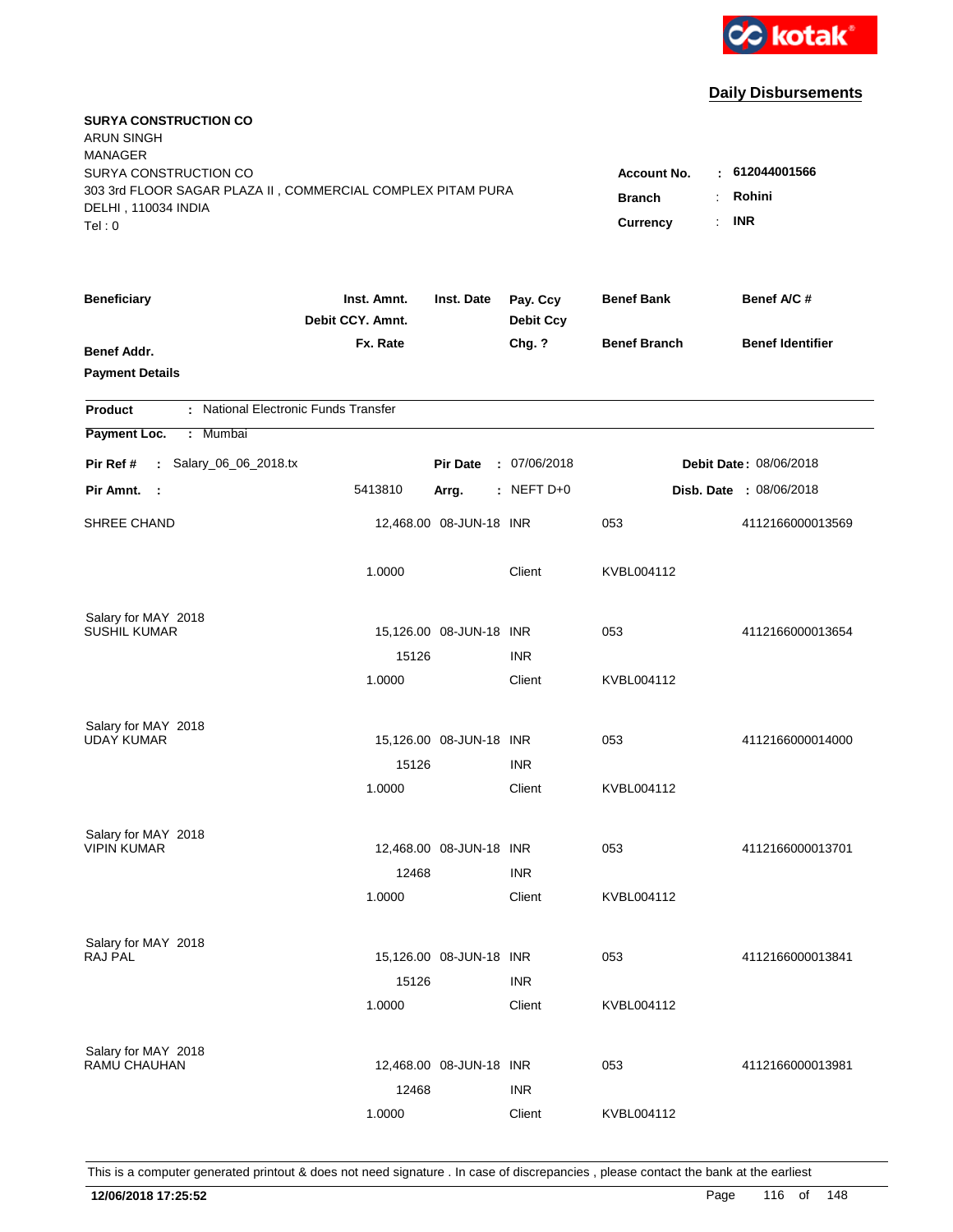kotak

## Daily Disbursements

**SURYA CONSTRUCTION CO**
ARUN SINGH
MANAGER
SURYA CONSTRUCTION CO
303 3rd FLOOR SAGAR PLAZA II , COMMERCIAL COMPLEX PITAM PURA
DELHI , 110034 INDIA
Tel : 0

**Account No.** : **612044001566**
**Branch** : **Rohini**
**Currency** : **INR**

| Beneficiary / Benef Addr. / Payment Details | Inst. Amnt. / Debit CCY. Amnt. / Fx. Rate | Inst. Date | Pay. Ccy / Debit Ccy / Chg. ? | Benef Bank / Benef Branch | Benef A/C # / Benef Identifier |
|---|---|---|---|---|---|

**Product** : National Electronic Funds Transfer
**Payment Loc.** : Mumbai

**Pir Ref #** : Salary_06_06_2018.tx — **Pir Date** : 07/06/2018 — **Debit Date** : 08/06/2018
**Pir Amnt.** : 5413810 — **Arrg.** : NEFT D+0 — **Disb. Date** : 08/06/2018

| Beneficiary | Inst. Amnt. / Debit CCY. Amnt. / Fx. Rate | Inst. Date | Pay. Ccy / Debit Ccy / Chg. ? | Benef Bank / Benef Branch | Benef A/C # |
|---|---|---|---|---|---|
| SHREE CHAND | 12,468.00 | 08-JUN-18 | INR | 053 | 4112166000013569 |
| | 1.0000 | | Client | KVBL004112 | |
| Salary for MAY 2018 | | | | | |
| SUSHIL KUMAR | 15,126.00 | 08-JUN-18 | INR | 053 | 4112166000013654 |
| | 15126 | | INR | | |
| | 1.0000 | | Client | KVBL004112 | |
| Salary for MAY 2018 | | | | | |
| UDAY KUMAR | 15,126.00 | 08-JUN-18 | INR | 053 | 4112166000014000 |
| | 15126 | | INR | | |
| | 1.0000 | | Client | KVBL004112 | |
| Salary for MAY 2018 | | | | | |
| VIPIN KUMAR | 12,468.00 | 08-JUN-18 | INR | 053 | 4112166000013701 |
| | 12468 | | INR | | |
| | 1.0000 | | Client | KVBL004112 | |
| Salary for MAY 2018 | | | | | |
| RAJ PAL | 15,126.00 | 08-JUN-18 | INR | 053 | 4112166000013841 |
| | 15126 | | INR | | |
| | 1.0000 | | Client | KVBL004112 | |
| Salary for MAY 2018 | | | | | |
| RAMU CHAUHAN | 12,468.00 | 08-JUN-18 | INR | 053 | 4112166000013981 |
| | 12468 | | INR | | |
| | 1.0000 | | Client | KVBL004112 | |

This is a computer generated printout & does not need signature . In case of discrepancies , please contact the bank at the earliest

**12/06/2018 17:25:52**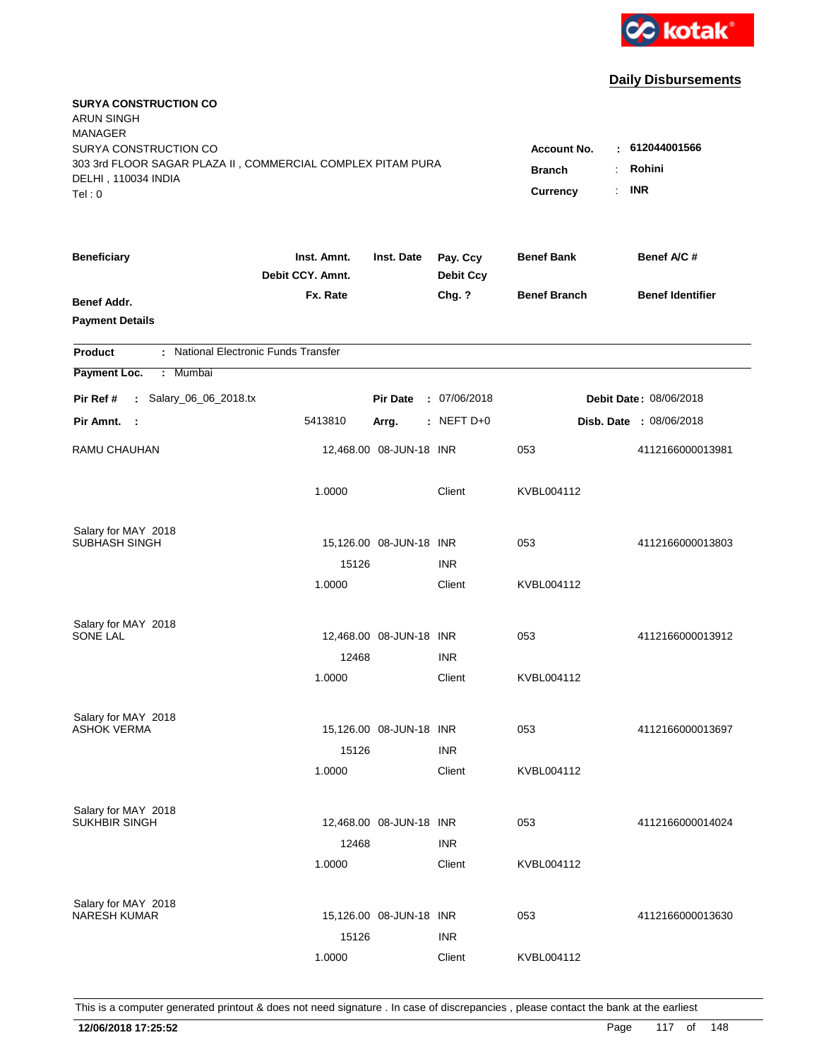**Daily Disbursements**

**SURYA CONSTRUCTION CO**
ARUN SINGH
MANAGER
SURYA CONSTRUCTION CO
303 3rd FLOOR SAGAR PLAZA II , COMMERCIAL COMPLEX PITAM PURA
DELHI , 110034 INDIA
Tel : 0

**Account No.** : **612044001566**
**Branch** : **Rohini**
**Currency** : **INR**

| Beneficiary / Benef Addr. / Payment Details | Inst. Amnt. / Debit CCY. Amnt. / Fx. Rate | Inst. Date | Pay. Ccy / Debit Ccy / Chg. ? | Benef Bank / Benef Branch | Benef A/C # / Benef Identifier |
|---|---|---|---|---|---|

**Product** : National Electronic Funds Transfer
**Payment Loc.** : Mumbai
**Pir Ref #** : Salary_06_06_2018.tx | **Pir Date** : 07/06/2018 | **Debit Date** : 08/06/2018
**Pir Amnt.** : 5413810 | **Arrg.** : NEFT D+0 | **Disb. Date** : 08/06/2018

| Beneficiary | Inst. Amnt. | Inst. Date | Pay. Ccy | Benef Bank | Benef A/C # |
|---|---|---|---|---|---|
| RAMU CHAUHAN | 12,468.00 | 08-JUN-18 | INR | 053 | 4112166000013981 |
| | 1.0000 | | Client | KVBL004112 | |
| Salary for MAY 2018 | | | | | |
| SUBHASH SINGH | 15,126.00 | 08-JUN-18 | INR | 053 | 4112166000013803 |
| | 15126 | | INR | | |
| | 1.0000 | | Client | KVBL004112 | |
| Salary for MAY 2018 | | | | | |
| SONE LAL | 12,468.00 | 08-JUN-18 | INR | 053 | 4112166000013912 |
| | 12468 | | INR | | |
| | 1.0000 | | Client | KVBL004112 | |
| Salary for MAY 2018 | | | | | |
| ASHOK VERMA | 15,126.00 | 08-JUN-18 | INR | 053 | 4112166000013697 |
| | 15126 | | INR | | |
| | 1.0000 | | Client | KVBL004112 | |
| Salary for MAY 2018 | | | | | |
| SUKHBIR SINGH | 12,468.00 | 08-JUN-18 | INR | 053 | 4112166000014024 |
| | 12468 | | INR | | |
| | 1.0000 | | Client | KVBL004112 | |
| Salary for MAY 2018 | | | | | |
| NARESH KUMAR | 15,126.00 | 08-JUN-18 | INR | 053 | 4112166000013630 |
| | 15126 | | INR | | |
| | 1.0000 | | Client | KVBL004112 | |

This is a computer generated printout & does not need signature . In case of discrepancies , please contact the bank at the earliest

**12/06/2018 17:25:52**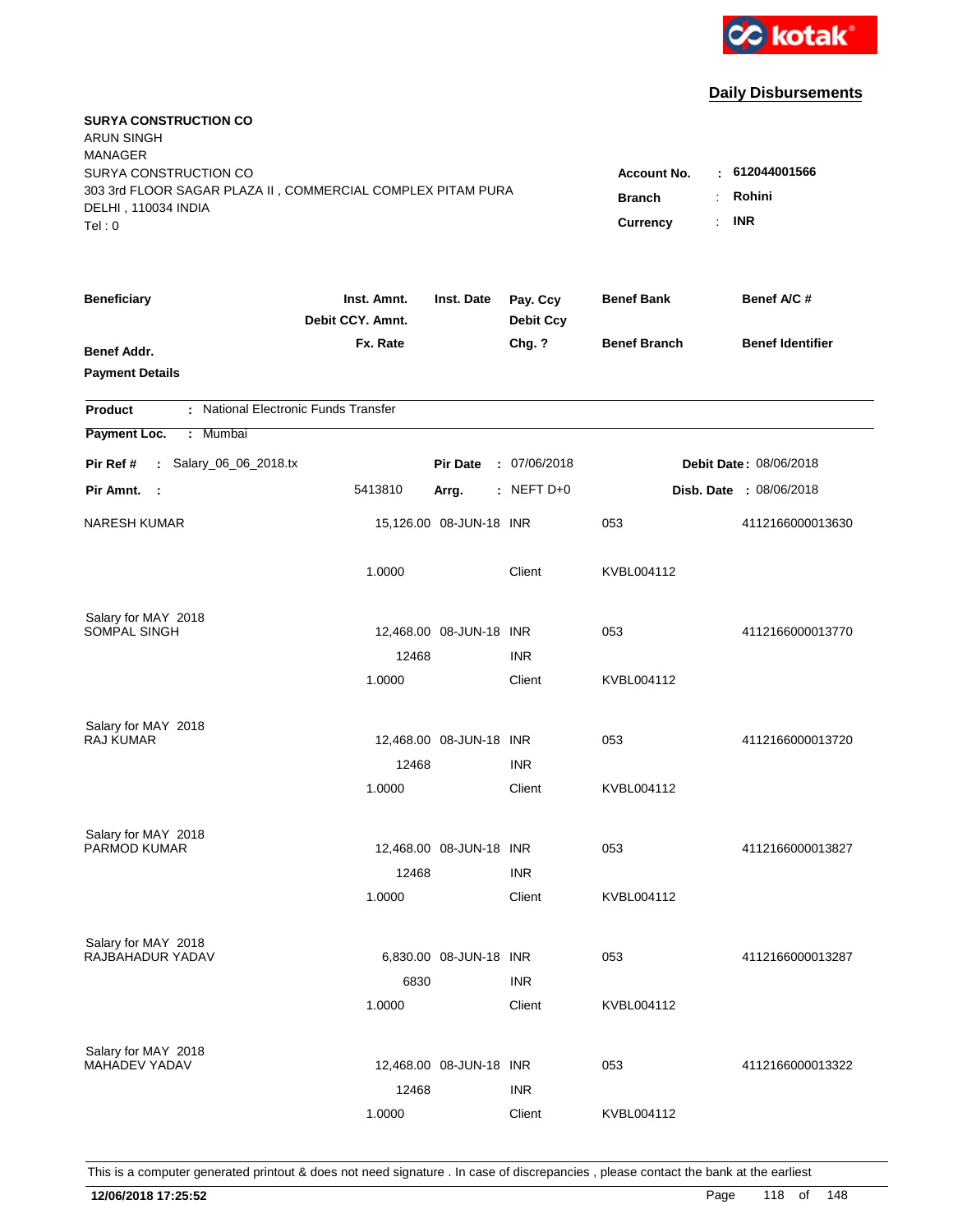kotak

## Daily Disbursements

**SURYA CONSTRUCTION CO**
ARUN SINGH
MANAGER
SURYA CONSTRUCTION CO
303 3rd FLOOR SAGAR PLAZA II , COMMERCIAL COMPLEX PITAM PURA
DELHI , 110034 INDIA
Tel : 0

**Account No.** : **612044001566**
**Branch** : **Rohini**
**Currency** : **INR**

| Beneficiary / Benef Addr. / Payment Details | Inst. Amnt. / Debit CCY. Amnt. / Fx. Rate | Inst. Date | Pay. Ccy / Debit Ccy / Chg. ? | Benef Bank / Benef Branch | Benef A/C # / Benef Identifier |
|---|---|---|---|---|---|

**Product** : National Electronic Funds Transfer
**Payment Loc.** : Mumbai

**Pir Ref #** : Salary_06_06_2018.tx | **Pir Date** : 07/06/2018 | **Debit Date** : 08/06/2018
**Pir Amnt.** : 5413810 | **Arrg.** : NEFT D+0 | **Disb. Date** : 08/06/2018

| Beneficiary | Inst. Amnt. | Inst. Date | Pay. Ccy | Benef Bank | Benef A/C # |
|---|---|---|---|---|---|
| NARESH KUMAR | 15,126.00 | 08-JUN-18 | INR | 053 | 4112166000013630 |
| | 1.0000 | | Client | KVBL004112 | |
| Salary for MAY 2018 | | | | | |
| SOMPAL SINGH | 12,468.00 | 08-JUN-18 | INR | 053 | 4112166000013770 |
| | 12468 | | INR | | |
| | 1.0000 | | Client | KVBL004112 | |
| Salary for MAY 2018 | | | | | |
| RAJ KUMAR | 12,468.00 | 08-JUN-18 | INR | 053 | 4112166000013720 |
| | 12468 | | INR | | |
| | 1.0000 | | Client | KVBL004112 | |
| Salary for MAY 2018 | | | | | |
| PARMOD KUMAR | 12,468.00 | 08-JUN-18 | INR | 053 | 4112166000013827 |
| | 12468 | | INR | | |
| | 1.0000 | | Client | KVBL004112 | |
| Salary for MAY 2018 | | | | | |
| RAJBAHADUR YADAV | 6,830.00 | 08-JUN-18 | INR | 053 | 4112166000013287 |
| | 6830 | | INR | | |
| | 1.0000 | | Client | KVBL004112 | |
| Salary for MAY 2018 | | | | | |
| MAHADEV YADAV | 12,468.00 | 08-JUN-18 | INR | 053 | 4112166000013322 |
| | 12468 | | INR | | |
| | 1.0000 | | Client | KVBL004112 | |

This is a computer generated printout & does not need signature . In case of discrepancies , please contact the bank at the earliest

**12/06/2018 17:25:52**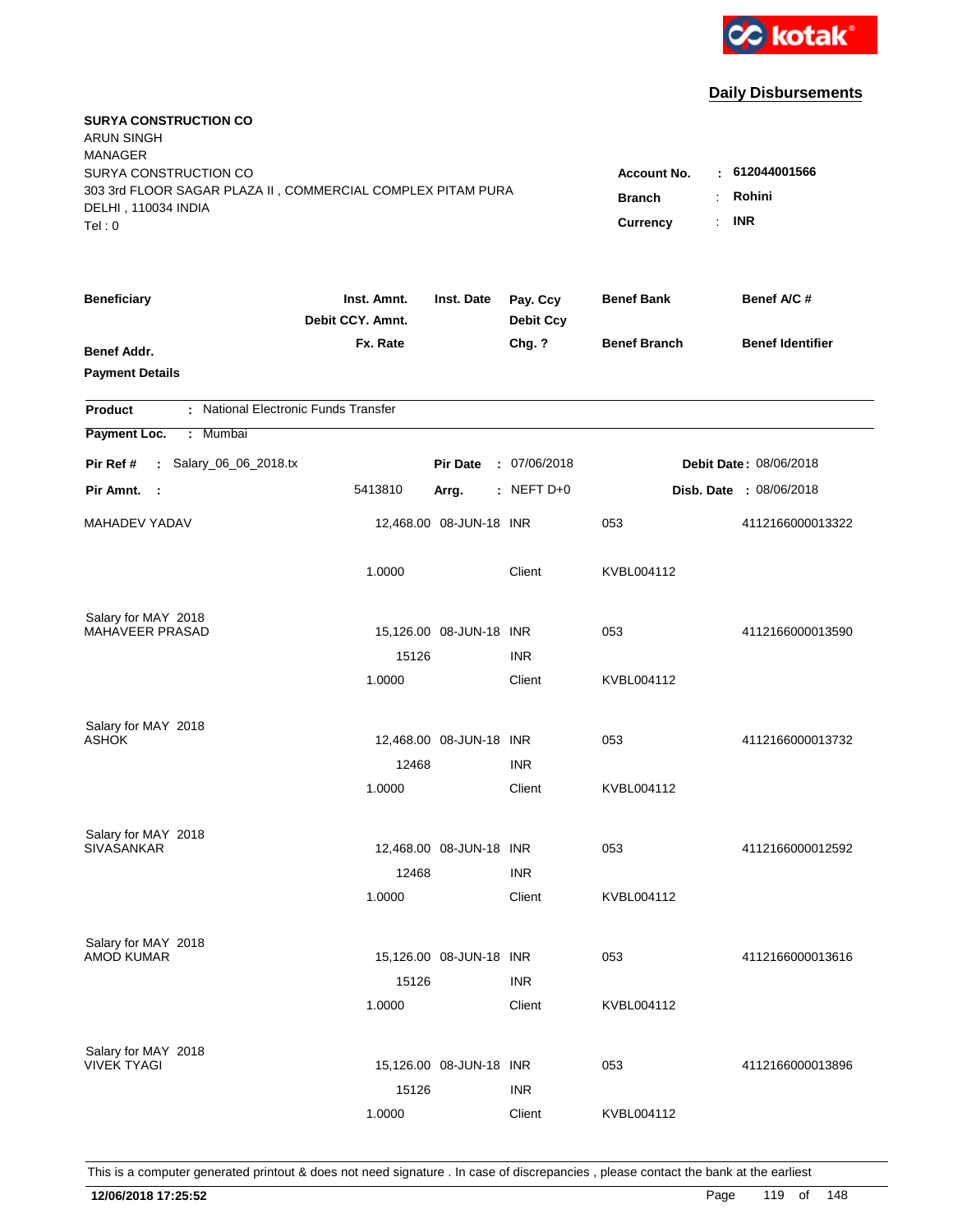kotak

## Daily Disbursements

**SURYA CONSTRUCTION CO**
ARUN SINGH
MANAGER
SURYA CONSTRUCTION CO
303 3rd FLOOR SAGAR PLAZA II , COMMERCIAL COMPLEX PITAM PURA
DELHI , 110034 INDIA
Tel : 0

**Account No.** : **612044001566**
**Branch** : **Rohini**
**Currency** : **INR**

| Beneficiary | Inst. Amnt. / Debit CCY. Amnt. / Fx. Rate | Inst. Date | Pay. Ccy / Debit Ccy / Chg. ? | Benef Bank / Benef Branch | Benef A/C # / Benef Identifier |
|---|---|---|---|---|---|
| **Benef Addr.** | | | | | |
| **Payment Details** | | | | | |

**Product** : National Electronic Funds Transfer
**Payment Loc.** : Mumbai

**Pir Ref #** : Salary_06_06_2018.tx | **Pir Date** : 07/06/2018 | **Debit Date** : 08/06/2018
**Pir Amnt.** : 5413810 | **Arrg.** : NEFT D+0 | **Disb. Date** : 08/06/2018

| Beneficiary | Inst. Amnt. / Debit CCY. Amnt. / Fx. Rate | Inst. Date | Pay. Ccy / Debit Ccy / Chg. ? | Benef Bank / Benef Branch | Benef A/C # |
|---|---|---|---|---|---|
| MAHADEV YADAV | 12,468.00 | 08-JUN-18 | INR | 053 | 4112166000013322 |
| | 1.0000 | | Client | KVBL004112 | |
| Salary for MAY 2018 | | | | | |
| MAHAVEER PRASAD | 15,126.00 | 08-JUN-18 | INR | 053 | 4112166000013590 |
| | 15126 | | INR | | |
| | 1.0000 | | Client | KVBL004112 | |
| Salary for MAY 2018 | | | | | |
| ASHOK | 12,468.00 | 08-JUN-18 | INR | 053 | 4112166000013732 |
| | 12468 | | INR | | |
| | 1.0000 | | Client | KVBL004112 | |
| Salary for MAY 2018 | | | | | |
| SIVASANKAR | 12,468.00 | 08-JUN-18 | INR | 053 | 4112166000012592 |
| | 12468 | | INR | | |
| | 1.0000 | | Client | KVBL004112 | |
| Salary for MAY 2018 | | | | | |
| AMOD KUMAR | 15,126.00 | 08-JUN-18 | INR | 053 | 4112166000013616 |
| | 15126 | | INR | | |
| | 1.0000 | | Client | KVBL004112 | |
| Salary for MAY 2018 | | | | | |
| VIVEK TYAGI | 15,126.00 | 08-JUN-18 | INR | 053 | 4112166000013896 |
| | 15126 | | INR | | |
| | 1.0000 | | Client | KVBL004112 | |

This is a computer generated printout & does not need signature . In case of discrepancies , please contact the bank at the earliest

**12/06/2018 17:25:52**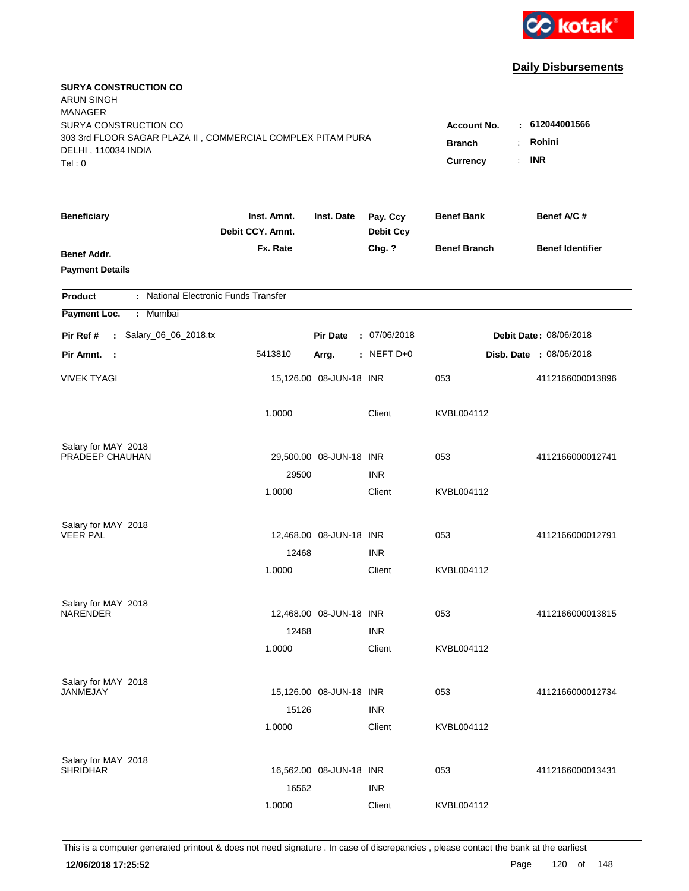kotak

## Daily Disbursements

**SURYA CONSTRUCTION CO**
ARUN SINGH
MANAGER
SURYA CONSTRUCTION CO
303 3rd FLOOR SAGAR PLAZA II , COMMERCIAL COMPLEX PITAM PURA
DELHI , 110034 INDIA
Tel : 0

**Account No.** : **612044001566**
**Branch** : **Rohini**
**Currency** : **INR**

| Beneficiary / Benef Addr. / Payment Details | Inst. Amnt. / Debit CCY. Amnt. / Fx. Rate | Inst. Date | Pay. Ccy / Debit Ccy / Chg. ? | Benef Bank / Benef Branch | Benef A/C # / Benef Identifier |
|---|---|---|---|---|---|

**Product** : National Electronic Funds Transfer
**Payment Loc.** : Mumbai

**Pir Ref #** : Salary_06_06_2018.tx | **Pir Date** : 07/06/2018 | **Debit Date** : 08/06/2018
**Pir Amnt.** : 5413810 | **Arrg.** : NEFT D+0 | **Disb. Date** : 08/06/2018

| Beneficiary | Inst. Amnt. / Debit CCY. Amnt. / Fx. Rate | Inst. Date | Pay. Ccy / Debit Ccy / Chg. ? | Benef Bank / Benef Branch | Benef A/C # |
|---|---|---|---|---|---|
| VIVEK TYAGI | 15,126.00 | 08-JUN-18 | INR | 053 | 4112166000013896 |
| | 1.0000 | | Client | KVBL004112 | |
| Salary for MAY 2018 | | | | | |
| PRADEEP CHAUHAN | 29,500.00 | 08-JUN-18 | INR | 053 | 4112166000012741 |
| | 29500 | | INR | | |
| | 1.0000 | | Client | KVBL004112 | |
| Salary for MAY 2018 | | | | | |
| VEER PAL | 12,468.00 | 08-JUN-18 | INR | 053 | 4112166000012791 |
| | 12468 | | INR | | |
| | 1.0000 | | Client | KVBL004112 | |
| Salary for MAY 2018 | | | | | |
| NARENDER | 12,468.00 | 08-JUN-18 | INR | 053 | 4112166000013815 |
| | 12468 | | INR | | |
| | 1.0000 | | Client | KVBL004112 | |
| Salary for MAY 2018 | | | | | |
| JANMEJAY | 15,126.00 | 08-JUN-18 | INR | 053 | 4112166000012734 |
| | 15126 | | INR | | |
| | 1.0000 | | Client | KVBL004112 | |
| Salary for MAY 2018 | | | | | |
| SHRIDHAR | 16,562.00 | 08-JUN-18 | INR | 053 | 4112166000013431 |
| | 16562 | | INR | | |
| | 1.0000 | | Client | KVBL004112 | |

This is a computer generated printout & does not need signature . In case of discrepancies , please contact the bank at the earliest

**12/06/2018 17:25:52**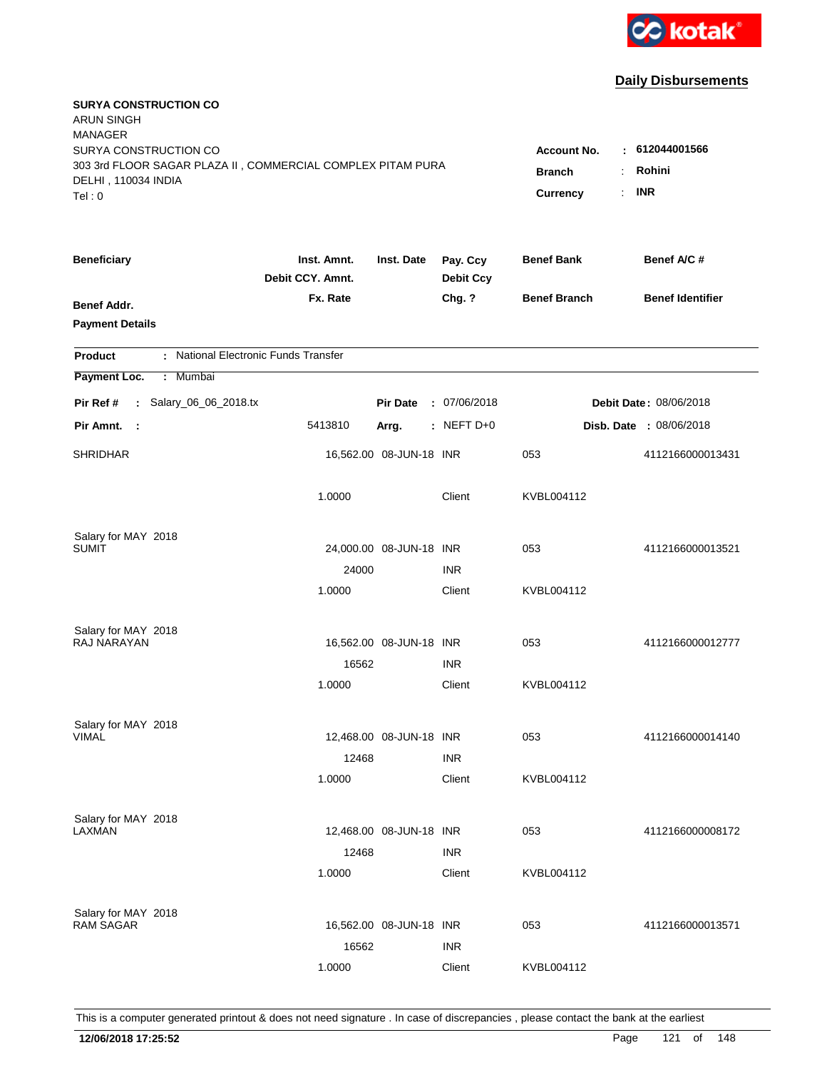kotak

## Daily Disbursements

**SURYA CONSTRUCTION CO**
ARUN SINGH
MANAGER
SURYA CONSTRUCTION CO
303 3rd FLOOR SAGAR PLAZA II , COMMERCIAL COMPLEX PITAM PURA
DELHI , 110034 INDIA
Tel : 0

**Account No.** : **612044001566**
**Branch** : **Rohini**
**Currency** : **INR**

| Beneficiary | Inst. Amnt. / Debit CCY. Amnt. / Fx. Rate | Inst. Date | Pay. Ccy / Debit Ccy / Chg. ? | Benef Bank / Benef Branch | Benef A/C # / Benef Identifier |
|---|---|---|---|---|---|
| **Benef Addr.** | | | | | |
| **Payment Details** | | | | | |

**Product** : National Electronic Funds Transfer

**Payment Loc.** : Mumbai

**Pir Ref #** : Salary_06_06_2018.tx  **Pir Date** : 07/06/2018  **Debit Date** : 08/06/2018

**Pir Amnt.** : 5413810  **Arrg.** : NEFT D+0  **Disb. Date** : 08/06/2018

| Beneficiary | Inst. Amnt. / Debit CCY. Amnt. / Fx. Rate | Inst. Date | Pay. Ccy / Debit Ccy / Chg. ? | Benef Bank / Benef Branch | Benef A/C # |
|---|---|---|---|---|---|
| SHRIDHAR | 16,562.00 | 08-JUN-18 | INR | 053 | 4112166000013431 |
| | 1.0000 | | Client | KVBL004112 | |
| Salary for MAY 2018 | | | | | |
| SUMIT | 24,000.00 | 08-JUN-18 | INR | 053 | 4112166000013521 |
| | 24000 | | INR | | |
| | 1.0000 | | Client | KVBL004112 | |
| Salary for MAY 2018 | | | | | |
| RAJ NARAYAN | 16,562.00 | 08-JUN-18 | INR | 053 | 4112166000012777 |
| | 16562 | | INR | | |
| | 1.0000 | | Client | KVBL004112 | |
| Salary for MAY 2018 | | | | | |
| VIMAL | 12,468.00 | 08-JUN-18 | INR | 053 | 4112166000014140 |
| | 12468 | | INR | | |
| | 1.0000 | | Client | KVBL004112 | |
| Salary for MAY 2018 | | | | | |
| LAXMAN | 12,468.00 | 08-JUN-18 | INR | 053 | 4112166000008172 |
| | 12468 | | INR | | |
| | 1.0000 | | Client | KVBL004112 | |
| Salary for MAY 2018 | | | | | |
| RAM SAGAR | 16,562.00 | 08-JUN-18 | INR | 053 | 4112166000013571 |
| | 16562 | | INR | | |
| | 1.0000 | | Client | KVBL004112 | |

This is a computer generated printout & does not need signature . In case of discrepancies , please contact the bank at the earliest

**12/06/2018 17:25:52**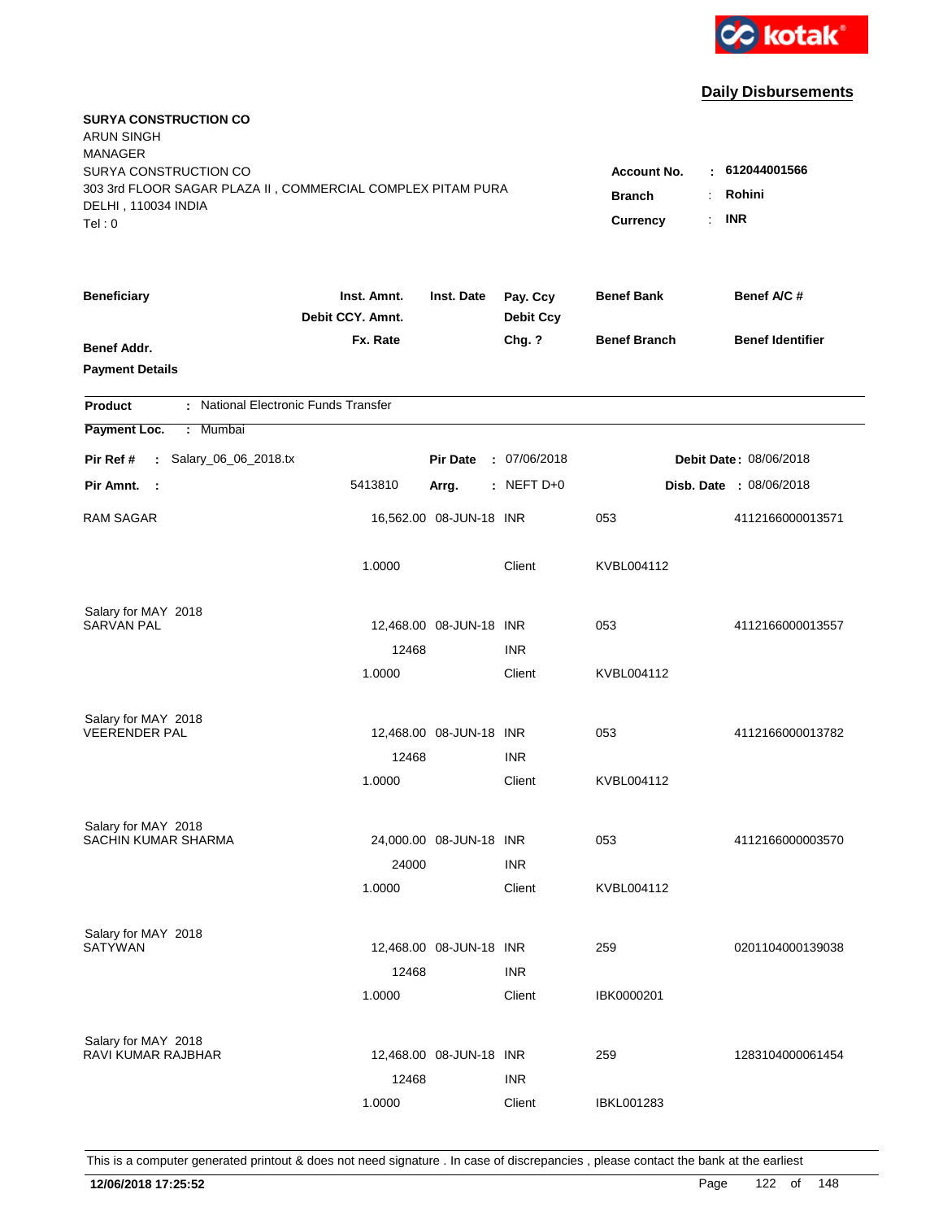kotak

## Daily Disbursements

**SURYA CONSTRUCTION CO**
ARUN SINGH
MANAGER
SURYA CONSTRUCTION CO
303 3rd FLOOR SAGAR PLAZA II , COMMERCIAL COMPLEX PITAM PURA
DELHI , 110034 INDIA
Tel : 0

**Account No.** : **612044001566**
**Branch** : **Rohini**
**Currency** : **INR**

| Beneficiary / Benef Addr. / Payment Details | Inst. Amnt. / Debit CCY. Amnt. / Fx. Rate | Inst. Date | Pay. Ccy / Debit Ccy / Chg. ? | Benef Bank / Benef Branch | Benef A/C # / Benef Identifier |
|---|---|---|---|---|---|

**Product** : National Electronic Funds Transfer
**Payment Loc.** : Mumbai

**Pir Ref #** : Salary_06_06_2018.tx  **Pir Date** : 07/06/2018  **Debit Date** : 08/06/2018
**Pir Amnt.** : 5413810  **Arrg.** : NEFT D+0  **Disb. Date** : 08/06/2018

| Beneficiary | Inst. Amnt. | Inst. Date | Pay. Ccy | Benef Bank | Benef A/C # |
|---|---|---|---|---|---|
| RAM SAGAR | 16,562.00 | 08-JUN-18 | INR | 053 | 4112166000013571 |
| | 1.0000 | | Client | KVBL004112 | |
| Salary for MAY 2018 | | | | | |
| SARVAN PAL | 12,468.00 | 08-JUN-18 | INR | 053 | 4112166000013557 |
| | 12468 | | INR | | |
| | 1.0000 | | Client | KVBL004112 | |
| Salary for MAY 2018 | | | | | |
| VEERENDER PAL | 12,468.00 | 08-JUN-18 | INR | 053 | 4112166000013782 |
| | 12468 | | INR | | |
| | 1.0000 | | Client | KVBL004112 | |
| Salary for MAY 2018 | | | | | |
| SACHIN KUMAR SHARMA | 24,000.00 | 08-JUN-18 | INR | 053 | 4112166000003570 |
| | 24000 | | INR | | |
| | 1.0000 | | Client | KVBL004112 | |
| Salary for MAY 2018 | | | | | |
| SATYWAN | 12,468.00 | 08-JUN-18 | INR | 259 | 0201104000139038 |
| | 12468 | | INR | | |
| | 1.0000 | | Client | IBK0000201 | |
| Salary for MAY 2018 | | | | | |
| RAVI KUMAR RAJBHAR | 12,468.00 | 08-JUN-18 | INR | 259 | 1283104000061454 |
| | 12468 | | INR | | |
| | 1.0000 | | Client | IBKL001283 | |

This is a computer generated printout & does not need signature . In case of discrepancies , please contact the bank at the earliest

**12/06/2018 17:25:52**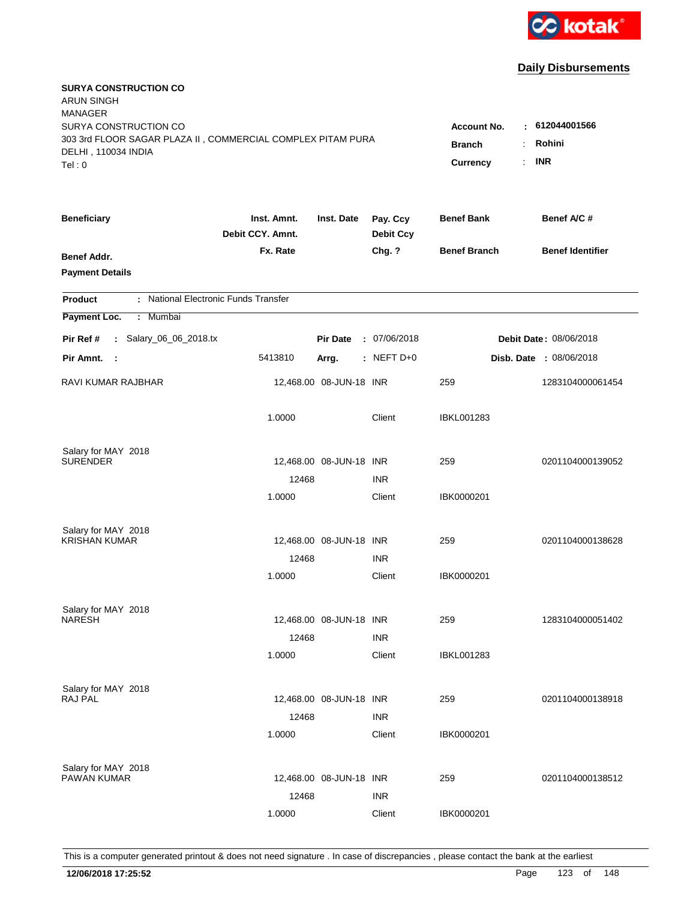kotak

## Daily Disbursements

**SURYA CONSTRUCTION CO**
ARUN SINGH
MANAGER
SURYA CONSTRUCTION CO
303 3rd FLOOR SAGAR PLAZA II , COMMERCIAL COMPLEX PITAM PURA
DELHI , 110034 INDIA
Tel : 0

**Account No.** : **612044001566**
**Branch** : **Rohini**
**Currency** : **INR**

| Beneficiary / Benef Addr. / Payment Details | Inst. Amnt. / Debit CCY. Amnt. / Fx. Rate | Inst. Date | Pay. Ccy / Debit Ccy / Chg. ? | Benef Bank / Benef Branch | Benef A/C # / Benef Identifier |
|---|---|---|---|---|---|

**Product** : National Electronic Funds Transfer
**Payment Loc.** : Mumbai

**Pir Ref #** : Salary_06_06_2018.tx **Pir Date** : 07/06/2018 **Debit Date** : 08/06/2018
**Pir Amnt.** : 5413810 **Arrg.** : NEFT D+0 **Disb. Date** : 08/06/2018

| Beneficiary | Inst. Amnt. | Inst. Date | Pay. Ccy | Benef Bank | Benef A/C # |
|---|---|---|---|---|---|
| RAVI KUMAR RAJBHAR | 12,468.00 | 08-JUN-18 | INR | 259 | 1283104000061454 |
| | 1.0000 | | Client | IBKL001283 | |
| Salary for MAY 2018 | | | | | |
| SURENDER | 12,468.00 | 08-JUN-18 | INR | 259 | 0201104000139052 |
| | 12468 | | INR | | |
| | 1.0000 | | Client | IBK0000201 | |
| Salary for MAY 2018 | | | | | |
| KRISHAN KUMAR | 12,468.00 | 08-JUN-18 | INR | 259 | 0201104000138628 |
| | 12468 | | INR | | |
| | 1.0000 | | Client | IBK0000201 | |
| Salary for MAY 2018 | | | | | |
| NARESH | 12,468.00 | 08-JUN-18 | INR | 259 | 1283104000051402 |
| | 12468 | | INR | | |
| | 1.0000 | | Client | IBKL001283 | |
| Salary for MAY 2018 | | | | | |
| RAJ PAL | 12,468.00 | 08-JUN-18 | INR | 259 | 0201104000138918 |
| | 12468 | | INR | | |
| | 1.0000 | | Client | IBK0000201 | |
| Salary for MAY 2018 | | | | | |
| PAWAN KUMAR | 12,468.00 | 08-JUN-18 | INR | 259 | 0201104000138512 |
| | 12468 | | INR | | |
| | 1.0000 | | Client | IBK0000201 | |

This is a computer generated printout & does not need signature . In case of discrepancies , please contact the bank at the earliest

**12/06/2018 17:25:52**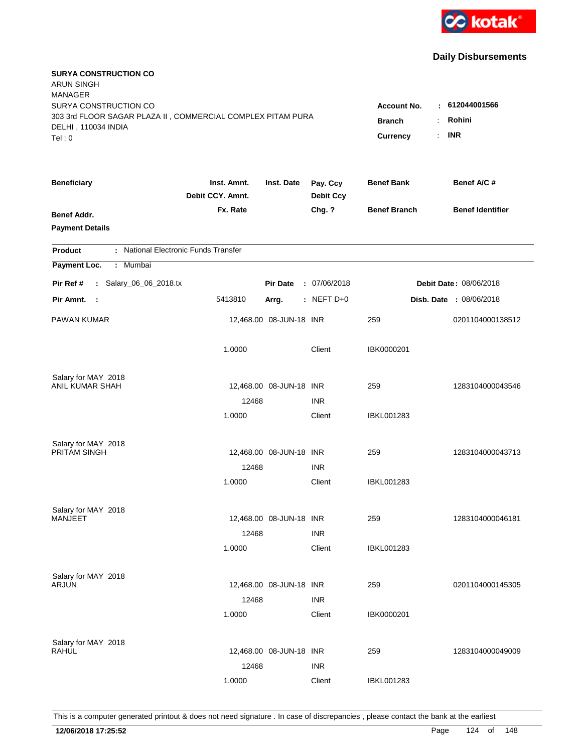**kotak**

## Daily Disbursements

**SURYA CONSTRUCTION CO**
ARUN SINGH
MANAGER
SURYA CONSTRUCTION CO
303 3rd FLOOR SAGAR PLAZA II , COMMERCIAL COMPLEX PITAM PURA
DELHI , 110034 INDIA
Tel : 0

**Account No.** : **612044001566**
**Branch** : **Rohini**
**Currency** : **INR**

| Beneficiary / Benef Addr. / Payment Details | Inst. Amnt. / Debit CCY. Amnt. / Fx. Rate | Inst. Date | Pay. Ccy / Debit Ccy / Chg. ? | Benef Bank / Benef Branch | Benef A/C # / Benef Identifier |
|---|---|---|---|---|---|

**Product** : National Electronic Funds Transfer
**Payment Loc.** : Mumbai

**Pir Ref #** : Salary_06_06_2018.tx | **Pir Date** : 07/06/2018 | **Debit Date** : 08/06/2018
**Pir Amnt.** : 5413810 | **Arrg.** : NEFT D+0 | **Disb. Date** : 08/06/2018

| Beneficiary | Inst. Amnt. | Inst. Date | Pay. Ccy | Benef Bank | Benef A/C # |
|---|---|---|---|---|---|
| PAWAN KUMAR | 12,468.00 | 08-JUN-18 | INR | 259 | 0201104000138512 |
| | 1.0000 | | Client | IBK0000201 | |
| Salary for MAY 2018 | | | | | |
| ANIL KUMAR SHAH | 12,468.00 | 08-JUN-18 | INR | 259 | 1283104000043546 |
| | 12468 | | INR | | |
| | 1.0000 | | Client | IBKL001283 | |
| Salary for MAY 2018 | | | | | |
| PRITAM SINGH | 12,468.00 | 08-JUN-18 | INR | 259 | 1283104000043713 |
| | 12468 | | INR | | |
| | 1.0000 | | Client | IBKL001283 | |
| Salary for MAY 2018 | | | | | |
| MANJEET | 12,468.00 | 08-JUN-18 | INR | 259 | 1283104000046181 |
| | 12468 | | INR | | |
| | 1.0000 | | Client | IBKL001283 | |
| Salary for MAY 2018 | | | | | |
| ARJUN | 12,468.00 | 08-JUN-18 | INR | 259 | 0201104000145305 |
| | 12468 | | INR | | |
| | 1.0000 | | Client | IBK0000201 | |
| Salary for MAY 2018 | | | | | |
| RAHUL | 12,468.00 | 08-JUN-18 | INR | 259 | 1283104000049009 |
| | 12468 | | INR | | |
| | 1.0000 | | Client | IBKL001283 | |

This is a computer generated printout & does not need signature . In case of discrepancies , please contact the bank at the earliest

**12/06/2018 17:25:52**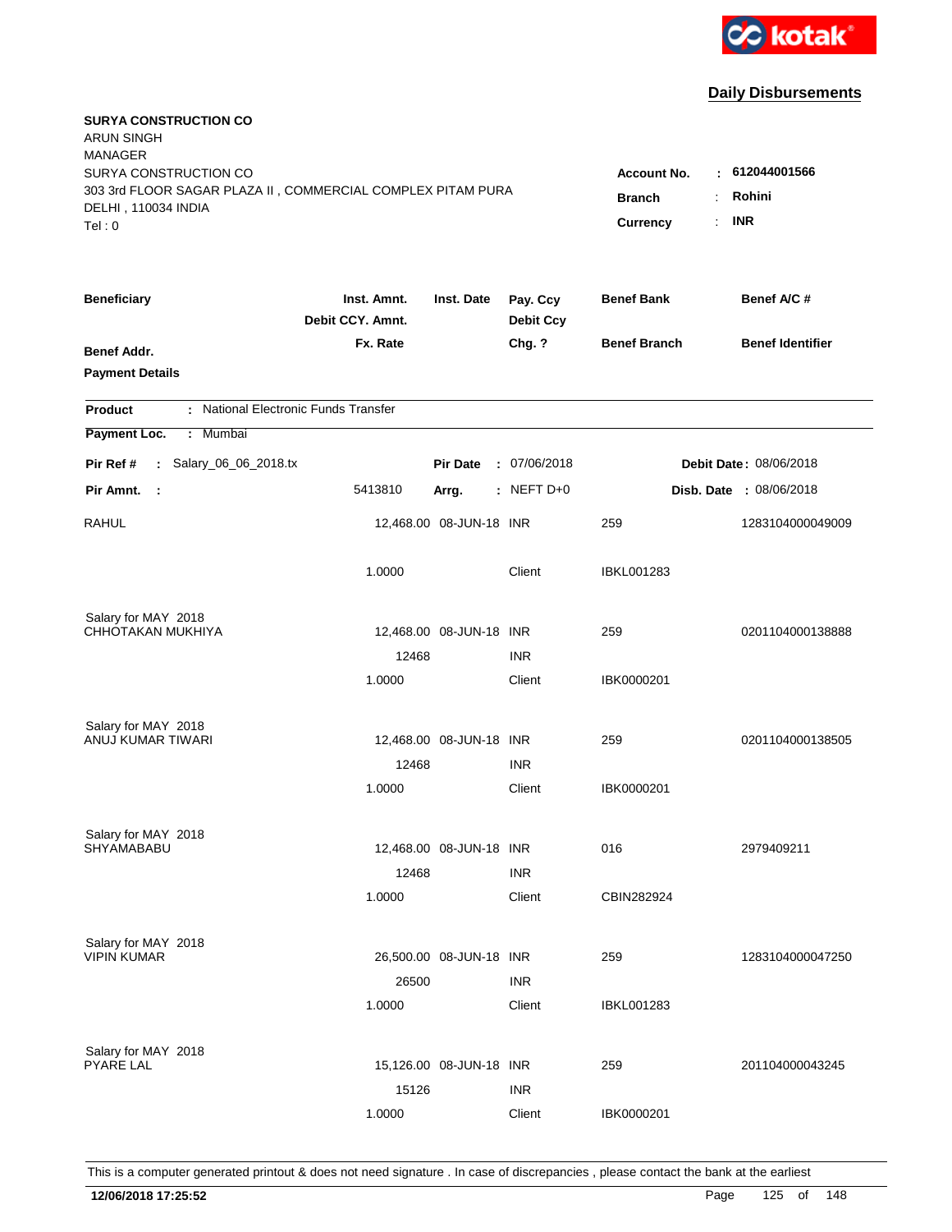**kotak**

## Daily Disbursements

**SURYA CONSTRUCTION CO**
ARUN SINGH
MANAGER
SURYA CONSTRUCTION CO
303 3rd FLOOR SAGAR PLAZA II , COMMERCIAL COMPLEX PITAM PURA
DELHI , 110034 INDIA
Tel : 0

**Account No.** : **612044001566**
**Branch** : **Rohini**
**Currency** : **INR**

| Beneficiary / Benef Addr. / Payment Details | Inst. Amnt. / Debit CCY. Amnt. / Fx. Rate | Inst. Date | Pay. Ccy / Debit Ccy / Chg. ? | Benef Bank / Benef Branch | Benef A/C # / Benef Identifier |
|---|---|---|---|---|---|

**Product** : National Electronic Funds Transfer
**Payment Loc.** : Mumbai

**Pir Ref #** : Salary_06_06_2018.tx &nbsp;&nbsp; **Pir Date** : 07/06/2018 &nbsp;&nbsp; **Debit Date** : 08/06/2018
**Pir Amnt.** : 5413810 &nbsp;&nbsp; **Arrg.** : NEFT D+0 &nbsp;&nbsp; **Disb. Date** : 08/06/2018

| Beneficiary | Amount | Inst. Date | Ccy | Benef Bank | Benef A/C # |
|---|---|---|---|---|---|
| RAHUL | 12,468.00 | 08-JUN-18 | INR | 259 | 1283104000049009 |
| | 1.0000 | | Client | IBKL001283 | |
| Salary for MAY 2018 | | | | | |
| CHHOTAKAN MUKHIYA | 12,468.00 | 08-JUN-18 | INR | 259 | 0201104000138888 |
| | 12468 | | INR | | |
| | 1.0000 | | Client | IBK0000201 | |
| Salary for MAY 2018 | | | | | |
| ANUJ KUMAR TIWARI | 12,468.00 | 08-JUN-18 | INR | 259 | 0201104000138505 |
| | 12468 | | INR | | |
| | 1.0000 | | Client | IBK0000201 | |
| Salary for MAY 2018 | | | | | |
| SHYAMABABU | 12,468.00 | 08-JUN-18 | INR | 016 | 2979409211 |
| | 12468 | | INR | | |
| | 1.0000 | | Client | CBIN282924 | |
| Salary for MAY 2018 | | | | | |
| VIPIN KUMAR | 26,500.00 | 08-JUN-18 | INR | 259 | 1283104000047250 |
| | 26500 | | INR | | |
| | 1.0000 | | Client | IBKL001283 | |
| Salary for MAY 2018 | | | | | |
| PYARE LAL | 15,126.00 | 08-JUN-18 | INR | 259 | 201104000043245 |
| | 15126 | | INR | | |
| | 1.0000 | | Client | IBK0000201 | |

This is a computer generated printout & does not need signature . In case of discrepancies , please contact the bank at the earliest

**12/06/2018 17:25:52**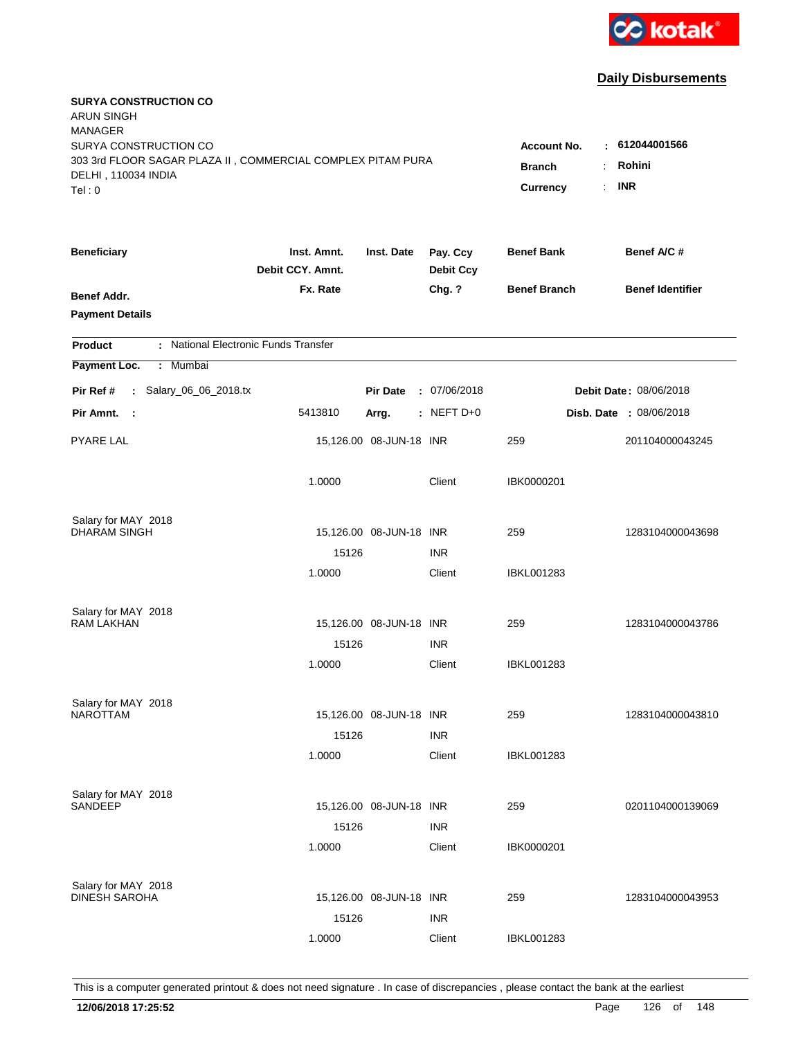kotak

## Daily Disbursements

**SURYA CONSTRUCTION CO**
ARUN SINGH
MANAGER
SURYA CONSTRUCTION CO
303 3rd FLOOR SAGAR PLAZA II , COMMERCIAL COMPLEX PITAM PURA
DELHI , 110034 INDIA
Tel : 0

**Account No.** : **612044001566**
**Branch** : **Rohini**
**Currency** : **INR**

| Beneficiary / Benef Addr. / Payment Details | Inst. Amnt. / Debit CCY. Amnt. / Fx. Rate | Inst. Date | Pay. Ccy / Debit Ccy / Chg. ? | Benef Bank / Benef Branch | Benef A/C # / Benef Identifier |
|---|---|---|---|---|---|

**Product** : National Electronic Funds Transfer
**Payment Loc.** : Mumbai

**Pir Ref #** : Salary_06_06_2018.tx | **Pir Date** : 07/06/2018 | **Debit Date** : 08/06/2018
**Pir Amnt.** : 5413810 | **Arrg.** : NEFT D+0 | **Disb. Date** : 08/06/2018

| Beneficiary | Inst. Amnt. | Inst. Date | Pay. Ccy | Benef Bank | Benef A/C # |
|---|---|---|---|---|---|
| PYARE LAL | 15,126.00 | 08-JUN-18 | INR | 259 | 201104000043245 |
| | 1.0000 | | Client | IBK0000201 | |
| Salary for MAY 2018 | | | | | |
| DHARAM SINGH | 15,126.00 | 08-JUN-18 | INR | 259 | 1283104000043698 |
| | 15126 | | INR | | |
| | 1.0000 | | Client | IBKL001283 | |
| Salary for MAY 2018 | | | | | |
| RAM LAKHAN | 15,126.00 | 08-JUN-18 | INR | 259 | 1283104000043786 |
| | 15126 | | INR | | |
| | 1.0000 | | Client | IBKL001283 | |
| Salary for MAY 2018 | | | | | |
| NAROTTAM | 15,126.00 | 08-JUN-18 | INR | 259 | 1283104000043810 |
| | 15126 | | INR | | |
| | 1.0000 | | Client | IBKL001283 | |
| Salary for MAY 2018 | | | | | |
| SANDEEP | 15,126.00 | 08-JUN-18 | INR | 259 | 0201104000139069 |
| | 15126 | | INR | | |
| | 1.0000 | | Client | IBK0000201 | |
| Salary for MAY 2018 | | | | | |
| DINESH SAROHA | 15,126.00 | 08-JUN-18 | INR | 259 | 1283104000043953 |
| | 15126 | | INR | | |
| | 1.0000 | | Client | IBKL001283 | |

This is a computer generated printout & does not need signature . In case of discrepancies , please contact the bank at the earliest

**12/06/2018 17:25:52**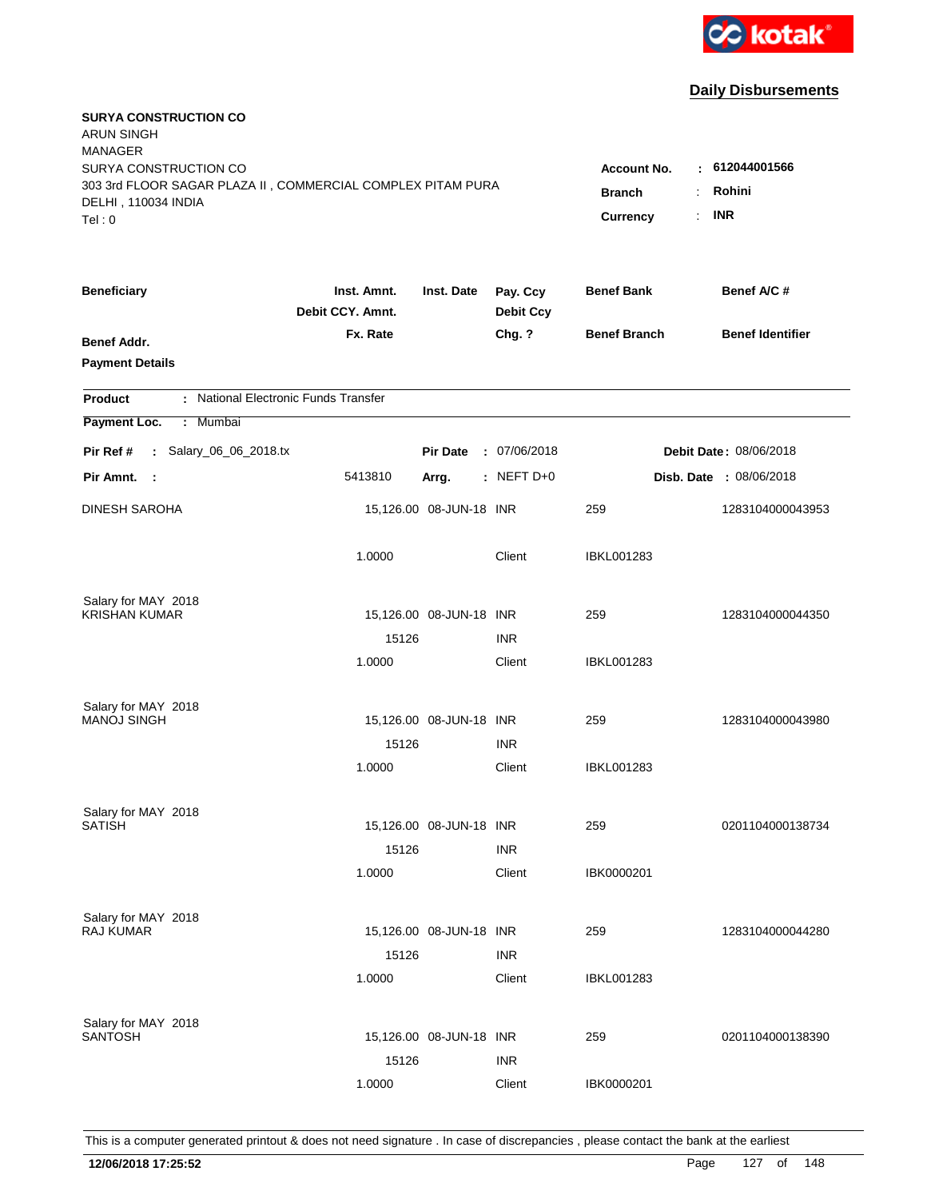kotak

## Daily Disbursements

**SURYA CONSTRUCTION CO**
ARUN SINGH
MANAGER
SURYA CONSTRUCTION CO
303 3rd FLOOR SAGAR PLAZA II , COMMERCIAL COMPLEX PITAM PURA
DELHI , 110034 INDIA
Tel : 0

**Account No.** : **612044001566**
**Branch** : **Rohini**
**Currency** : **INR**

| Beneficiary / Benef Addr. / Payment Details | Inst. Amnt. / Debit CCY. Amnt. / Fx. Rate | Inst. Date | Pay. Ccy / Debit Ccy / Chg. ? | Benef Bank / Benef Branch | Benef A/C # / Benef Identifier |
|---|---|---|---|---|---|

**Product** : National Electronic Funds Transfer

**Payment Loc.** : Mumbai

**Pir Ref #** : Salary_06_06_2018.tx | **Pir Date** : 07/06/2018 | **Debit Date** : 08/06/2018

**Pir Amnt.** : 5413810 | **Arrg.** : NEFT D+0 | **Disb. Date** : 08/06/2018

| Beneficiary | Inst. Amnt. | Inst. Date | Pay. Ccy | Benef Bank | Benef A/C # |
|---|---|---|---|---|---|
| DINESH SAROHA | 15,126.00 | 08-JUN-18 | INR | 259 | 1283104000043953 |
| | 1.0000 | | Client | IBKL001283 | |
| Salary for MAY 2018 | | | | | |
| KRISHAN KUMAR | 15,126.00 | 08-JUN-18 | INR | 259 | 1283104000044350 |
| | 15126 | | INR | | |
| | 1.0000 | | Client | IBKL001283 | |
| Salary for MAY 2018 | | | | | |
| MANOJ SINGH | 15,126.00 | 08-JUN-18 | INR | 259 | 1283104000043980 |
| | 15126 | | INR | | |
| | 1.0000 | | Client | IBKL001283 | |
| Salary for MAY 2018 | | | | | |
| SATISH | 15,126.00 | 08-JUN-18 | INR | 259 | 0201104000138734 |
| | 15126 | | INR | | |
| | 1.0000 | | Client | IBK0000201 | |
| Salary for MAY 2018 | | | | | |
| RAJ KUMAR | 15,126.00 | 08-JUN-18 | INR | 259 | 1283104000044280 |
| | 15126 | | INR | | |
| | 1.0000 | | Client | IBKL001283 | |
| Salary for MAY 2018 | | | | | |
| SANTOSH | 15,126.00 | 08-JUN-18 | INR | 259 | 0201104000138390 |
| | 15126 | | INR | | |
| | 1.0000 | | Client | IBK0000201 | |

This is a computer generated printout & does not need signature . In case of discrepancies , please contact the bank at the earliest

**12/06/2018 17:25:52**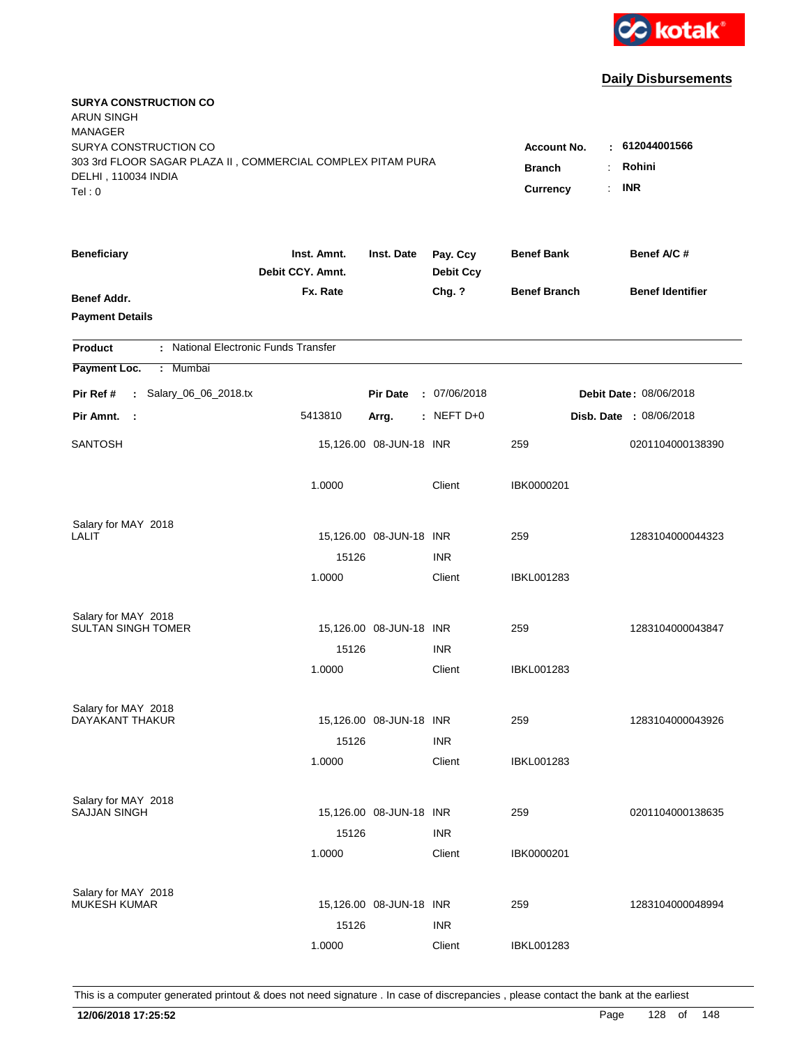kotak

## Daily Disbursements

**SURYA CONSTRUCTION CO**
ARUN SINGH
MANAGER
SURYA CONSTRUCTION CO
303 3rd FLOOR SAGAR PLAZA II , COMMERCIAL COMPLEX PITAM PURA
DELHI , 110034 INDIA
Tel : 0

**Account No.** : **612044001566**
**Branch** : **Rohini**
**Currency** : **INR**

| Beneficiary / Benef Addr. / Payment Details | Inst. Amnt. / Debit CCY. Amnt. / Fx. Rate | Inst. Date | Pay. Ccy / Debit Ccy / Chg. ? | Benef Bank / Benef Branch | Benef A/C # / Benef Identifier |
|---|---|---|---|---|---|

**Product** : National Electronic Funds Transfer
**Payment Loc.** : Mumbai

**Pir Ref #** : Salary_06_06_2018.tx | **Pir Date** : 07/06/2018 | **Debit Date** : 08/06/2018
**Pir Amnt.** : 5413810 | **Arrg.** : NEFT D+0 | **Disb. Date** : 08/06/2018

| Beneficiary | Inst. Amnt. | Inst. Date | Pay. Ccy | Benef Bank | Benef A/C # |
|---|---|---|---|---|---|
| SANTOSH | 15,126.00 | 08-JUN-18 | INR | 259 | 0201104000138390 |
| | 1.0000 | | Client | IBK0000201 | |
| Salary for MAY 2018 | | | | | |
| LALIT | 15,126.00 | 08-JUN-18 | INR | 259 | 1283104000044323 |
| | 15126 | | INR | | |
| | 1.0000 | | Client | IBKL001283 | |
| Salary for MAY 2018 | | | | | |
| SULTAN SINGH TOMER | 15,126.00 | 08-JUN-18 | INR | 259 | 1283104000043847 |
| | 15126 | | INR | | |
| | 1.0000 | | Client | IBKL001283 | |
| Salary for MAY 2018 | | | | | |
| DAYAKANT THAKUR | 15,126.00 | 08-JUN-18 | INR | 259 | 1283104000043926 |
| | 15126 | | INR | | |
| | 1.0000 | | Client | IBKL001283 | |
| Salary for MAY 2018 | | | | | |
| SAJJAN SINGH | 15,126.00 | 08-JUN-18 | INR | 259 | 0201104000138635 |
| | 15126 | | INR | | |
| | 1.0000 | | Client | IBK0000201 | |
| Salary for MAY 2018 | | | | | |
| MUKESH KUMAR | 15,126.00 | 08-JUN-18 | INR | 259 | 1283104000048994 |
| | 15126 | | INR | | |
| | 1.0000 | | Client | IBKL001283 | |

This is a computer generated printout & does not need signature . In case of discrepancies , please contact the bank at the earliest

**12/06/2018 17:25:52**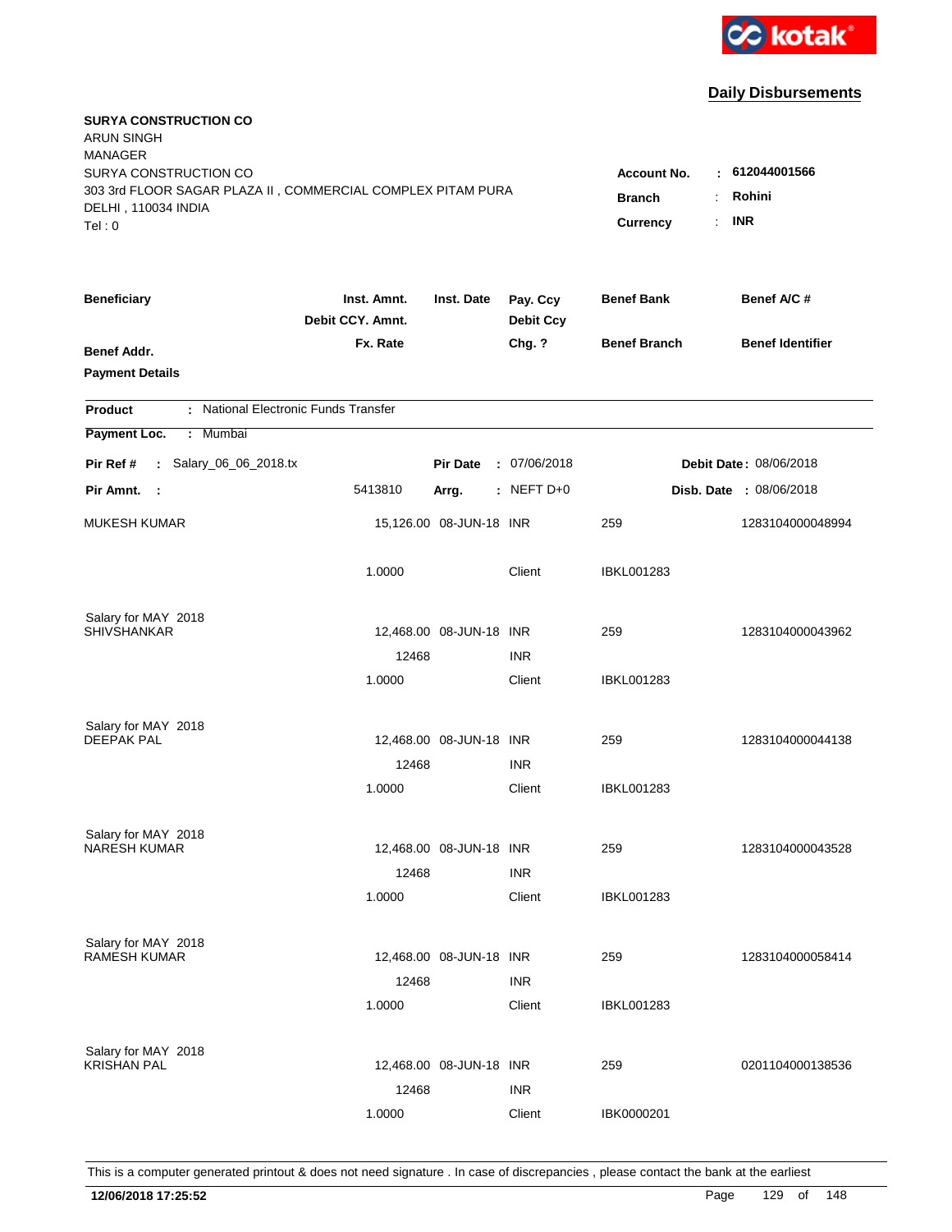kotak

## Daily Disbursements

**SURYA CONSTRUCTION CO**
ARUN SINGH
MANAGER
SURYA CONSTRUCTION CO
303 3rd FLOOR SAGAR PLAZA II , COMMERCIAL COMPLEX PITAM PURA
DELHI , 110034 INDIA
Tel : 0

**Account No.** : **612044001566**
**Branch** : **Rohini**
**Currency** : **INR**

| Beneficiary / Benef Addr. / Payment Details | Inst. Amnt. / Debit CCY. Amnt. / Fx. Rate | Inst. Date | Pay. Ccy / Debit Ccy / Chg. ? | Benef Bank / Benef Branch | Benef A/C # / Benef Identifier |
|---|---|---|---|---|---|

**Product** : National Electronic Funds Transfer
**Payment Loc.** : Mumbai

**Pir Ref #** : Salary_06_06_2018.tx | **Pir Date** : 07/06/2018 | **Debit Date** : 08/06/2018
**Pir Amnt.** : 5413810 | **Arrg.** : NEFT D+0 | **Disb. Date** : 08/06/2018

| Beneficiary | Inst. Amnt. | Inst. Date | Pay. Ccy | Benef Bank | Benef A/C # |
|---|---|---|---|---|---|
| MUKESH KUMAR | 15,126.00 | 08-JUN-18 | INR | 259 | 1283104000048994 |
| | 1.0000 | | Client | IBKL001283 | |
| Salary for MAY 2018 | | | | | |
| SHIVSHANKAR | 12,468.00 | 08-JUN-18 | INR | 259 | 1283104000043962 |
| | 12468 | | INR | | |
| | 1.0000 | | Client | IBKL001283 | |
| Salary for MAY 2018 | | | | | |
| DEEPAK PAL | 12,468.00 | 08-JUN-18 | INR | 259 | 1283104000044138 |
| | 12468 | | INR | | |
| | 1.0000 | | Client | IBKL001283 | |
| Salary for MAY 2018 | | | | | |
| NARESH KUMAR | 12,468.00 | 08-JUN-18 | INR | 259 | 1283104000043528 |
| | 12468 | | INR | | |
| | 1.0000 | | Client | IBKL001283 | |
| Salary for MAY 2018 | | | | | |
| RAMESH KUMAR | 12,468.00 | 08-JUN-18 | INR | 259 | 1283104000058414 |
| | 12468 | | INR | | |
| | 1.0000 | | Client | IBKL001283 | |
| Salary for MAY 2018 | | | | | |
| KRISHAN PAL | 12,468.00 | 08-JUN-18 | INR | 259 | 0201104000138536 |
| | 12468 | | INR | | |
| | 1.0000 | | Client | IBK0000201 | |

This is a computer generated printout & does not need signature . In case of discrepancies , please contact the bank at the earliest

**12/06/2018 17:25:52**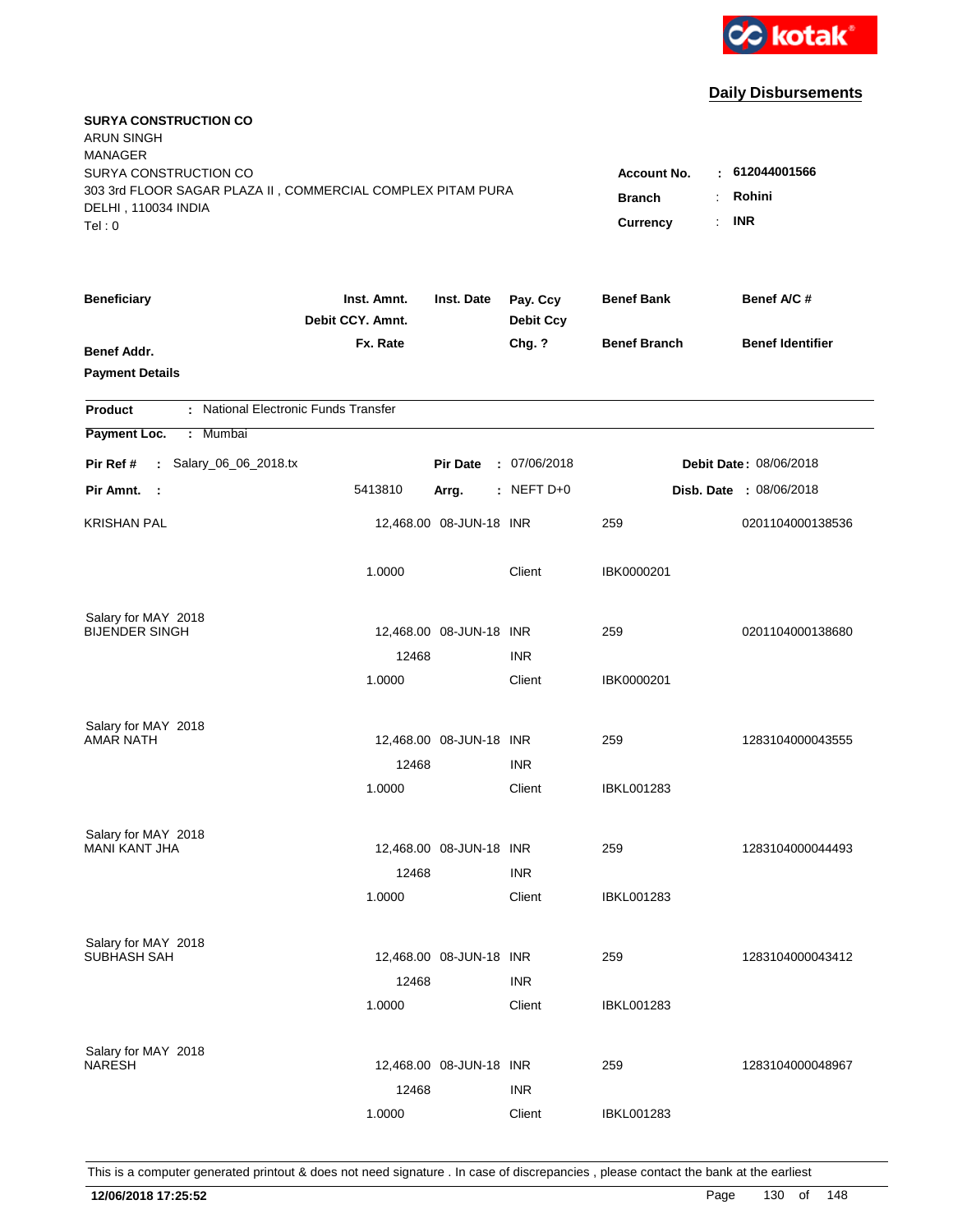kotak

## Daily Disbursements

**SURYA CONSTRUCTION CO**
ARUN SINGH
MANAGER
SURYA CONSTRUCTION CO
303 3rd FLOOR SAGAR PLAZA II , COMMERCIAL COMPLEX PITAM PURA
DELHI , 110034 INDIA
Tel : 0

**Account No.** : **612044001566**
**Branch** : **Rohini**
**Currency** : **INR**

| Beneficiary | Inst. Amnt. / Debit CCY. Amnt. / Fx. Rate | Inst. Date | Pay. Ccy / Debit Ccy / Chg. ? | Benef Bank / Benef Branch | Benef A/C # / Benef Identifier |
|---|---|---|---|---|---|
| **Benef Addr.** / **Payment Details** | | | | | |

**Product** : National Electronic Funds Transfer
**Payment Loc.** : Mumbai

**Pir Ref #** : Salary_06_06_2018.tx **Pir Date** : 07/06/2018 **Debit Date** : 08/06/2018
**Pir Amnt.** : 5413810 **Arrg.** : NEFT D+0 **Disb. Date** : 08/06/2018

| Beneficiary | Inst. Amnt. / Debit CCY. Amnt. / Fx. Rate | Inst. Date | Pay. Ccy / Debit Ccy / Chg. ? | Benef Bank / Benef Branch | Benef A/C # |
|---|---|---|---|---|---|
| KRISHAN PAL | 12,468.00 | 08-JUN-18 | INR | 259 | 0201104000138536 |
| | 1.0000 | | Client | IBK0000201 | |
| Salary for MAY 2018 | | | | | |
| BIJENDER SINGH | 12,468.00 | 08-JUN-18 | INR | 259 | 0201104000138680 |
| | 12468 | | INR | | |
| | 1.0000 | | Client | IBK0000201 | |
| Salary for MAY 2018 | | | | | |
| AMAR NATH | 12,468.00 | 08-JUN-18 | INR | 259 | 1283104000043555 |
| | 12468 | | INR | | |
| | 1.0000 | | Client | IBKL001283 | |
| Salary for MAY 2018 | | | | | |
| MANI KANT JHA | 12,468.00 | 08-JUN-18 | INR | 259 | 1283104000044493 |
| | 12468 | | INR | | |
| | 1.0000 | | Client | IBKL001283 | |
| Salary for MAY 2018 | | | | | |
| SUBHASH SAH | 12,468.00 | 08-JUN-18 | INR | 259 | 1283104000043412 |
| | 12468 | | INR | | |
| | 1.0000 | | Client | IBKL001283 | |
| Salary for MAY 2018 | | | | | |
| NARESH | 12,468.00 | 08-JUN-18 | INR | 259 | 1283104000048967 |
| | 12468 | | INR | | |
| | 1.0000 | | Client | IBKL001283 | |

This is a computer generated printout & does not need signature . In case of discrepancies , please contact the bank at the earliest

**12/06/2018 17:25:52**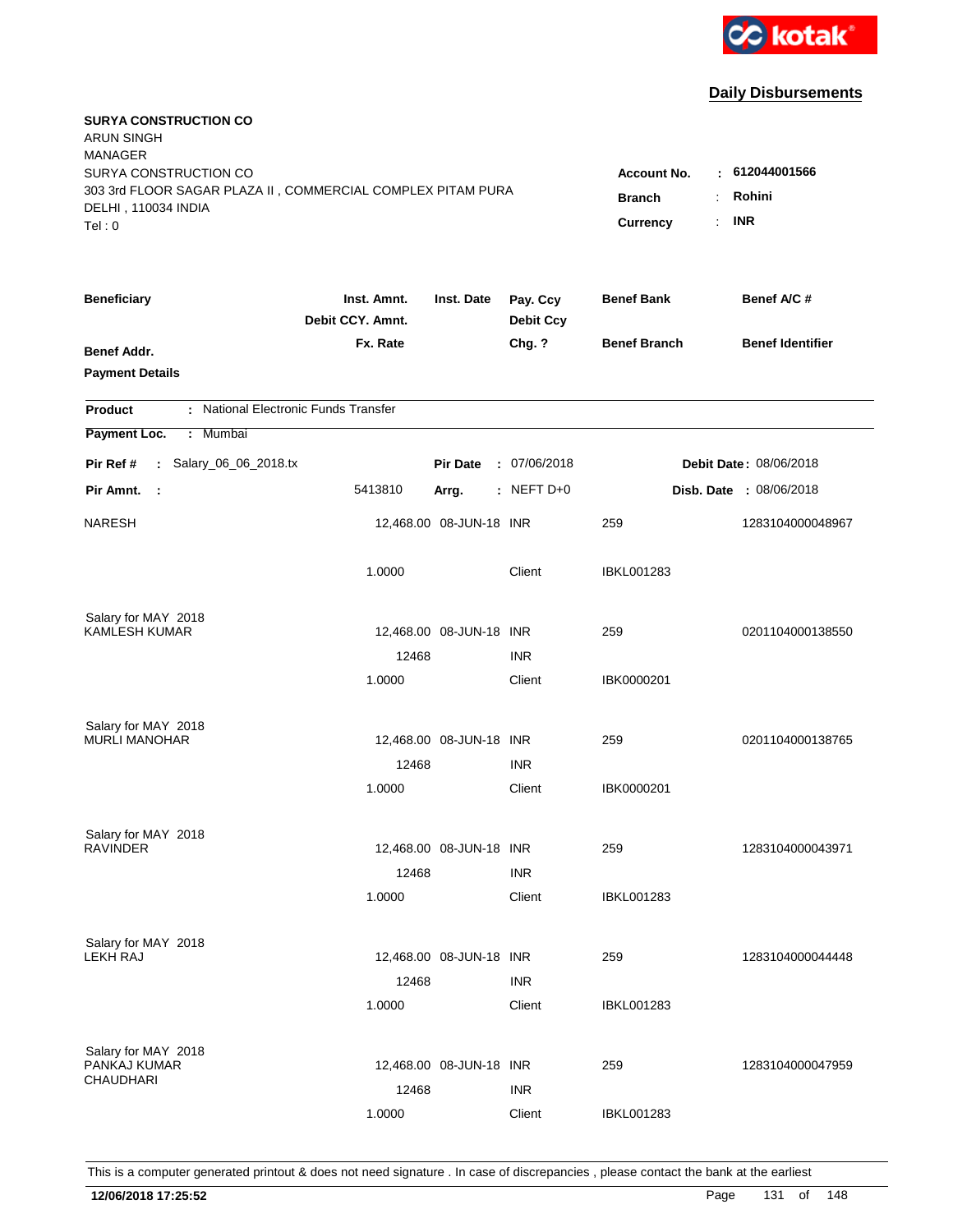kotak

## Daily Disbursements

**SURYA CONSTRUCTION CO**
ARUN SINGH
MANAGER
SURYA CONSTRUCTION CO
303 3rd FLOOR SAGAR PLAZA II , COMMERCIAL COMPLEX PITAM PURA
DELHI , 110034 INDIA
Tel : 0

**Account No.** : **612044001566**
**Branch** : **Rohini**
**Currency** : **INR**

| Beneficiary / Benef Addr. / Payment Details | Inst. Amnt. / Debit CCY. Amnt. / Fx. Rate | Inst. Date | Pay. Ccy / Debit Ccy / Chg. ? | Benef Bank / Benef Branch | Benef A/C # / Benef Identifier |
|---|---|---|---|---|---|

**Product** : National Electronic Funds Transfer

**Payment Loc.** : Mumbai

**Pir Ref #** : Salary_06_06_2018.tx | **Pir Date** : 07/06/2018 | **Debit Date** : 08/06/2018

**Pir Amnt.** : 5413810 | **Arrg.** : NEFT D+0 | **Disb. Date** : 08/06/2018

| Beneficiary | Inst. Amnt. | Inst. Date | Pay. Ccy | Benef Bank | Benef A/C # |
|---|---|---|---|---|---|
| NARESH | 12,468.00 | 08-JUN-18 | INR | 259 | 1283104000048967 |
| | 1.0000 | | Client | IBKL001283 | |
| Salary for MAY 2018 | | | | | |
| KAMLESH KUMAR | 12,468.00 | 08-JUN-18 | INR | 259 | 0201104000138550 |
| | 12468 | | INR | | |
| | 1.0000 | | Client | IBK0000201 | |
| Salary for MAY 2018 | | | | | |
| MURLI MANOHAR | 12,468.00 | 08-JUN-18 | INR | 259 | 0201104000138765 |
| | 12468 | | INR | | |
| | 1.0000 | | Client | IBK0000201 | |
| Salary for MAY 2018 | | | | | |
| RAVINDER | 12,468.00 | 08-JUN-18 | INR | 259 | 1283104000043971 |
| | 12468 | | INR | | |
| | 1.0000 | | Client | IBKL001283 | |
| Salary for MAY 2018 | | | | | |
| LEKH RAJ | 12,468.00 | 08-JUN-18 | INR | 259 | 1283104000044448 |
| | 12468 | | INR | | |
| | 1.0000 | | Client | IBKL001283 | |
| Salary for MAY 2018 | | | | | |
| PANKAJ KUMAR CHAUDHARI | 12,468.00 | 08-JUN-18 | INR | 259 | 1283104000047959 |
| | 12468 | | INR | | |
| | 1.0000 | | Client | IBKL001283 | |

This is a computer generated printout & does not need signature . In case of discrepancies , please contact the bank at the earliest

**12/06/2018 17:25:52**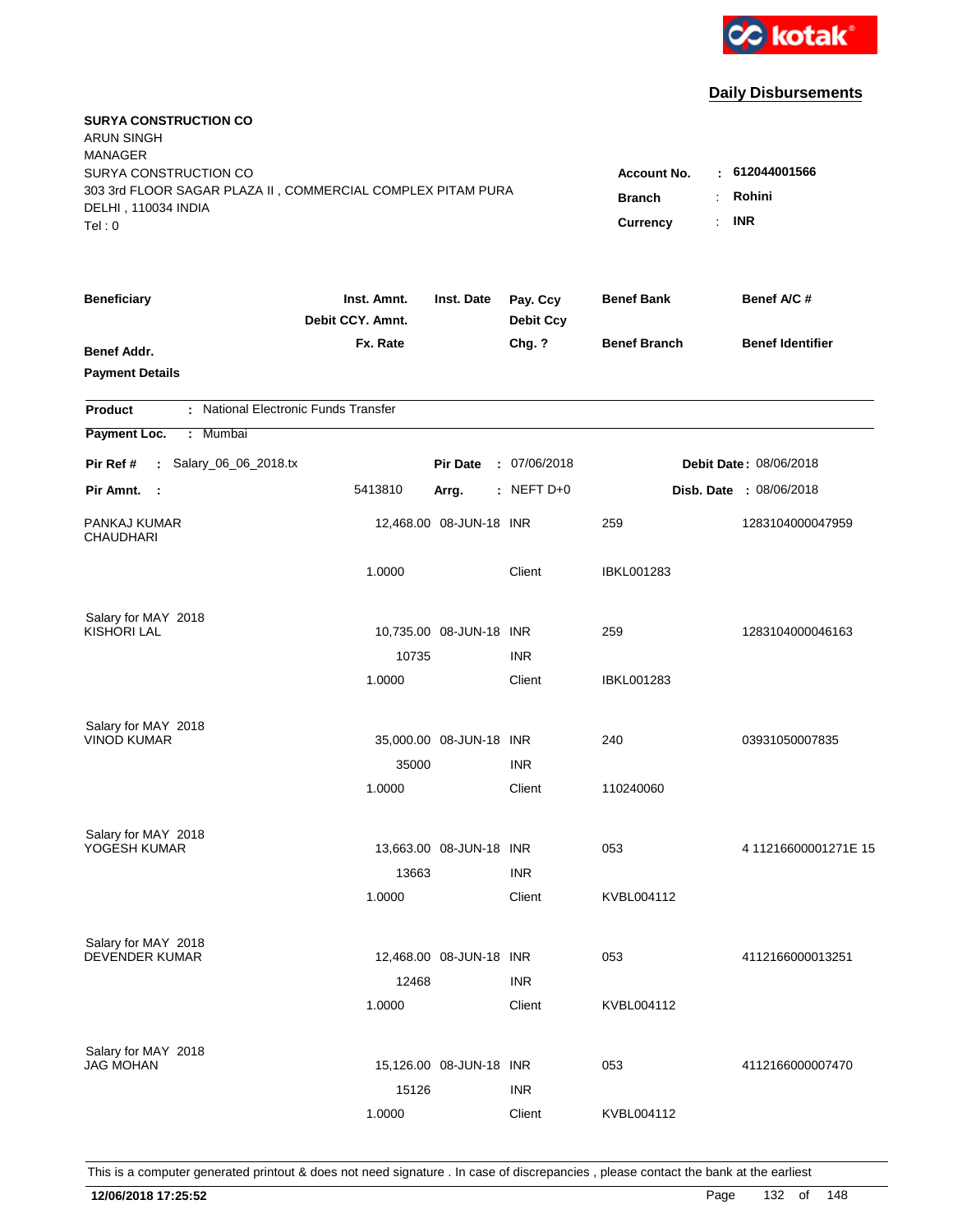kotak

## Daily Disbursements

**SURYA CONSTRUCTION CO**
ARUN SINGH
MANAGER
SURYA CONSTRUCTION CO
303 3rd FLOOR SAGAR PLAZA II , COMMERCIAL COMPLEX PITAM PURA
DELHI , 110034 INDIA
Tel : 0

**Account No.** : **612044001566**
**Branch** : **Rohini**
**Currency** : **INR**

| Beneficiary | Inst. Amnt. / Debit CCY. Amnt. / Fx. Rate | Inst. Date | Pay. Ccy / Debit Ccy / Chg. ? | Benef Bank / Benef Branch | Benef A/C # / Benef Identifier |
|---|---|---|---|---|---|
| **Benef Addr.** | | | | | |
| **Payment Details** | | | | | |

**Product** : National Electronic Funds Transfer
**Payment Loc.** : Mumbai

**Pir Ref #** : Salary_06_06_2018.tx &nbsp;&nbsp; **Pir Date** : 07/06/2018 &nbsp;&nbsp; **Debit Date** : 08/06/2018
**Pir Amnt.** : 5413810 &nbsp;&nbsp; **Arrg.** : NEFT D+0 &nbsp;&nbsp; **Disb. Date** : 08/06/2018

| Beneficiary | Inst. Amnt. / Debit CCY. Amnt. / Fx. Rate | Inst. Date | Pay. Ccy / Debit Ccy / Chg. ? | Benef Bank / Benef Branch | Benef A/C # |
|---|---|---|---|---|---|
| PANKAJ KUMAR CHAUDHARI | 12,468.00 | 08-JUN-18 | INR | 259 | 1283104000047959 |
| | 1.0000 | | Client | IBKL001283 | |
| Salary for MAY 2018 | | | | | |
| KISHORI LAL | 10,735.00 | 08-JUN-18 | INR | 259 | 1283104000046163 |
| | 10735 | | INR | | |
| | 1.0000 | | Client | IBKL001283 | |
| Salary for MAY 2018 | | | | | |
| VINOD KUMAR | 35,000.00 | 08-JUN-18 | INR | 240 | 03931050007835 |
| | 35000 | | INR | | |
| | 1.0000 | | Client | 110240060 | |
| Salary for MAY 2018 | | | | | |
| YOGESH KUMAR | 13,663.00 | 08-JUN-18 | INR | 053 | 4 11216600001271E 15 |
| | 13663 | | INR | | |
| | 1.0000 | | Client | KVBL004112 | |
| Salary for MAY 2018 | | | | | |
| DEVENDER KUMAR | 12,468.00 | 08-JUN-18 | INR | 053 | 4112166000013251 |
| | 12468 | | INR | | |
| | 1.0000 | | Client | KVBL004112 | |
| Salary for MAY 2018 | | | | | |
| JAG MOHAN | 15,126.00 | 08-JUN-18 | INR | 053 | 4112166000007470 |
| | 15126 | | INR | | |
| | 1.0000 | | Client | KVBL004112 | |

This is a computer generated printout & does not need signature . In case of discrepancies , please contact the bank at the earliest

**12/06/2018 17:25:52**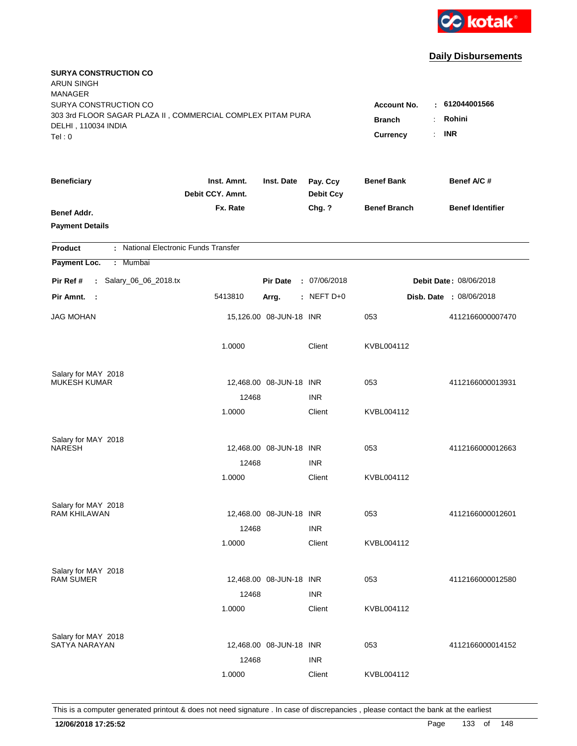kotak

**Daily Disbursements**

**SURYA CONSTRUCTION CO**
ARUN SINGH
MANAGER
SURYA CONSTRUCTION CO
303 3rd FLOOR SAGAR PLAZA II , COMMERCIAL COMPLEX PITAM PURA
DELHI , 110034 INDIA
Tel : 0

**Account No.** : **612044001566**
**Branch** : **Rohini**
**Currency** : **INR**

| Beneficiary | Inst. Amnt. / Debit CCY. Amnt. / Fx. Rate | Inst. Date | Pay. Ccy / Debit Ccy / Chg. ? | Benef Bank / Benef Branch | Benef A/C # / Benef Identifier |
|---|---|---|---|---|---|
| **Benef Addr.** | | | | | |
| **Payment Details** | | | | | |

**Product** : National Electronic Funds Transfer

**Payment Loc.** : Mumbai

**Pir Ref #** : Salary_06_06_2018.tx **Pir Date** : 07/06/2018 **Debit Date** : 08/06/2018

**Pir Amnt.** : 5413810 **Arrg.** : NEFT D+0 **Disb. Date** : 08/06/2018

| Beneficiary | Inst. Amnt. | Inst. Date | Pay. Ccy | Benef Bank | Benef A/C # |
|---|---|---|---|---|---|
| JAG MOHAN | 15,126.00 | 08-JUN-18 | INR | 053 | 4112166000007470 |
| | 1.0000 | | Client | KVBL004112 | |
| Salary for MAY 2018 | | | | | |
| MUKESH KUMAR | 12,468.00 | 08-JUN-18 | INR | 053 | 4112166000013931 |
| | 12468 | | INR | | |
| | 1.0000 | | Client | KVBL004112 | |
| Salary for MAY 2018 | | | | | |
| NARESH | 12,468.00 | 08-JUN-18 | INR | 053 | 4112166000012663 |
| | 12468 | | INR | | |
| | 1.0000 | | Client | KVBL004112 | |
| Salary for MAY 2018 | | | | | |
| RAM KHILAWAN | 12,468.00 | 08-JUN-18 | INR | 053 | 4112166000012601 |
| | 12468 | | INR | | |
| | 1.0000 | | Client | KVBL004112 | |
| Salary for MAY 2018 | | | | | |
| RAM SUMER | 12,468.00 | 08-JUN-18 | INR | 053 | 4112166000012580 |
| | 12468 | | INR | | |
| | 1.0000 | | Client | KVBL004112 | |
| Salary for MAY 2018 | | | | | |
| SATYA NARAYAN | 12,468.00 | 08-JUN-18 | INR | 053 | 4112166000014152 |
| | 12468 | | INR | | |
| | 1.0000 | | Client | KVBL004112 | |

This is a computer generated printout & does not need signature . In case of discrepancies , please contact the bank at the earliest

**12/06/2018 17:25:52**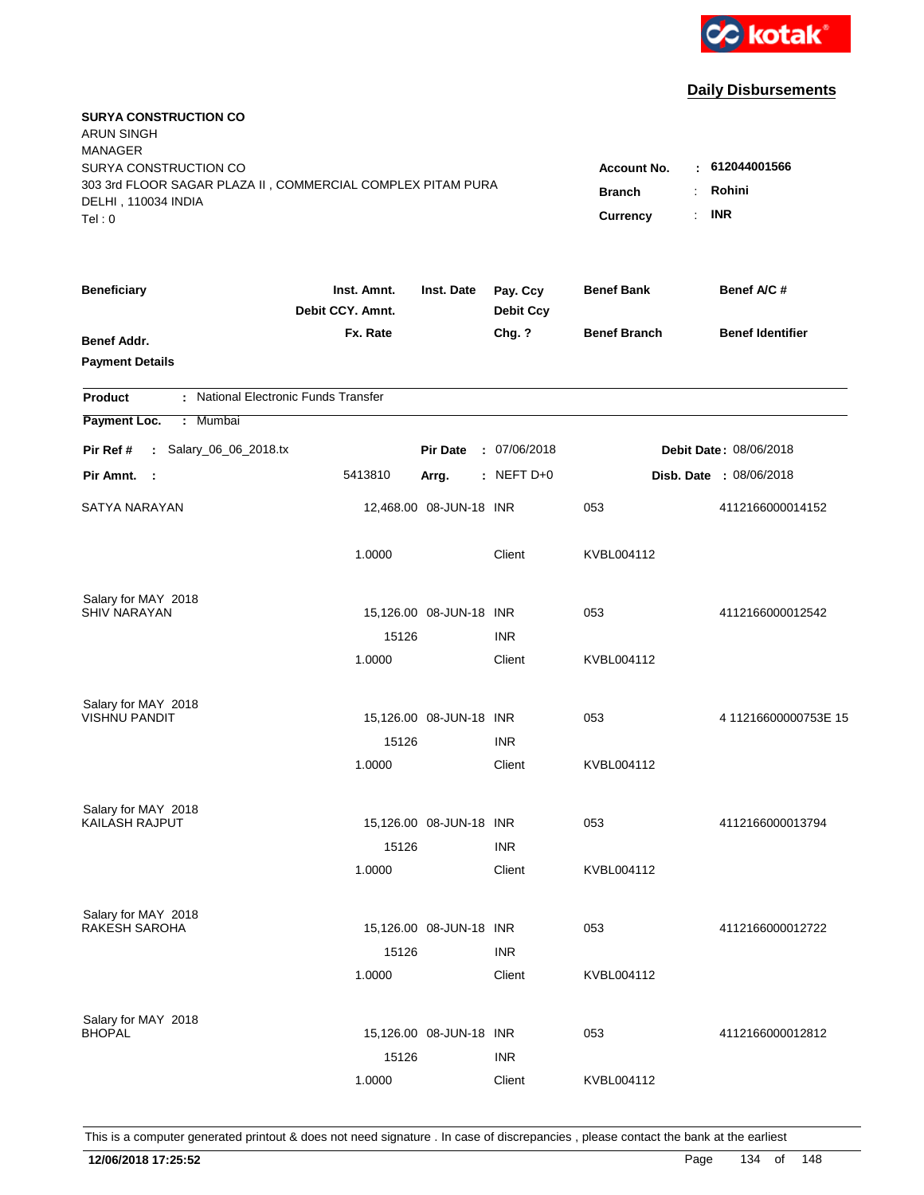kotak

## Daily Disbursements

**SURYA CONSTRUCTION CO**
ARUN SINGH
MANAGER
SURYA CONSTRUCTION CO
303 3rd FLOOR SAGAR PLAZA II , COMMERCIAL COMPLEX PITAM PURA
DELHI , 110034 INDIA
Tel : 0

**Account No.** : **612044001566**
**Branch** : **Rohini**
**Currency** : **INR**

| Beneficiary / Benef Addr. / Payment Details | Inst. Amnt. / Debit CCY. Amnt. / Fx. Rate | Inst. Date | Pay. Ccy / Debit Ccy / Chg. ? | Benef Bank / Benef Branch | Benef A/C # / Benef Identifier |
|---|---|---|---|---|---|

**Product** : National Electronic Funds Transfer
**Payment Loc.** : Mumbai

**Pir Ref #** : Salary_06_06_2018.tx | **Pir Date** : 07/06/2018 | **Debit Date** : 08/06/2018
**Pir Amnt.** : 5413810 | **Arrg.** : NEFT D+0 | **Disb. Date** : 08/06/2018

| Beneficiary | Inst. Amnt. | Inst. Date | Pay. Ccy | Benef Bank | Benef A/C # |
|---|---|---|---|---|---|
| SATYA NARAYAN | 12,468.00 | 08-JUN-18 | INR | 053 | 4112166000014152 |
| | 1.0000 | | Client | KVBL004112 | |
| Salary for MAY 2018 | | | | | |
| SHIV NARAYAN | 15,126.00 | 08-JUN-18 | INR | 053 | 4112166000012542 |
| | 15126 | | INR | | |
| | 1.0000 | | Client | KVBL004112 | |
| Salary for MAY 2018 | | | | | |
| VISHNU PANDIT | 15,126.00 | 08-JUN-18 | INR | 053 | 4 11216600000753E 15 |
| | 15126 | | INR | | |
| | 1.0000 | | Client | KVBL004112 | |
| Salary for MAY 2018 | | | | | |
| KAILASH RAJPUT | 15,126.00 | 08-JUN-18 | INR | 053 | 4112166000013794 |
| | 15126 | | INR | | |
| | 1.0000 | | Client | KVBL004112 | |
| Salary for MAY 2018 | | | | | |
| RAKESH SAROHA | 15,126.00 | 08-JUN-18 | INR | 053 | 4112166000012722 |
| | 15126 | | INR | | |
| | 1.0000 | | Client | KVBL004112 | |
| Salary for MAY 2018 | | | | | |
| BHOPAL | 15,126.00 | 08-JUN-18 | INR | 053 | 4112166000012812 |
| | 15126 | | INR | | |
| | 1.0000 | | Client | KVBL004112 | |

This is a computer generated printout & does not need signature . In case of discrepancies , please contact the bank at the earliest

**12/06/2018 17:25:52**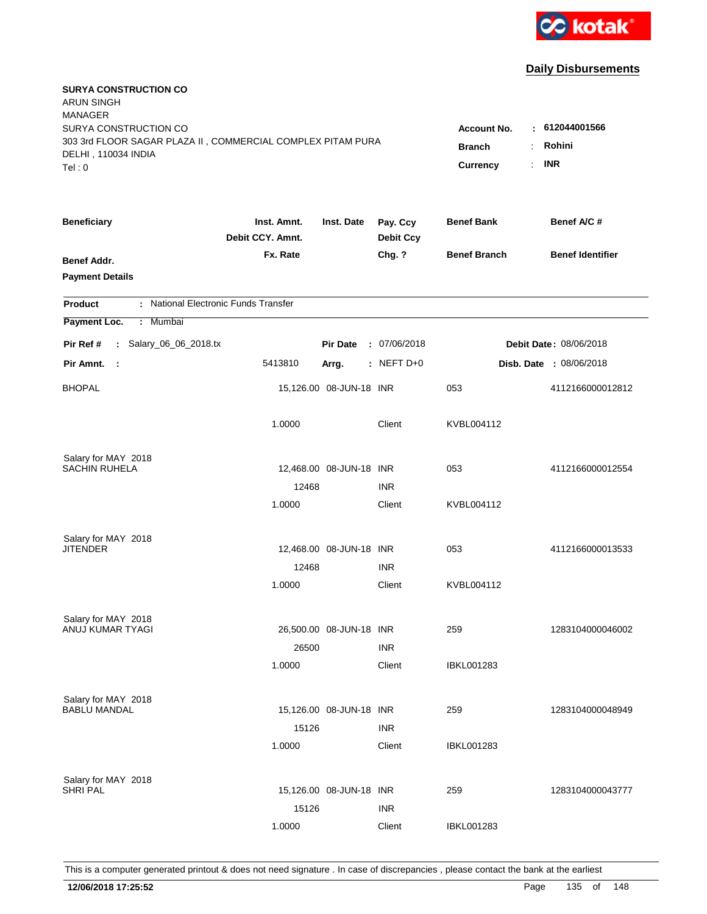**Daily Disbursements**

**SURYA CONSTRUCTION CO**
ARUN SINGH
MANAGER
SURYA CONSTRUCTION CO
303 3rd FLOOR SAGAR PLAZA II , COMMERCIAL COMPLEX PITAM PURA
DELHI , 110034 INDIA
Tel : 0

**Account No.** : **612044001566**
**Branch** : **Rohini**
**Currency** : **INR**

| Beneficiary / Benef Addr. / Payment Details | Inst. Amnt. / Debit CCY. Amnt. / Fx. Rate | Inst. Date | Pay. Ccy / Debit Ccy / Chg. ? | Benef Bank / Benef Branch | Benef A/C # / Benef Identifier |
|---|---|---|---|---|---|

**Product** : National Electronic Funds Transfer
**Payment Loc.** : Mumbai

**Pir Ref #** : Salary_06_06_2018.tx | **Pir Date** : 07/06/2018 | **Debit Date** : 08/06/2018
**Pir Amnt.** : 5413810 | **Arrg.** : NEFT D+0 | **Disb. Date** : 08/06/2018

| Beneficiary | Inst. Amnt. | Inst. Date | Pay. Ccy | Benef Bank | Benef A/C # |
|---|---|---|---|---|---|
| BHOPAL | 15,126.00 | 08-JUN-18 | INR | 053 | 4112166000012812 |
| | 1.0000 | | Client | KVBL004112 | |
| Salary for MAY 2018 | | | | | |
| SACHIN RUHELA | 12,468.00 | 08-JUN-18 | INR | 053 | 4112166000012554 |
| | 12468 | | INR | | |
| | 1.0000 | | Client | KVBL004112 | |
| Salary for MAY 2018 | | | | | |
| JITENDER | 12,468.00 | 08-JUN-18 | INR | 053 | 4112166000013533 |
| | 12468 | | INR | | |
| | 1.0000 | | Client | KVBL004112 | |
| Salary for MAY 2018 | | | | | |
| ANUJ KUMAR TYAGI | 26,500.00 | 08-JUN-18 | INR | 259 | 1283104000046002 |
| | 26500 | | INR | | |
| | 1.0000 | | Client | IBKL001283 | |
| Salary for MAY 2018 | | | | | |
| BABLU MANDAL | 15,126.00 | 08-JUN-18 | INR | 259 | 1283104000048949 |
| | 15126 | | INR | | |
| | 1.0000 | | Client | IBKL001283 | |
| Salary for MAY 2018 | | | | | |
| SHRI PAL | 15,126.00 | 08-JUN-18 | INR | 259 | 1283104000043777 |
| | 15126 | | INR | | |
| | 1.0000 | | Client | IBKL001283 | |

This is a computer generated printout & does not need signature . In case of discrepancies , please contact the bank at the earliest

**12/06/2018 17:25:52**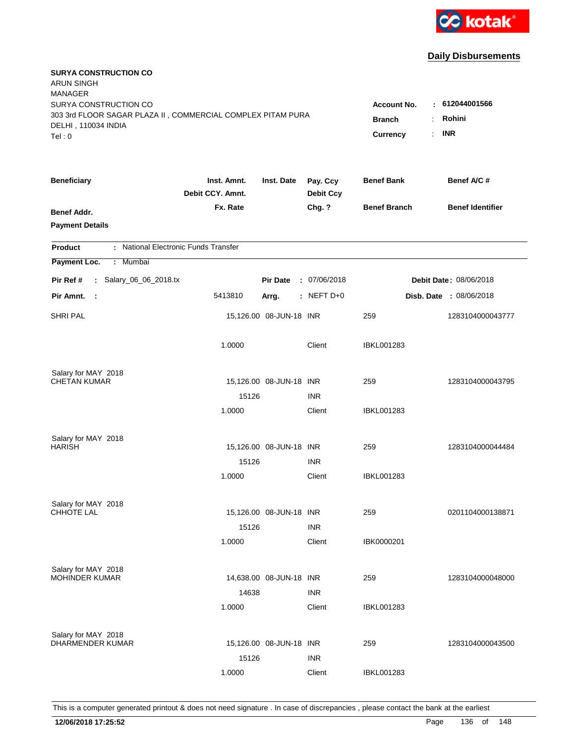kotak

## Daily Disbursements

**SURYA CONSTRUCTION CO**
ARUN SINGH
MANAGER
SURYA CONSTRUCTION CO
303 3rd FLOOR SAGAR PLAZA II , COMMERCIAL COMPLEX PITAM PURA
DELHI , 110034 INDIA
Tel : 0

**Account No.** : **612044001566**
**Branch** : **Rohini**
**Currency** : **INR**

| Beneficiary / Benef Addr. / Payment Details | Inst. Amnt. / Debit CCY. Amnt. / Fx. Rate | Inst. Date | Pay. Ccy / Debit Ccy / Chg. ? | Benef Bank / Benef Branch | Benef A/C # / Benef Identifier |
|---|---|---|---|---|---|

**Product** : National Electronic Funds Transfer
**Payment Loc.** : Mumbai

**Pir Ref #** : Salary_06_06_2018.tx — **Pir Date** : 07/06/2018 — **Debit Date** : 08/06/2018
**Pir Amnt.** : 5413810 — **Arrg.** : NEFT D+0 — **Disb. Date** : 08/06/2018

| Beneficiary | Inst. Amnt. | Inst. Date | Pay. Ccy | Benef Bank | Benef A/C # |
|---|---|---|---|---|---|
| SHRI PAL | 15,126.00 | 08-JUN-18 | INR | 259 | 1283104000043777 |
| | 1.0000 | | Client | IBKL001283 | |
| Salary for MAY 2018 | | | | | |
| CHETAN KUMAR | 15,126.00 | 08-JUN-18 | INR | 259 | 1283104000043795 |
| | 15126 | | INR | | |
| | 1.0000 | | Client | IBKL001283 | |
| Salary for MAY 2018 | | | | | |
| HARISH | 15,126.00 | 08-JUN-18 | INR | 259 | 1283104000044484 |
| | 15126 | | INR | | |
| | 1.0000 | | Client | IBKL001283 | |
| Salary for MAY 2018 | | | | | |
| CHHOTE LAL | 15,126.00 | 08-JUN-18 | INR | 259 | 0201104000138871 |
| | 15126 | | INR | | |
| | 1.0000 | | Client | IBK0000201 | |
| Salary for MAY 2018 | | | | | |
| MOHINDER KUMAR | 14,638.00 | 08-JUN-18 | INR | 259 | 1283104000048000 |
| | 14638 | | INR | | |
| | 1.0000 | | Client | IBKL001283 | |
| Salary for MAY 2018 | | | | | |
| DHARMENDER KUMAR | 15,126.00 | 08-JUN-18 | INR | 259 | 1283104000043500 |
| | 15126 | | INR | | |
| | 1.0000 | | Client | IBKL001283 | |

This is a computer generated printout & does not need signature . In case of discrepancies , please contact the bank at the earliest

**12/06/2018 17:25:52**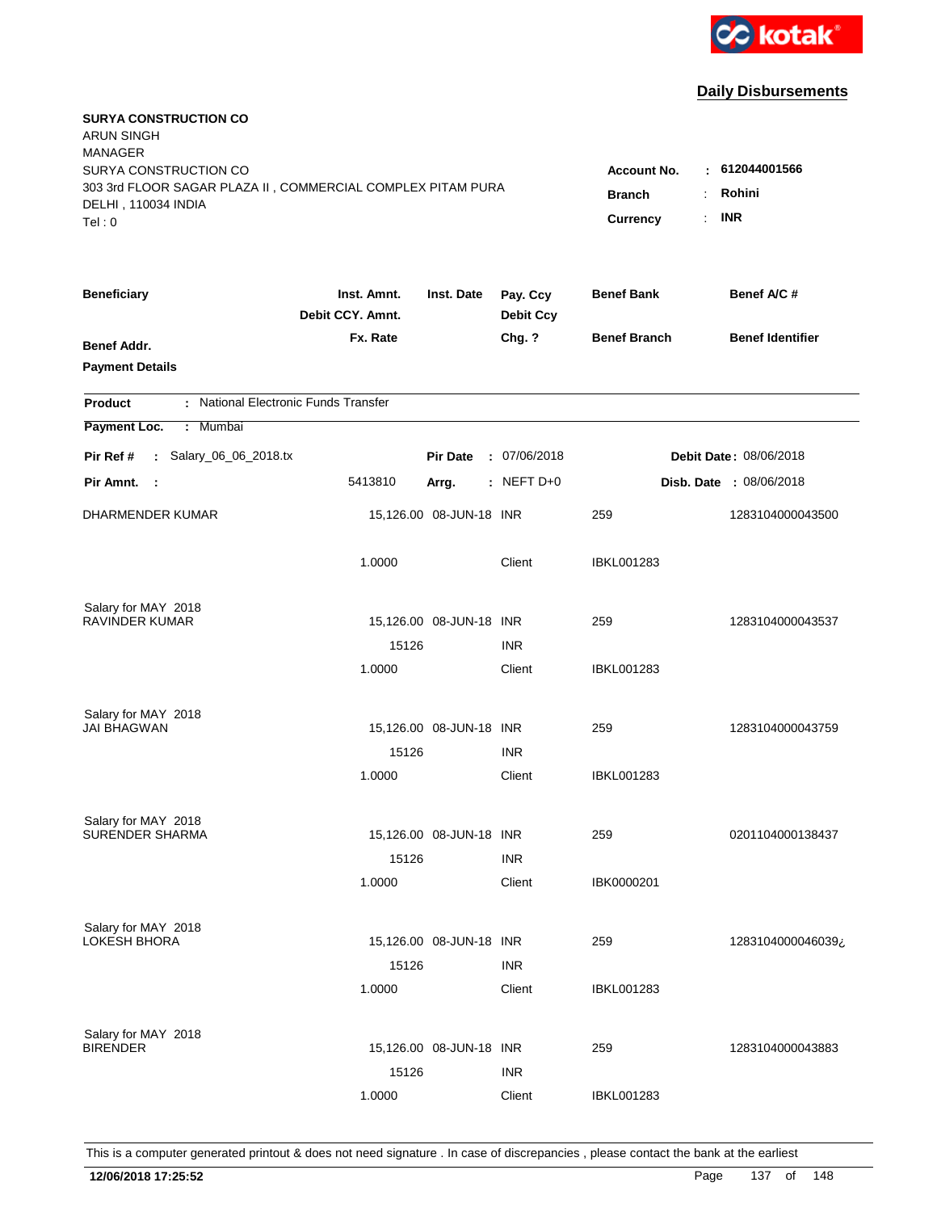kotak

**Daily Disbursements**

**SURYA CONSTRUCTION CO**
ARUN SINGH
MANAGER
SURYA CONSTRUCTION CO
303 3rd FLOOR SAGAR PLAZA II , COMMERCIAL COMPLEX PITAM PURA
DELHI , 110034 INDIA
Tel : 0

**Account No.** : **612044001566**
**Branch** : **Rohini**
**Currency** : **INR**

| Beneficiary / Benef Addr. / Payment Details | Inst. Amnt. / Debit CCY. Amnt. / Fx. Rate | Inst. Date | Pay. Ccy / Debit Ccy / Chg. ? | Benef Bank / Benef Branch | Benef A/C # / Benef Identifier |
|---|---|---|---|---|---|

**Product** : National Electronic Funds Transfer
**Payment Loc.** : Mumbai

**Pir Ref #** : Salary_06_06_2018.tx | **Pir Date** : 07/06/2018 | **Debit Date** : 08/06/2018
**Pir Amnt.** : 5413810 | **Arrg.** : NEFT D+0 | **Disb. Date** : 08/06/2018

| Beneficiary | Inst. Amnt. | Inst. Date | Pay. Ccy | Benef Bank | Benef A/C # |
|---|---|---|---|---|---|
| DHARMENDER KUMAR | 15,126.00 | 08-JUN-18 | INR | 259 | 1283104000043500 |
| | 1.0000 | | Client | IBKL001283 | |
| Salary for MAY 2018 | | | | | |
| RAVINDER KUMAR | 15,126.00 | 08-JUN-18 | INR | 259 | 1283104000043537 |
| | 15126 | | INR | | |
| | 1.0000 | | Client | IBKL001283 | |
| Salary for MAY 2018 | | | | | |
| JAI BHAGWAN | 15,126.00 | 08-JUN-18 | INR | 259 | 1283104000043759 |
| | 15126 | | INR | | |
| | 1.0000 | | Client | IBKL001283 | |
| Salary for MAY 2018 | | | | | |
| SURENDER SHARMA | 15,126.00 | 08-JUN-18 | INR | 259 | 0201104000138437 |
| | 15126 | | INR | | |
| | 1.0000 | | Client | IBK0000201 | |
| Salary for MAY 2018 | | | | | |
| LOKESH BHORA | 15,126.00 | 08-JUN-18 | INR | 259 | 1283104000046039¿ |
| | 15126 | | INR | | |
| | 1.0000 | | Client | IBKL001283 | |
| Salary for MAY 2018 | | | | | |
| BIRENDER | 15,126.00 | 08-JUN-18 | INR | 259 | 1283104000043883 |
| | 15126 | | INR | | |
| | 1.0000 | | Client | IBKL001283 | |

This is a computer generated printout & does not need signature . In case of discrepancies , please contact the bank at the earliest

**12/06/2018 17:25:52**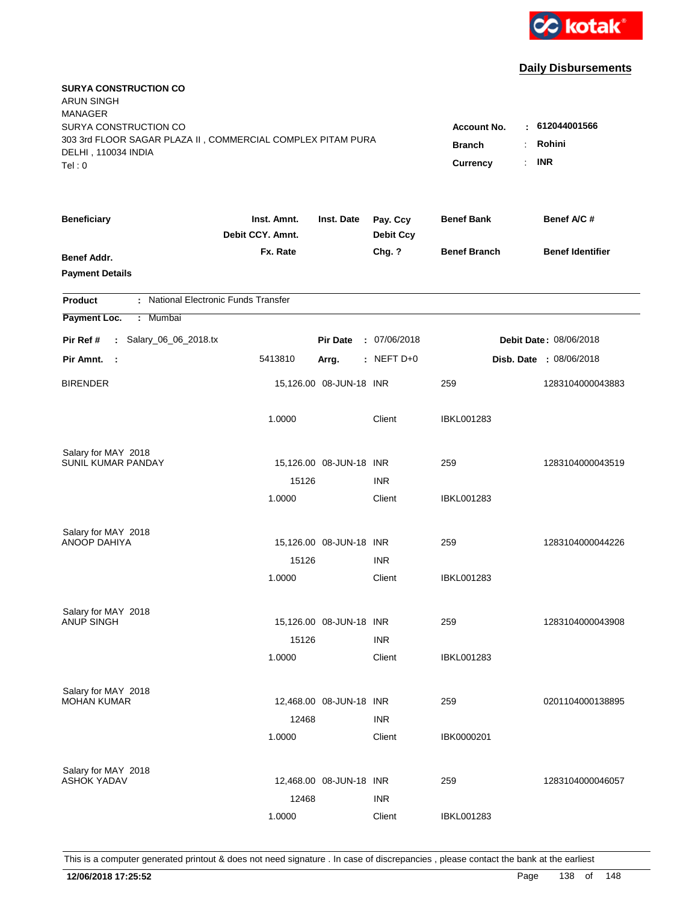kotak

## Daily Disbursements

**SURYA CONSTRUCTION CO**
ARUN SINGH
MANAGER
SURYA CONSTRUCTION CO
303 3rd FLOOR SAGAR PLAZA II , COMMERCIAL COMPLEX PITAM PURA
DELHI , 110034 INDIA
Tel : 0

**Account No.** : **612044001566**
**Branch** : **Rohini**
**Currency** : **INR**

| Beneficiary / Benef Addr. / Payment Details | Inst. Amnt. / Debit CCY. Amnt. / Fx. Rate | Inst. Date | Pay. Ccy / Debit Ccy / Chg. ? | Benef Bank / Benef Branch | Benef A/C # / Benef Identifier |
|---|---|---|---|---|---|

**Product** : National Electronic Funds Transfer
**Payment Loc.** : Mumbai

**Pir Ref #** : Salary_06_06_2018.tx **Pir Date** : 07/06/2018 **Debit Date** : 08/06/2018
**Pir Amnt.** : 5413810 **Arrg.** : NEFT D+0 **Disb. Date** : 08/06/2018

| Beneficiary | Inst. Amnt. / Debit CCY. Amnt. / Fx. Rate | Inst. Date | Pay. Ccy / Debit Ccy / Chg. ? | Benef Bank / Benef Branch | Benef A/C # |
|---|---|---|---|---|---|
| BIRENDER | 15,126.00 | 08-JUN-18 | INR | 259 | 1283104000043883 |
| | 1.0000 | | Client | IBKL001283 | |
| Salary for MAY 2018 | | | | | |
| SUNIL KUMAR PANDAY | 15,126.00 | 08-JUN-18 | INR | 259 | 1283104000043519 |
| | 15126 | | INR | | |
| | 1.0000 | | Client | IBKL001283 | |
| Salary for MAY 2018 | | | | | |
| ANOOP DAHIYA | 15,126.00 | 08-JUN-18 | INR | 259 | 1283104000044226 |
| | 15126 | | INR | | |
| | 1.0000 | | Client | IBKL001283 | |
| Salary for MAY 2018 | | | | | |
| ANUP SINGH | 15,126.00 | 08-JUN-18 | INR | 259 | 1283104000043908 |
| | 15126 | | INR | | |
| | 1.0000 | | Client | IBKL001283 | |
| Salary for MAY 2018 | | | | | |
| MOHAN KUMAR | 12,468.00 | 08-JUN-18 | INR | 259 | 0201104000138895 |
| | 12468 | | INR | | |
| | 1.0000 | | Client | IBK0000201 | |
| Salary for MAY 2018 | | | | | |
| ASHOK YADAV | 12,468.00 | 08-JUN-18 | INR | 259 | 1283104000046057 |
| | 12468 | | INR | | |
| | 1.0000 | | Client | IBKL001283 | |

This is a computer generated printout & does not need signature . In case of discrepancies , please contact the bank at the earliest

**12/06/2018 17:25:52**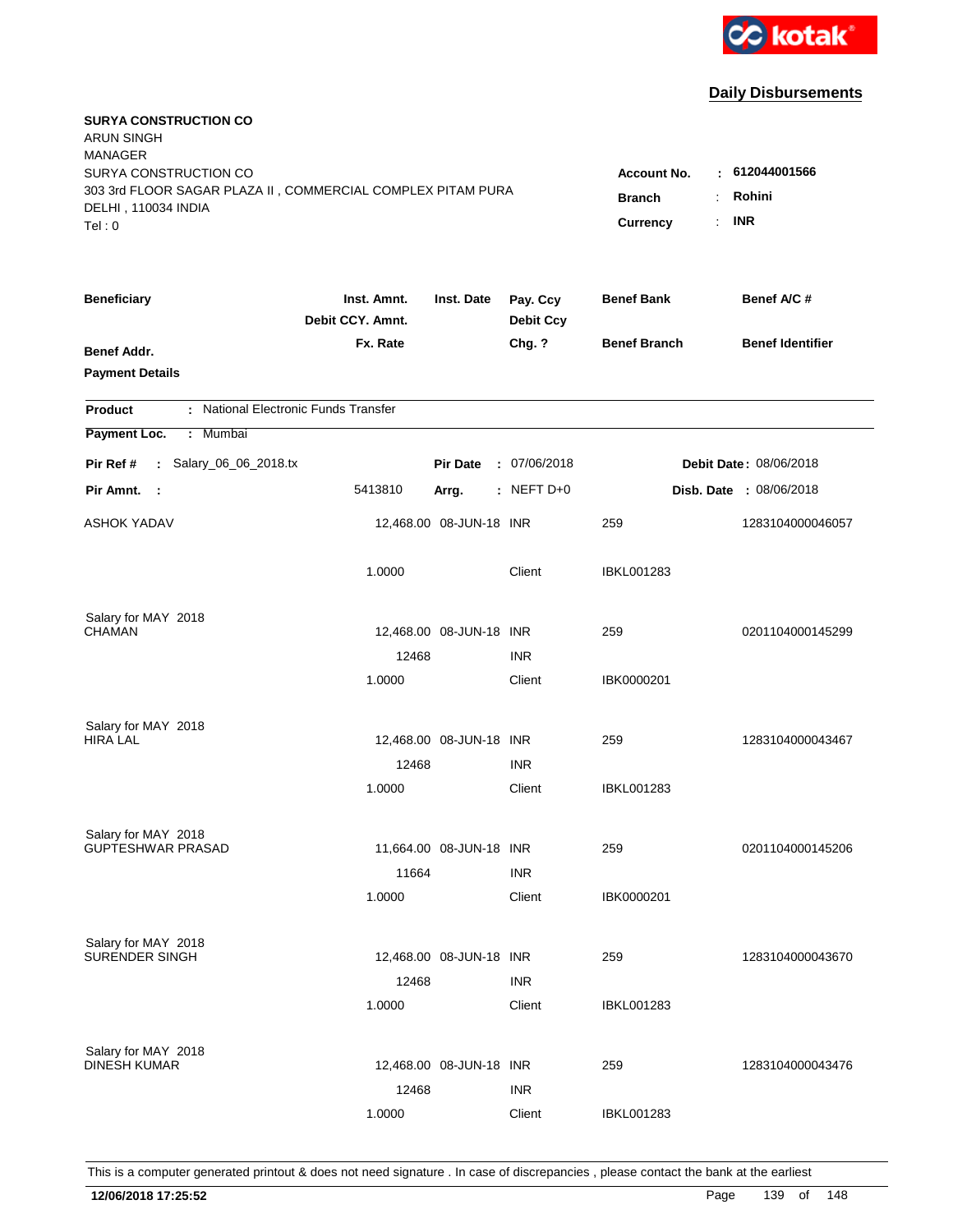kotak

## Daily Disbursements

**SURYA CONSTRUCTION CO**
ARUN SINGH
MANAGER
SURYA CONSTRUCTION CO
303 3rd FLOOR SAGAR PLAZA II , COMMERCIAL COMPLEX PITAM PURA
DELHI , 110034 INDIA
Tel : 0

**Account No.** : **612044001566**
**Branch** : **Rohini**
**Currency** : **INR**

| Beneficiary / Benef Addr. / Payment Details | Inst. Amnt. / Debit CCY. Amnt. / Fx. Rate | Inst. Date | Pay. Ccy / Debit Ccy / Chg. ? | Benef Bank / Benef Branch | Benef A/C # / Benef Identifier |
|---|---|---|---|---|---|

**Product** : National Electronic Funds Transfer
**Payment Loc.** : Mumbai
**Pir Ref #** : Salary_06_06_2018.tx **Pir Date** : 07/06/2018 **Debit Date** : 08/06/2018
**Pir Amnt.** : 5413810 **Arrg.** : NEFT D+0 **Disb. Date** : 08/06/2018

| Beneficiary | Inst. Amnt. / Debit CCY. Amnt. / Fx. Rate | Inst. Date | Pay. Ccy / Debit Ccy / Chg. ? | Benef Bank / Benef Branch | Benef A/C # |
|---|---|---|---|---|---|
| ASHOK YADAV | 12,468.00 | 08-JUN-18 | INR | 259 | 1283104000046057 |
| | 1.0000 | | Client | IBKL001283 | |
| Salary for MAY 2018 | | | | | |
| CHAMAN | 12,468.00 | 08-JUN-18 | INR | 259 | 0201104000145299 |
| | 12468 | | INR | | |
| | 1.0000 | | Client | IBK0000201 | |
| Salary for MAY 2018 | | | | | |
| HIRA LAL | 12,468.00 | 08-JUN-18 | INR | 259 | 1283104000043467 |
| | 12468 | | INR | | |
| | 1.0000 | | Client | IBKL001283 | |
| Salary for MAY 2018 | | | | | |
| GUPTESHWAR PRASAD | 11,664.00 | 08-JUN-18 | INR | 259 | 0201104000145206 |
| | 11664 | | INR | | |
| | 1.0000 | | Client | IBK0000201 | |
| Salary for MAY 2018 | | | | | |
| SURENDER SINGH | 12,468.00 | 08-JUN-18 | INR | 259 | 1283104000043670 |
| | 12468 | | INR | | |
| | 1.0000 | | Client | IBKL001283 | |
| Salary for MAY 2018 | | | | | |
| DINESH KUMAR | 12,468.00 | 08-JUN-18 | INR | 259 | 1283104000043476 |
| | 12468 | | INR | | |
| | 1.0000 | | Client | IBKL001283 | |

This is a computer generated printout & does not need signature . In case of discrepancies , please contact the bank at the earliest

**12/06/2018 17:25:52**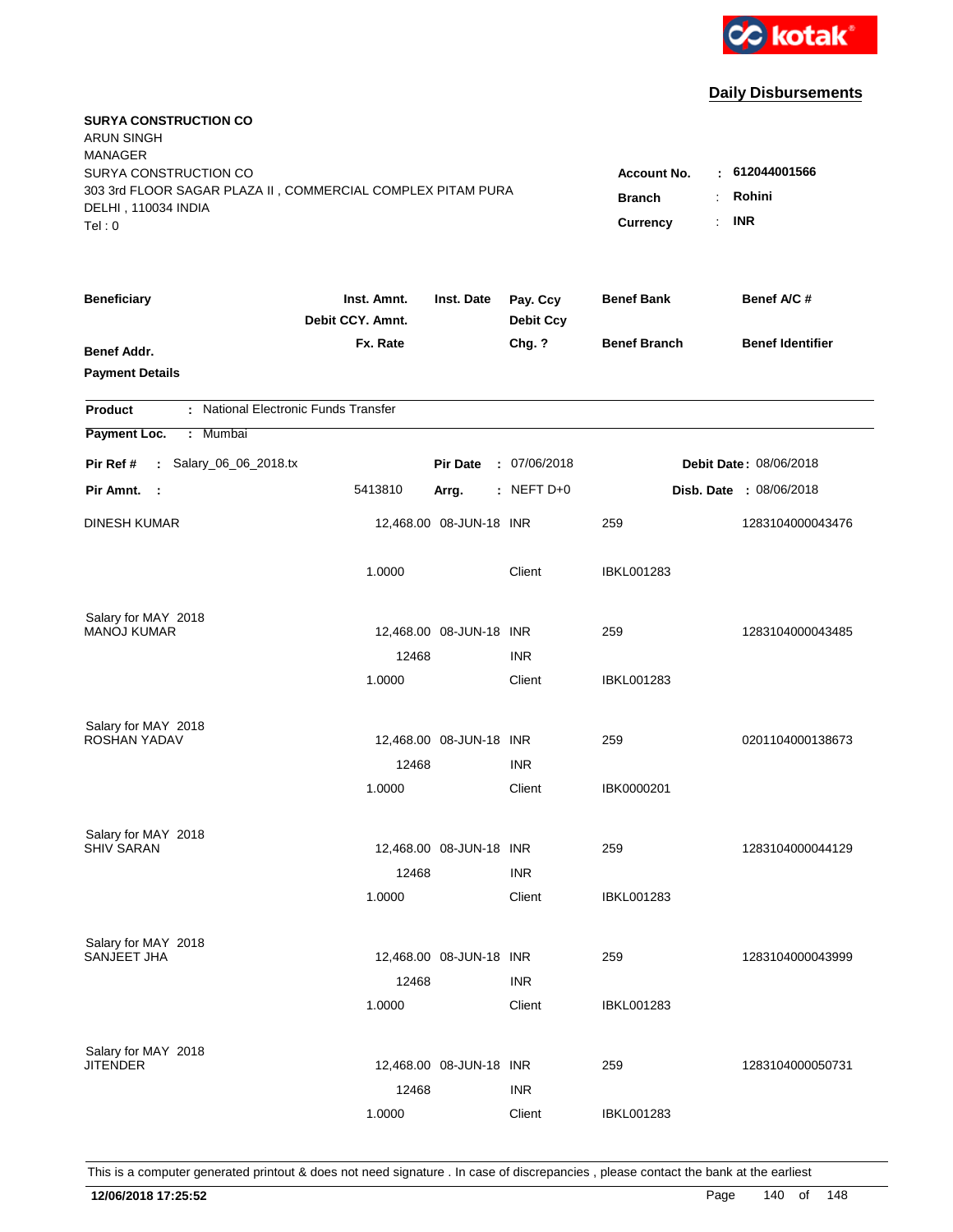kotak

## Daily Disbursements

**SURYA CONSTRUCTION CO**
ARUN SINGH
MANAGER
SURYA CONSTRUCTION CO
303 3rd FLOOR SAGAR PLAZA II , COMMERCIAL COMPLEX PITAM PURA
DELHI , 110034 INDIA
Tel : 0

**Account No.** : **612044001566**
**Branch** : **Rohini**
**Currency** : **INR**

| Beneficiary | Inst. Amnt. / Debit CCY. Amnt. / Fx. Rate | Inst. Date | Pay. Ccy / Debit Ccy / Chg. ? | Benef Bank / Benef Branch | Benef A/C # / Benef Identifier |
|---|---|---|---|---|---|
| **Benef Addr.** | | | | | |
| **Payment Details** | | | | | |

**Product** : National Electronic Funds Transfer

**Payment Loc.** : Mumbai

**Pir Ref #** : Salary_06_06_2018.tx  **Pir Date** : 07/06/2018  **Debit Date** : 08/06/2018

**Pir Amnt.** : 5413810  **Arrg.** : NEFT D+0  **Disb. Date** : 08/06/2018

| Beneficiary | Inst. Amnt. / Debit CCY. Amnt. / Fx. Rate | Inst. Date | Pay. Ccy / Debit Ccy / Chg. ? | Benef Bank / Benef Branch | Benef A/C # |
|---|---|---|---|---|---|
| DINESH KUMAR | 12,468.00 | 08-JUN-18 | INR | 259 | 1283104000043476 |
| | 1.0000 | | Client | IBKL001283 | |
| Salary for MAY 2018 | | | | | |
| MANOJ KUMAR | 12,468.00 | 08-JUN-18 | INR | 259 | 1283104000043485 |
| | 12468 | | INR | | |
| | 1.0000 | | Client | IBKL001283 | |
| Salary for MAY 2018 | | | | | |
| ROSHAN YADAV | 12,468.00 | 08-JUN-18 | INR | 259 | 0201104000138673 |
| | 12468 | | INR | | |
| | 1.0000 | | Client | IBK0000201 | |
| Salary for MAY 2018 | | | | | |
| SHIV SARAN | 12,468.00 | 08-JUN-18 | INR | 259 | 1283104000044129 |
| | 12468 | | INR | | |
| | 1.0000 | | Client | IBKL001283 | |
| Salary for MAY 2018 | | | | | |
| SANJEET JHA | 12,468.00 | 08-JUN-18 | INR | 259 | 1283104000043999 |
| | 12468 | | INR | | |
| | 1.0000 | | Client | IBKL001283 | |
| Salary for MAY 2018 | | | | | |
| JITENDER | 12,468.00 | 08-JUN-18 | INR | 259 | 1283104000050731 |
| | 12468 | | INR | | |
| | 1.0000 | | Client | IBKL001283 | |

This is a computer generated printout & does not need signature . In case of discrepancies , please contact the bank at the earliest

**12/06/2018 17:25:52**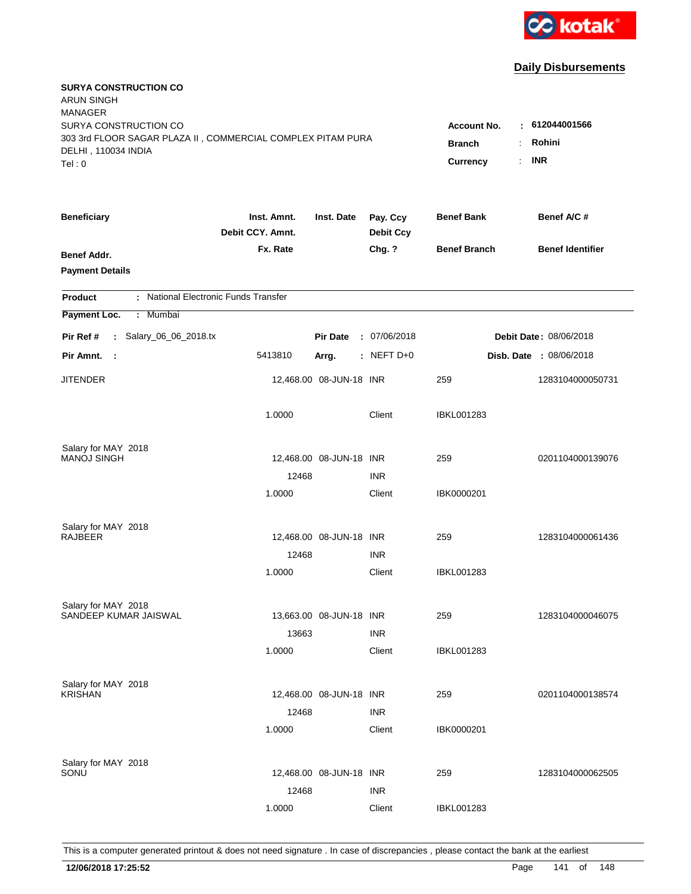kotak

**Daily Disbursements**

**SURYA CONSTRUCTION CO**
ARUN SINGH
MANAGER
SURYA CONSTRUCTION CO
303 3rd FLOOR SAGAR PLAZA II , COMMERCIAL COMPLEX PITAM PURA
DELHI , 110034 INDIA
Tel : 0

**Account No.** : **612044001566**
**Branch** : **Rohini**
**Currency** : **INR**

| Beneficiary / Benef Addr. / Payment Details | Inst. Amnt. / Debit CCY. Amnt. / Fx. Rate | Inst. Date | Pay. Ccy / Debit Ccy / Chg. ? | Benef Bank / Benef Branch | Benef A/C # / Benef Identifier |
|---|---|---|---|---|---|

**Product** : National Electronic Funds Transfer
**Payment Loc.** : Mumbai

**Pir Ref #** : Salary_06_06_2018.tx **Pir Date** : 07/06/2018 **Debit Date** : 08/06/2018
**Pir Amnt.** : 5413810 **Arrg.** : NEFT D+0 **Disb. Date** : 08/06/2018

| Beneficiary | Inst. Amnt. | Inst. Date | Pay. Ccy | Benef Bank | Benef A/C # |
|---|---|---|---|---|---|
| JITENDER | 12,468.00 | 08-JUN-18 | INR | 259 | 1283104000050731 |
| | 1.0000 | | Client | IBKL001283 | |
| Salary for MAY 2018 | | | | | |
| MANOJ SINGH | 12,468.00 | 08-JUN-18 | INR | 259 | 0201104000139076 |
| | 12468 | | INR | | |
| | 1.0000 | | Client | IBK0000201 | |
| Salary for MAY 2018 | | | | | |
| RAJBEER | 12,468.00 | 08-JUN-18 | INR | 259 | 1283104000061436 |
| | 12468 | | INR | | |
| | 1.0000 | | Client | IBKL001283 | |
| Salary for MAY 2018 | | | | | |
| SANDEEP KUMAR JAISWAL | 13,663.00 | 08-JUN-18 | INR | 259 | 1283104000046075 |
| | 13663 | | INR | | |
| | 1.0000 | | Client | IBKL001283 | |
| Salary for MAY 2018 | | | | | |
| KRISHAN | 12,468.00 | 08-JUN-18 | INR | 259 | 0201104000138574 |
| | 12468 | | INR | | |
| | 1.0000 | | Client | IBK0000201 | |
| Salary for MAY 2018 | | | | | |
| SONU | 12,468.00 | 08-JUN-18 | INR | 259 | 1283104000062505 |
| | 12468 | | INR | | |
| | 1.0000 | | Client | IBKL001283 | |

This is a computer generated printout & does not need signature . In case of discrepancies , please contact the bank at the earliest

**12/06/2018 17:25:52**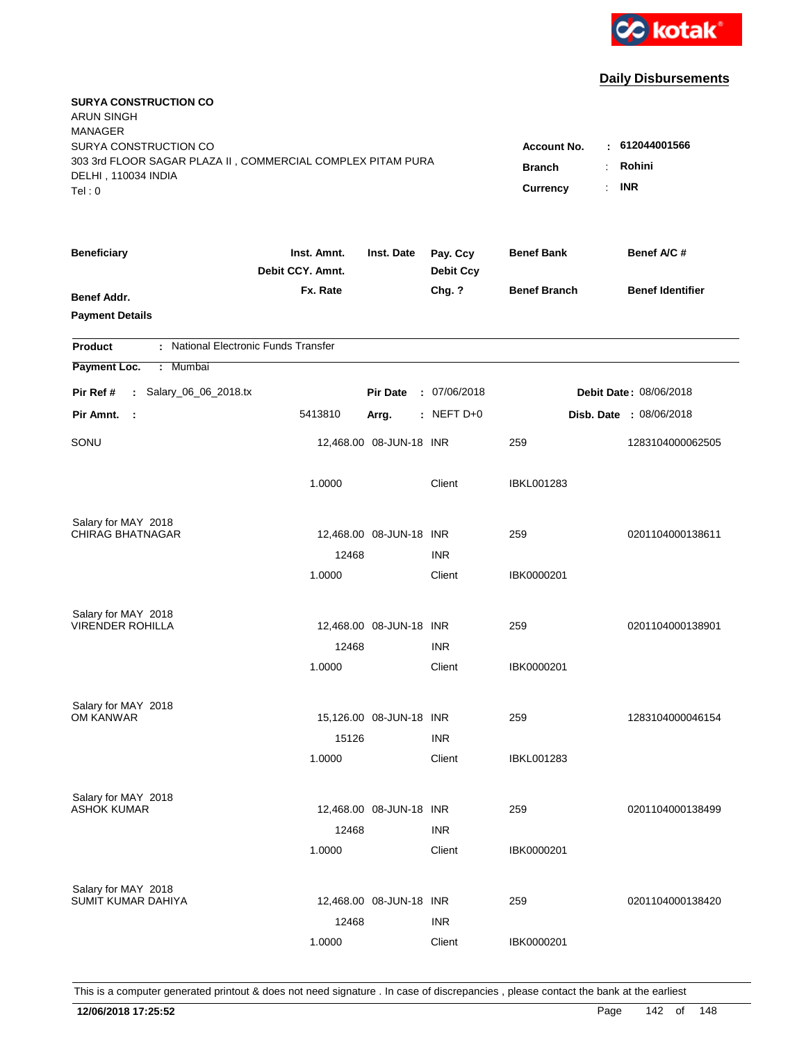kotak

## Daily Disbursements

**SURYA CONSTRUCTION CO**
ARUN SINGH
MANAGER
SURYA CONSTRUCTION CO
303 3rd FLOOR SAGAR PLAZA II , COMMERCIAL COMPLEX PITAM PURA
DELHI , 110034 INDIA
Tel : 0

**Account No.** : **612044001566**
**Branch** : **Rohini**
**Currency** : **INR**

| Beneficiary / Benef Addr. / Payment Details | Inst. Amnt. / Debit CCY. Amnt. / Fx. Rate | Inst. Date | Pay. Ccy / Debit Ccy / Chg. ? | Benef Bank / Benef Branch | Benef A/C # / Benef Identifier |
|---|---|---|---|---|---|

**Product** : National Electronic Funds Transfer
**Payment Loc.** : Mumbai

**Pir Ref #** : Salary_06_06_2018.tx | **Pir Date** : 07/06/2018 | **Debit Date** : 08/06/2018
**Pir Amnt.** : 5413810 | **Arrg.** : NEFT D+0 | **Disb. Date** : 08/06/2018

| Beneficiary | Inst. Amnt. | Inst. Date | Pay. Ccy | Benef Bank | Benef A/C # |
|---|---|---|---|---|---|
| SONU | 12,468.00 | 08-JUN-18 | INR | 259 | 1283104000062505 |
| | 1.0000 | | Client | IBKL001283 | |
| Salary for MAY 2018 | | | | | |
| CHIRAG BHATNAGAR | 12,468.00 | 08-JUN-18 | INR | 259 | 0201104000138611 |
| | 12468 | | INR | | |
| | 1.0000 | | Client | IBK0000201 | |
| Salary for MAY 2018 | | | | | |
| VIRENDER ROHILLA | 12,468.00 | 08-JUN-18 | INR | 259 | 0201104000138901 |
| | 12468 | | INR | | |
| | 1.0000 | | Client | IBK0000201 | |
| Salary for MAY 2018 | | | | | |
| OM KANWAR | 15,126.00 | 08-JUN-18 | INR | 259 | 1283104000046154 |
| | 15126 | | INR | | |
| | 1.0000 | | Client | IBKL001283 | |
| Salary for MAY 2018 | | | | | |
| ASHOK KUMAR | 12,468.00 | 08-JUN-18 | INR | 259 | 0201104000138499 |
| | 12468 | | INR | | |
| | 1.0000 | | Client | IBK0000201 | |
| Salary for MAY 2018 | | | | | |
| SUMIT KUMAR DAHIYA | 12,468.00 | 08-JUN-18 | INR | 259 | 0201104000138420 |
| | 12468 | | INR | | |
| | 1.0000 | | Client | IBK0000201 | |

This is a computer generated printout & does not need signature . In case of discrepancies , please contact the bank at the earliest

12/06/2018 17:25:52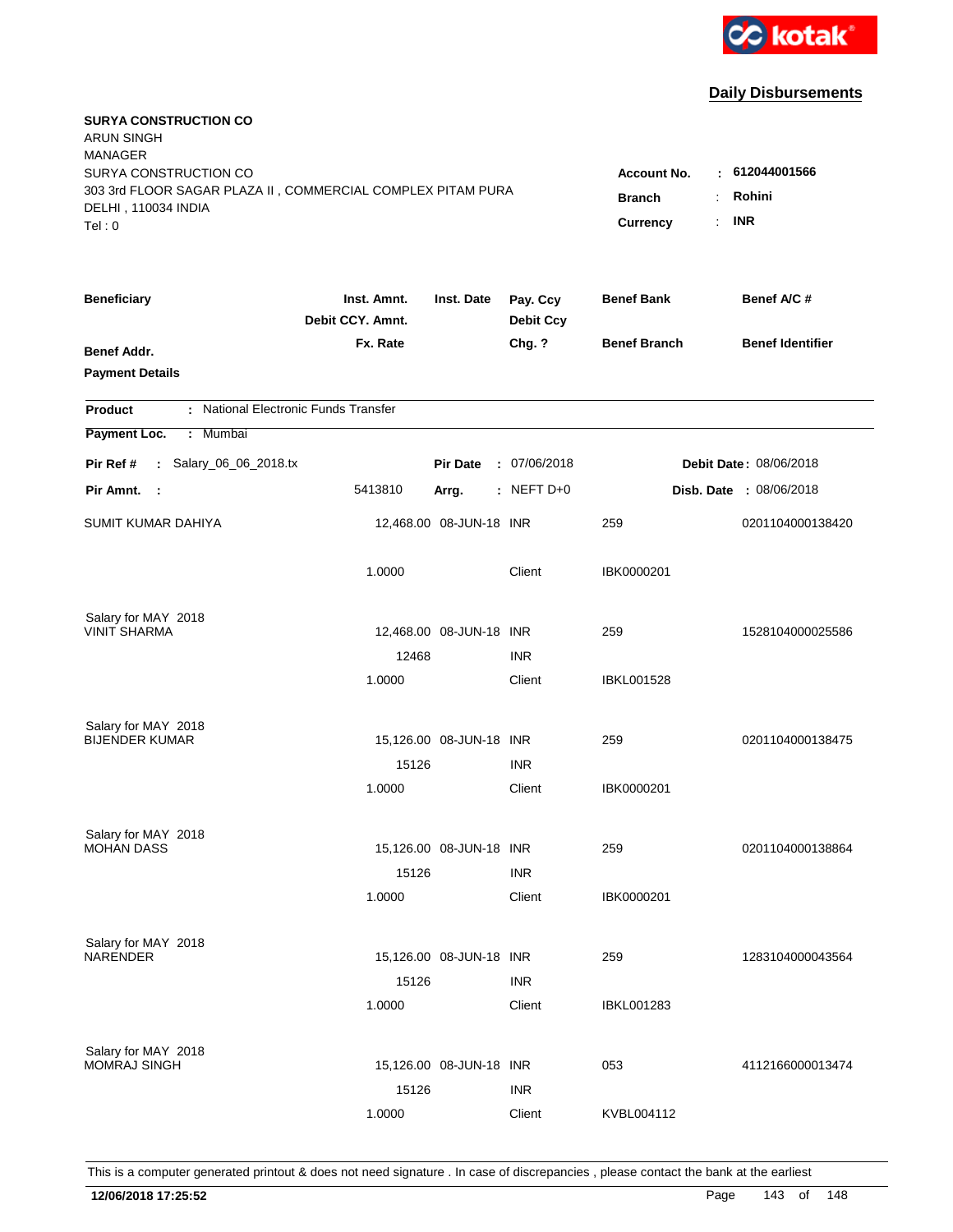kotak

## Daily Disbursements

**SURYA CONSTRUCTION CO**
ARUN SINGH
MANAGER
SURYA CONSTRUCTION CO
303 3rd FLOOR SAGAR PLAZA II , COMMERCIAL COMPLEX PITAM PURA
DELHI , 110034 INDIA
Tel : 0

**Account No.** : **612044001566**
**Branch** : **Rohini**
**Currency** : **INR**

| Beneficiary / Benef Addr. / Payment Details | Inst. Amnt. / Debit CCY. Amnt. / Fx. Rate | Inst. Date | Pay. Ccy / Debit Ccy / Chg. ? | Benef Bank / Benef Branch | Benef A/C # / Benef Identifier |
|---|---|---|---|---|---|

**Product** : National Electronic Funds Transfer
**Payment Loc.** : Mumbai

**Pir Ref #** : Salary_06_06_2018.tx | **Pir Date** : 07/06/2018 | **Debit Date** : 08/06/2018
**Pir Amnt.** : 5413810 | **Arrg.** : NEFT D+0 | **Disb. Date** : 08/06/2018

| Beneficiary | Inst. Amnt. | Inst. Date | Pay. Ccy | Benef Bank | Benef A/C # |
|---|---|---|---|---|---|
| SUMIT KUMAR DAHIYA | 12,468.00 | 08-JUN-18 | INR | 259 | 0201104000138420 |
| | 1.0000 | | Client | IBK0000201 | |
| Salary for MAY 2018 | | | | | |
| VINIT SHARMA | 12,468.00 | 08-JUN-18 | INR | 259 | 1528104000025586 |
| | 12468 | | INR | | |
| | 1.0000 | | Client | IBKL001528 | |
| Salary for MAY 2018 | | | | | |
| BIJENDER KUMAR | 15,126.00 | 08-JUN-18 | INR | 259 | 0201104000138475 |
| | 15126 | | INR | | |
| | 1.0000 | | Client | IBK0000201 | |
| Salary for MAY 2018 | | | | | |
| MOHAN DASS | 15,126.00 | 08-JUN-18 | INR | 259 | 0201104000138864 |
| | 15126 | | INR | | |
| | 1.0000 | | Client | IBK0000201 | |
| Salary for MAY 2018 | | | | | |
| NARENDER | 15,126.00 | 08-JUN-18 | INR | 259 | 1283104000043564 |
| | 15126 | | INR | | |
| | 1.0000 | | Client | IBKL001283 | |
| Salary for MAY 2018 | | | | | |
| MOMRAJ SINGH | 15,126.00 | 08-JUN-18 | INR | 053 | 4112166000013474 |
| | 15126 | | INR | | |
| | 1.0000 | | Client | KVBL004112 | |

This is a computer generated printout & does not need signature . In case of discrepancies , please contact the bank at the earliest

**12/06/2018 17:25:52**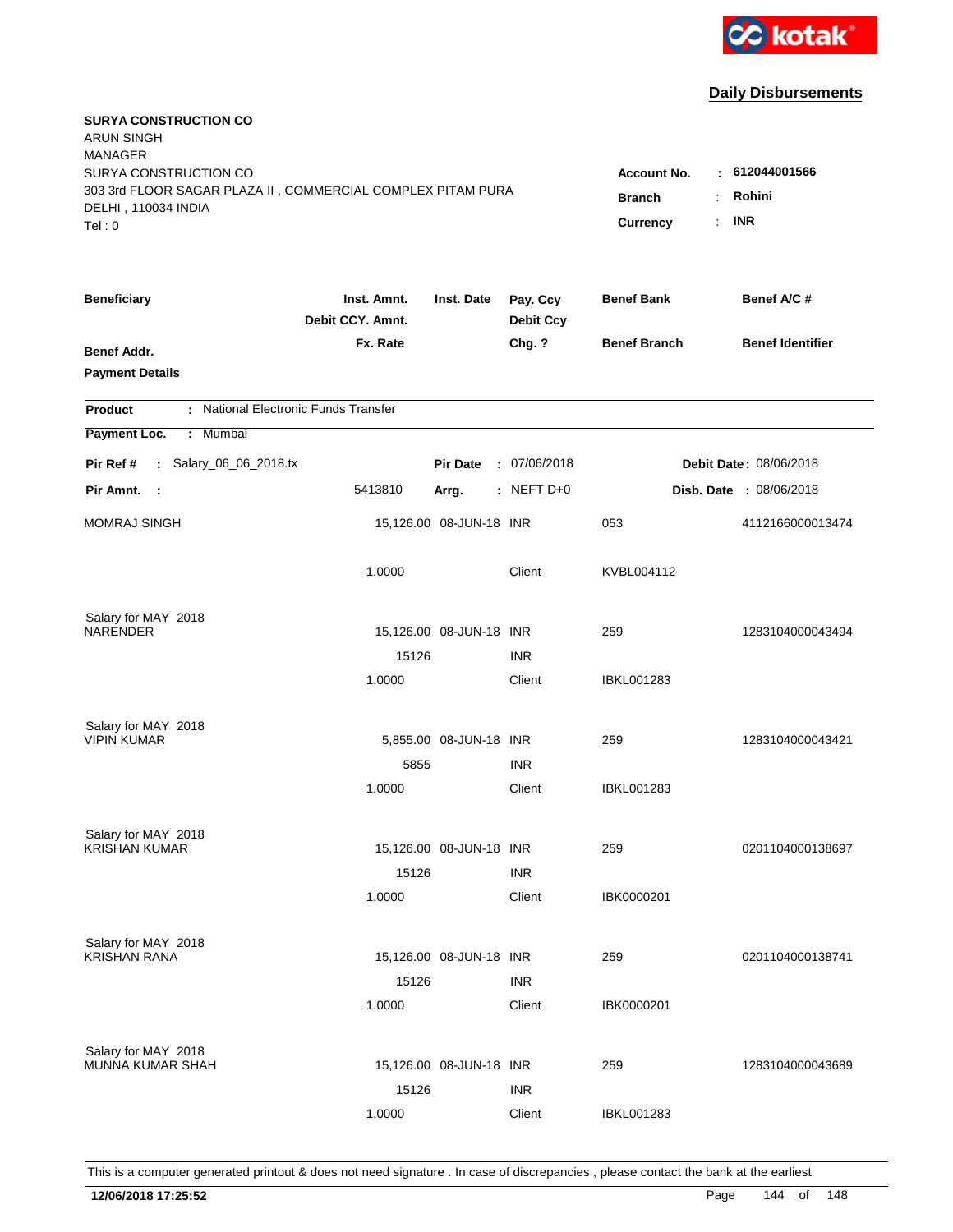**kotak**

## Daily Disbursements

**SURYA CONSTRUCTION CO**
ARUN SINGH
MANAGER
SURYA CONSTRUCTION CO
303 3rd FLOOR SAGAR PLAZA II , COMMERCIAL COMPLEX PITAM PURA
DELHI , 110034 INDIA
Tel : 0

**Account No.** : 612044001566
**Branch** : Rohini
**Currency** : INR

| Beneficiary | Inst. Amnt. / Debit CCY. Amnt. / Fx. Rate | Inst. Date | Pay. Ccy / Debit Ccy / Chg. ? | Benef Bank / Benef Branch | Benef A/C # / Benef Identifier |
|---|---|---|---|---|---|
| **Benef Addr.** / **Payment Details** | | | | | |

**Product** : National Electronic Funds Transfer

**Payment Loc.** : Mumbai

**Pir Ref #** : Salary_06_06_2018.tx | **Pir Date** : 07/06/2018 | **Debit Date** : 08/06/2018

**Pir Amnt.** : 5413810 | **Arrg.** : NEFT D+0 | **Disb. Date** : 08/06/2018

| Beneficiary | Inst. Amnt. / Debit CCY. Amnt. / Fx. Rate | Inst. Date | Pay. Ccy / Debit Ccy / Chg. ? | Benef Bank / Benef Branch | Benef A/C # |
|---|---|---|---|---|---|
| MOMRAJ SINGH | 15,126.00 | 08-JUN-18 | INR | 053 | 4112166000013474 |
| | 1.0000 | | Client | KVBL004112 | |
| Salary for MAY 2018 | | | | | |
| NARENDER | 15,126.00 | 08-JUN-18 | INR | 259 | 1283104000043494 |
| | 15126 | | INR | | |
| | 1.0000 | | Client | IBKL001283 | |
| Salary for MAY 2018 | | | | | |
| VIPIN KUMAR | 5,855.00 | 08-JUN-18 | INR | 259 | 1283104000043421 |
| | 5855 | | INR | | |
| | 1.0000 | | Client | IBKL001283 | |
| Salary for MAY 2018 | | | | | |
| KRISHAN KUMAR | 15,126.00 | 08-JUN-18 | INR | 259 | 0201104000138697 |
| | 15126 | | INR | | |
| | 1.0000 | | Client | IBK0000201 | |
| Salary for MAY 2018 | | | | | |
| KRISHAN RANA | 15,126.00 | 08-JUN-18 | INR | 259 | 0201104000138741 |
| | 15126 | | INR | | |
| | 1.0000 | | Client | IBK0000201 | |
| Salary for MAY 2018 | | | | | |
| MUNNA KUMAR SHAH | 15,126.00 | 08-JUN-18 | INR | 259 | 1283104000043689 |
| | 15126 | | INR | | |
| | 1.0000 | | Client | IBKL001283 | |

This is a computer generated printout & does not need signature . In case of discrepancies , please contact the bank at the earliest

**12/06/2018 17:25:52**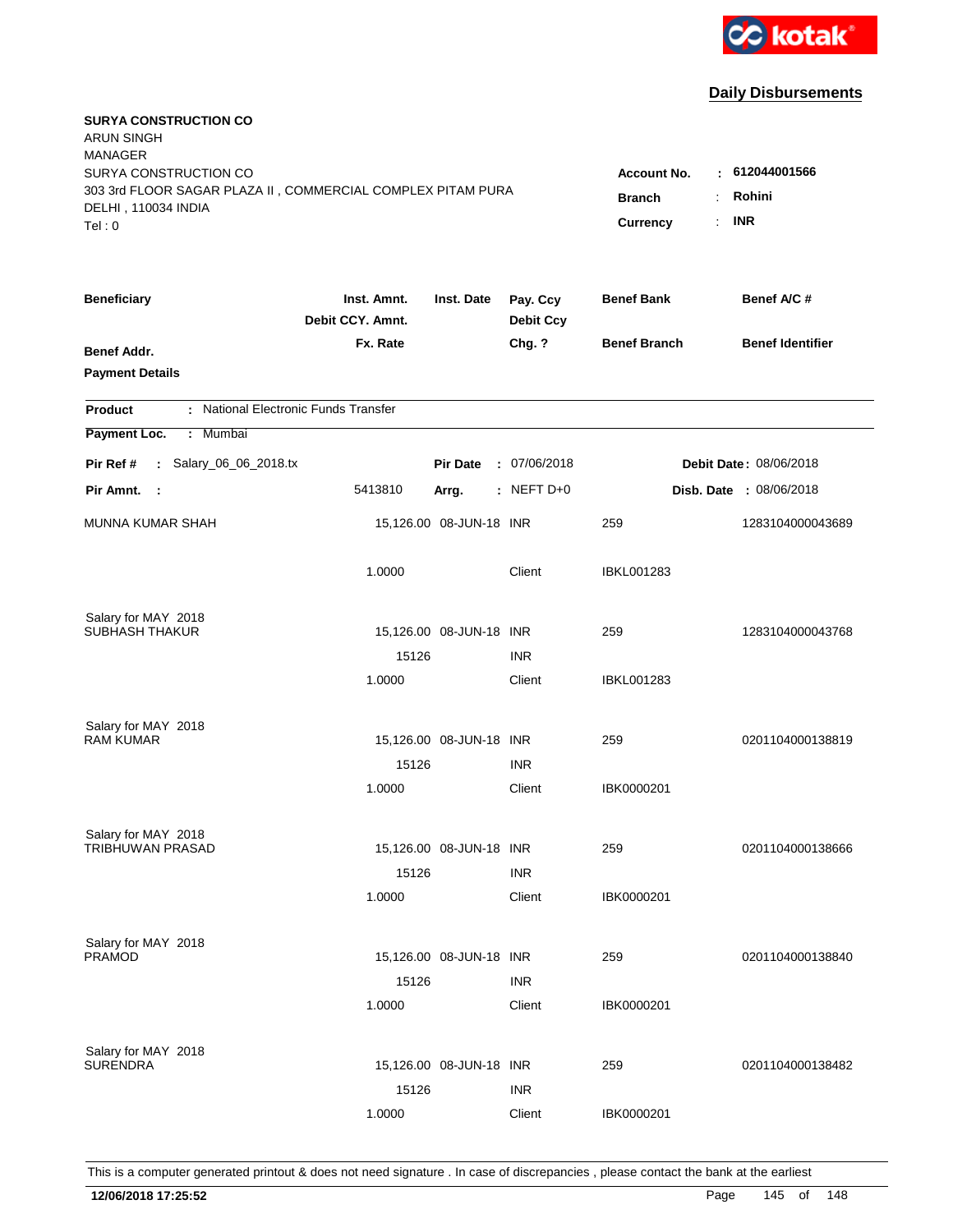**Daily Disbursements**

**SURYA CONSTRUCTION CO**
ARUN SINGH
MANAGER
SURYA CONSTRUCTION CO
303 3rd FLOOR SAGAR PLAZA II , COMMERCIAL COMPLEX PITAM PURA
DELHI , 110034 INDIA
Tel : 0

**Account No.** : **612044001566**
**Branch** : **Rohini**
**Currency** : **INR**

| Beneficiary | Inst. Amnt. / Debit CCY. Amnt. / Fx. Rate | Inst. Date | Pay. Ccy / Debit Ccy / Chg. ? | Benef Bank / Benef Branch | Benef A/C # / Benef Identifier |
|---|---|---|---|---|---|
| Benef Addr. / Payment Details | | | | | |

**Product** : National Electronic Funds Transfer
**Payment Loc.** : Mumbai
**Pir Ref #** : Salary_06_06_2018.tx | **Pir Date** : 07/06/2018 | **Debit Date** : 08/06/2018
**Pir Amnt.** : 5413810 | **Arrg.** : NEFT D+0 | **Disb. Date** : 08/06/2018

| Beneficiary | Inst. Amnt. | Inst. Date | Pay. Ccy | Benef Bank | Benef A/C # |
|---|---|---|---|---|---|
| MUNNA KUMAR SHAH | 15,126.00 | 08-JUN-18 | INR | 259 | 1283104000043689 |
| | 1.0000 | | Client | IBKL001283 | |
| Salary for MAY 2018 | | | | | |
| SUBHASH THAKUR | 15,126.00 | 08-JUN-18 | INR | 259 | 1283104000043768 |
| | 15126 | | INR | | |
| | 1.0000 | | Client | IBKL001283 | |
| Salary for MAY 2018 | | | | | |
| RAM KUMAR | 15,126.00 | 08-JUN-18 | INR | 259 | 0201104000138819 |
| | 15126 | | INR | | |
| | 1.0000 | | Client | IBK0000201 | |
| Salary for MAY 2018 | | | | | |
| TRIBHUWAN PRASAD | 15,126.00 | 08-JUN-18 | INR | 259 | 0201104000138666 |
| | 15126 | | INR | | |
| | 1.0000 | | Client | IBK0000201 | |
| Salary for MAY 2018 | | | | | |
| PRAMOD | 15,126.00 | 08-JUN-18 | INR | 259 | 0201104000138840 |
| | 15126 | | INR | | |
| | 1.0000 | | Client | IBK0000201 | |
| Salary for MAY 2018 | | | | | |
| SURENDRA | 15,126.00 | 08-JUN-18 | INR | 259 | 0201104000138482 |
| | 15126 | | INR | | |
| | 1.0000 | | Client | IBK0000201 | |

This is a computer generated printout & does not need signature . In case of discrepancies , please contact the bank at the earliest

**12/06/2018 17:25:52**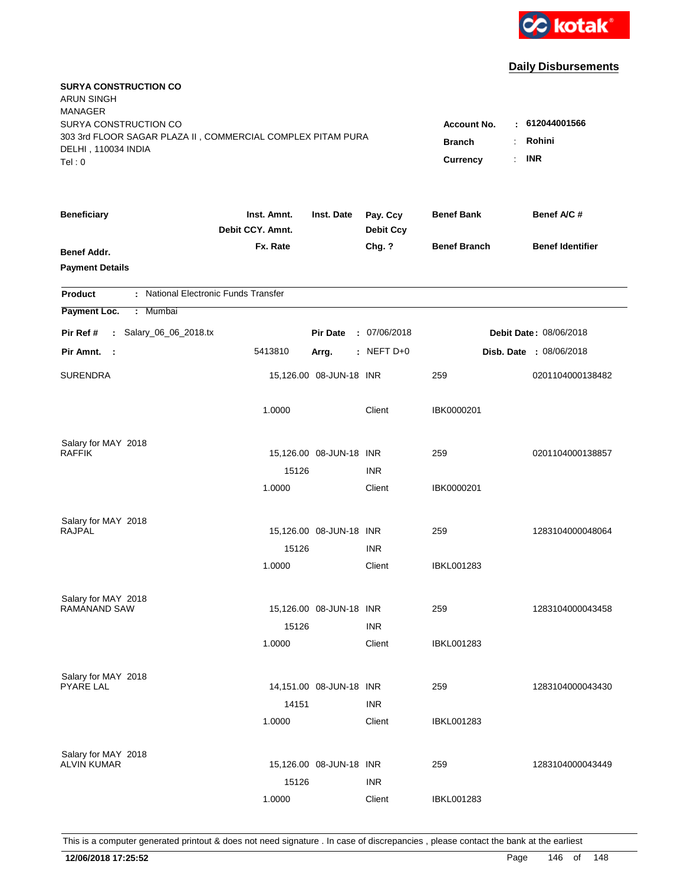kotak

## Daily Disbursements

**SURYA CONSTRUCTION CO**
ARUN SINGH
MANAGER
SURYA CONSTRUCTION CO
303 3rd FLOOR SAGAR PLAZA II , COMMERCIAL COMPLEX PITAM PURA
DELHI , 110034 INDIA
Tel : 0

**Account No.** : **612044001566**
**Branch** : **Rohini**
**Currency** : **INR**

| Beneficiary / Benef Addr. / Payment Details | Inst. Amnt. / Debit CCY. Amnt. / Fx. Rate | Inst. Date | Pay. Ccy / Debit Ccy / Chg. ? | Benef Bank / Benef Branch | Benef A/C # / Benef Identifier |
|---|---|---|---|---|---|

**Product** : National Electronic Funds Transfer
**Payment Loc.** : Mumbai

**Pir Ref #** : Salary_06_06_2018.tx | **Pir Date** : 07/06/2018 | **Debit Date** : 08/06/2018
**Pir Amnt.** : 5413810 | **Arrg.** : NEFT D+0 | **Disb. Date** : 08/06/2018

| Beneficiary | Inst. Amnt. | Inst. Date | Pay. Ccy | Benef Bank | Benef A/C # |
|---|---|---|---|---|---|
| SURENDRA | 15,126.00 | 08-JUN-18 | INR | 259 | 0201104000138482 |
| | 1.0000 | | Client | IBK0000201 | |
| Salary for MAY 2018 | | | | | |
| RAFFIK | 15,126.00 | 08-JUN-18 | INR | 259 | 0201104000138857 |
| | 15126 | | INR | | |
| | 1.0000 | | Client | IBK0000201 | |
| Salary for MAY 2018 | | | | | |
| RAJPAL | 15,126.00 | 08-JUN-18 | INR | 259 | 1283104000048064 |
| | 15126 | | INR | | |
| | 1.0000 | | Client | IBKL001283 | |
| Salary for MAY 2018 | | | | | |
| RAMANAND SAW | 15,126.00 | 08-JUN-18 | INR | 259 | 1283104000043458 |
| | 15126 | | INR | | |
| | 1.0000 | | Client | IBKL001283 | |
| Salary for MAY 2018 | | | | | |
| PYARE LAL | 14,151.00 | 08-JUN-18 | INR | 259 | 1283104000043430 |
| | 14151 | | INR | | |
| | 1.0000 | | Client | IBKL001283 | |
| Salary for MAY 2018 | | | | | |
| ALVIN KUMAR | 15,126.00 | 08-JUN-18 | INR | 259 | 1283104000043449 |
| | 15126 | | INR | | |
| | 1.0000 | | Client | IBKL001283 | |

This is a computer generated printout & does not need signature . In case of discrepancies , please contact the bank at the earliest

**12/06/2018 17:25:52**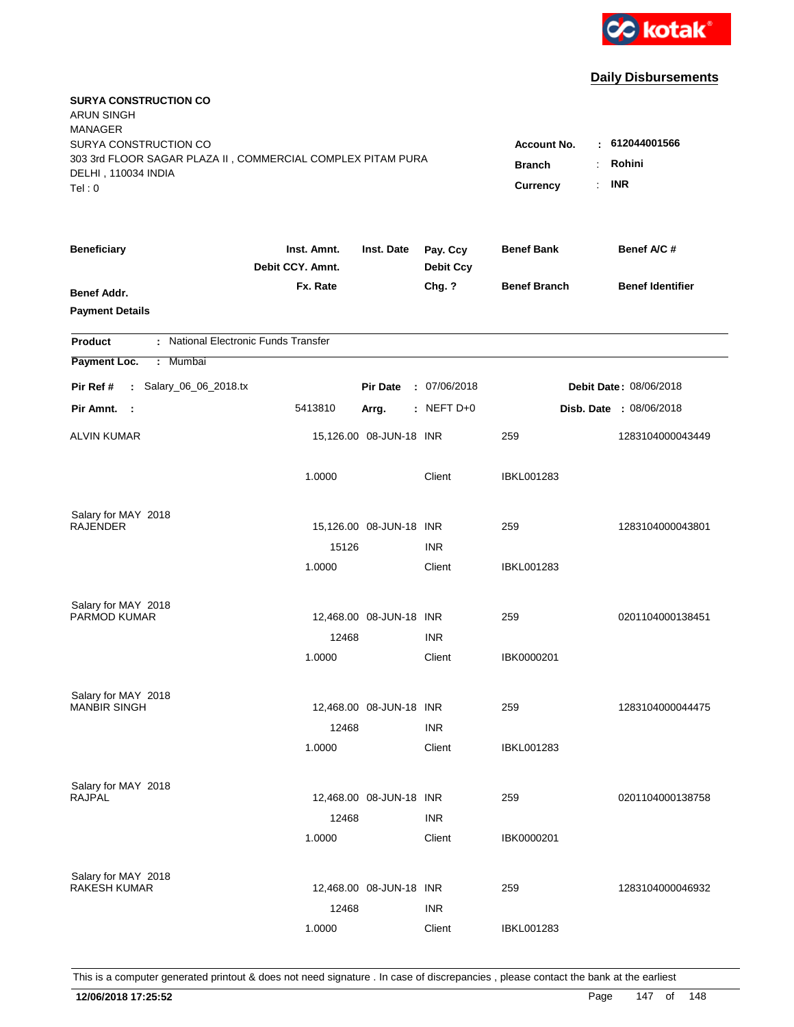kotak

## Daily Disbursements

**SURYA CONSTRUCTION CO**
ARUN SINGH
MANAGER
SURYA CONSTRUCTION CO
303 3rd FLOOR SAGAR PLAZA II , COMMERCIAL COMPLEX PITAM PURA
DELHI , 110034 INDIA
Tel : 0

**Account No.** : **612044001566**
**Branch** : **Rohini**
**Currency** : **INR**

| Beneficiary | Inst. Amnt. / Debit CCY. Amnt. / Fx. Rate | Inst. Date | Pay. Ccy / Debit Ccy / Chg. ? | Benef Bank / Benef Branch | Benef A/C # / Benef Identifier |
|---|---|---|---|---|---|
| **Benef Addr.** | | | | | |
| **Payment Details** | | | | | |

**Product** : National Electronic Funds Transfer

**Payment Loc.** : Mumbai

**Pir Ref #** : Salary_06_06_2018.tx **Pir Date** : 07/06/2018 **Debit Date** : 08/06/2018

**Pir Amnt.** : 5413810 **Arrg.** : NEFT D+0 **Disb. Date** : 08/06/2018

| Beneficiary | Inst. Amnt. / Debit CCY. Amnt. / Fx. Rate | Inst. Date | Pay. Ccy / Debit Ccy / Chg. ? | Benef Bank / Benef Branch | Benef A/C # |
|---|---|---|---|---|---|
| ALVIN KUMAR | 15,126.00 | 08-JUN-18 | INR | 259 | 1283104000043449 |
| | 1.0000 | | Client | IBKL001283 | |
| Salary for MAY 2018 | | | | | |
| RAJENDER | 15,126.00 | 08-JUN-18 | INR | 259 | 1283104000043801 |
| | 15126 | | INR | | |
| | 1.0000 | | Client | IBKL001283 | |
| Salary for MAY 2018 | | | | | |
| PARMOD KUMAR | 12,468.00 | 08-JUN-18 | INR | 259 | 0201104000138451 |
| | 12468 | | INR | | |
| | 1.0000 | | Client | IBK0000201 | |
| Salary for MAY 2018 | | | | | |
| MANBIR SINGH | 12,468.00 | 08-JUN-18 | INR | 259 | 1283104000044475 |
| | 12468 | | INR | | |
| | 1.0000 | | Client | IBKL001283 | |
| Salary for MAY 2018 | | | | | |
| RAJPAL | 12,468.00 | 08-JUN-18 | INR | 259 | 0201104000138758 |
| | 12468 | | INR | | |
| | 1.0000 | | Client | IBK0000201 | |
| Salary for MAY 2018 | | | | | |
| RAKESH KUMAR | 12,468.00 | 08-JUN-18 | INR | 259 | 1283104000046932 |
| | 12468 | | INR | | |
| | 1.0000 | | Client | IBKL001283 | |

This is a computer generated printout & does not need signature . In case of discrepancies , please contact the bank at the earliest

**12/06/2018 17:25:52**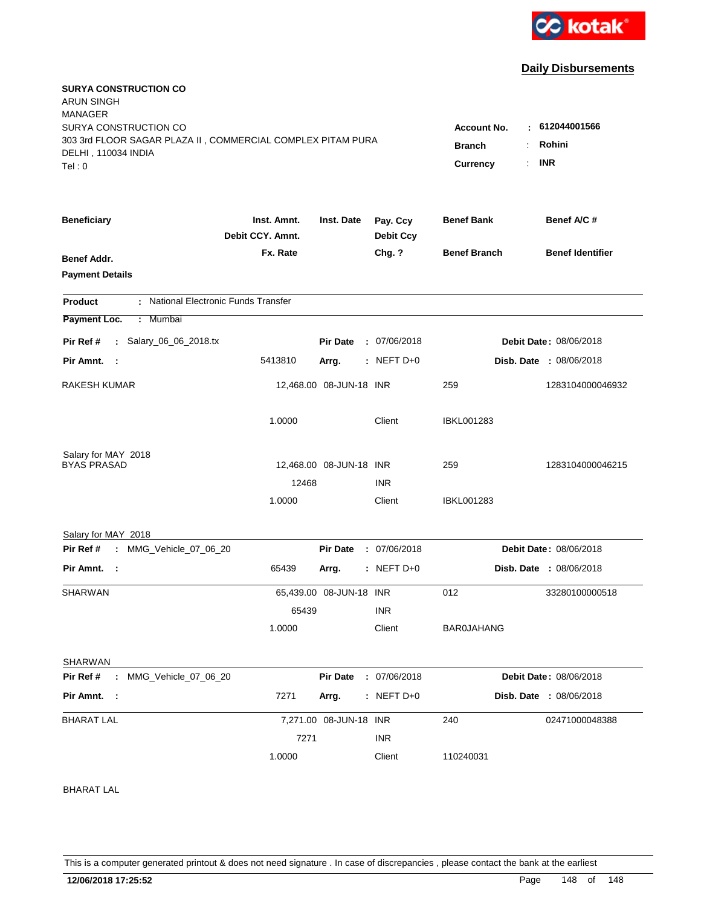kotak

## Daily Disbursements

**SURYA CONSTRUCTION CO**
ARUN SINGH
MANAGER
SURYA CONSTRUCTION CO
303 3rd FLOOR SAGAR PLAZA II , COMMERCIAL COMPLEX PITAM PURA
DELHI , 110034 INDIA
Tel : 0

**Account No.** : 612044001566
**Branch** : Rohini
**Currency** : INR

| Beneficiary / Benef Addr. / Payment Details | Inst. Amnt. / Debit CCY. Amnt. / Fx. Rate | Inst. Date | Pay. Ccy / Debit Ccy / Chg. ? | Benef Bank / Benef Branch | Benef A/C # / Benef Identifier |
|---|---|---|---|---|---|

**Product** : National Electronic Funds Transfer

**Payment Loc.** : Mumbai

**Pir Ref #** : Salary_06_06_2018.tx | **Pir Date** : 07/06/2018 | **Debit Date** : 08/06/2018
**Pir Amnt.** : 5413810 | **Arrg.** : NEFT D+0 | **Disb. Date** : 08/06/2018

| Beneficiary | Amount | Inst. Date | Ccy | Benef Bank / Branch | Benef A/C # |
|---|---|---|---|---|---|
| RAKESH KUMAR | 12,468.00 | 08-JUN-18 | INR | 259 | 1283104000046932 |
| | 1.0000 | | Client | IBKL001283 | |
| Salary for MAY 2018 | | | | | |
| BYAS PRASAD | 12,468.00 | 08-JUN-18 | INR | 259 | 1283104000046215 |
| | 12468 | | INR | | |
| | 1.0000 | | Client | IBKL001283 | |
| Salary for MAY 2018 | | | | | |

**Pir Ref #** : MMG_Vehicle_07_06_20 | **Pir Date** : 07/06/2018 | **Debit Date** : 08/06/2018
**Pir Amnt.** : 65439 | **Arrg.** : NEFT D+0 | **Disb. Date** : 08/06/2018

| Beneficiary | Amount | Inst. Date | Ccy | Benef Bank / Branch | Benef A/C # |
|---|---|---|---|---|---|
| SHARWAN | 65,439.00 | 08-JUN-18 | INR | 012 | 33280100000518 |
| | 65439 | | INR | | |
| | 1.0000 | | Client | BAR0JAHANG | |
| SHARWAN | | | | | |

**Pir Ref #** : MMG_Vehicle_07_06_20 | **Pir Date** : 07/06/2018 | **Debit Date** : 08/06/2018
**Pir Amnt.** : 7271 | **Arrg.** : NEFT D+0 | **Disb. Date** : 08/06/2018

| Beneficiary | Amount | Inst. Date | Ccy | Benef Bank / Branch | Benef A/C # |
|---|---|---|---|---|---|
| BHARAT LAL | 7,271.00 | 08-JUN-18 | INR | 240 | 02471000048388 |
| | 7271 | | INR | | |
| | 1.0000 | | Client | 110240031 | |
| BHARAT LAL | | | | | |

This is a computer generated printout & does not need signature . In case of discrepancies , please contact the bank at the earliest

**12/06/2018 17:25:52**